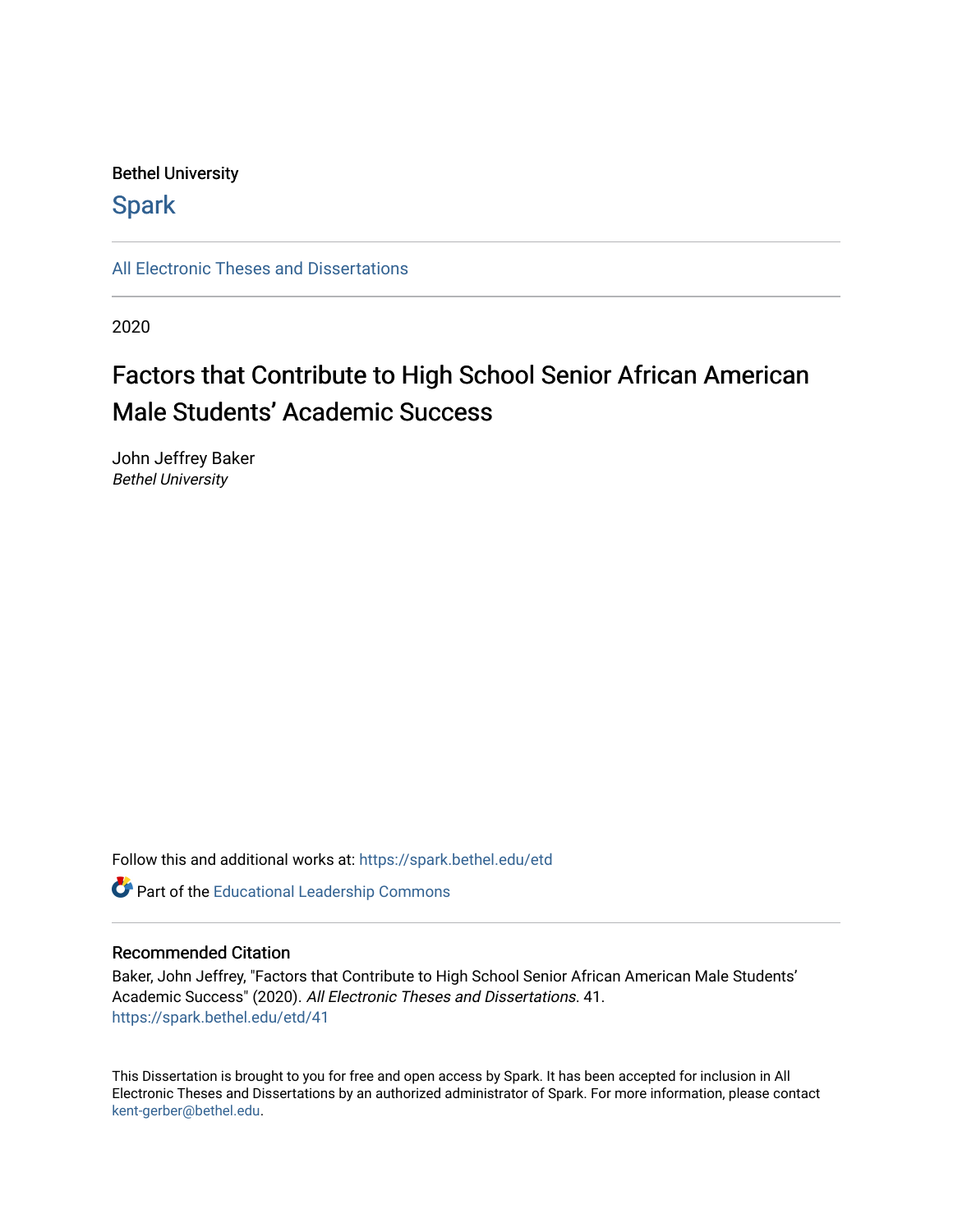Bethel University

Spark

All Electronic Theses and Dissertations

2020

# Factors that Contribute to High School Senior African American Male Students' Academic Success

John Jeffrey Baker
*Bethel University*

Follow this and additional works at: https://spark.bethel.edu/etd

Part of the Educational Leadership Commons

## Recommended Citation

Baker, John Jeffrey, "Factors that Contribute to High School Senior African American Male Students' Academic Success" (2020). *All Electronic Theses and Dissertations*. 41.
https://spark.bethel.edu/etd/41

This Dissertation is brought to you for free and open access by Spark. It has been accepted for inclusion in All Electronic Theses and Dissertations by an authorized administrator of Spark. For more information, please contact kent-gerber@bethel.edu.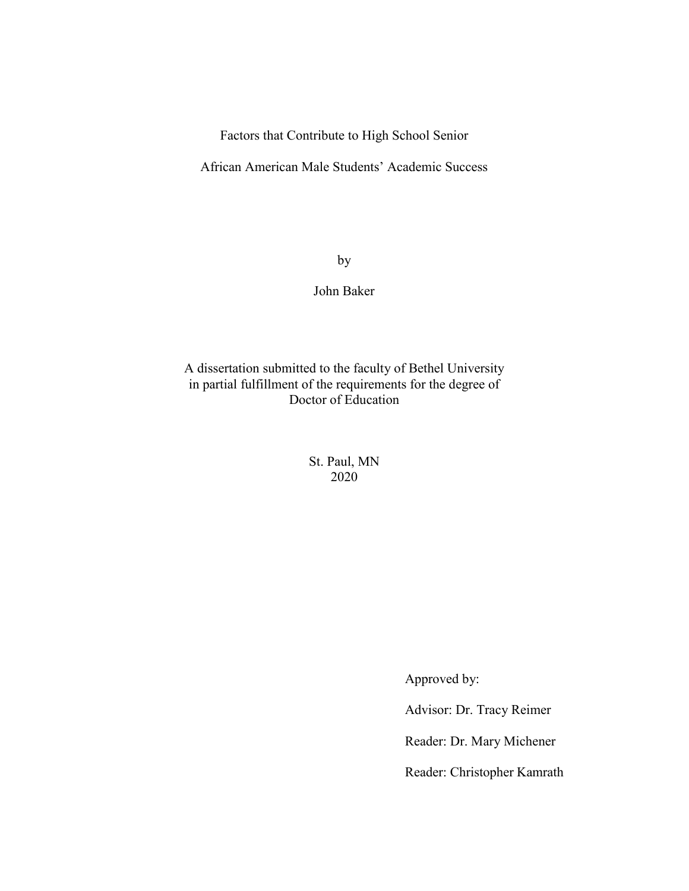Factors that Contribute to High School Senior

African American Male Students' Academic Success

by

John Baker

A dissertation submitted to the faculty of Bethel University
in partial fulfillment of the requirements for the degree of
Doctor of Education

St. Paul, MN
2020

Approved by:

Advisor: Dr. Tracy Reimer

Reader: Dr. Mary Michener

Reader: Christopher Kamrath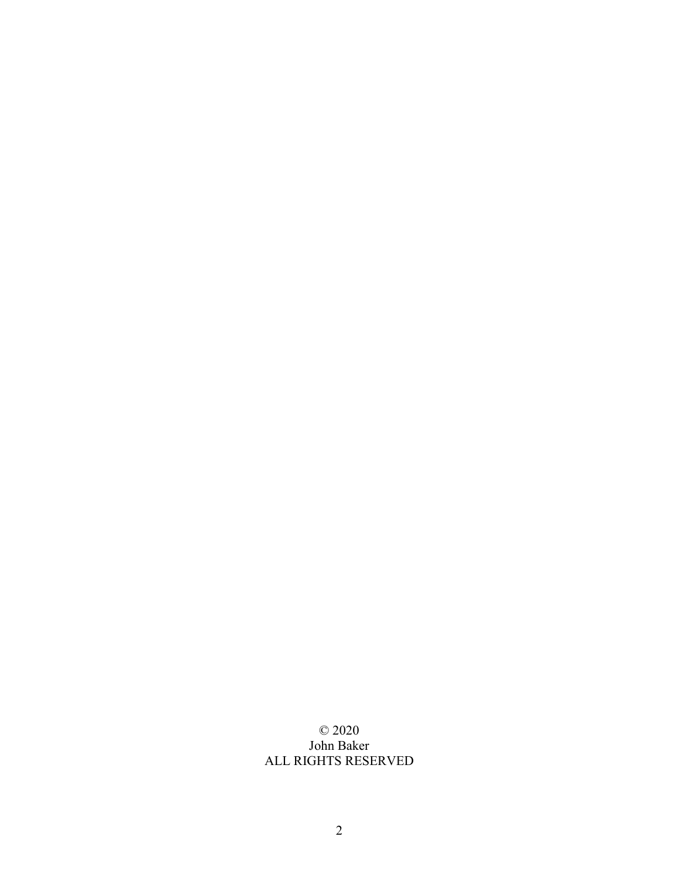© 2020
John Baker
ALL RIGHTS RESERVED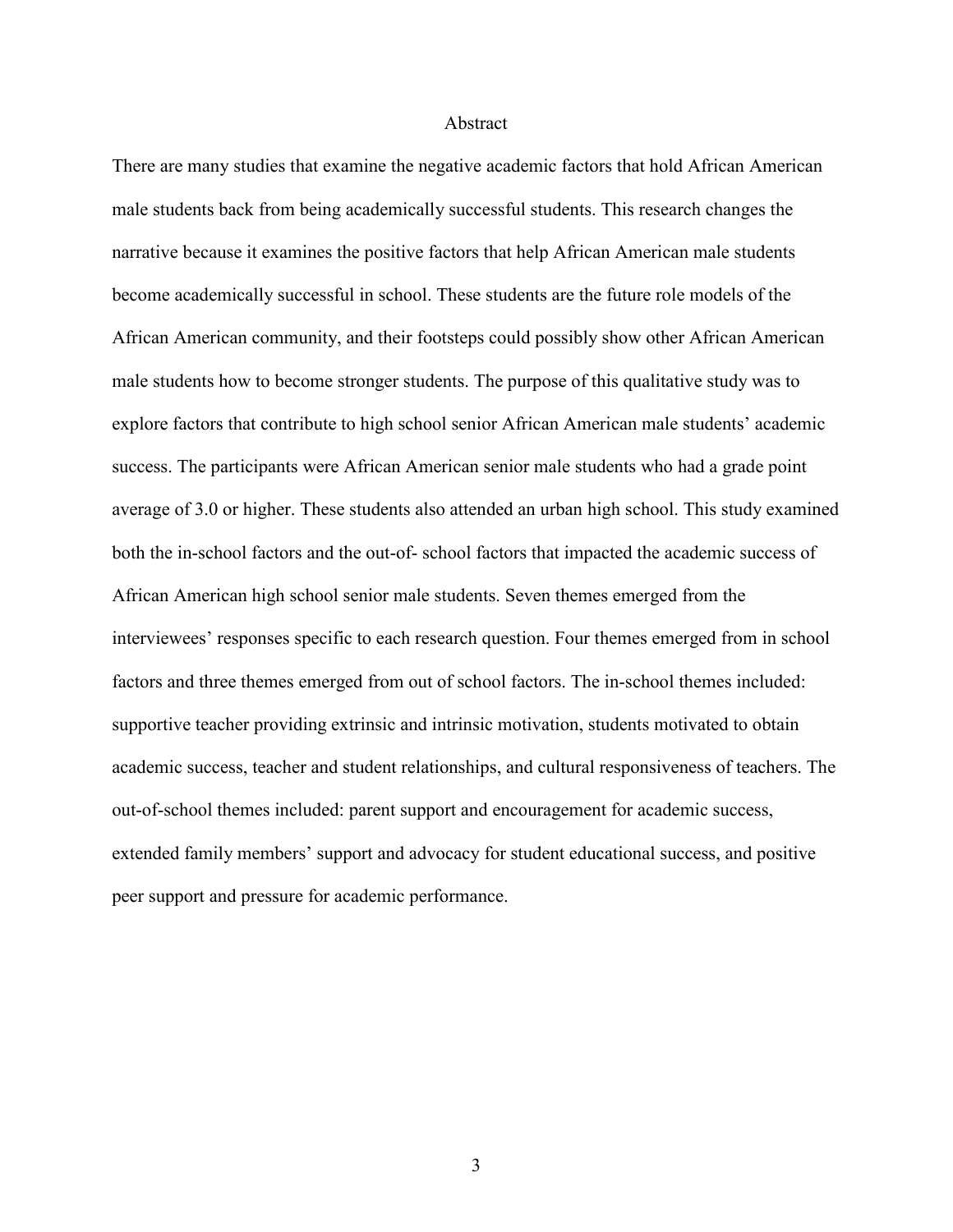# Abstract

There are many studies that examine the negative academic factors that hold African American male students back from being academically successful students. This research changes the narrative because it examines the positive factors that help African American male students become academically successful in school. These students are the future role models of the African American community, and their footsteps could possibly show other African American male students how to become stronger students. The purpose of this qualitative study was to explore factors that contribute to high school senior African American male students' academic success. The participants were African American senior male students who had a grade point average of 3.0 or higher. These students also attended an urban high school. This study examined both the in-school factors and the out-of- school factors that impacted the academic success of African American high school senior male students. Seven themes emerged from the interviewees' responses specific to each research question. Four themes emerged from in school factors and three themes emerged from out of school factors. The in-school themes included: supportive teacher providing extrinsic and intrinsic motivation, students motivated to obtain academic success, teacher and student relationships, and cultural responsiveness of teachers. The out-of-school themes included: parent support and encouragement for academic success, extended family members' support and advocacy for student educational success, and positive peer support and pressure for academic performance.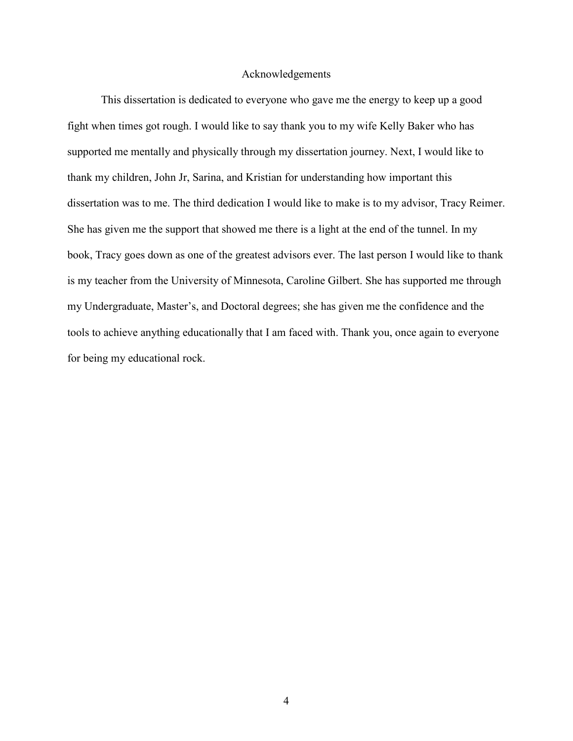# Acknowledgements

This dissertation is dedicated to everyone who gave me the energy to keep up a good fight when times got rough. I would like to say thank you to my wife Kelly Baker who has supported me mentally and physically through my dissertation journey. Next, I would like to thank my children, John Jr, Sarina, and Kristian for understanding how important this dissertation was to me. The third dedication I would like to make is to my advisor, Tracy Reimer. She has given me the support that showed me there is a light at the end of the tunnel. In my book, Tracy goes down as one of the greatest advisors ever. The last person I would like to thank is my teacher from the University of Minnesota, Caroline Gilbert. She has supported me through my Undergraduate, Master's, and Doctoral degrees; she has given me the confidence and the tools to achieve anything educationally that I am faced with. Thank you, once again to everyone for being my educational rock.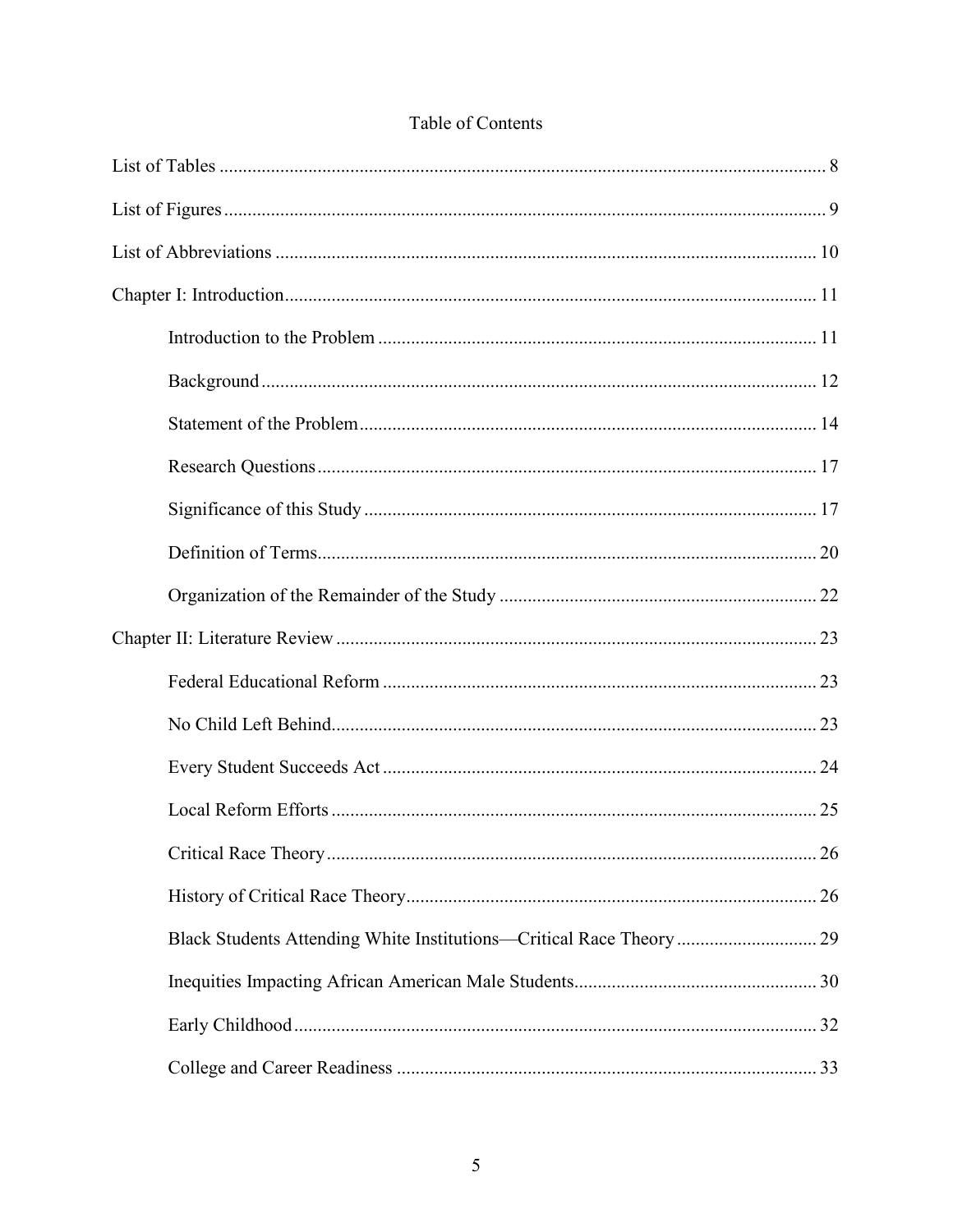Table of Contents

List of Tables ........................................................................................................................ 8

List of Figures ....................................................................................................................... 9

List of Abbreviations ........................................................................................................... 10

Chapter I: Introduction ........................................................................................................ 11

  Introduction to the Problem ..................................................................................... 11

  Background ............................................................................................................. 12

  Statement of the Problem ......................................................................................... 14

  Research Questions .................................................................................................. 17

  Significance of this Study ........................................................................................ 17

  Definition of Terms .................................................................................................. 20

  Organization of the Remainder of the Study ........................................................... 22

Chapter II: Literature Review .............................................................................................. 23

  Federal Educational Reform .................................................................................... 23

  No Child Left Behind ............................................................................................... 23

  Every Student Succeeds Act .................................................................................... 24

  Local Reform Efforts ............................................................................................... 25

  Critical Race Theory ................................................................................................ 26

  History of Critical Race Theory ............................................................................... 26

  Black Students Attending White Institutions—Critical Race Theory ..................... 29

  Inequities Impacting African American Male Students ........................................... 30

  Early Childhood ....................................................................................................... 32

  College and Career Readiness ................................................................................. 33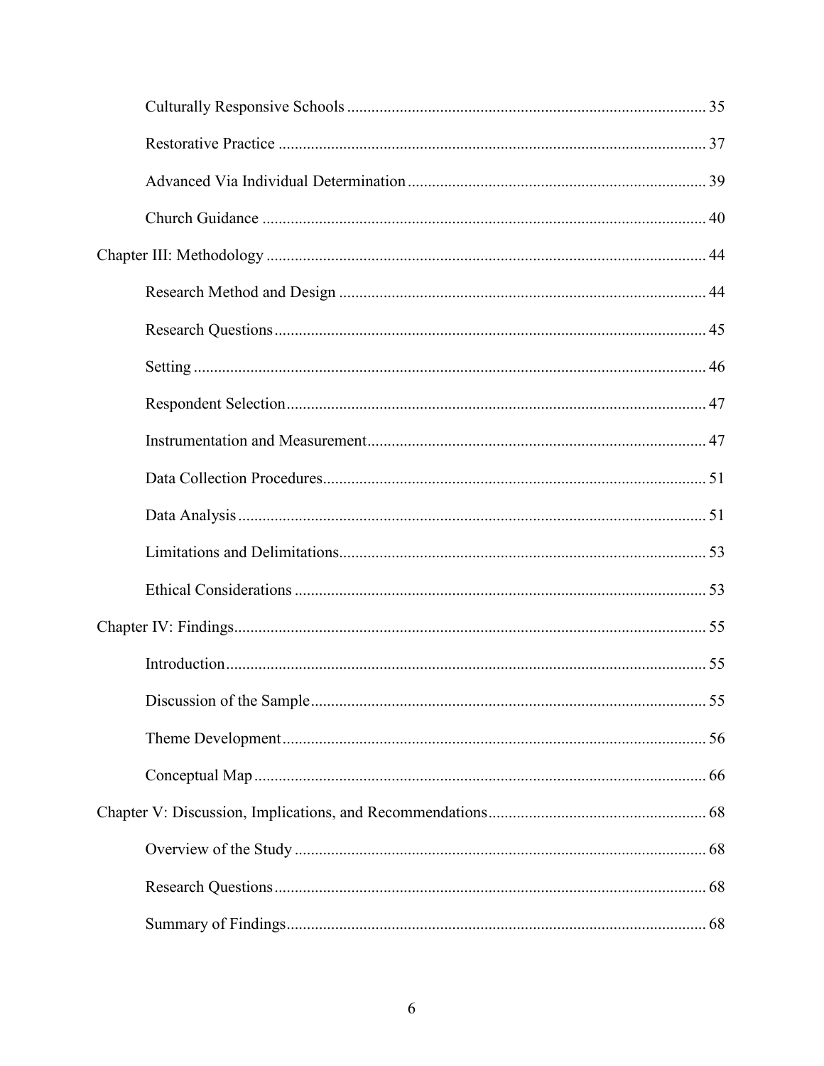Culturally Responsive Schools ........................................................................................ 35

Restorative Practice ......................................................................................................... 37

Advanced Via Individual Determination ......................................................................... 39

Church Guidance ............................................................................................................. 40

Chapter III: Methodology ........................................................................................................... 44

Research Method and Design .......................................................................................... 44

Research Questions .......................................................................................................... 45

Setting .............................................................................................................................. 46

Respondent Selection ....................................................................................................... 47

Instrumentation and Measurement ................................................................................... 47

Data Collection Procedures .............................................................................................. 51

Data Analysis ................................................................................................................... 51

Limitations and Delimitations .......................................................................................... 53

Ethical Considerations ..................................................................................................... 53

Chapter IV: Findings ................................................................................................................... 55

Introduction ...................................................................................................................... 55

Discussion of the Sample ................................................................................................. 55

Theme Development ........................................................................................................ 56

Conceptual Map ............................................................................................................... 66

Chapter V: Discussion, Implications, and Recommendations ..................................................... 68

Overview of the Study ..................................................................................................... 68

Research Questions .......................................................................................................... 68

Summary of Findings ....................................................................................................... 68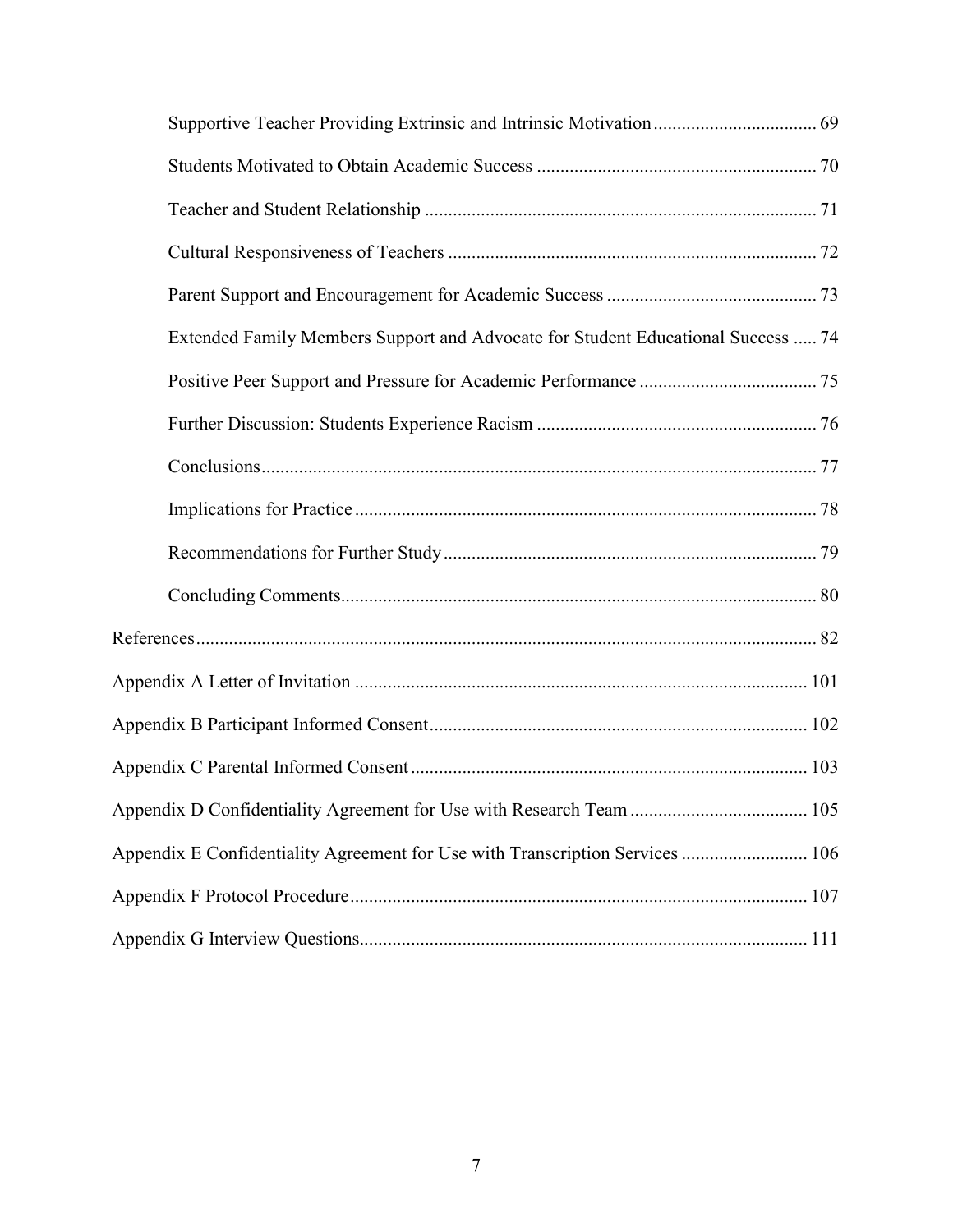Supportive Teacher Providing Extrinsic and Intrinsic Motivation .................................. 69

Students Motivated to Obtain Academic Success ........................................................... 70

Teacher and Student Relationship .................................................................................. 71

Cultural Responsiveness of Teachers .............................................................................. 72

Parent Support and Encouragement for Academic Success ............................................ 73

Extended Family Members Support and Advocate for Student Educational Success ..... 74

Positive Peer Support and Pressure for Academic Performance ...................................... 75

Further Discussion: Students Experience Racism ........................................................... 76

Conclusions ...................................................................................................................... 77

Implications for Practice .................................................................................................. 78

Recommendations for Further Study ............................................................................... 79

Concluding Comments .................................................................................................... 80

References ................................................................................................................................. 82

Appendix A Letter of Invitation ................................................................................................ 101

Appendix B Participant Informed Consent ................................................................................ 102

Appendix C Parental Informed Consent .................................................................................... 103

Appendix D Confidentiality Agreement for Use with Research Team ...................................... 105

Appendix E Confidentiality Agreement for Use with Transcription Services ........................... 106

Appendix F Protocol Procedure ................................................................................................. 107

Appendix G Interview Questions ............................................................................................... 111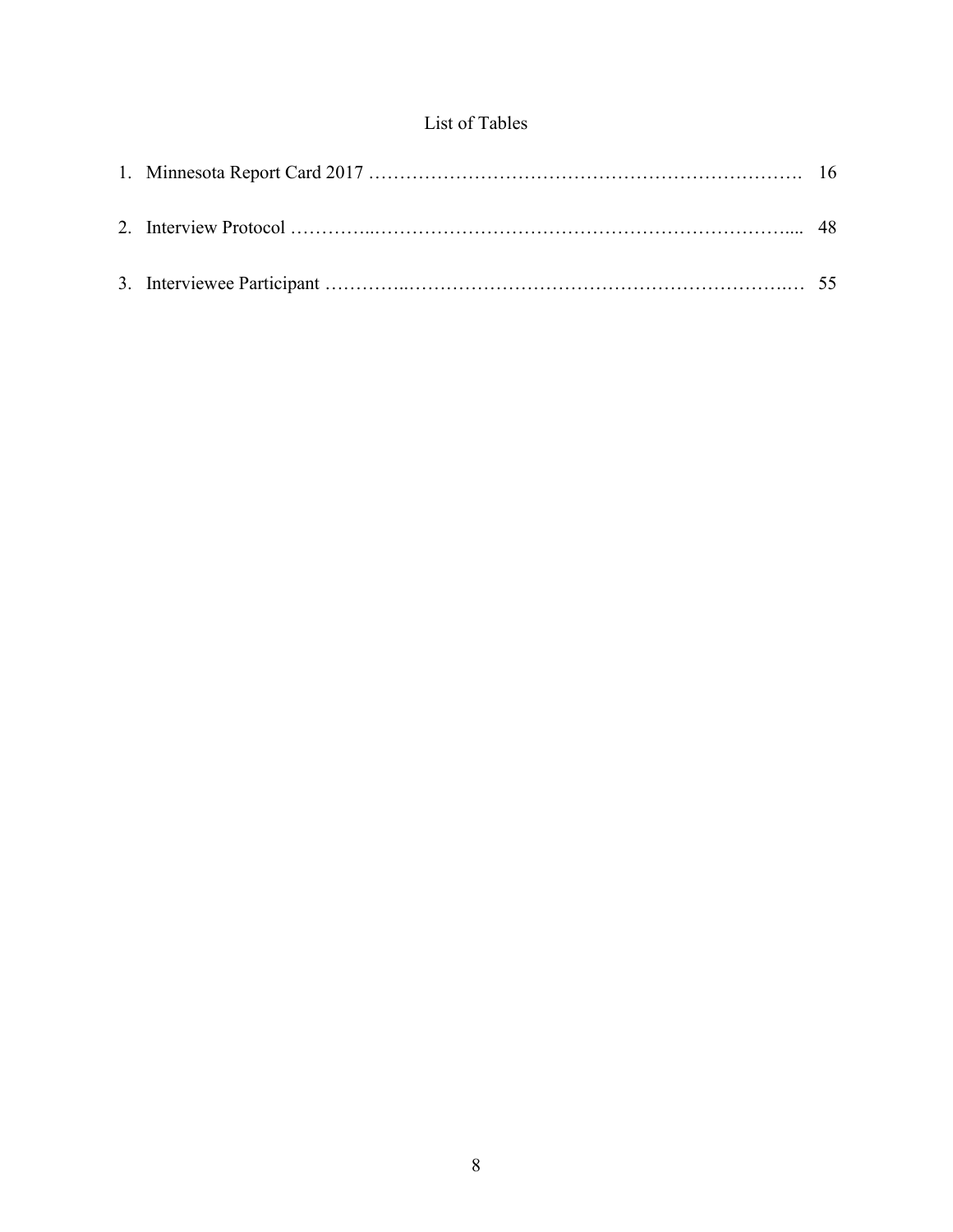# List of Tables

1. Minnesota Report Card 2017 ………………………………………………………………. 16

2. Interview Protocol …………..……………………………………………………………... 48

3. Interviewee Participant …………..……………………………………………………….… 55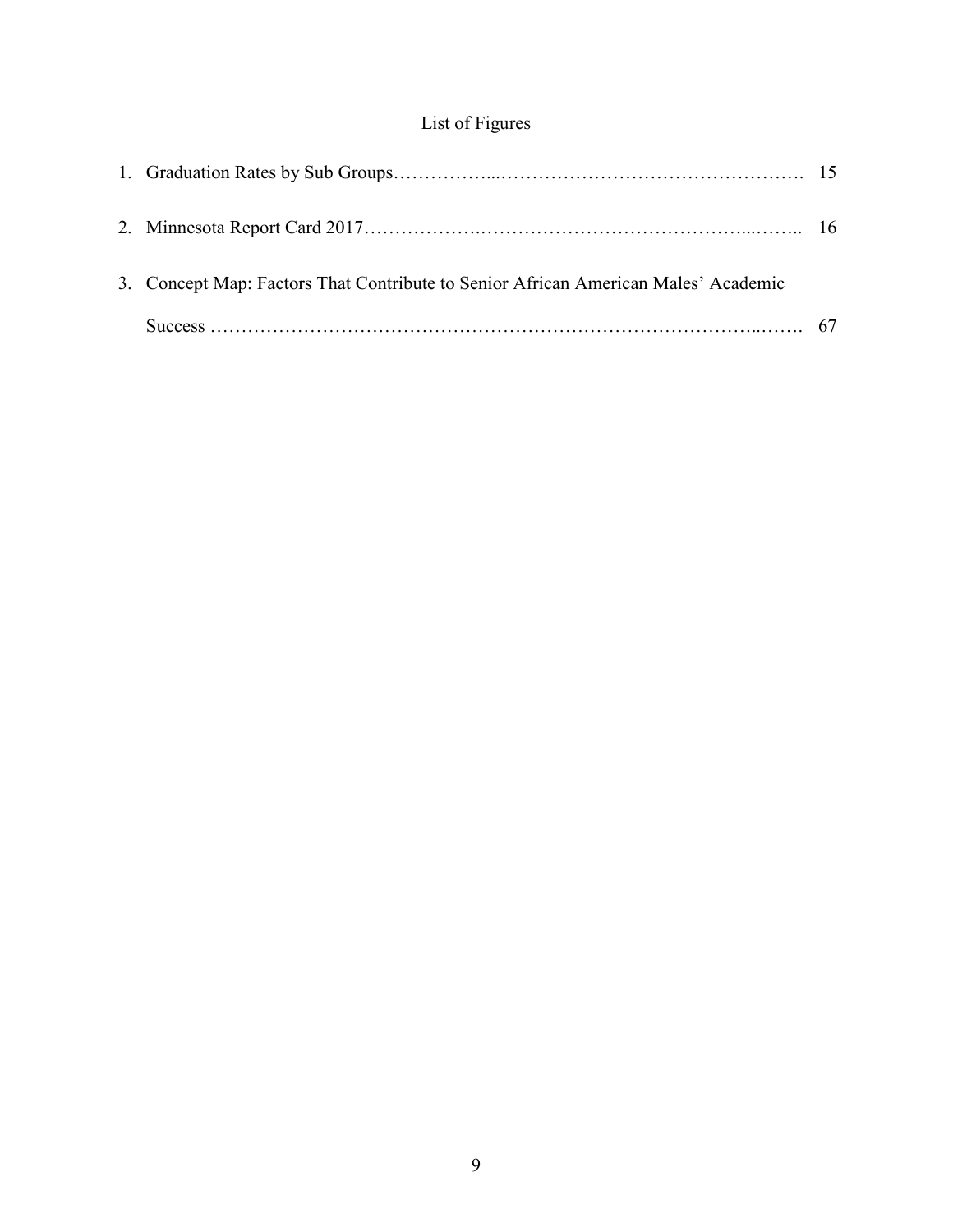# List of Figures

1. Graduation Rates by Sub Groups……………...…………………………………………. 15
2. Minnesota Report Card 2017……………….……………………………………...…….. 16
3. Concept Map: Factors That Contribute to Senior African American Males' Academic Success …………………………………………………………………………..……. 67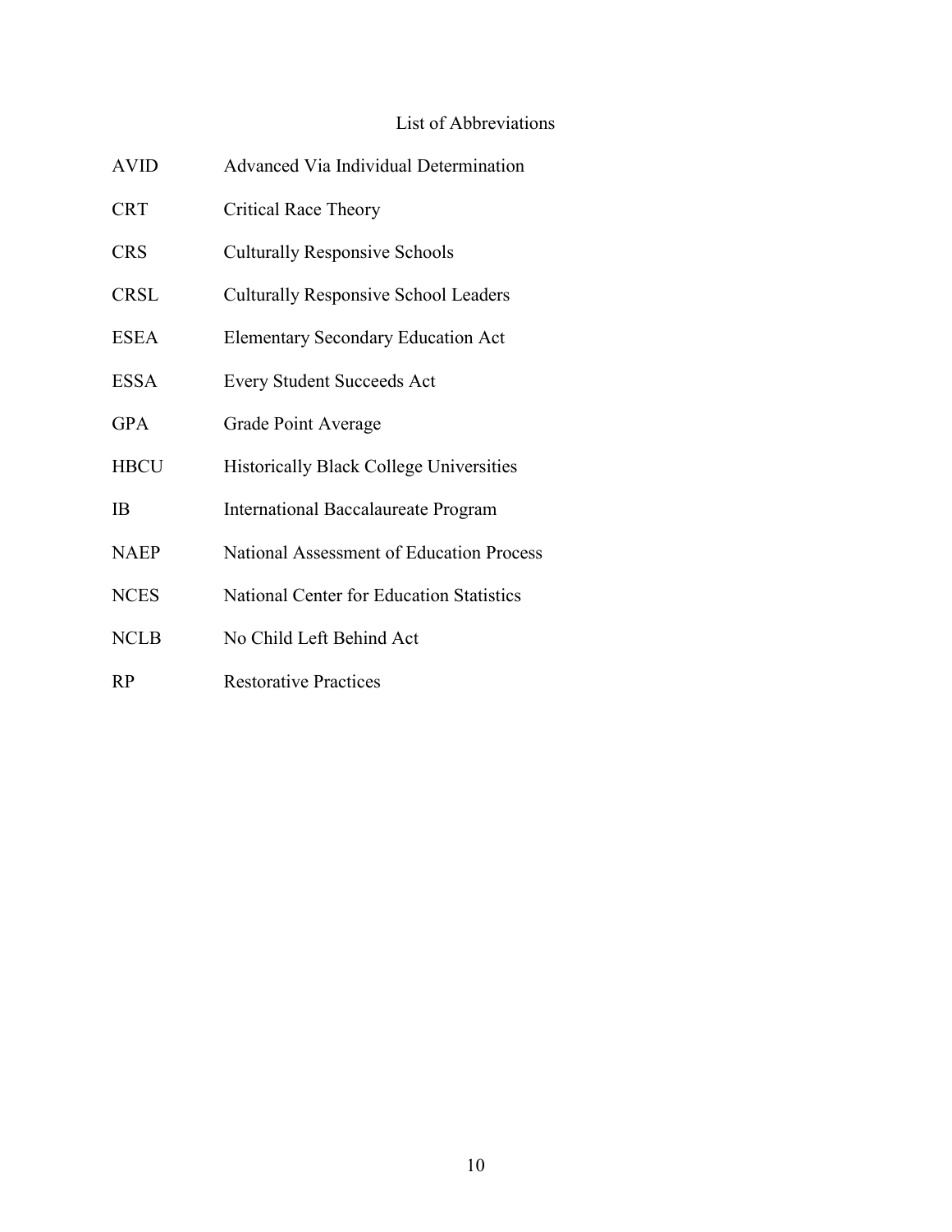# List of Abbreviations

| | |
|---|---|
| AVID | Advanced Via Individual Determination |
| CRT | Critical Race Theory |
| CRS | Culturally Responsive Schools |
| CRSL | Culturally Responsive School Leaders |
| ESEA | Elementary Secondary Education Act |
| ESSA | Every Student Succeeds Act |
| GPA | Grade Point Average |
| HBCU | Historically Black College Universities |
| IB | International Baccalaureate Program |
| NAEP | National Assessment of Education Process |
| NCES | National Center for Education Statistics |
| NCLB | No Child Left Behind Act |
| RP | Restorative Practices |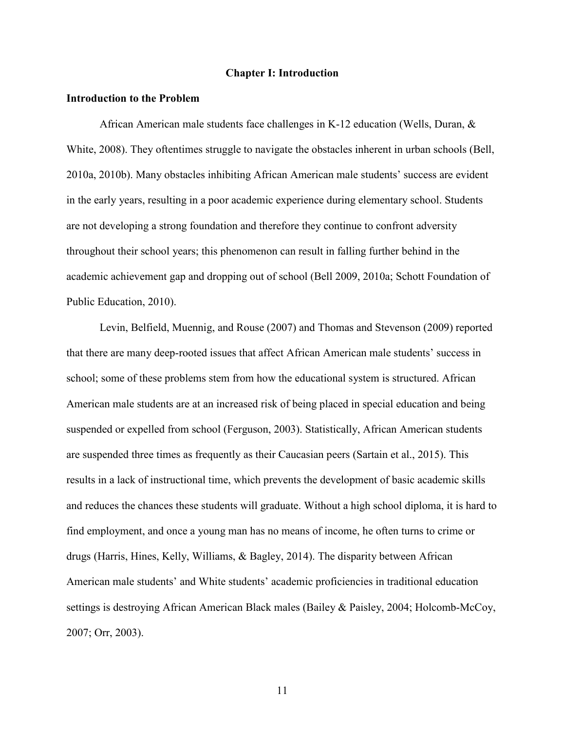# Chapter I: Introduction

## Introduction to the Problem

African American male students face challenges in K-12 education (Wells, Duran, & White, 2008). They oftentimes struggle to navigate the obstacles inherent in urban schools (Bell, 2010a, 2010b). Many obstacles inhibiting African American male students' success are evident in the early years, resulting in a poor academic experience during elementary school. Students are not developing a strong foundation and therefore they continue to confront adversity throughout their school years; this phenomenon can result in falling further behind in the academic achievement gap and dropping out of school (Bell 2009, 2010a; Schott Foundation of Public Education, 2010).

Levin, Belfield, Muennig, and Rouse (2007) and Thomas and Stevenson (2009) reported that there are many deep-rooted issues that affect African American male students' success in school; some of these problems stem from how the educational system is structured. African American male students are at an increased risk of being placed in special education and being suspended or expelled from school (Ferguson, 2003). Statistically, African American students are suspended three times as frequently as their Caucasian peers (Sartain et al., 2015). This results in a lack of instructional time, which prevents the development of basic academic skills and reduces the chances these students will graduate. Without a high school diploma, it is hard to find employment, and once a young man has no means of income, he often turns to crime or drugs (Harris, Hines, Kelly, Williams, & Bagley, 2014). The disparity between African American male students' and White students' academic proficiencies in traditional education settings is destroying African American Black males (Bailey & Paisley, 2004; Holcomb-McCoy, 2007; Orr, 2003).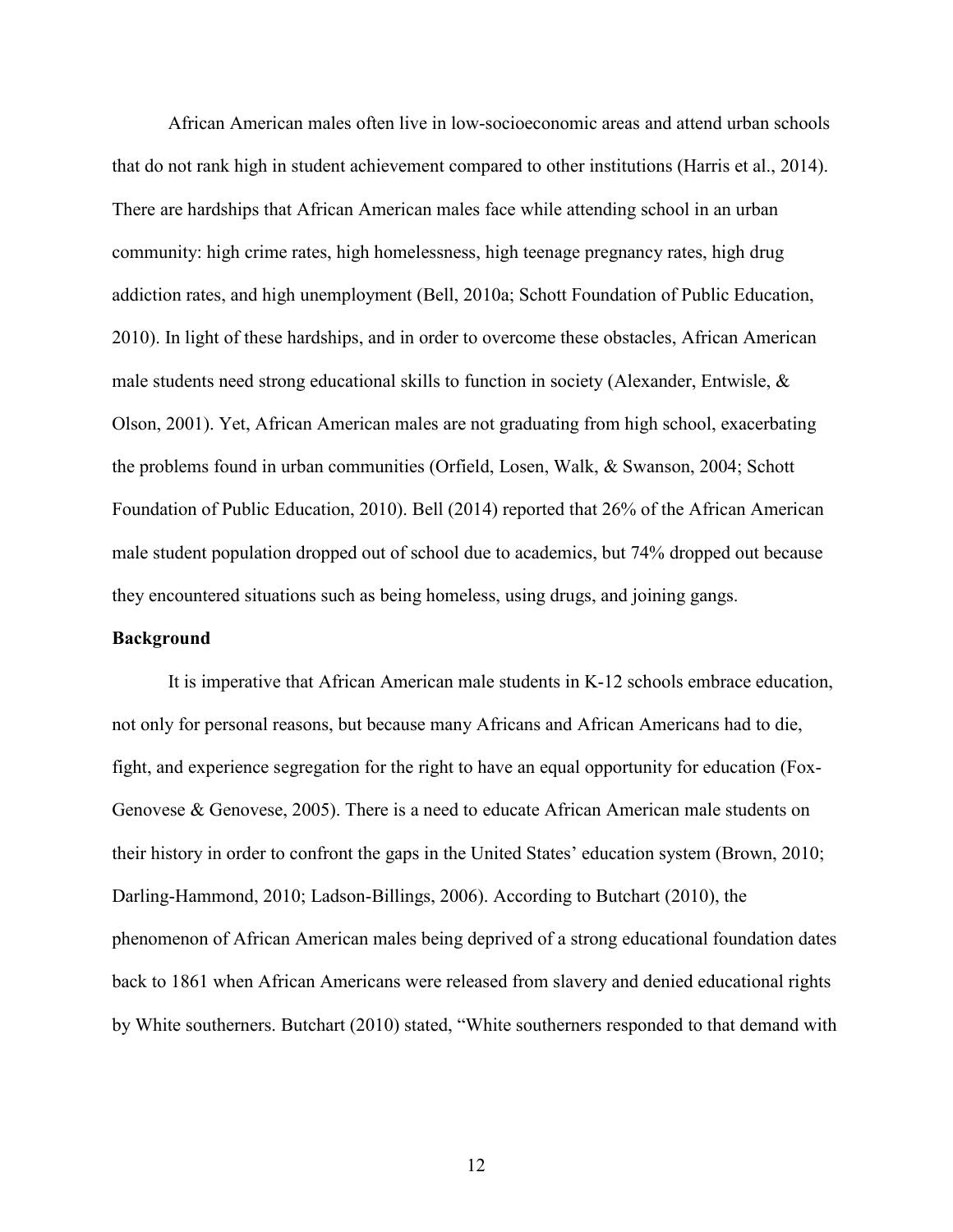African American males often live in low-socioeconomic areas and attend urban schools that do not rank high in student achievement compared to other institutions (Harris et al., 2014). There are hardships that African American males face while attending school in an urban community: high crime rates, high homelessness, high teenage pregnancy rates, high drug addiction rates, and high unemployment (Bell, 2010a; Schott Foundation of Public Education, 2010). In light of these hardships, and in order to overcome these obstacles, African American male students need strong educational skills to function in society (Alexander, Entwisle, & Olson, 2001). Yet, African American males are not graduating from high school, exacerbating the problems found in urban communities (Orfield, Losen, Walk, & Swanson, 2004; Schott Foundation of Public Education, 2010). Bell (2014) reported that 26% of the African American male student population dropped out of school due to academics, but 74% dropped out because they encountered situations such as being homeless, using drugs, and joining gangs.

**Background**

It is imperative that African American male students in K-12 schools embrace education, not only for personal reasons, but because many Africans and African Americans had to die, fight, and experience segregation for the right to have an equal opportunity for education (Fox-Genovese & Genovese, 2005). There is a need to educate African American male students on their history in order to confront the gaps in the United States' education system (Brown, 2010; Darling-Hammond, 2010; Ladson-Billings, 2006). According to Butchart (2010), the phenomenon of African American males being deprived of a strong educational foundation dates back to 1861 when African Americans were released from slavery and denied educational rights by White southerners. Butchart (2010) stated, "White southerners responded to that demand with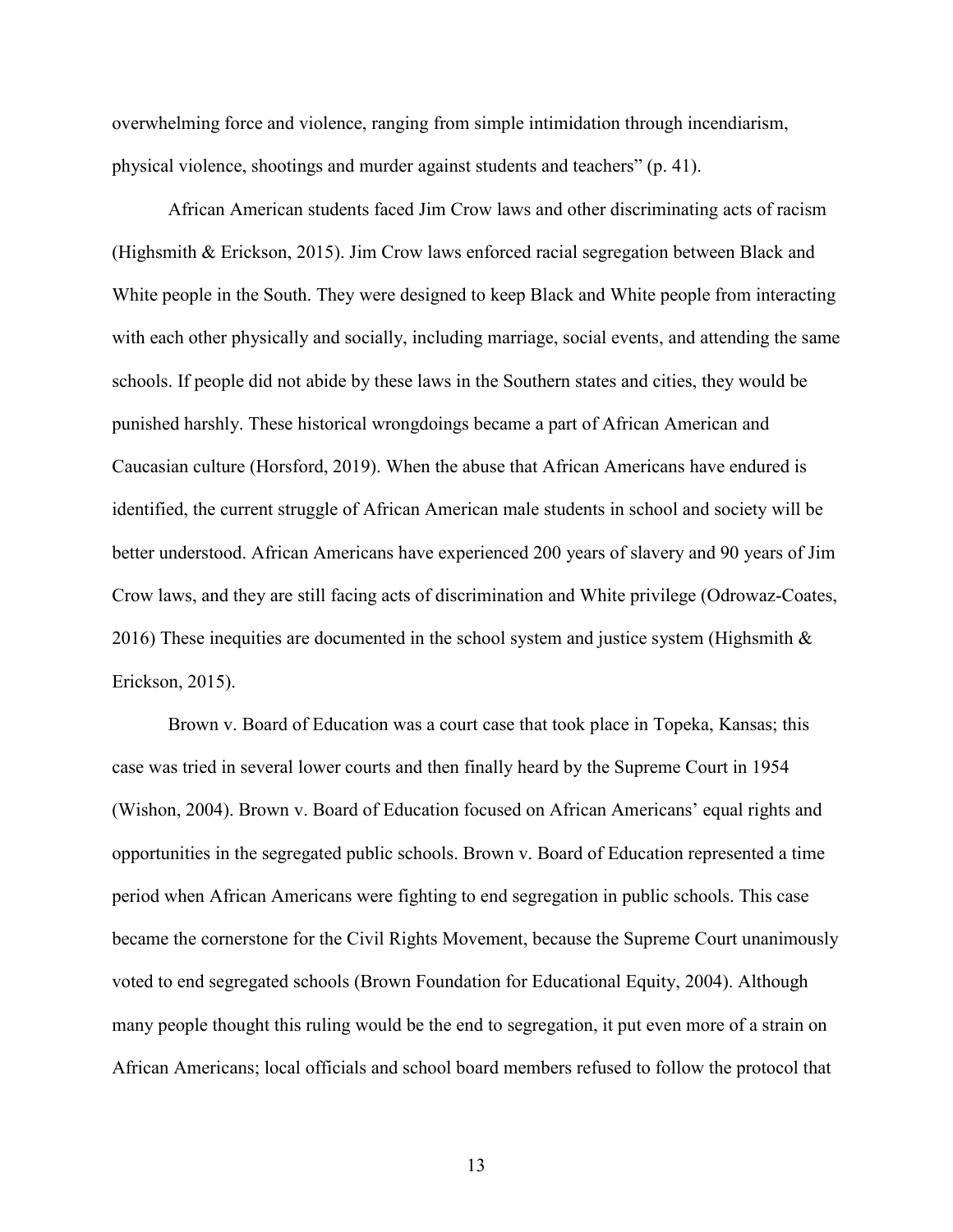overwhelming force and violence, ranging from simple intimidation through incendiarism, physical violence, shootings and murder against students and teachers" (p. 41).

African American students faced Jim Crow laws and other discriminating acts of racism (Highsmith & Erickson, 2015). Jim Crow laws enforced racial segregation between Black and White people in the South. They were designed to keep Black and White people from interacting with each other physically and socially, including marriage, social events, and attending the same schools. If people did not abide by these laws in the Southern states and cities, they would be punished harshly. These historical wrongdoings became a part of African American and Caucasian culture (Horsford, 2019). When the abuse that African Americans have endured is identified, the current struggle of African American male students in school and society will be better understood. African Americans have experienced 200 years of slavery and 90 years of Jim Crow laws, and they are still facing acts of discrimination and White privilege (Odrowaz-Coates, 2016) These inequities are documented in the school system and justice system (Highsmith & Erickson, 2015).

Brown v. Board of Education was a court case that took place in Topeka, Kansas; this case was tried in several lower courts and then finally heard by the Supreme Court in 1954 (Wishon, 2004). Brown v. Board of Education focused on African Americans' equal rights and opportunities in the segregated public schools. Brown v. Board of Education represented a time period when African Americans were fighting to end segregation in public schools. This case became the cornerstone for the Civil Rights Movement, because the Supreme Court unanimously voted to end segregated schools (Brown Foundation for Educational Equity, 2004). Although many people thought this ruling would be the end to segregation, it put even more of a strain on African Americans; local officials and school board members refused to follow the protocol that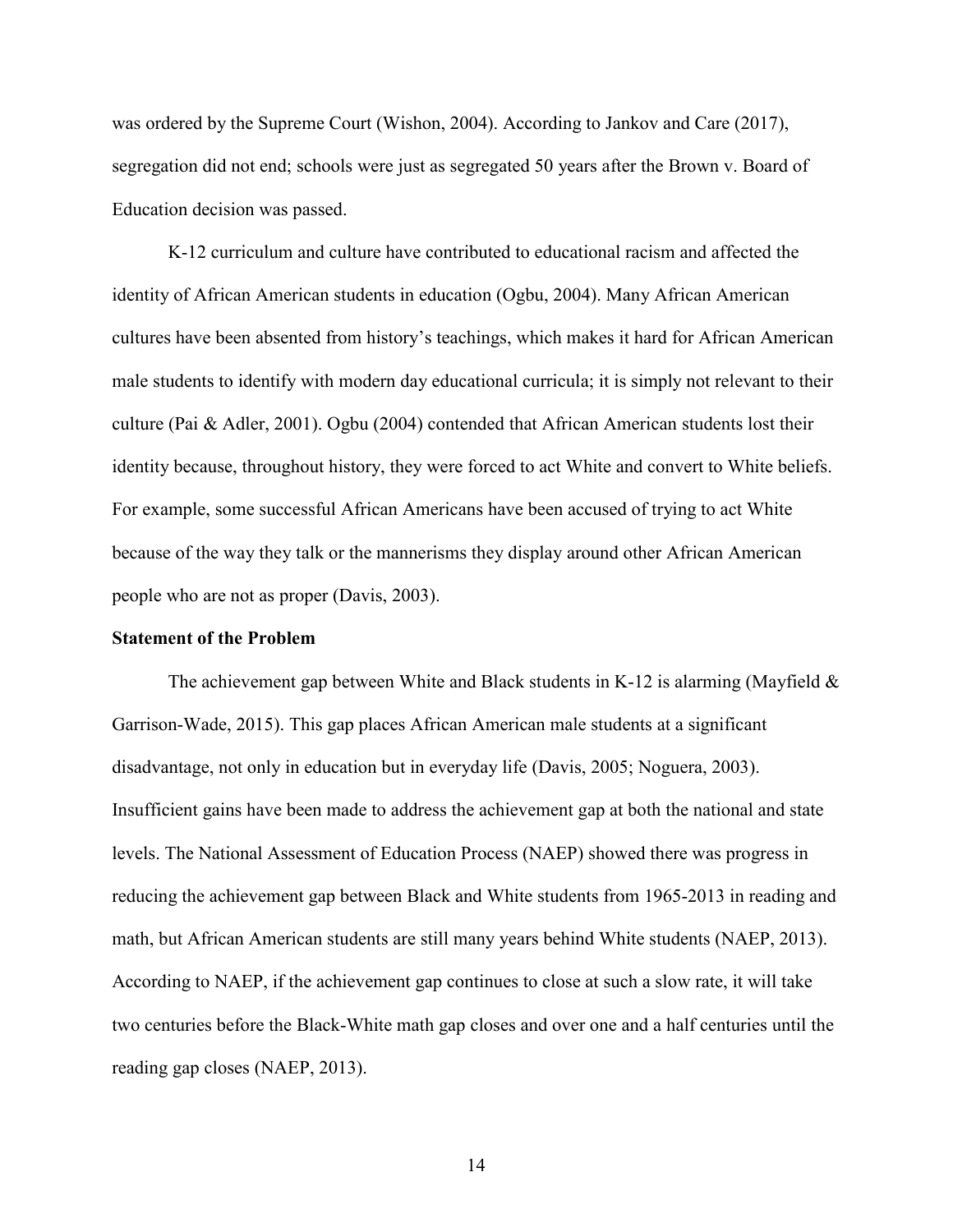was ordered by the Supreme Court (Wishon, 2004). According to Jankov and Care (2017), segregation did not end; schools were just as segregated 50 years after the Brown v. Board of Education decision was passed.

K-12 curriculum and culture have contributed to educational racism and affected the identity of African American students in education (Ogbu, 2004). Many African American cultures have been absented from history's teachings, which makes it hard for African American male students to identify with modern day educational curricula; it is simply not relevant to their culture (Pai & Adler, 2001). Ogbu (2004) contended that African American students lost their identity because, throughout history, they were forced to act White and convert to White beliefs. For example, some successful African Americans have been accused of trying to act White because of the way they talk or the mannerisms they display around other African American people who are not as proper (Davis, 2003).

### Statement of the Problem

The achievement gap between White and Black students in K-12 is alarming (Mayfield & Garrison-Wade, 2015). This gap places African American male students at a significant disadvantage, not only in education but in everyday life (Davis, 2005; Noguera, 2003). Insufficient gains have been made to address the achievement gap at both the national and state levels. The National Assessment of Education Process (NAEP) showed there was progress in reducing the achievement gap between Black and White students from 1965-2013 in reading and math, but African American students are still many years behind White students (NAEP, 2013). According to NAEP, if the achievement gap continues to close at such a slow rate, it will take two centuries before the Black-White math gap closes and over one and a half centuries until the reading gap closes (NAEP, 2013).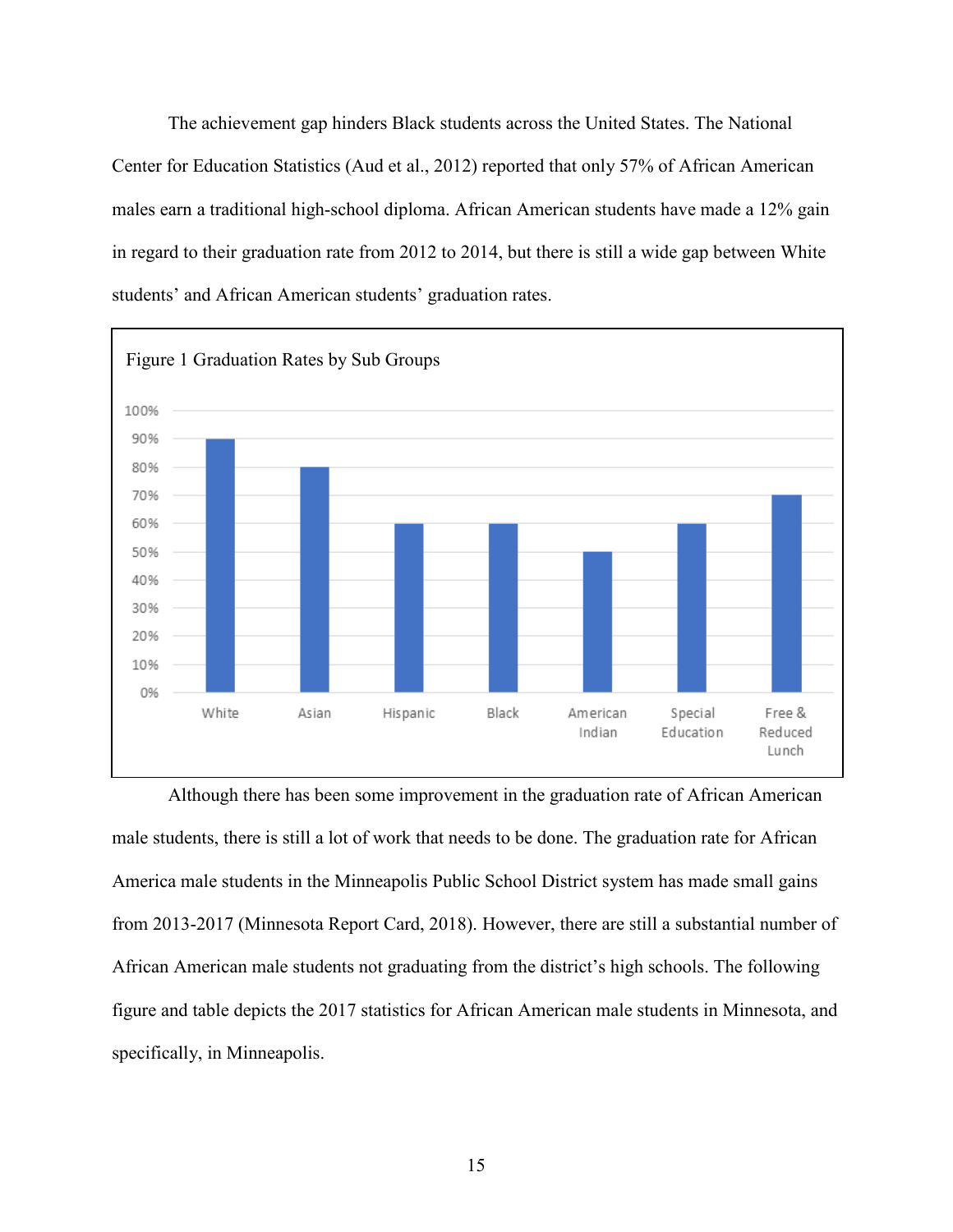The achievement gap hinders Black students across the United States. The National Center for Education Statistics (Aud et al., 2012) reported that only 57% of African American males earn a traditional high-school diploma. African American students have made a 12% gain in regard to their graduation rate from 2012 to 2014, but there is still a wide gap between White students' and African American students' graduation rates.

Figure 1 Graduation Rates by Sub Groups

| Sub Group | Graduation Rate |
|---|---|
| White | 90% |
| Asian | 80% |
| Hispanic | 60% |
| Black | 60% |
| American Indian | 50% |
| Special Education | 60% |
| Free & Reduced Lunch | 70% |

Although there has been some improvement in the graduation rate of African American male students, there is still a lot of work that needs to be done. The graduation rate for African America male students in the Minneapolis Public School District system has made small gains from 2013-2017 (Minnesota Report Card, 2018). However, there are still a substantial number of African American male students not graduating from the district's high schools. The following figure and table depicts the 2017 statistics for African American male students in Minnesota, and specifically, in Minneapolis.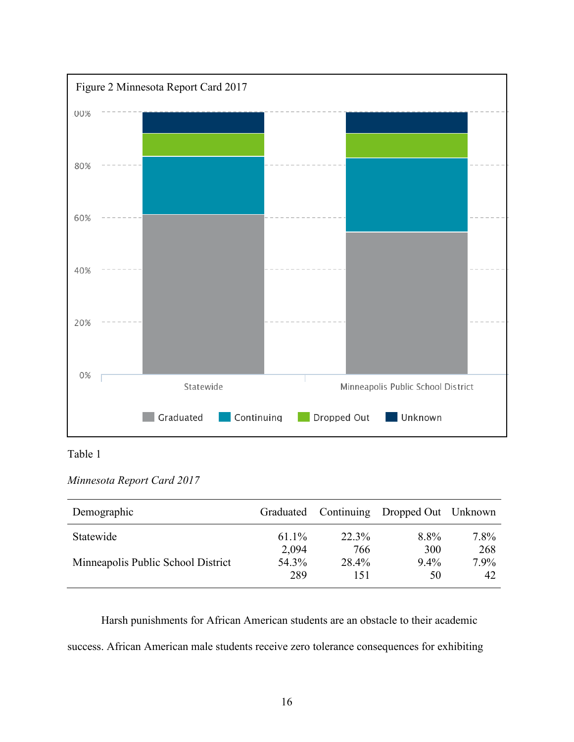Figure 2 Minnesota Report Card 2017

Table 1

*Minnesota Report Card 2017*

| Demographic | Graduated | Continuing | Dropped Out | Unknown |
|---|---|---|---|---|
| Statewide | 61.1% | 22.3% | 8.8% | 7.8% |
| | 2,094 | 766 | 300 | 268 |
| Minneapolis Public School District | 54.3% | 28.4% | 9.4% | 7.9% |
| | 289 | 151 | 50 | 42 |

Harsh punishments for African American students are an obstacle to their academic success. African American male students receive zero tolerance consequences for exhibiting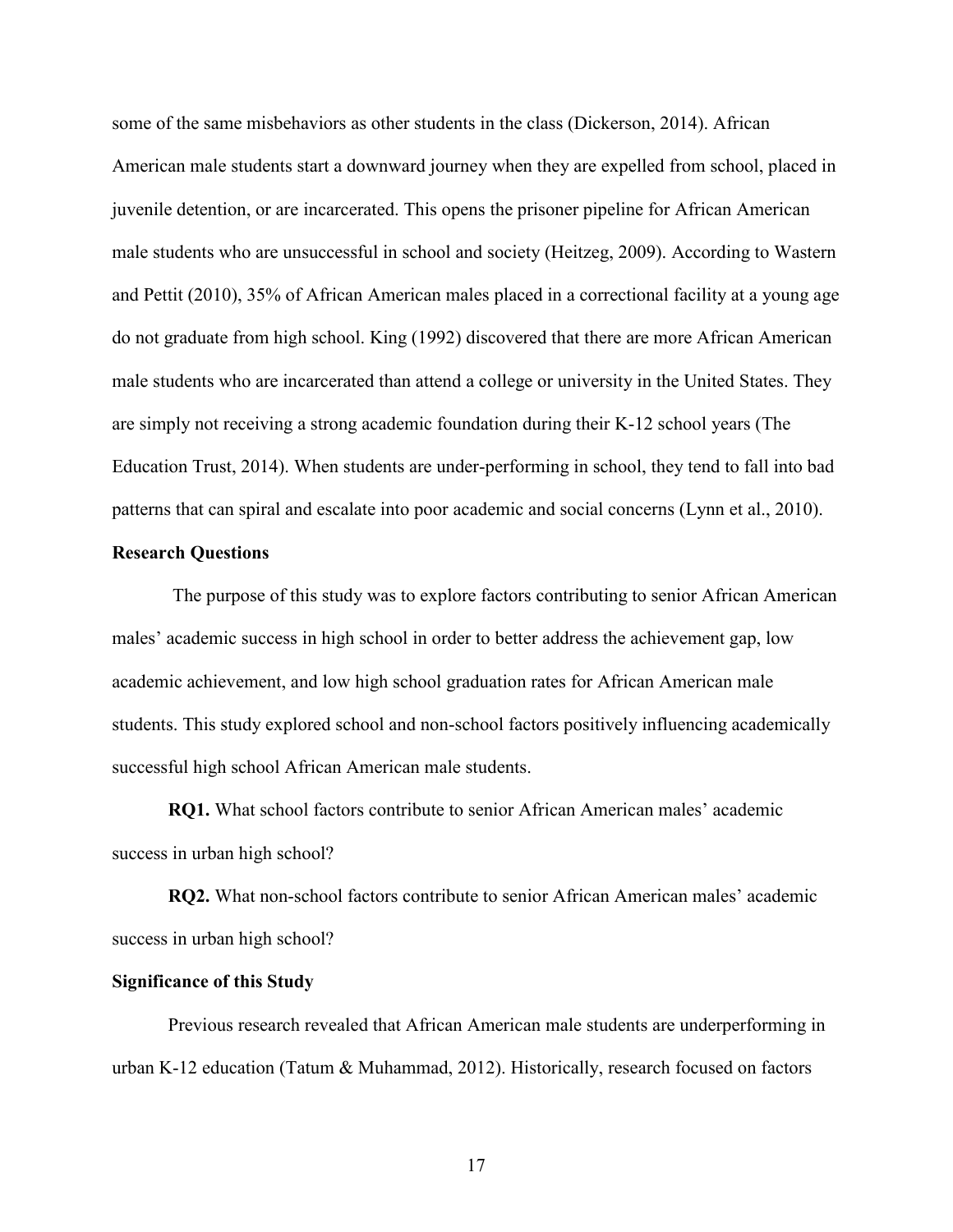some of the same misbehaviors as other students in the class (Dickerson, 2014). African American male students start a downward journey when they are expelled from school, placed in juvenile detention, or are incarcerated. This opens the prisoner pipeline for African American male students who are unsuccessful in school and society (Heitzeg, 2009). According to Wastern and Pettit (2010), 35% of African American males placed in a correctional facility at a young age do not graduate from high school. King (1992) discovered that there are more African American male students who are incarcerated than attend a college or university in the United States. They are simply not receiving a strong academic foundation during their K-12 school years (The Education Trust, 2014). When students are under-performing in school, they tend to fall into bad patterns that can spiral and escalate into poor academic and social concerns (Lynn et al., 2010).

## Research Questions

The purpose of this study was to explore factors contributing to senior African American males' academic success in high school in order to better address the achievement gap, low academic achievement, and low high school graduation rates for African American male students. This study explored school and non-school factors positively influencing academically successful high school African American male students.

**RQ1.** What school factors contribute to senior African American males' academic success in urban high school?

**RQ2.** What non-school factors contribute to senior African American males' academic success in urban high school?

## Significance of this Study

Previous research revealed that African American male students are underperforming in urban K-12 education (Tatum & Muhammad, 2012). Historically, research focused on factors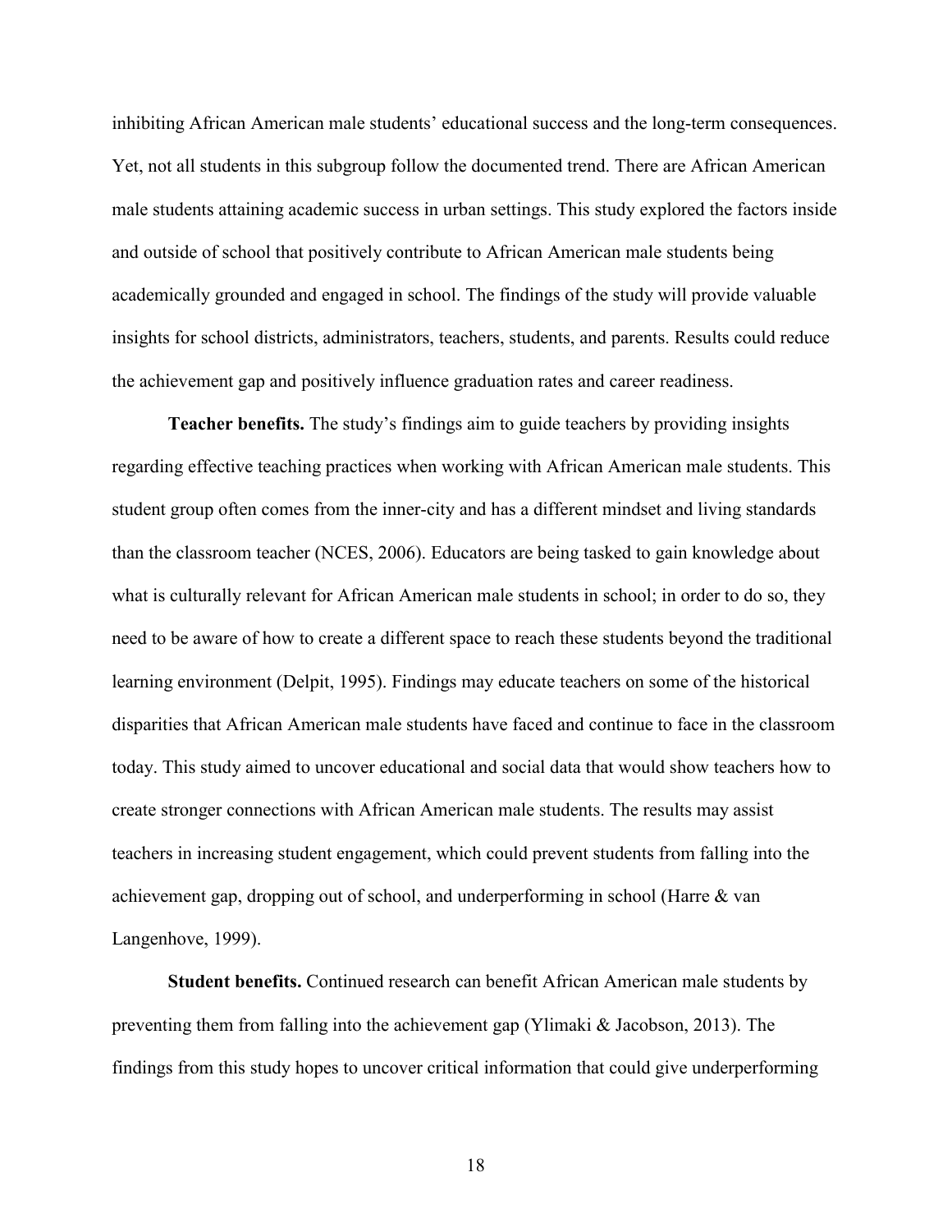inhibiting African American male students' educational success and the long-term consequences. Yet, not all students in this subgroup follow the documented trend. There are African American male students attaining academic success in urban settings. This study explored the factors inside and outside of school that positively contribute to African American male students being academically grounded and engaged in school. The findings of the study will provide valuable insights for school districts, administrators, teachers, students, and parents. Results could reduce the achievement gap and positively influence graduation rates and career readiness.

**Teacher benefits.** The study's findings aim to guide teachers by providing insights regarding effective teaching practices when working with African American male students. This student group often comes from the inner-city and has a different mindset and living standards than the classroom teacher (NCES, 2006). Educators are being tasked to gain knowledge about what is culturally relevant for African American male students in school; in order to do so, they need to be aware of how to create a different space to reach these students beyond the traditional learning environment (Delpit, 1995). Findings may educate teachers on some of the historical disparities that African American male students have faced and continue to face in the classroom today. This study aimed to uncover educational and social data that would show teachers how to create stronger connections with African American male students. The results may assist teachers in increasing student engagement, which could prevent students from falling into the achievement gap, dropping out of school, and underperforming in school (Harre & van Langenhove, 1999).

**Student benefits.** Continued research can benefit African American male students by preventing them from falling into the achievement gap (Ylimaki & Jacobson, 2013). The findings from this study hopes to uncover critical information that could give underperforming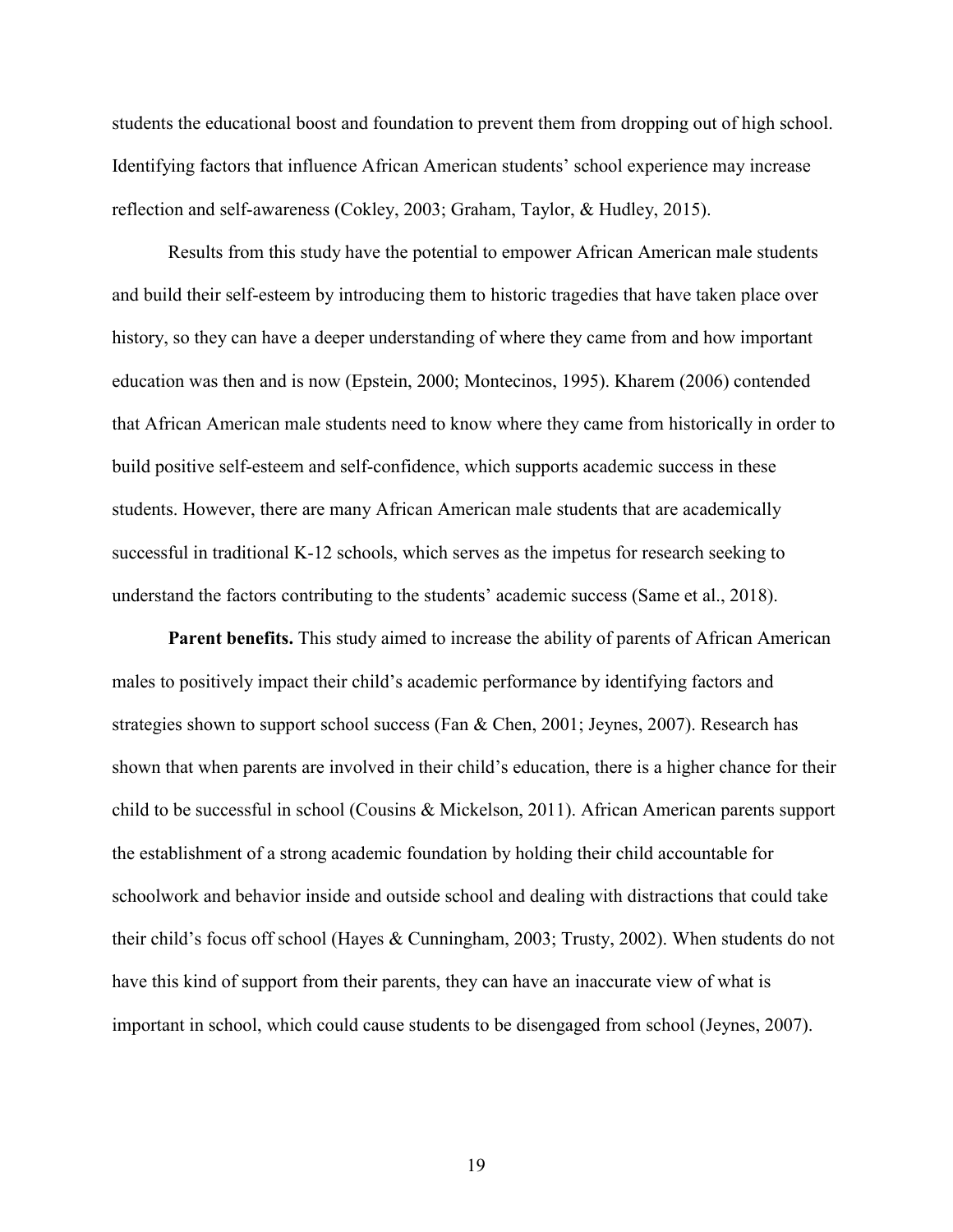students the educational boost and foundation to prevent them from dropping out of high school. Identifying factors that influence African American students' school experience may increase reflection and self-awareness (Cokley, 2003; Graham, Taylor, & Hudley, 2015).

Results from this study have the potential to empower African American male students and build their self-esteem by introducing them to historic tragedies that have taken place over history, so they can have a deeper understanding of where they came from and how important education was then and is now (Epstein, 2000; Montecinos, 1995). Kharem (2006) contended that African American male students need to know where they came from historically in order to build positive self-esteem and self-confidence, which supports academic success in these students. However, there are many African American male students that are academically successful in traditional K-12 schools, which serves as the impetus for research seeking to understand the factors contributing to the students' academic success (Same et al., 2018).

**Parent benefits.** This study aimed to increase the ability of parents of African American males to positively impact their child's academic performance by identifying factors and strategies shown to support school success (Fan & Chen, 2001; Jeynes, 2007). Research has shown that when parents are involved in their child's education, there is a higher chance for their child to be successful in school (Cousins & Mickelson, 2011). African American parents support the establishment of a strong academic foundation by holding their child accountable for schoolwork and behavior inside and outside school and dealing with distractions that could take their child's focus off school (Hayes & Cunningham, 2003; Trusty, 2002). When students do not have this kind of support from their parents, they can have an inaccurate view of what is important in school, which could cause students to be disengaged from school (Jeynes, 2007).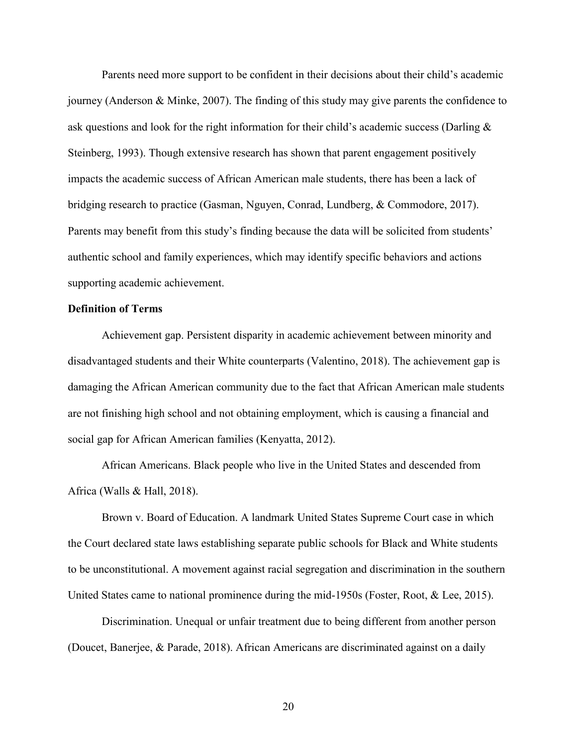Parents need more support to be confident in their decisions about their child's academic journey (Anderson & Minke, 2007). The finding of this study may give parents the confidence to ask questions and look for the right information for their child's academic success (Darling & Steinberg, 1993). Though extensive research has shown that parent engagement positively impacts the academic success of African American male students, there has been a lack of bridging research to practice (Gasman, Nguyen, Conrad, Lundberg, & Commodore, 2017). Parents may benefit from this study's finding because the data will be solicited from students' authentic school and family experiences, which may identify specific behaviors and actions supporting academic achievement.

**Definition of Terms**

Achievement gap. Persistent disparity in academic achievement between minority and disadvantaged students and their White counterparts (Valentino, 2018). The achievement gap is damaging the African American community due to the fact that African American male students are not finishing high school and not obtaining employment, which is causing a financial and social gap for African American families (Kenyatta, 2012).

African Americans. Black people who live in the United States and descended from Africa (Walls & Hall, 2018).

Brown v. Board of Education. A landmark United States Supreme Court case in which the Court declared state laws establishing separate public schools for Black and White students to be unconstitutional. A movement against racial segregation and discrimination in the southern United States came to national prominence during the mid-1950s (Foster, Root, & Lee, 2015).

Discrimination. Unequal or unfair treatment due to being different from another person (Doucet, Banerjee, & Parade, 2018). African Americans are discriminated against on a daily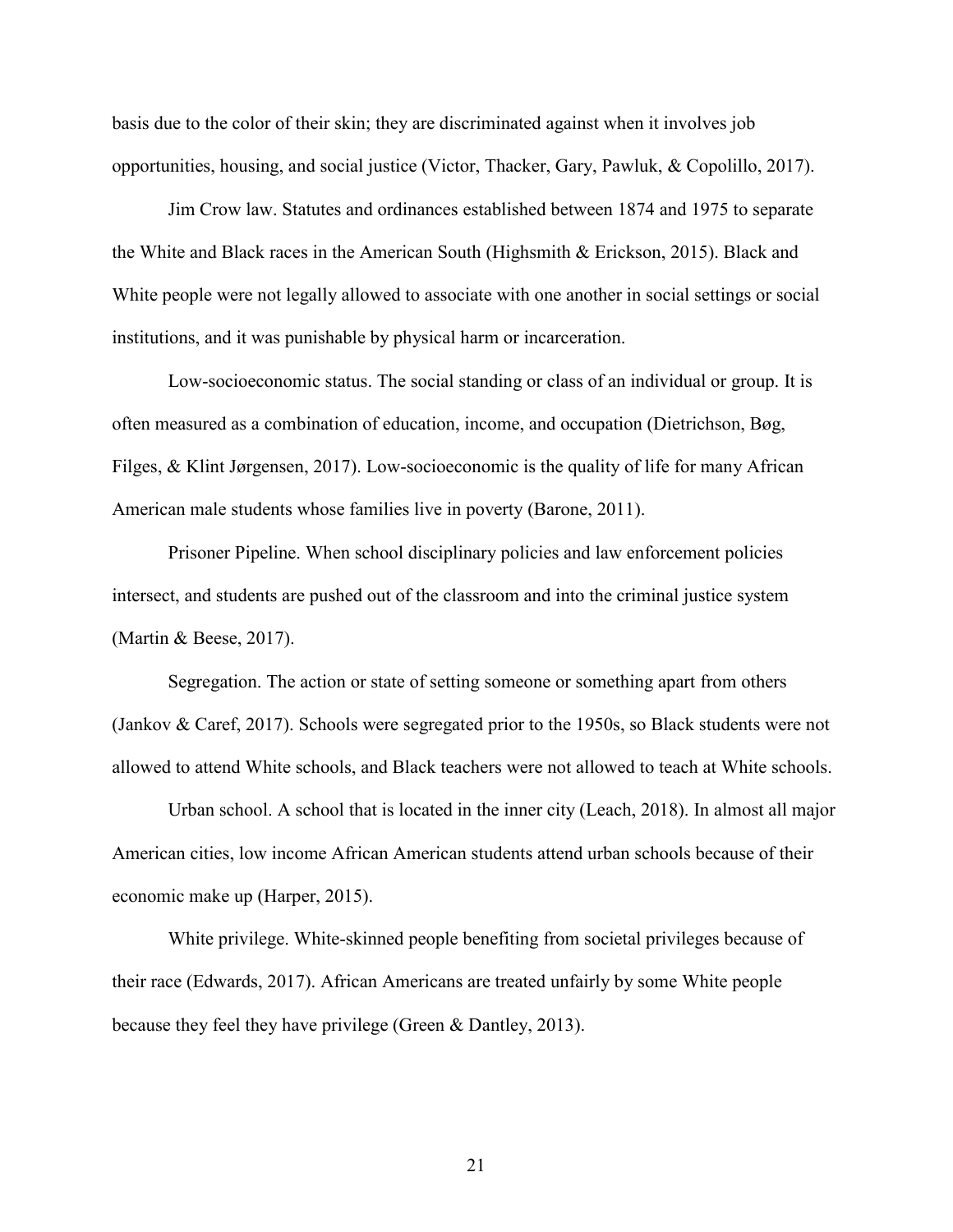basis due to the color of their skin; they are discriminated against when it involves job opportunities, housing, and social justice (Victor, Thacker, Gary, Pawluk, & Copolillo, 2017).

Jim Crow law. Statutes and ordinances established between 1874 and 1975 to separate the White and Black races in the American South (Highsmith & Erickson, 2015). Black and White people were not legally allowed to associate with one another in social settings or social institutions, and it was punishable by physical harm or incarceration.

Low-socioeconomic status. The social standing or class of an individual or group. It is often measured as a combination of education, income, and occupation (Dietrichson, Bøg, Filges, & Klint Jørgensen, 2017). Low-socioeconomic is the quality of life for many African American male students whose families live in poverty (Barone, 2011).

Prisoner Pipeline. When school disciplinary policies and law enforcement policies intersect, and students are pushed out of the classroom and into the criminal justice system (Martin & Beese, 2017).

Segregation. The action or state of setting someone or something apart from others (Jankov & Caref, 2017). Schools were segregated prior to the 1950s, so Black students were not allowed to attend White schools, and Black teachers were not allowed to teach at White schools.

Urban school. A school that is located in the inner city (Leach, 2018). In almost all major American cities, low income African American students attend urban schools because of their economic make up (Harper, 2015).

White privilege. White-skinned people benefiting from societal privileges because of their race (Edwards, 2017). African Americans are treated unfairly by some White people because they feel they have privilege (Green & Dantley, 2013).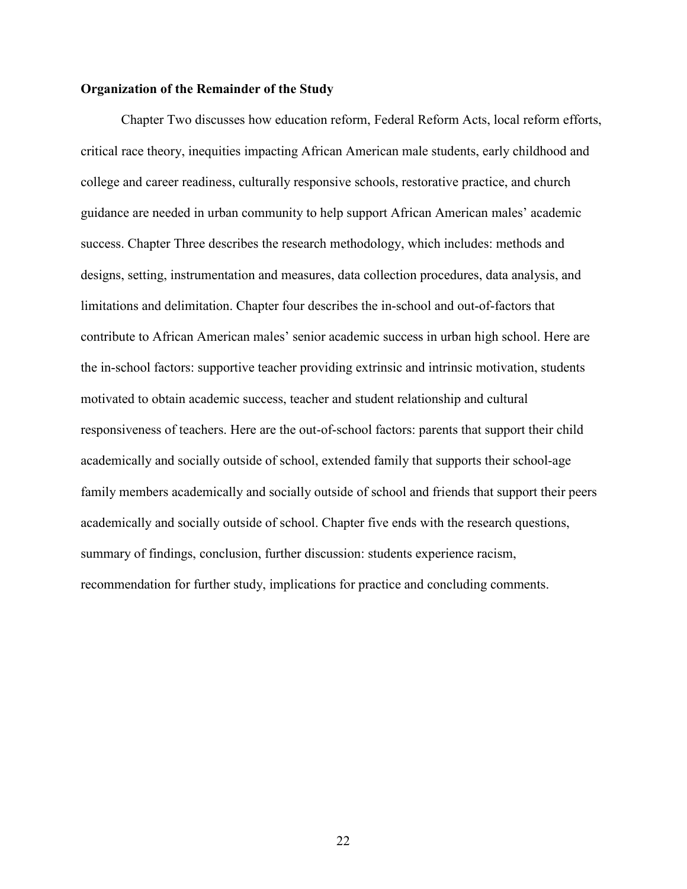**Organization of the Remainder of the Study**

Chapter Two discusses how education reform, Federal Reform Acts, local reform efforts, critical race theory, inequities impacting African American male students, early childhood and college and career readiness, culturally responsive schools, restorative practice, and church guidance are needed in urban community to help support African American males' academic success. Chapter Three describes the research methodology, which includes: methods and designs, setting, instrumentation and measures, data collection procedures, data analysis, and limitations and delimitation. Chapter four describes the in-school and out-of-factors that contribute to African American males' senior academic success in urban high school. Here are the in-school factors: supportive teacher providing extrinsic and intrinsic motivation, students motivated to obtain academic success, teacher and student relationship and cultural responsiveness of teachers. Here are the out-of-school factors: parents that support their child academically and socially outside of school, extended family that supports their school-age family members academically and socially outside of school and friends that support their peers academically and socially outside of school. Chapter five ends with the research questions, summary of findings, conclusion, further discussion: students experience racism, recommendation for further study, implications for practice and concluding comments.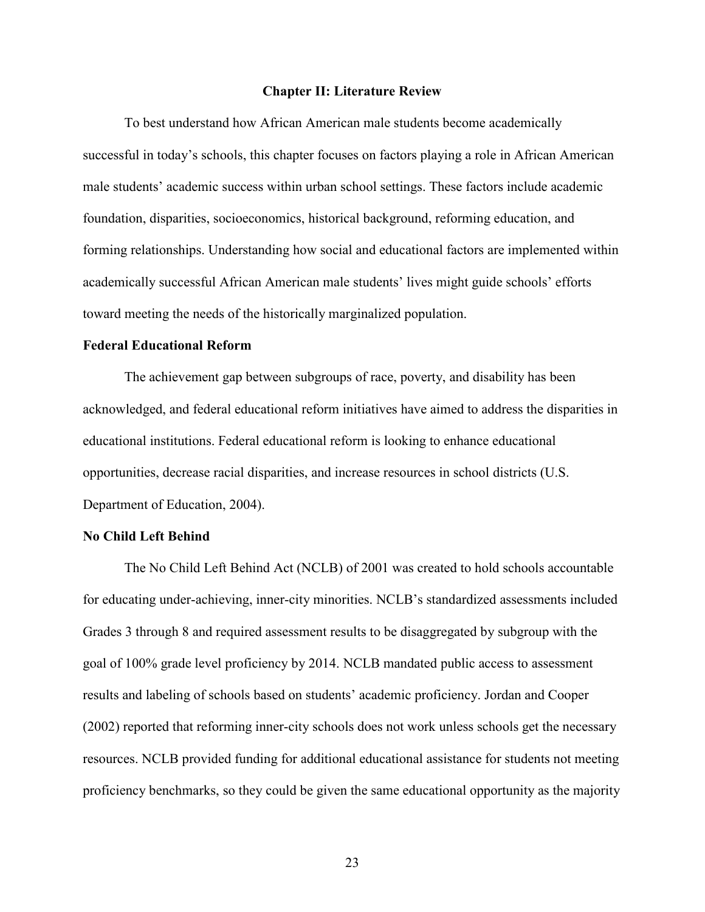# Chapter II: Literature Review

To best understand how African American male students become academically successful in today's schools, this chapter focuses on factors playing a role in African American male students' academic success within urban school settings. These factors include academic foundation, disparities, socioeconomics, historical background, reforming education, and forming relationships. Understanding how social and educational factors are implemented within academically successful African American male students' lives might guide schools' efforts toward meeting the needs of the historically marginalized population.

## Federal Educational Reform

The achievement gap between subgroups of race, poverty, and disability has been acknowledged, and federal educational reform initiatives have aimed to address the disparities in educational institutions. Federal educational reform is looking to enhance educational opportunities, decrease racial disparities, and increase resources in school districts (U.S. Department of Education, 2004).

## No Child Left Behind

The No Child Left Behind Act (NCLB) of 2001 was created to hold schools accountable for educating under-achieving, inner-city minorities. NCLB's standardized assessments included Grades 3 through 8 and required assessment results to be disaggregated by subgroup with the goal of 100% grade level proficiency by 2014. NCLB mandated public access to assessment results and labeling of schools based on students' academic proficiency. Jordan and Cooper (2002) reported that reforming inner-city schools does not work unless schools get the necessary resources. NCLB provided funding for additional educational assistance for students not meeting proficiency benchmarks, so they could be given the same educational opportunity as the majority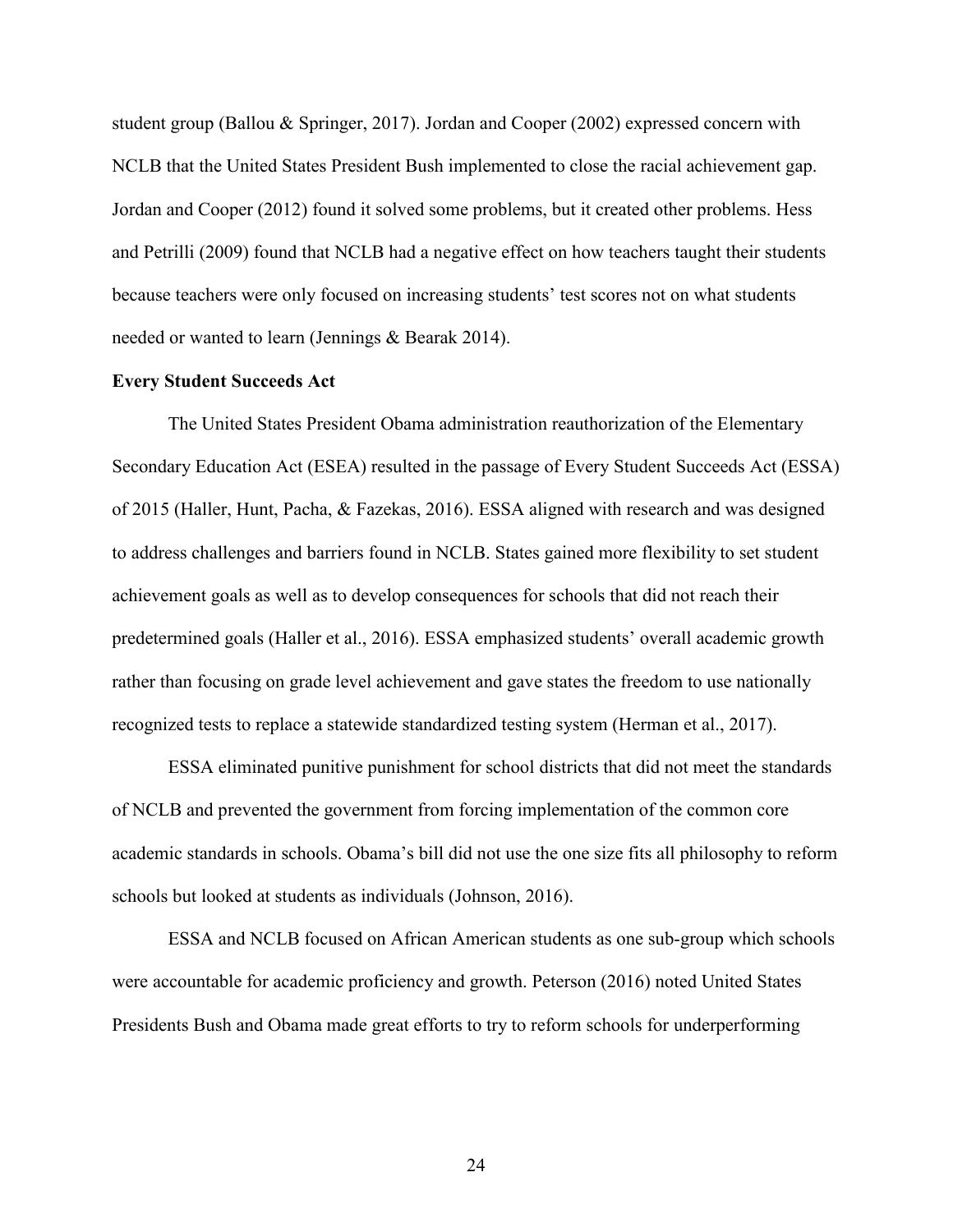student group (Ballou & Springer, 2017). Jordan and Cooper (2002) expressed concern with NCLB that the United States President Bush implemented to close the racial achievement gap. Jordan and Cooper (2012) found it solved some problems, but it created other problems. Hess and Petrilli (2009) found that NCLB had a negative effect on how teachers taught their students because teachers were only focused on increasing students' test scores not on what students needed or wanted to learn (Jennings & Bearak 2014).

**Every Student Succeeds Act**

The United States President Obama administration reauthorization of the Elementary Secondary Education Act (ESEA) resulted in the passage of Every Student Succeeds Act (ESSA) of 2015 (Haller, Hunt, Pacha, & Fazekas, 2016). ESSA aligned with research and was designed to address challenges and barriers found in NCLB. States gained more flexibility to set student achievement goals as well as to develop consequences for schools that did not reach their predetermined goals (Haller et al., 2016). ESSA emphasized students' overall academic growth rather than focusing on grade level achievement and gave states the freedom to use nationally recognized tests to replace a statewide standardized testing system (Herman et al., 2017).

ESSA eliminated punitive punishment for school districts that did not meet the standards of NCLB and prevented the government from forcing implementation of the common core academic standards in schools. Obama's bill did not use the one size fits all philosophy to reform schools but looked at students as individuals (Johnson, 2016).

ESSA and NCLB focused on African American students as one sub-group which schools were accountable for academic proficiency and growth. Peterson (2016) noted United States Presidents Bush and Obama made great efforts to try to reform schools for underperforming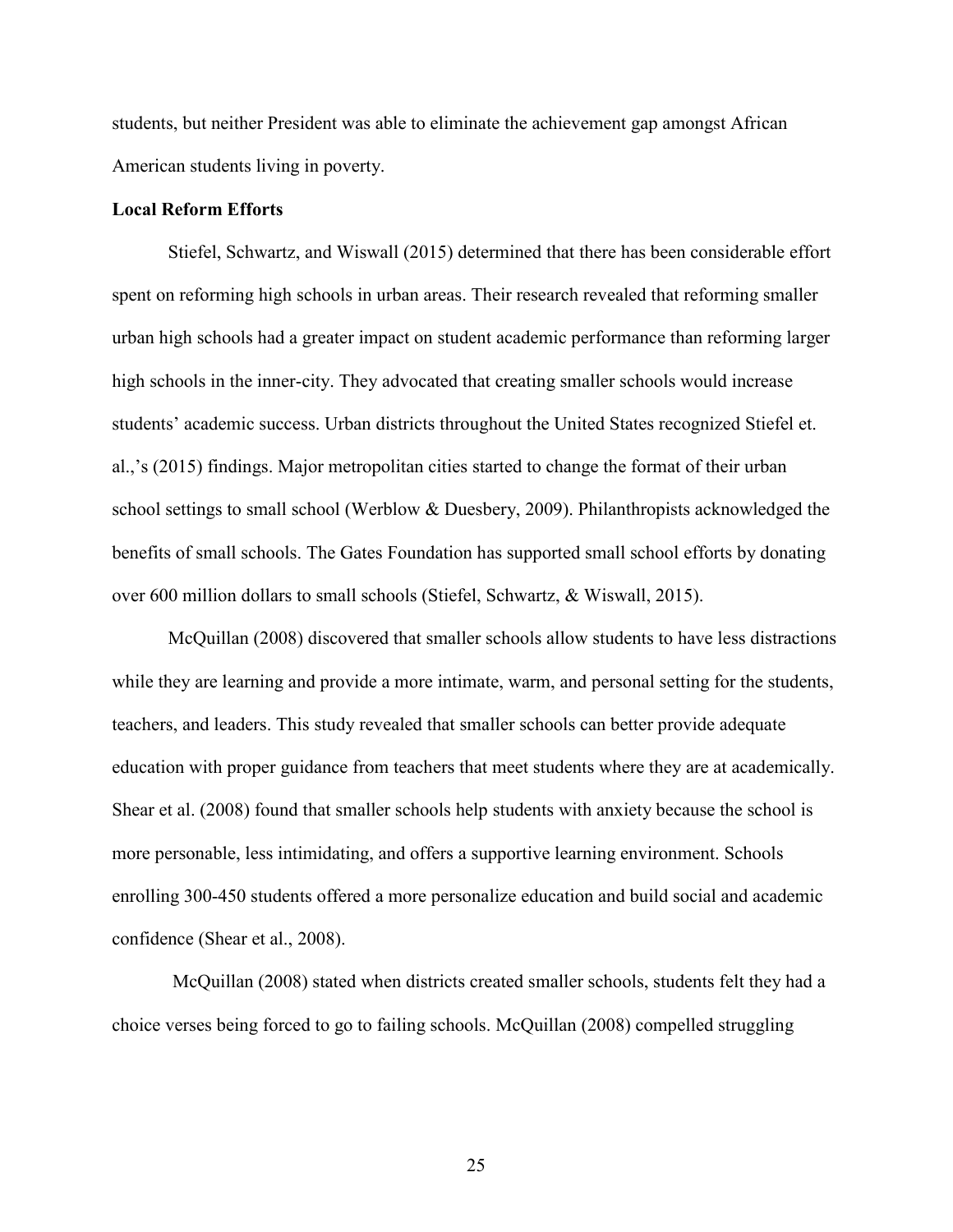students, but neither President was able to eliminate the achievement gap amongst African American students living in poverty.

**Local Reform Efforts**

Stiefel, Schwartz, and Wiswall (2015) determined that there has been considerable effort spent on reforming high schools in urban areas. Their research revealed that reforming smaller urban high schools had a greater impact on student academic performance than reforming larger high schools in the inner-city. They advocated that creating smaller schools would increase students' academic success. Urban districts throughout the United States recognized Stiefel et. al.,'s (2015) findings. Major metropolitan cities started to change the format of their urban school settings to small school (Werblow & Duesbery, 2009). Philanthropists acknowledged the benefits of small schools. The Gates Foundation has supported small school efforts by donating over 600 million dollars to small schools (Stiefel, Schwartz, & Wiswall, 2015).

McQuillan (2008) discovered that smaller schools allow students to have less distractions while they are learning and provide a more intimate, warm, and personal setting for the students, teachers, and leaders. This study revealed that smaller schools can better provide adequate education with proper guidance from teachers that meet students where they are at academically. Shear et al. (2008) found that smaller schools help students with anxiety because the school is more personable, less intimidating, and offers a supportive learning environment. Schools enrolling 300-450 students offered a more personalize education and build social and academic confidence (Shear et al., 2008).

McQuillan (2008) stated when districts created smaller schools, students felt they had a choice verses being forced to go to failing schools. McQuillan (2008) compelled struggling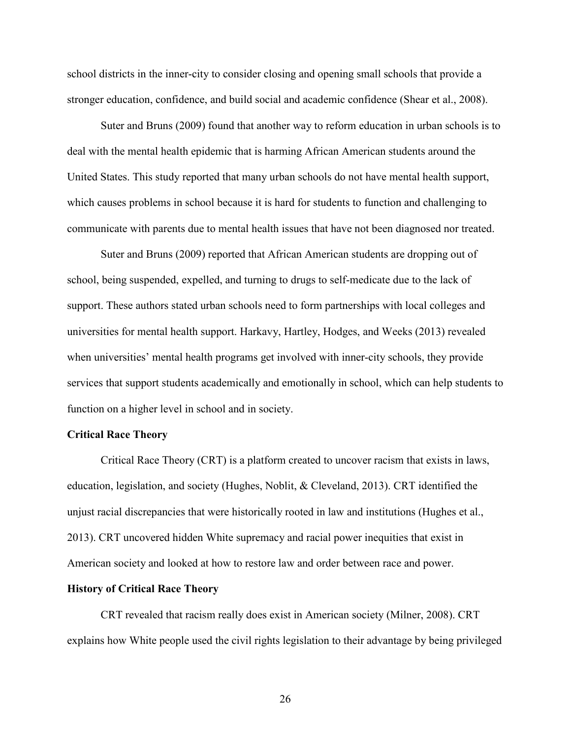school districts in the inner-city to consider closing and opening small schools that provide a stronger education, confidence, and build social and academic confidence (Shear et al., 2008).

Suter and Bruns (2009) found that another way to reform education in urban schools is to deal with the mental health epidemic that is harming African American students around the United States. This study reported that many urban schools do not have mental health support, which causes problems in school because it is hard for students to function and challenging to communicate with parents due to mental health issues that have not been diagnosed nor treated.

Suter and Bruns (2009) reported that African American students are dropping out of school, being suspended, expelled, and turning to drugs to self-medicate due to the lack of support. These authors stated urban schools need to form partnerships with local colleges and universities for mental health support. Harkavy, Hartley, Hodges, and Weeks (2013) revealed when universities' mental health programs get involved with inner-city schools, they provide services that support students academically and emotionally in school, which can help students to function on a higher level in school and in society.

**Critical Race Theory**

Critical Race Theory (CRT) is a platform created to uncover racism that exists in laws, education, legislation, and society (Hughes, Noblit, & Cleveland, 2013). CRT identified the unjust racial discrepancies that were historically rooted in law and institutions (Hughes et al., 2013). CRT uncovered hidden White supremacy and racial power inequities that exist in American society and looked at how to restore law and order between race and power.

**History of Critical Race Theory**

CRT revealed that racism really does exist in American society (Milner, 2008). CRT explains how White people used the civil rights legislation to their advantage by being privileged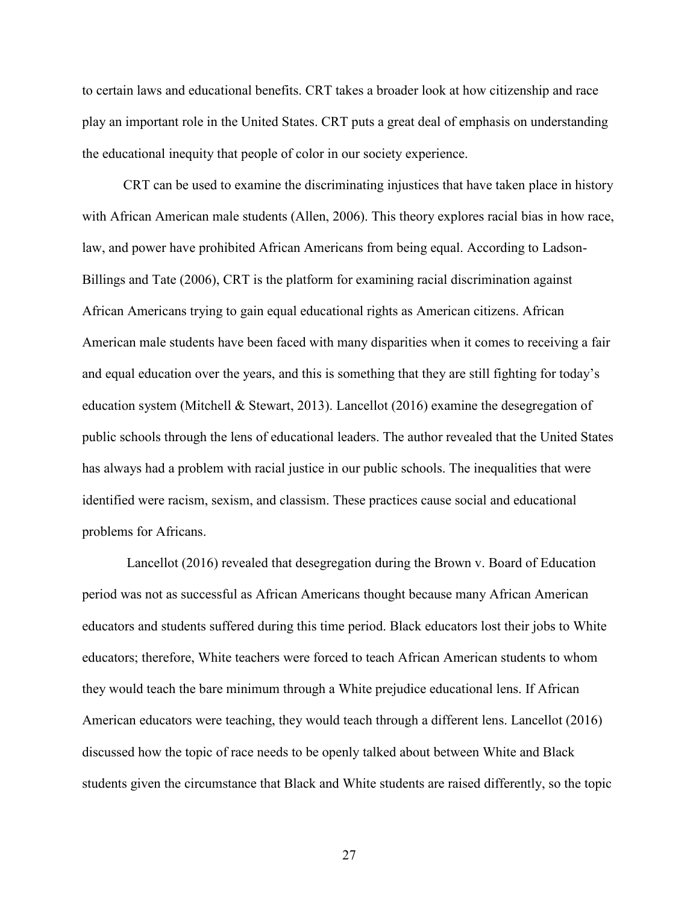to certain laws and educational benefits. CRT takes a broader look at how citizenship and race play an important role in the United States. CRT puts a great deal of emphasis on understanding the educational inequity that people of color in our society experience.

CRT can be used to examine the discriminating injustices that have taken place in history with African American male students (Allen, 2006). This theory explores racial bias in how race, law, and power have prohibited African Americans from being equal. According to Ladson-Billings and Tate (2006), CRT is the platform for examining racial discrimination against African Americans trying to gain equal educational rights as American citizens. African American male students have been faced with many disparities when it comes to receiving a fair and equal education over the years, and this is something that they are still fighting for today's education system (Mitchell & Stewart, 2013). Lancellot (2016) examine the desegregation of public schools through the lens of educational leaders. The author revealed that the United States has always had a problem with racial justice in our public schools. The inequalities that were identified were racism, sexism, and classism. These practices cause social and educational problems for Africans.

Lancellot (2016) revealed that desegregation during the Brown v. Board of Education period was not as successful as African Americans thought because many African American educators and students suffered during this time period. Black educators lost their jobs to White educators; therefore, White teachers were forced to teach African American students to whom they would teach the bare minimum through a White prejudice educational lens. If African American educators were teaching, they would teach through a different lens. Lancellot (2016) discussed how the topic of race needs to be openly talked about between White and Black students given the circumstance that Black and White students are raised differently, so the topic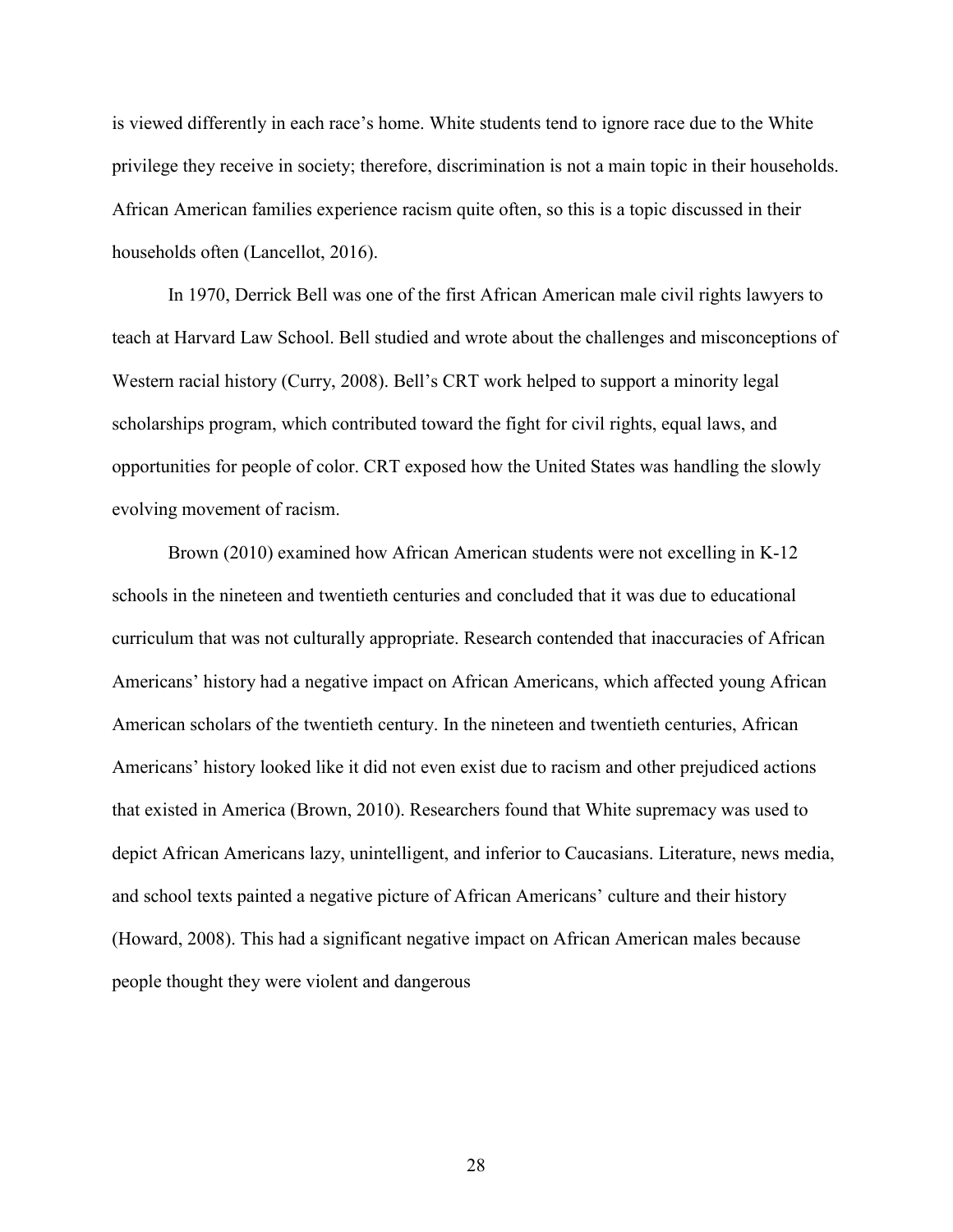is viewed differently in each race's home. White students tend to ignore race due to the White privilege they receive in society; therefore, discrimination is not a main topic in their households. African American families experience racism quite often, so this is a topic discussed in their households often (Lancellot, 2016).

In 1970, Derrick Bell was one of the first African American male civil rights lawyers to teach at Harvard Law School. Bell studied and wrote about the challenges and misconceptions of Western racial history (Curry, 2008). Bell's CRT work helped to support a minority legal scholarships program, which contributed toward the fight for civil rights, equal laws, and opportunities for people of color. CRT exposed how the United States was handling the slowly evolving movement of racism.

Brown (2010) examined how African American students were not excelling in K-12 schools in the nineteen and twentieth centuries and concluded that it was due to educational curriculum that was not culturally appropriate. Research contended that inaccuracies of African Americans' history had a negative impact on African Americans, which affected young African American scholars of the twentieth century. In the nineteen and twentieth centuries, African Americans' history looked like it did not even exist due to racism and other prejudiced actions that existed in America (Brown, 2010). Researchers found that White supremacy was used to depict African Americans lazy, unintelligent, and inferior to Caucasians. Literature, news media, and school texts painted a negative picture of African Americans' culture and their history (Howard, 2008). This had a significant negative impact on African American males because people thought they were violent and dangerous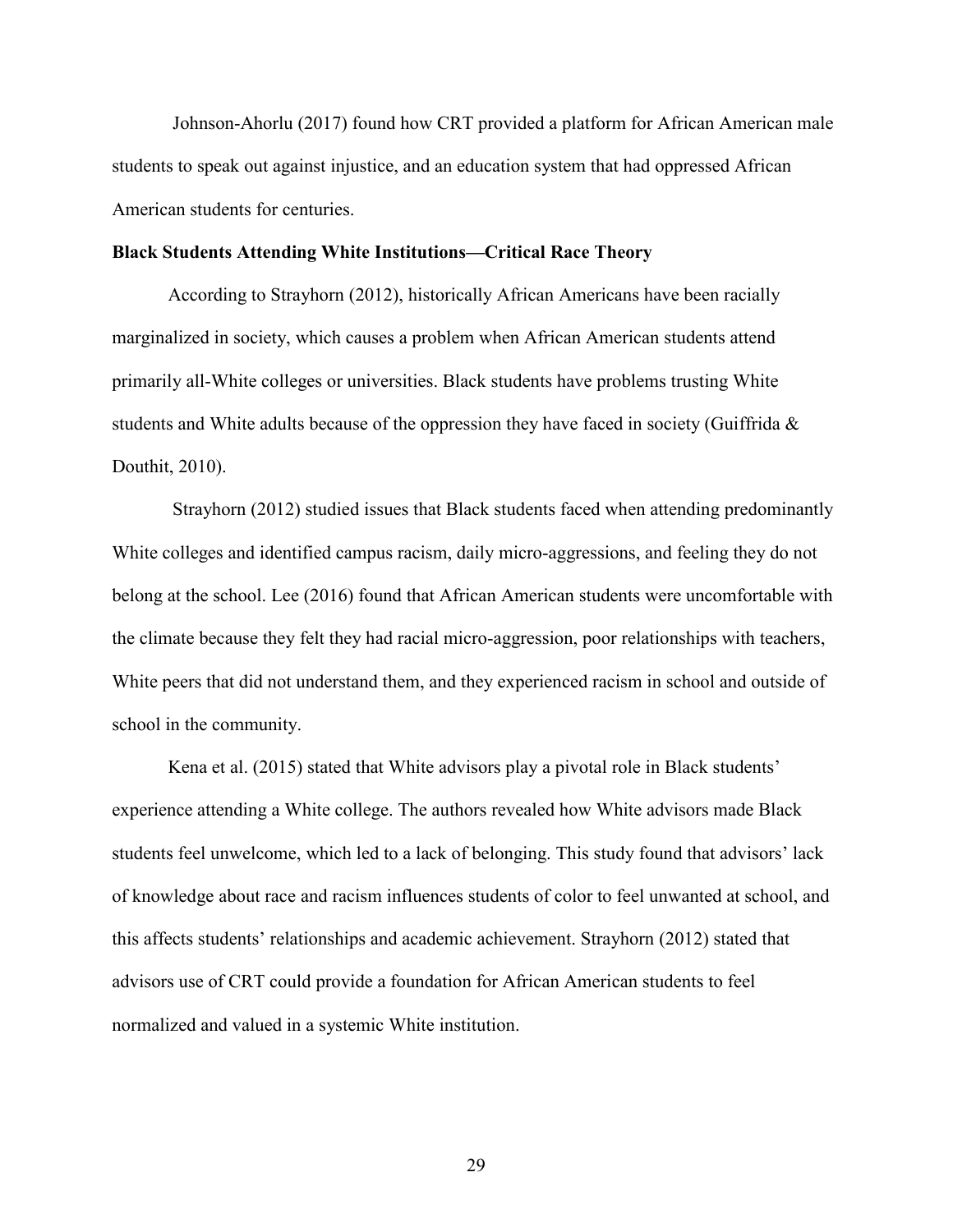Johnson-Ahorlu (2017) found how CRT provided a platform for African American male students to speak out against injustice, and an education system that had oppressed African American students for centuries.

### Black Students Attending White Institutions—Critical Race Theory

According to Strayhorn (2012), historically African Americans have been racially marginalized in society, which causes a problem when African American students attend primarily all-White colleges or universities. Black students have problems trusting White students and White adults because of the oppression they have faced in society (Guiffrida & Douthit, 2010).

Strayhorn (2012) studied issues that Black students faced when attending predominantly White colleges and identified campus racism, daily micro-aggressions, and feeling they do not belong at the school. Lee (2016) found that African American students were uncomfortable with the climate because they felt they had racial micro-aggression, poor relationships with teachers, White peers that did not understand them, and they experienced racism in school and outside of school in the community.

Kena et al. (2015) stated that White advisors play a pivotal role in Black students' experience attending a White college. The authors revealed how White advisors made Black students feel unwelcome, which led to a lack of belonging. This study found that advisors' lack of knowledge about race and racism influences students of color to feel unwanted at school, and this affects students' relationships and academic achievement. Strayhorn (2012) stated that advisors use of CRT could provide a foundation for African American students to feel normalized and valued in a systemic White institution.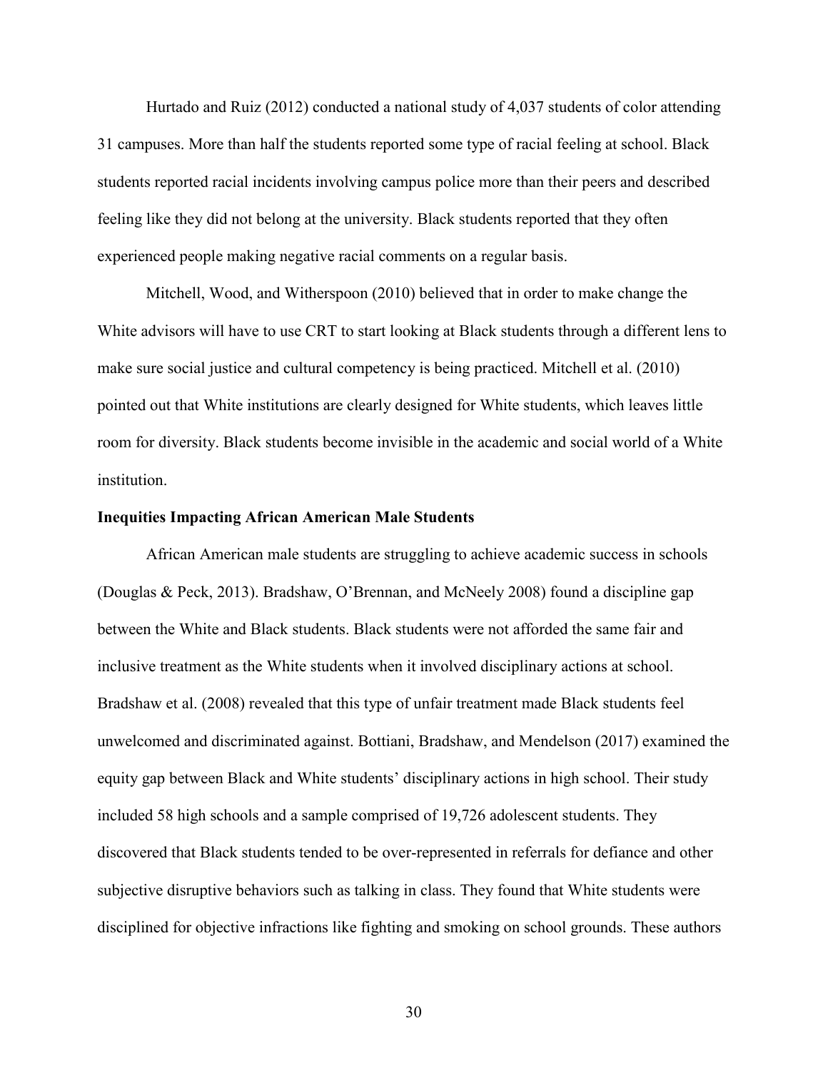Hurtado and Ruiz (2012) conducted a national study of 4,037 students of color attending 31 campuses. More than half the students reported some type of racial feeling at school. Black students reported racial incidents involving campus police more than their peers and described feeling like they did not belong at the university. Black students reported that they often experienced people making negative racial comments on a regular basis.

Mitchell, Wood, and Witherspoon (2010) believed that in order to make change the White advisors will have to use CRT to start looking at Black students through a different lens to make sure social justice and cultural competency is being practiced. Mitchell et al. (2010) pointed out that White institutions are clearly designed for White students, which leaves little room for diversity. Black students become invisible in the academic and social world of a White institution.

**Inequities Impacting African American Male Students**

African American male students are struggling to achieve academic success in schools (Douglas & Peck, 2013). Bradshaw, O'Brennan, and McNeely 2008) found a discipline gap between the White and Black students. Black students were not afforded the same fair and inclusive treatment as the White students when it involved disciplinary actions at school. Bradshaw et al. (2008) revealed that this type of unfair treatment made Black students feel unwelcomed and discriminated against. Bottiani, Bradshaw, and Mendelson (2017) examined the equity gap between Black and White students' disciplinary actions in high school. Their study included 58 high schools and a sample comprised of 19,726 adolescent students. They discovered that Black students tended to be over-represented in referrals for defiance and other subjective disruptive behaviors such as talking in class. They found that White students were disciplined for objective infractions like fighting and smoking on school grounds. These authors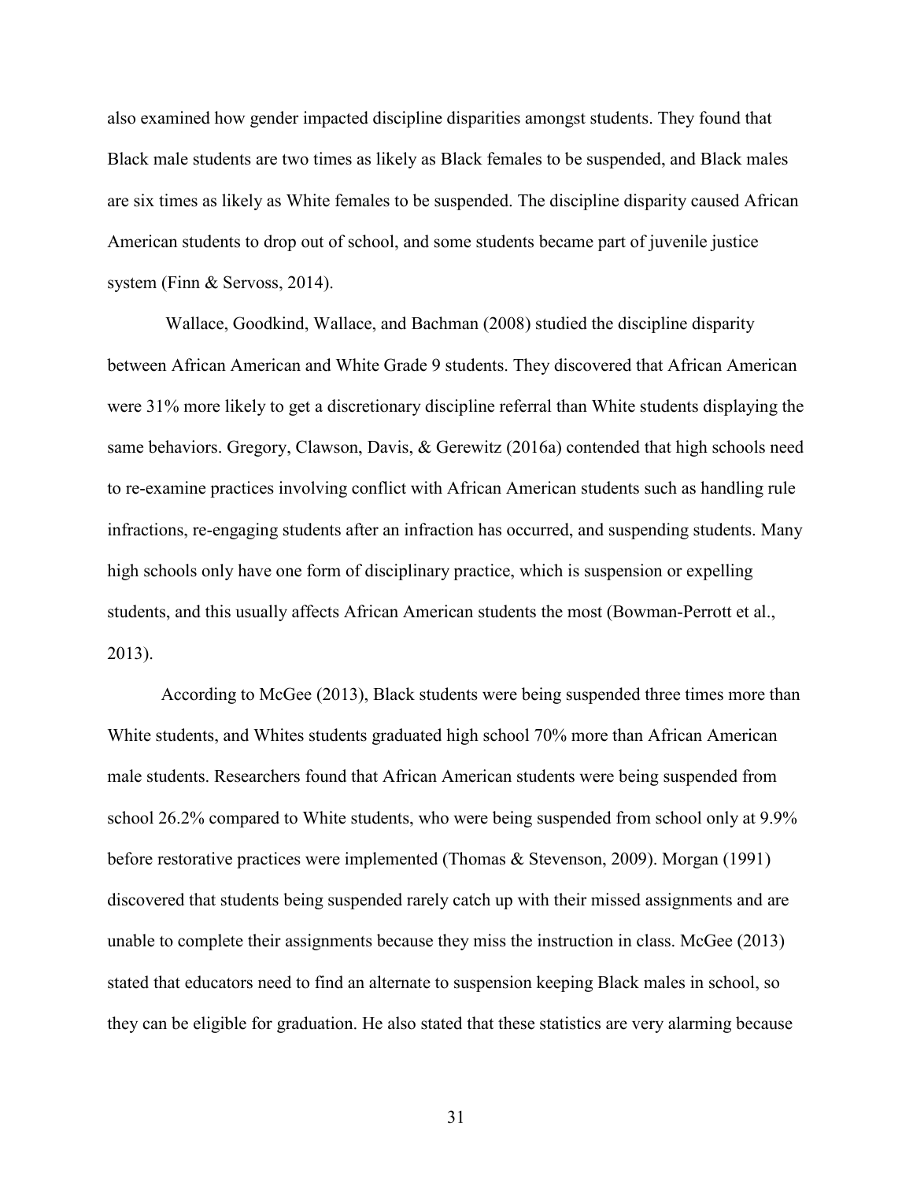also examined how gender impacted discipline disparities amongst students. They found that Black male students are two times as likely as Black females to be suspended, and Black males are six times as likely as White females to be suspended. The discipline disparity caused African American students to drop out of school, and some students became part of juvenile justice system (Finn & Servoss, 2014).

Wallace, Goodkind, Wallace, and Bachman (2008) studied the discipline disparity between African American and White Grade 9 students. They discovered that African American were 31% more likely to get a discretionary discipline referral than White students displaying the same behaviors. Gregory, Clawson, Davis, & Gerewitz (2016a) contended that high schools need to re-examine practices involving conflict with African American students such as handling rule infractions, re-engaging students after an infraction has occurred, and suspending students. Many high schools only have one form of disciplinary practice, which is suspension or expelling students, and this usually affects African American students the most (Bowman-Perrott et al., 2013).

According to McGee (2013), Black students were being suspended three times more than White students, and Whites students graduated high school 70% more than African American male students. Researchers found that African American students were being suspended from school 26.2% compared to White students, who were being suspended from school only at 9.9% before restorative practices were implemented (Thomas & Stevenson, 2009). Morgan (1991) discovered that students being suspended rarely catch up with their missed assignments and are unable to complete their assignments because they miss the instruction in class. McGee (2013) stated that educators need to find an alternate to suspension keeping Black males in school, so they can be eligible for graduation. He also stated that these statistics are very alarming because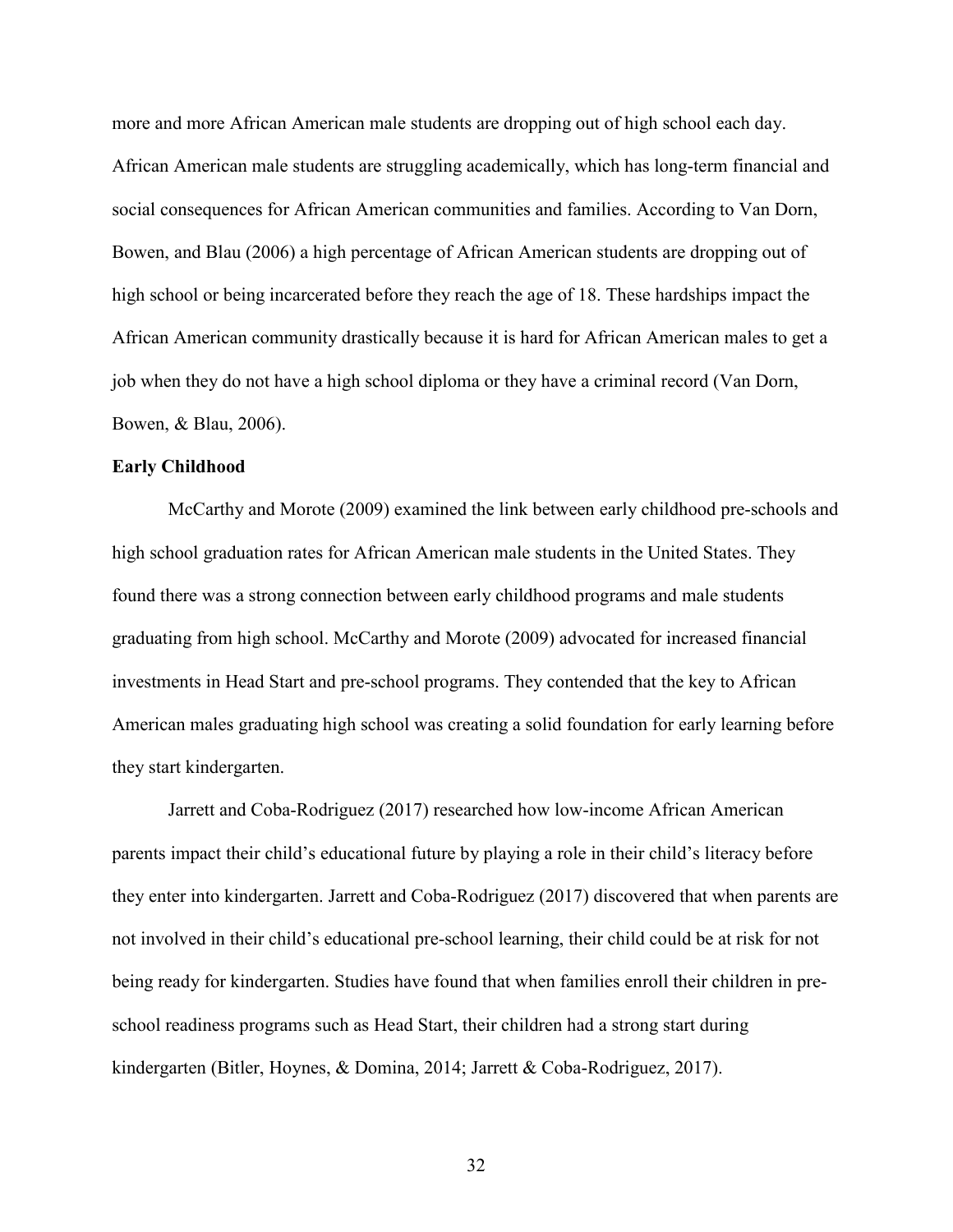more and more African American male students are dropping out of high school each day. African American male students are struggling academically, which has long-term financial and social consequences for African American communities and families. According to Van Dorn, Bowen, and Blau (2006) a high percentage of African American students are dropping out of high school or being incarcerated before they reach the age of 18. These hardships impact the African American community drastically because it is hard for African American males to get a job when they do not have a high school diploma or they have a criminal record (Van Dorn, Bowen, & Blau, 2006).

**Early Childhood**

McCarthy and Morote (2009) examined the link between early childhood pre-schools and high school graduation rates for African American male students in the United States. They found there was a strong connection between early childhood programs and male students graduating from high school. McCarthy and Morote (2009) advocated for increased financial investments in Head Start and pre-school programs. They contended that the key to African American males graduating high school was creating a solid foundation for early learning before they start kindergarten.

Jarrett and Coba-Rodriguez (2017) researched how low-income African American parents impact their child's educational future by playing a role in their child's literacy before they enter into kindergarten. Jarrett and Coba-Rodriguez (2017) discovered that when parents are not involved in their child's educational pre-school learning, their child could be at risk for not being ready for kindergarten. Studies have found that when families enroll their children in pre-school readiness programs such as Head Start, their children had a strong start during kindergarten (Bitler, Hoynes, & Domina, 2014; Jarrett & Coba-Rodriguez, 2017).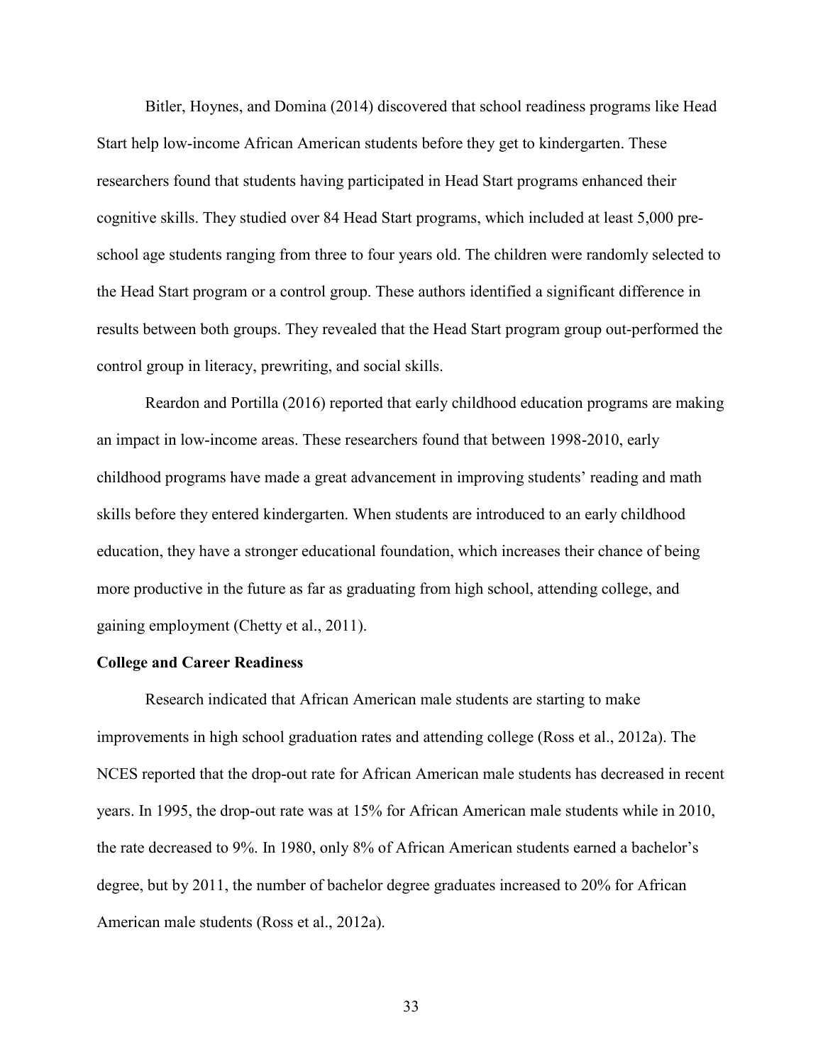Bitler, Hoynes, and Domina (2014) discovered that school readiness programs like Head Start help low-income African American students before they get to kindergarten. These researchers found that students having participated in Head Start programs enhanced their cognitive skills. They studied over 84 Head Start programs, which included at least 5,000 pre-school age students ranging from three to four years old. The children were randomly selected to the Head Start program or a control group. These authors identified a significant difference in results between both groups. They revealed that the Head Start program group out-performed the control group in literacy, prewriting, and social skills.

Reardon and Portilla (2016) reported that early childhood education programs are making an impact in low-income areas. These researchers found that between 1998-2010, early childhood programs have made a great advancement in improving students' reading and math skills before they entered kindergarten. When students are introduced to an early childhood education, they have a stronger educational foundation, which increases their chance of being more productive in the future as far as graduating from high school, attending college, and gaining employment (Chetty et al., 2011).

**College and Career Readiness**

Research indicated that African American male students are starting to make improvements in high school graduation rates and attending college (Ross et al., 2012a). The NCES reported that the drop-out rate for African American male students has decreased in recent years. In 1995, the drop-out rate was at 15% for African American male students while in 2010, the rate decreased to 9%. In 1980, only 8% of African American students earned a bachelor's degree, but by 2011, the number of bachelor degree graduates increased to 20% for African American male students (Ross et al., 2012a).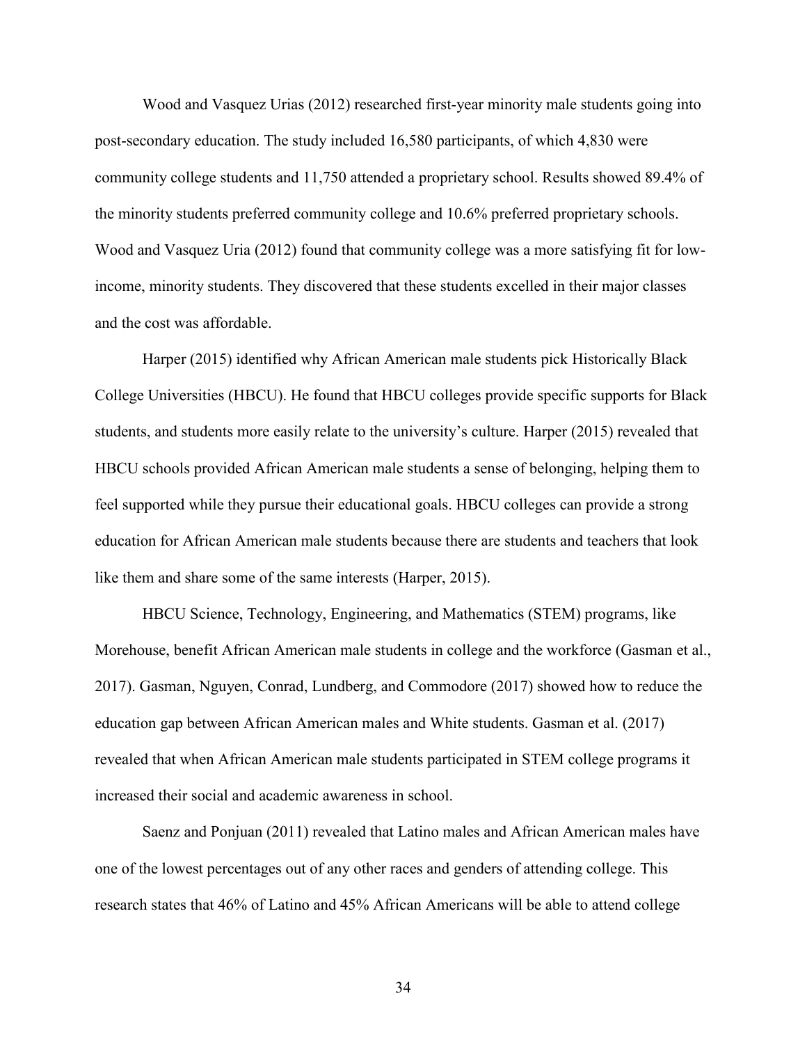Wood and Vasquez Urias (2012) researched first-year minority male students going into post-secondary education. The study included 16,580 participants, of which 4,830 were community college students and 11,750 attended a proprietary school. Results showed 89.4% of the minority students preferred community college and 10.6% preferred proprietary schools. Wood and Vasquez Uria (2012) found that community college was a more satisfying fit for low-income, minority students. They discovered that these students excelled in their major classes and the cost was affordable.

Harper (2015) identified why African American male students pick Historically Black College Universities (HBCU). He found that HBCU colleges provide specific supports for Black students, and students more easily relate to the university's culture. Harper (2015) revealed that HBCU schools provided African American male students a sense of belonging, helping them to feel supported while they pursue their educational goals. HBCU colleges can provide a strong education for African American male students because there are students and teachers that look like them and share some of the same interests (Harper, 2015).

HBCU Science, Technology, Engineering, and Mathematics (STEM) programs, like Morehouse, benefit African American male students in college and the workforce (Gasman et al., 2017). Gasman, Nguyen, Conrad, Lundberg, and Commodore (2017) showed how to reduce the education gap between African American males and White students. Gasman et al. (2017) revealed that when African American male students participated in STEM college programs it increased their social and academic awareness in school.

Saenz and Ponjuan (2011) revealed that Latino males and African American males have one of the lowest percentages out of any other races and genders of attending college. This research states that 46% of Latino and 45% African Americans will be able to attend college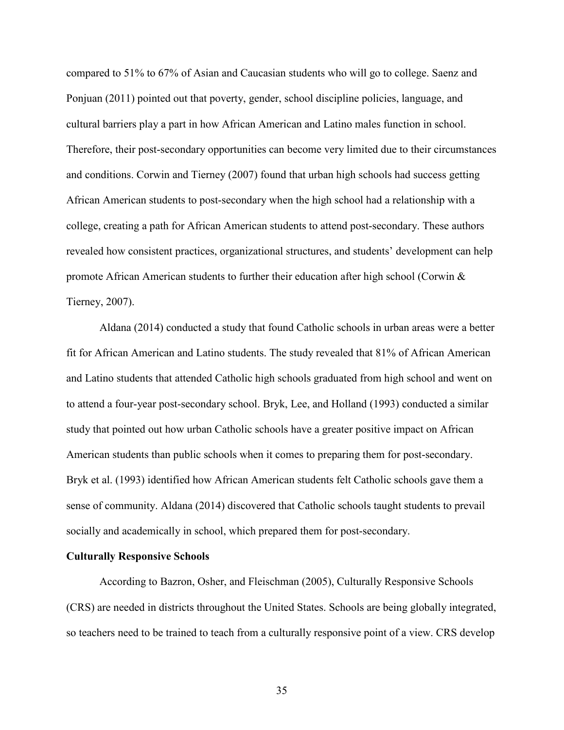compared to 51% to 67% of Asian and Caucasian students who will go to college. Saenz and Ponjuan (2011) pointed out that poverty, gender, school discipline policies, language, and cultural barriers play a part in how African American and Latino males function in school. Therefore, their post-secondary opportunities can become very limited due to their circumstances and conditions. Corwin and Tierney (2007) found that urban high schools had success getting African American students to post-secondary when the high school had a relationship with a college, creating a path for African American students to attend post-secondary. These authors revealed how consistent practices, organizational structures, and students' development can help promote African American students to further their education after high school (Corwin & Tierney, 2007).

Aldana (2014) conducted a study that found Catholic schools in urban areas were a better fit for African American and Latino students. The study revealed that 81% of African American and Latino students that attended Catholic high schools graduated from high school and went on to attend a four-year post-secondary school. Bryk, Lee, and Holland (1993) conducted a similar study that pointed out how urban Catholic schools have a greater positive impact on African American students than public schools when it comes to preparing them for post-secondary. Bryk et al. (1993) identified how African American students felt Catholic schools gave them a sense of community. Aldana (2014) discovered that Catholic schools taught students to prevail socially and academically in school, which prepared them for post-secondary.

**Culturally Responsive Schools**

According to Bazron, Osher, and Fleischman (2005), Culturally Responsive Schools (CRS) are needed in districts throughout the United States. Schools are being globally integrated, so teachers need to be trained to teach from a culturally responsive point of a view. CRS develop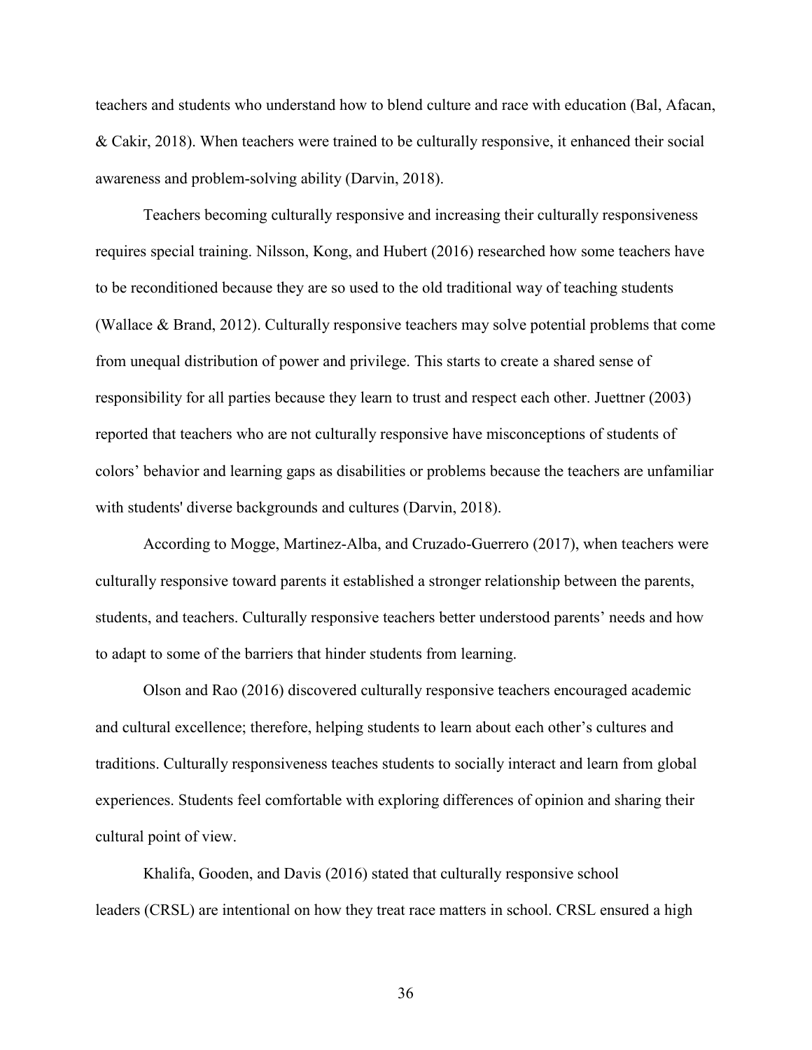teachers and students who understand how to blend culture and race with education (Bal, Afacan, & Cakir, 2018). When teachers were trained to be culturally responsive, it enhanced their social awareness and problem-solving ability (Darvin, 2018).

Teachers becoming culturally responsive and increasing their culturally responsiveness requires special training. Nilsson, Kong, and Hubert (2016) researched how some teachers have to be reconditioned because they are so used to the old traditional way of teaching students (Wallace & Brand, 2012). Culturally responsive teachers may solve potential problems that come from unequal distribution of power and privilege. This starts to create a shared sense of responsibility for all parties because they learn to trust and respect each other. Juettner (2003) reported that teachers who are not culturally responsive have misconceptions of students of colors' behavior and learning gaps as disabilities or problems because the teachers are unfamiliar with students' diverse backgrounds and cultures (Darvin, 2018).

According to Mogge, Martinez-Alba, and Cruzado-Guerrero (2017), when teachers were culturally responsive toward parents it established a stronger relationship between the parents, students, and teachers. Culturally responsive teachers better understood parents' needs and how to adapt to some of the barriers that hinder students from learning.

Olson and Rao (2016) discovered culturally responsive teachers encouraged academic and cultural excellence; therefore, helping students to learn about each other's cultures and traditions. Culturally responsiveness teaches students to socially interact and learn from global experiences. Students feel comfortable with exploring differences of opinion and sharing their cultural point of view.

Khalifa, Gooden, and Davis (2016) stated that culturally responsive school leaders (CRSL) are intentional on how they treat race matters in school. CRSL ensured a high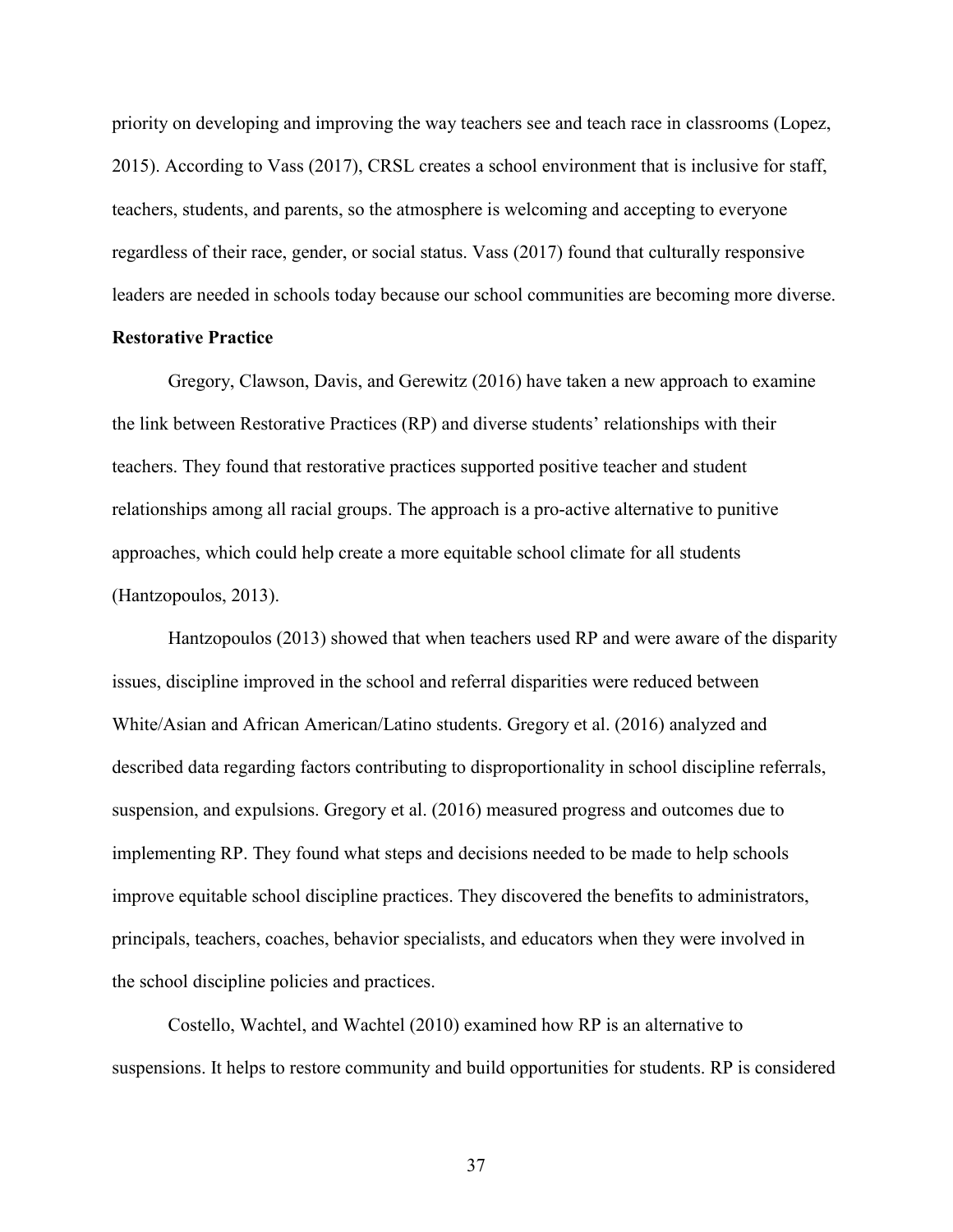priority on developing and improving the way teachers see and teach race in classrooms (Lopez, 2015). According to Vass (2017), CRSL creates a school environment that is inclusive for staff, teachers, students, and parents, so the atmosphere is welcoming and accepting to everyone regardless of their race, gender, or social status. Vass (2017) found that culturally responsive leaders are needed in schools today because our school communities are becoming more diverse.

**Restorative Practice**

Gregory, Clawson, Davis, and Gerewitz (2016) have taken a new approach to examine the link between Restorative Practices (RP) and diverse students' relationships with their teachers. They found that restorative practices supported positive teacher and student relationships among all racial groups. The approach is a pro-active alternative to punitive approaches, which could help create a more equitable school climate for all students (Hantzopoulos, 2013).

Hantzopoulos (2013) showed that when teachers used RP and were aware of the disparity issues, discipline improved in the school and referral disparities were reduced between White/Asian and African American/Latino students. Gregory et al. (2016) analyzed and described data regarding factors contributing to disproportionality in school discipline referrals, suspension, and expulsions. Gregory et al. (2016) measured progress and outcomes due to implementing RP. They found what steps and decisions needed to be made to help schools improve equitable school discipline practices. They discovered the benefits to administrators, principals, teachers, coaches, behavior specialists, and educators when they were involved in the school discipline policies and practices.

Costello, Wachtel, and Wachtel (2010) examined how RP is an alternative to suspensions. It helps to restore community and build opportunities for students. RP is considered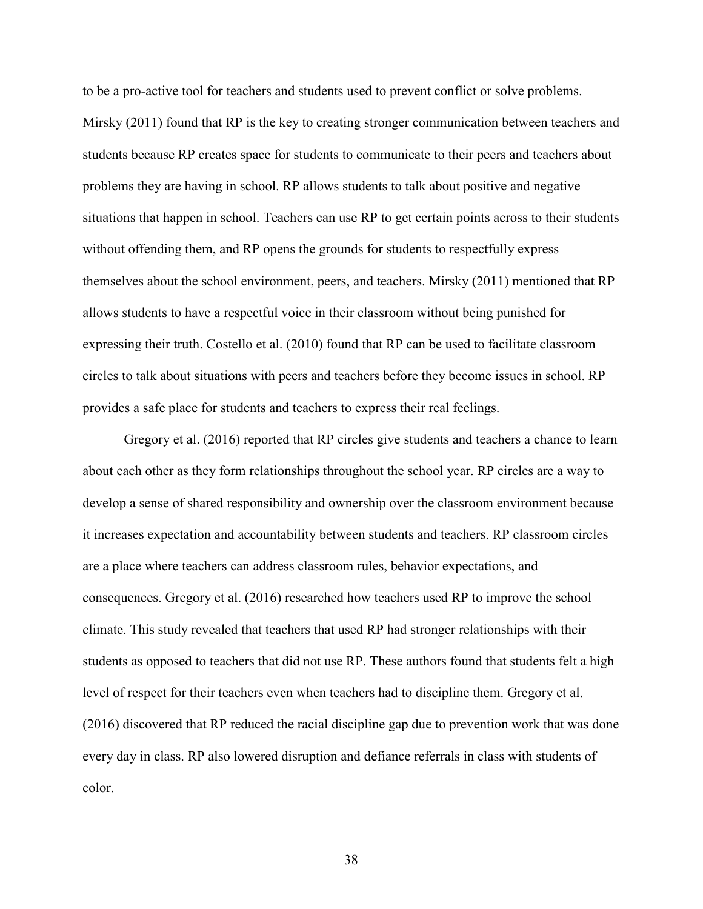to be a pro-active tool for teachers and students used to prevent conflict or solve problems. Mirsky (2011) found that RP is the key to creating stronger communication between teachers and students because RP creates space for students to communicate to their peers and teachers about problems they are having in school. RP allows students to talk about positive and negative situations that happen in school. Teachers can use RP to get certain points across to their students without offending them, and RP opens the grounds for students to respectfully express themselves about the school environment, peers, and teachers. Mirsky (2011) mentioned that RP allows students to have a respectful voice in their classroom without being punished for expressing their truth. Costello et al. (2010) found that RP can be used to facilitate classroom circles to talk about situations with peers and teachers before they become issues in school. RP provides a safe place for students and teachers to express their real feelings.

Gregory et al. (2016) reported that RP circles give students and teachers a chance to learn about each other as they form relationships throughout the school year. RP circles are a way to develop a sense of shared responsibility and ownership over the classroom environment because it increases expectation and accountability between students and teachers. RP classroom circles are a place where teachers can address classroom rules, behavior expectations, and consequences. Gregory et al. (2016) researched how teachers used RP to improve the school climate. This study revealed that teachers that used RP had stronger relationships with their students as opposed to teachers that did not use RP. These authors found that students felt a high level of respect for their teachers even when teachers had to discipline them. Gregory et al. (2016) discovered that RP reduced the racial discipline gap due to prevention work that was done every day in class. RP also lowered disruption and defiance referrals in class with students of color.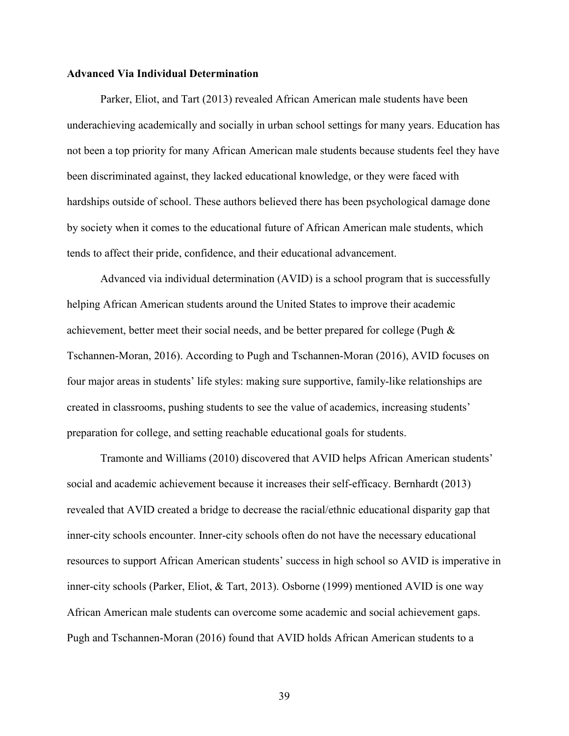**Advanced Via Individual Determination**

Parker, Eliot, and Tart (2013) revealed African American male students have been underachieving academically and socially in urban school settings for many years. Education has not been a top priority for many African American male students because students feel they have been discriminated against, they lacked educational knowledge, or they were faced with hardships outside of school. These authors believed there has been psychological damage done by society when it comes to the educational future of African American male students, which tends to affect their pride, confidence, and their educational advancement.

Advanced via individual determination (AVID) is a school program that is successfully helping African American students around the United States to improve their academic achievement, better meet their social needs, and be better prepared for college (Pugh & Tschannen-Moran, 2016). According to Pugh and Tschannen-Moran (2016), AVID focuses on four major areas in students' life styles: making sure supportive, family-like relationships are created in classrooms, pushing students to see the value of academics, increasing students' preparation for college, and setting reachable educational goals for students.

Tramonte and Williams (2010) discovered that AVID helps African American students' social and academic achievement because it increases their self-efficacy. Bernhardt (2013) revealed that AVID created a bridge to decrease the racial/ethnic educational disparity gap that inner-city schools encounter. Inner-city schools often do not have the necessary educational resources to support African American students' success in high school so AVID is imperative in inner-city schools (Parker, Eliot, & Tart, 2013). Osborne (1999) mentioned AVID is one way African American male students can overcome some academic and social achievement gaps. Pugh and Tschannen-Moran (2016) found that AVID holds African American students to a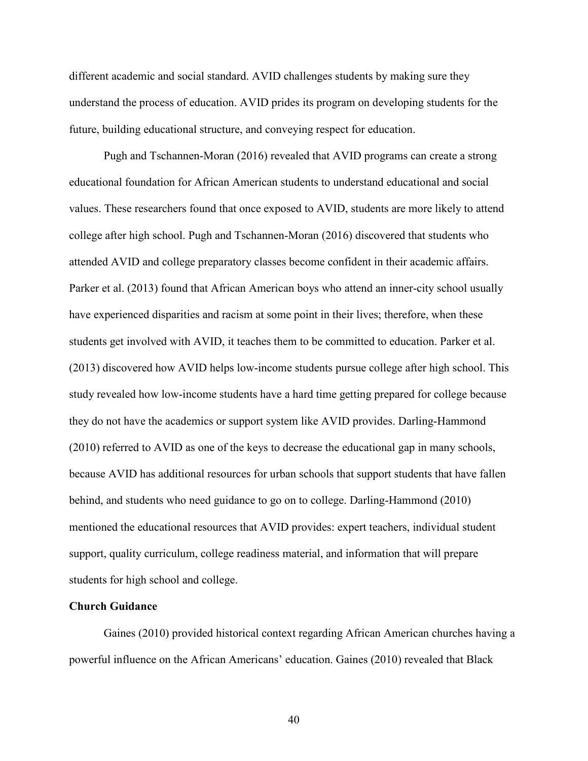different academic and social standard. AVID challenges students by making sure they understand the process of education. AVID prides its program on developing students for the future, building educational structure, and conveying respect for education.

Pugh and Tschannen-Moran (2016) revealed that AVID programs can create a strong educational foundation for African American students to understand educational and social values. These researchers found that once exposed to AVID, students are more likely to attend college after high school. Pugh and Tschannen-Moran (2016) discovered that students who attended AVID and college preparatory classes become confident in their academic affairs. Parker et al. (2013) found that African American boys who attend an inner-city school usually have experienced disparities and racism at some point in their lives; therefore, when these students get involved with AVID, it teaches them to be committed to education. Parker et al. (2013) discovered how AVID helps low-income students pursue college after high school. This study revealed how low-income students have a hard time getting prepared for college because they do not have the academics or support system like AVID provides. Darling-Hammond (2010) referred to AVID as one of the keys to decrease the educational gap in many schools, because AVID has additional resources for urban schools that support students that have fallen behind, and students who need guidance to go on to college. Darling-Hammond (2010) mentioned the educational resources that AVID provides: expert teachers, individual student support, quality curriculum, college readiness material, and information that will prepare students for high school and college.

**Church Guidance**

Gaines (2010) provided historical context regarding African American churches having a powerful influence on the African Americans' education. Gaines (2010) revealed that Black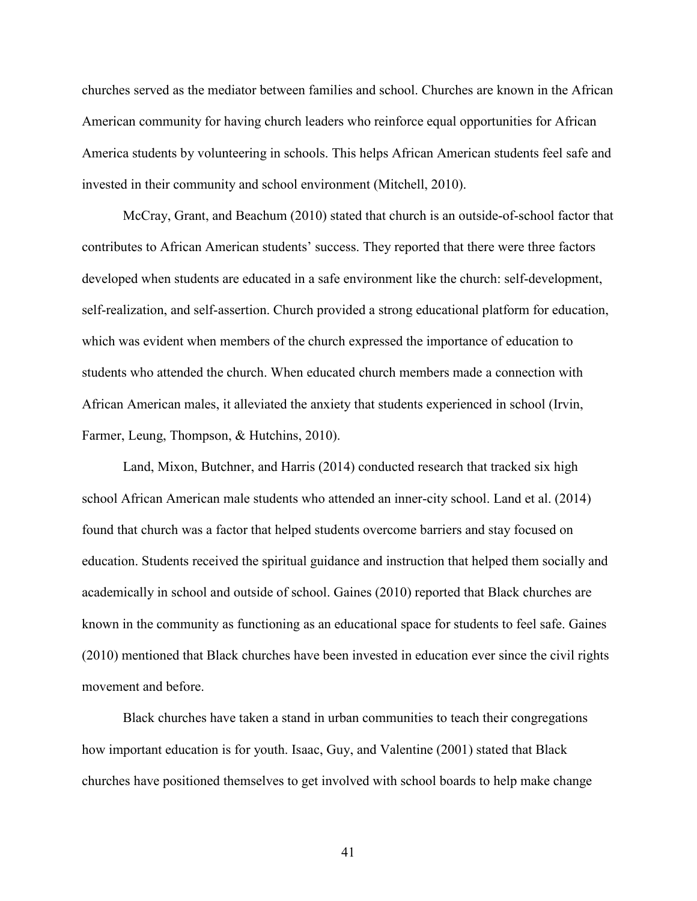churches served as the mediator between families and school. Churches are known in the African American community for having church leaders who reinforce equal opportunities for African America students by volunteering in schools. This helps African American students feel safe and invested in their community and school environment (Mitchell, 2010).

McCray, Grant, and Beachum (2010) stated that church is an outside-of-school factor that contributes to African American students' success. They reported that there were three factors developed when students are educated in a safe environment like the church: self-development, self-realization, and self-assertion. Church provided a strong educational platform for education, which was evident when members of the church expressed the importance of education to students who attended the church. When educated church members made a connection with African American males, it alleviated the anxiety that students experienced in school (Irvin, Farmer, Leung, Thompson, & Hutchins, 2010).

Land, Mixon, Butchner, and Harris (2014) conducted research that tracked six high school African American male students who attended an inner-city school. Land et al. (2014) found that church was a factor that helped students overcome barriers and stay focused on education. Students received the spiritual guidance and instruction that helped them socially and academically in school and outside of school. Gaines (2010) reported that Black churches are known in the community as functioning as an educational space for students to feel safe. Gaines (2010) mentioned that Black churches have been invested in education ever since the civil rights movement and before.

Black churches have taken a stand in urban communities to teach their congregations how important education is for youth. Isaac, Guy, and Valentine (2001) stated that Black churches have positioned themselves to get involved with school boards to help make change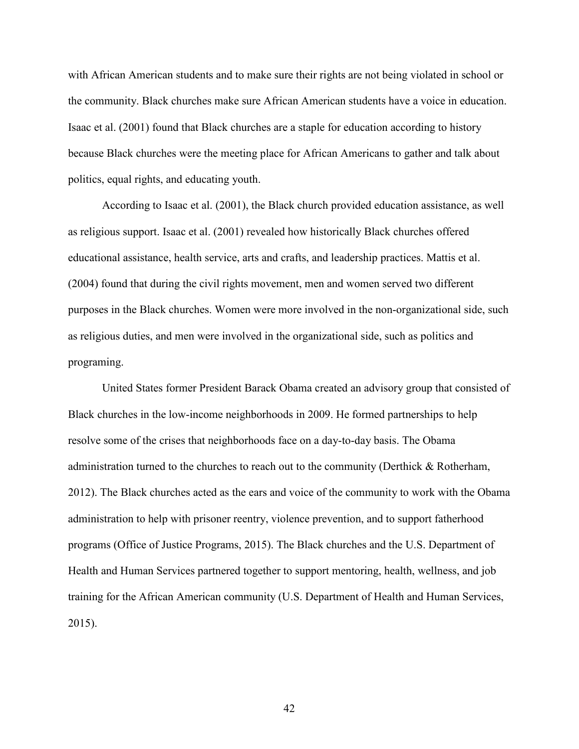with African American students and to make sure their rights are not being violated in school or the community. Black churches make sure African American students have a voice in education. Isaac et al. (2001) found that Black churches are a staple for education according to history because Black churches were the meeting place for African Americans to gather and talk about politics, equal rights, and educating youth.

According to Isaac et al. (2001), the Black church provided education assistance, as well as religious support. Isaac et al. (2001) revealed how historically Black churches offered educational assistance, health service, arts and crafts, and leadership practices. Mattis et al. (2004) found that during the civil rights movement, men and women served two different purposes in the Black churches. Women were more involved in the non-organizational side, such as religious duties, and men were involved in the organizational side, such as politics and programing.

United States former President Barack Obama created an advisory group that consisted of Black churches in the low-income neighborhoods in 2009. He formed partnerships to help resolve some of the crises that neighborhoods face on a day-to-day basis. The Obama administration turned to the churches to reach out to the community (Derthick & Rotherham, 2012). The Black churches acted as the ears and voice of the community to work with the Obama administration to help with prisoner reentry, violence prevention, and to support fatherhood programs (Office of Justice Programs, 2015). The Black churches and the U.S. Department of Health and Human Services partnered together to support mentoring, health, wellness, and job training for the African American community (U.S. Department of Health and Human Services, 2015).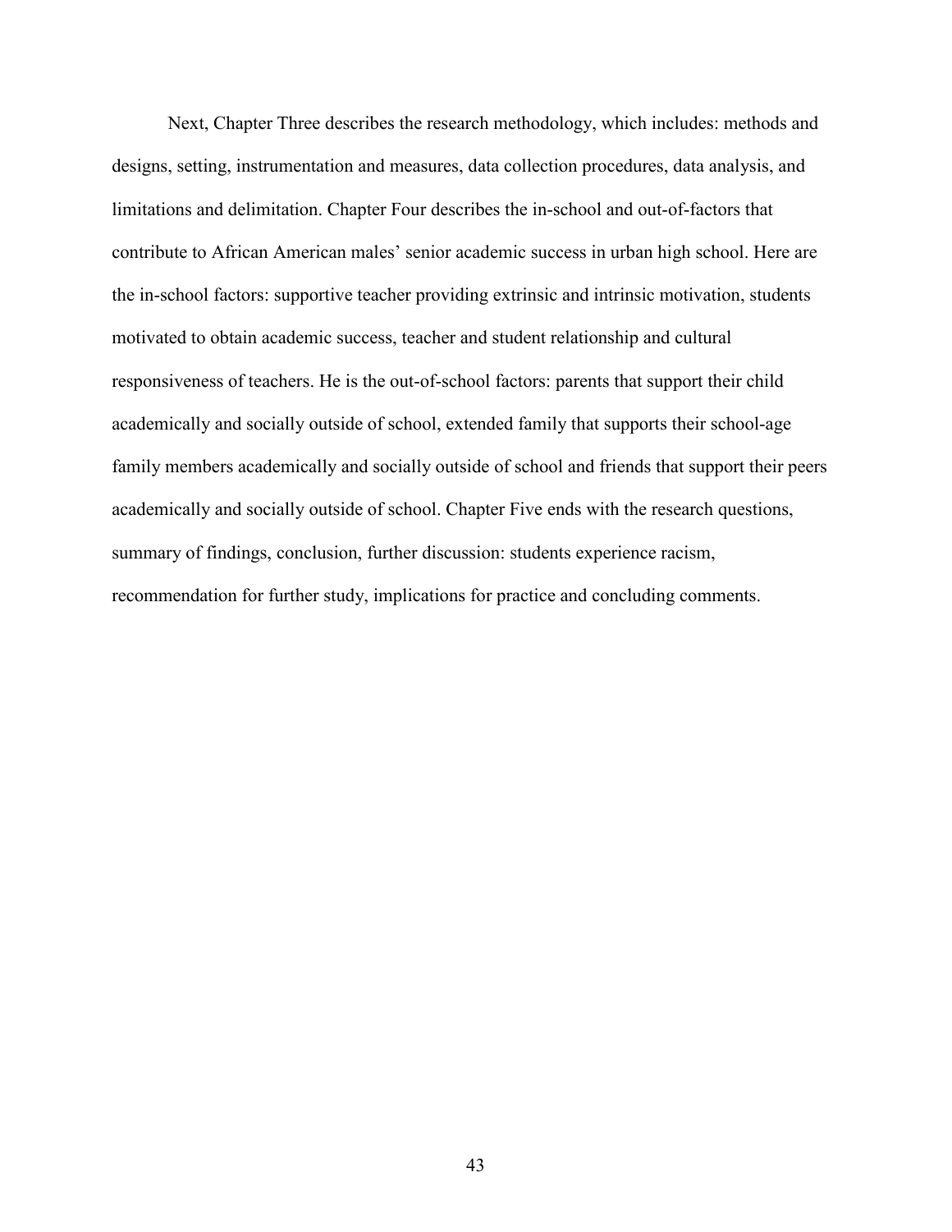Next, Chapter Three describes the research methodology, which includes: methods and designs, setting, instrumentation and measures, data collection procedures, data analysis, and limitations and delimitation. Chapter Four describes the in-school and out-of-factors that contribute to African American males' senior academic success in urban high school. Here are the in-school factors: supportive teacher providing extrinsic and intrinsic motivation, students motivated to obtain academic success, teacher and student relationship and cultural responsiveness of teachers. He is the out-of-school factors: parents that support their child academically and socially outside of school, extended family that supports their school-age family members academically and socially outside of school and friends that support their peers academically and socially outside of school. Chapter Five ends with the research questions, summary of findings, conclusion, further discussion: students experience racism, recommendation for further study, implications for practice and concluding comments.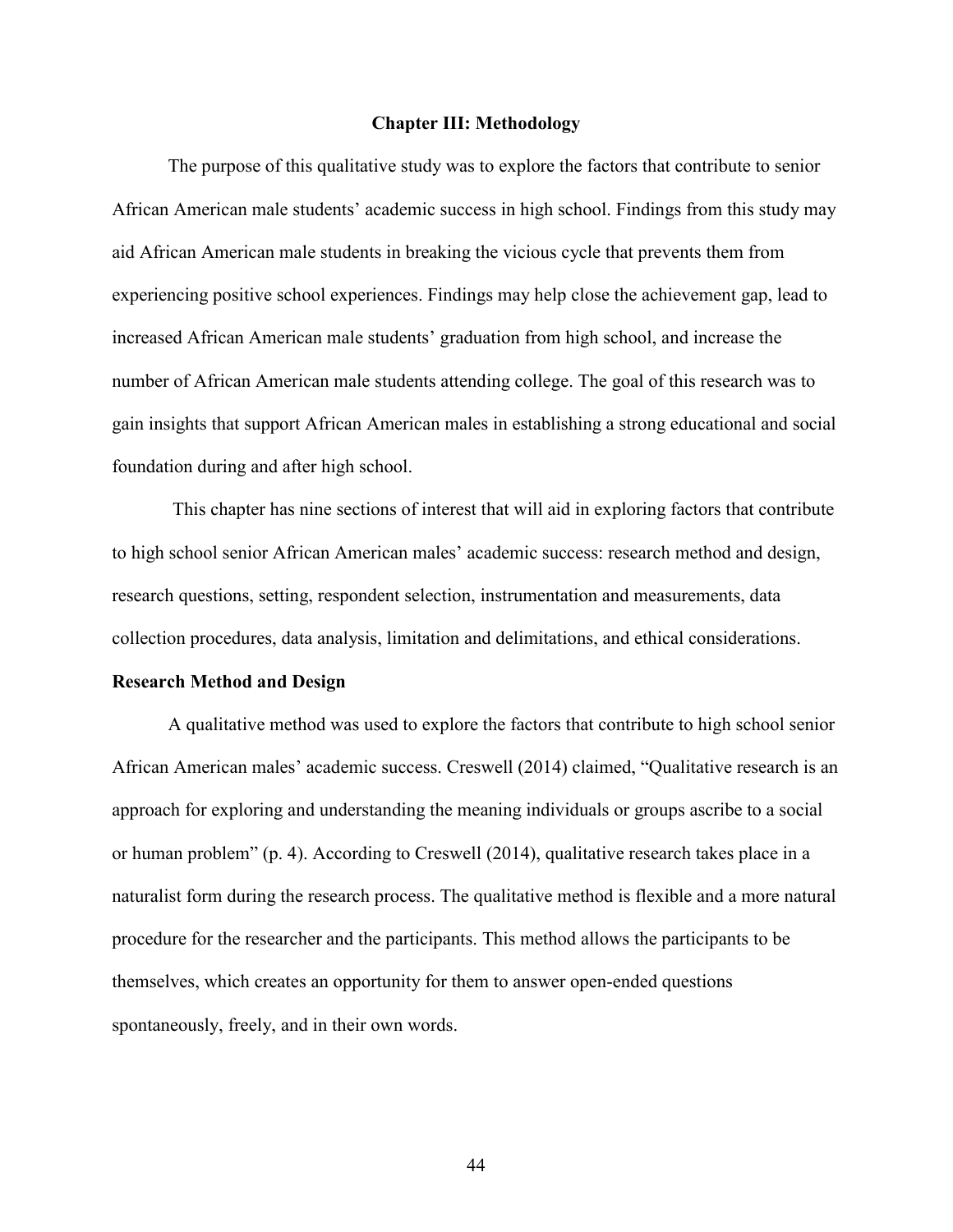# Chapter III: Methodology

The purpose of this qualitative study was to explore the factors that contribute to senior African American male students' academic success in high school. Findings from this study may aid African American male students in breaking the vicious cycle that prevents them from experiencing positive school experiences. Findings may help close the achievement gap, lead to increased African American male students' graduation from high school, and increase the number of African American male students attending college. The goal of this research was to gain insights that support African American males in establishing a strong educational and social foundation during and after high school.

This chapter has nine sections of interest that will aid in exploring factors that contribute to high school senior African American males' academic success: research method and design, research questions, setting, respondent selection, instrumentation and measurements, data collection procedures, data analysis, limitation and delimitations, and ethical considerations.

## Research Method and Design

A qualitative method was used to explore the factors that contribute to high school senior African American males' academic success. Creswell (2014) claimed, "Qualitative research is an approach for exploring and understanding the meaning individuals or groups ascribe to a social or human problem" (p. 4). According to Creswell (2014), qualitative research takes place in a naturalist form during the research process. The qualitative method is flexible and a more natural procedure for the researcher and the participants. This method allows the participants to be themselves, which creates an opportunity for them to answer open-ended questions spontaneously, freely, and in their own words.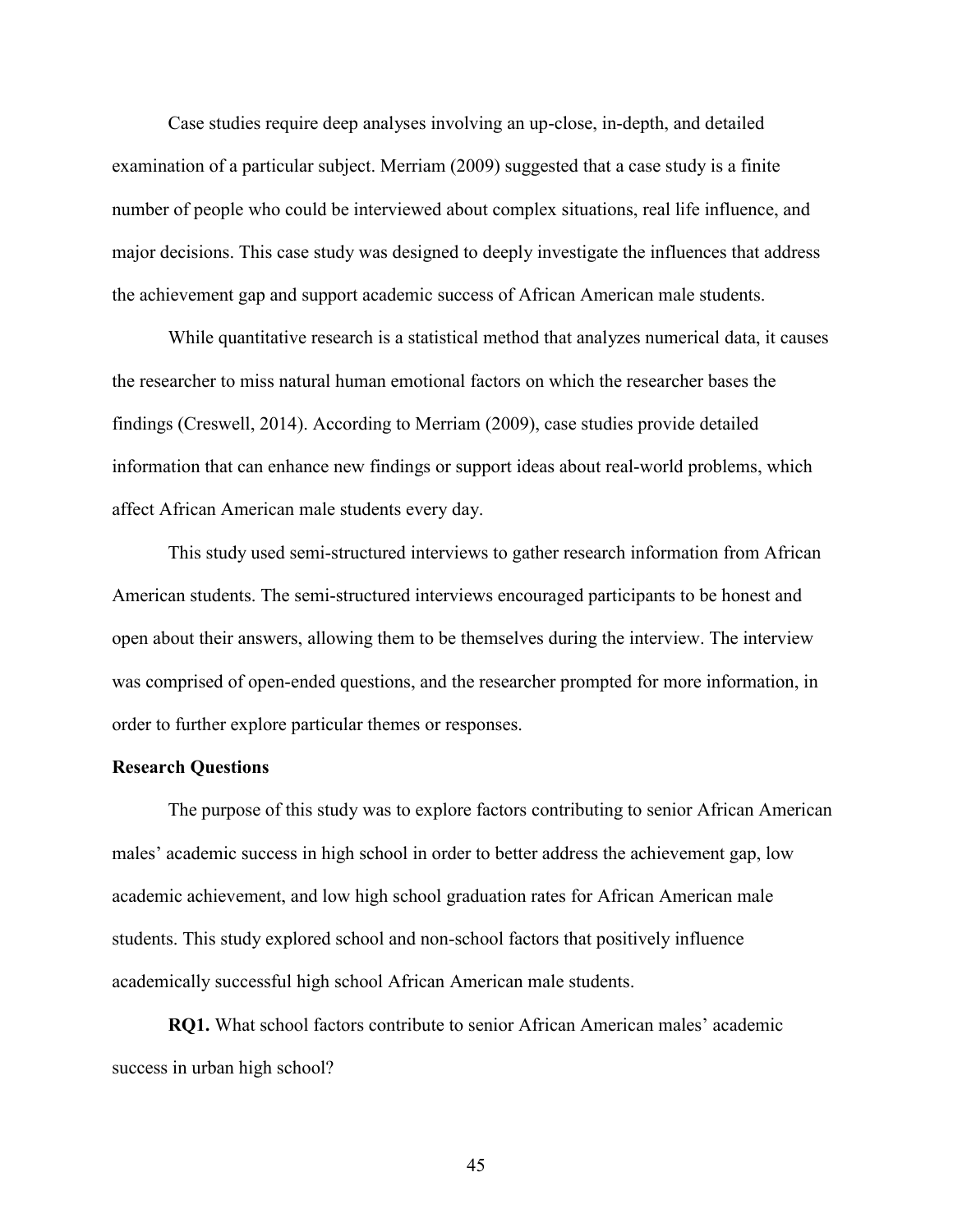Case studies require deep analyses involving an up-close, in-depth, and detailed examination of a particular subject. Merriam (2009) suggested that a case study is a finite number of people who could be interviewed about complex situations, real life influence, and major decisions. This case study was designed to deeply investigate the influences that address the achievement gap and support academic success of African American male students.

While quantitative research is a statistical method that analyzes numerical data, it causes the researcher to miss natural human emotional factors on which the researcher bases the findings (Creswell, 2014). According to Merriam (2009), case studies provide detailed information that can enhance new findings or support ideas about real-world problems, which affect African American male students every day.

This study used semi-structured interviews to gather research information from African American students. The semi-structured interviews encouraged participants to be honest and open about their answers, allowing them to be themselves during the interview. The interview was comprised of open-ended questions, and the researcher prompted for more information, in order to further explore particular themes or responses.

### Research Questions

The purpose of this study was to explore factors contributing to senior African American males' academic success in high school in order to better address the achievement gap, low academic achievement, and low high school graduation rates for African American male students. This study explored school and non-school factors that positively influence academically successful high school African American male students.

**RQ1.** What school factors contribute to senior African American males' academic success in urban high school?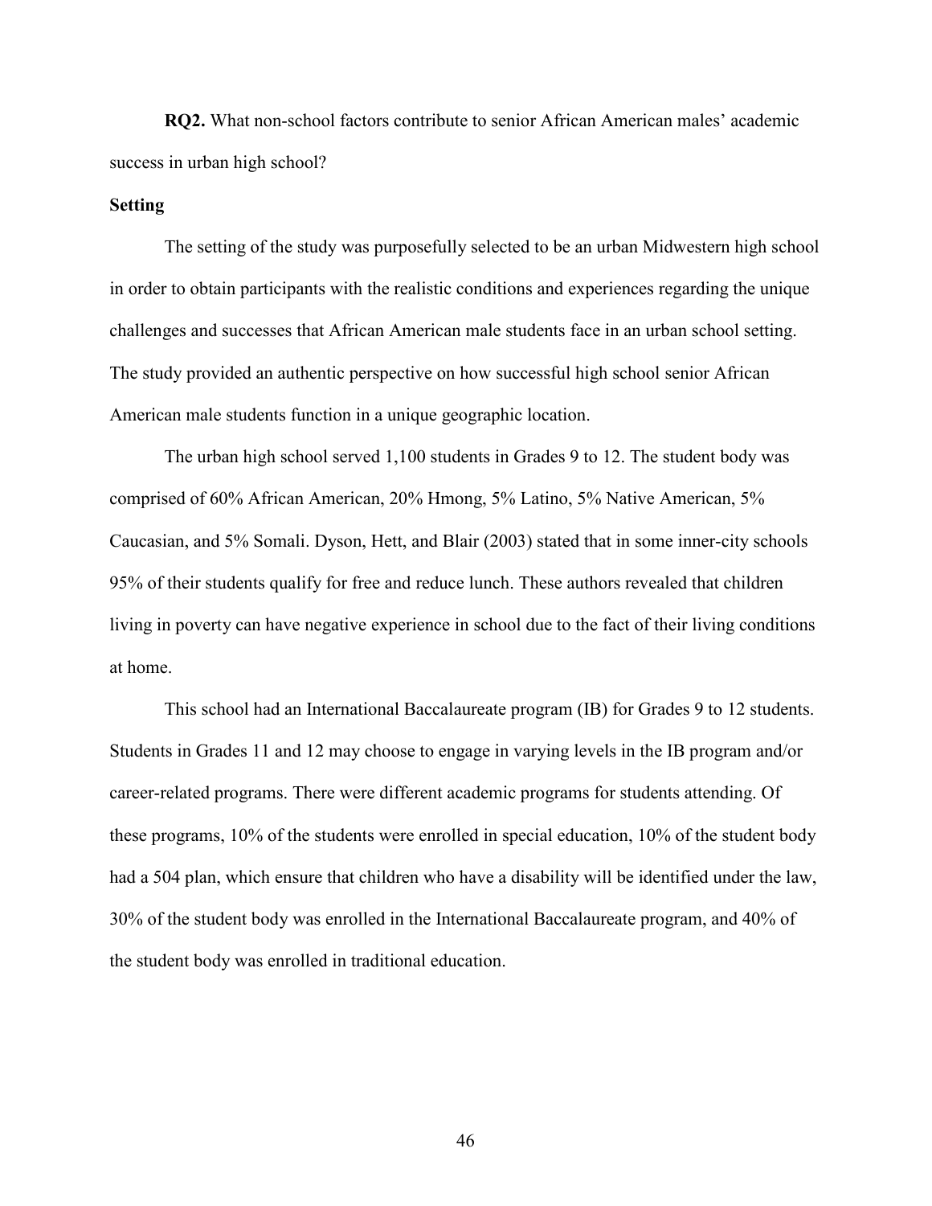**RQ2.** What non-school factors contribute to senior African American males' academic success in urban high school?

## Setting

The setting of the study was purposefully selected to be an urban Midwestern high school in order to obtain participants with the realistic conditions and experiences regarding the unique challenges and successes that African American male students face in an urban school setting. The study provided an authentic perspective on how successful high school senior African American male students function in a unique geographic location.

The urban high school served 1,100 students in Grades 9 to 12. The student body was comprised of 60% African American, 20% Hmong, 5% Latino, 5% Native American, 5% Caucasian, and 5% Somali. Dyson, Hett, and Blair (2003) stated that in some inner-city schools 95% of their students qualify for free and reduce lunch. These authors revealed that children living in poverty can have negative experience in school due to the fact of their living conditions at home.

This school had an International Baccalaureate program (IB) for Grades 9 to 12 students. Students in Grades 11 and 12 may choose to engage in varying levels in the IB program and/or career-related programs. There were different academic programs for students attending. Of these programs, 10% of the students were enrolled in special education, 10% of the student body had a 504 plan, which ensure that children who have a disability will be identified under the law, 30% of the student body was enrolled in the International Baccalaureate program, and 40% of the student body was enrolled in traditional education.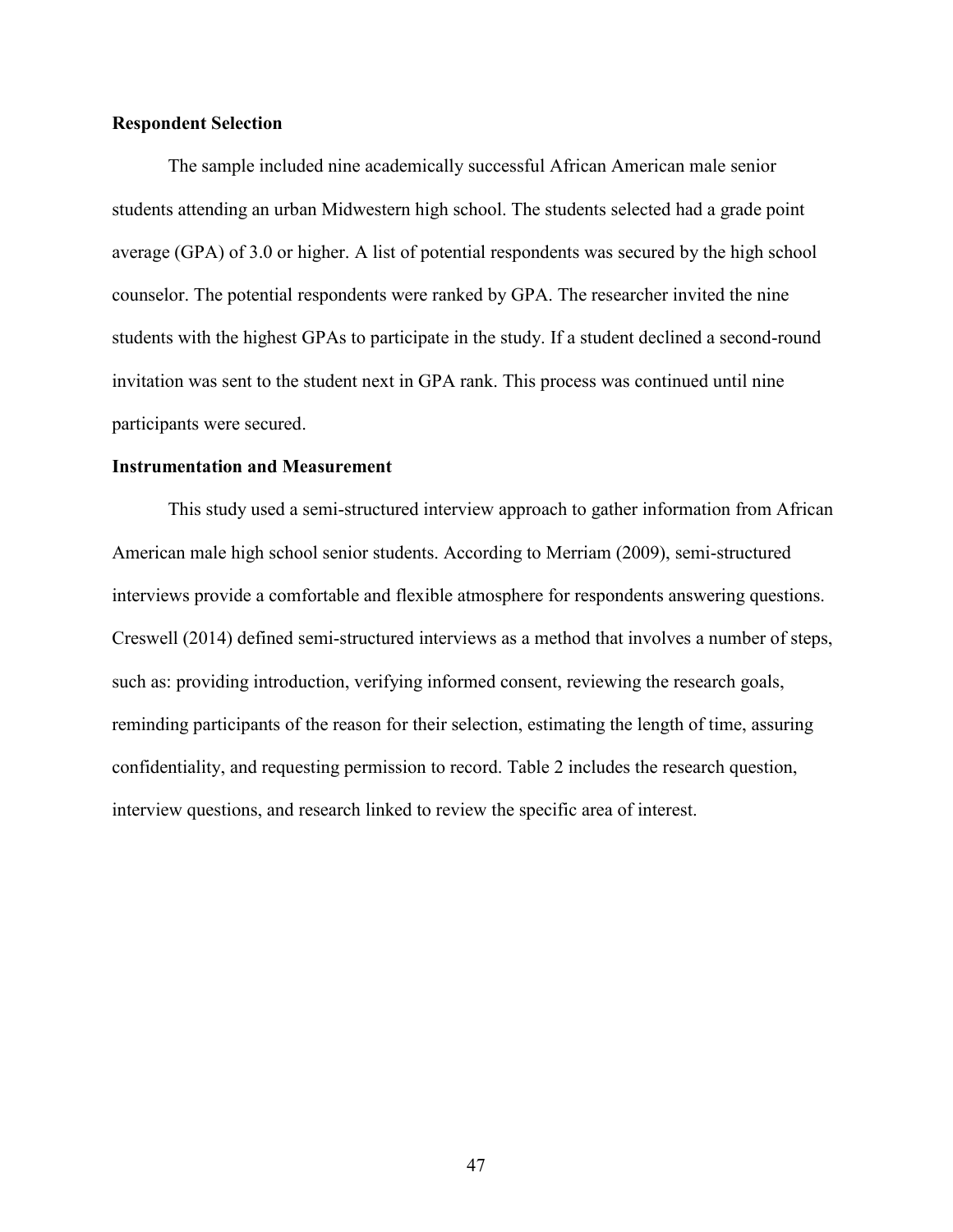### Respondent Selection

The sample included nine academically successful African American male senior students attending an urban Midwestern high school. The students selected had a grade point average (GPA) of 3.0 or higher. A list of potential respondents was secured by the high school counselor. The potential respondents were ranked by GPA. The researcher invited the nine students with the highest GPAs to participate in the study. If a student declined a second-round invitation was sent to the student next in GPA rank. This process was continued until nine participants were secured.

### Instrumentation and Measurement

This study used a semi-structured interview approach to gather information from African American male high school senior students. According to Merriam (2009), semi-structured interviews provide a comfortable and flexible atmosphere for respondents answering questions. Creswell (2014) defined semi-structured interviews as a method that involves a number of steps, such as: providing introduction, verifying informed consent, reviewing the research goals, reminding participants of the reason for their selection, estimating the length of time, assuring confidentiality, and requesting permission to record. Table 2 includes the research question, interview questions, and research linked to review the specific area of interest.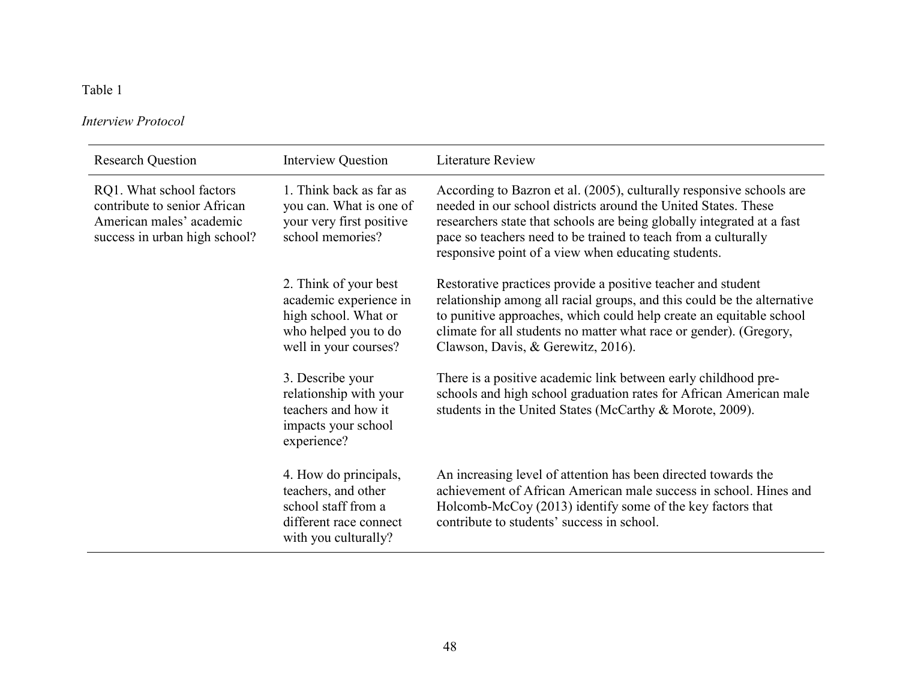Table 1

*Interview Protocol*

| Research Question | Interview Question | Literature Review |
| --- | --- | --- |
| RQ1. What school factors contribute to senior African American males' academic success in urban high school? | 1. Think back as far as you can. What is one of your very first positive school memories? | According to Bazron et al. (2005), culturally responsive schools are needed in our school districts around the United States. These researchers state that schools are being globally integrated at a fast pace so teachers need to be trained to teach from a culturally responsive point of a view when educating students. |
| | 2. Think of your best academic experience in high school. What or who helped you to do well in your courses? | Restorative practices provide a positive teacher and student relationship among all racial groups, and this could be the alternative to punitive approaches, which could help create an equitable school climate for all students no matter what race or gender). (Gregory, Clawson, Davis, & Gerewitz, 2016). |
| | 3. Describe your relationship with your teachers and how it impacts your school experience? | There is a positive academic link between early childhood pre-schools and high school graduation rates for African American male students in the United States (McCarthy & Morote, 2009). |
| | 4. How do principals, teachers, and other school staff from a different race connect with you culturally? | An increasing level of attention has been directed towards the achievement of African American male success in school. Hines and Holcomb-McCoy (2013) identify some of the key factors that contribute to students' success in school. |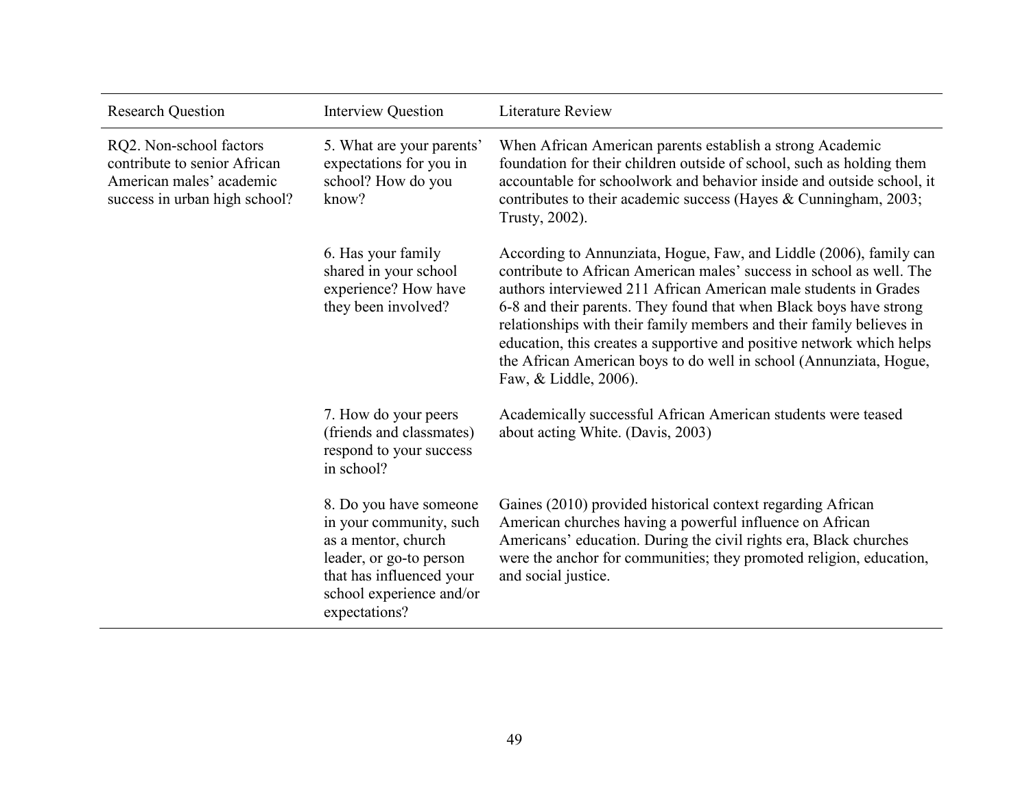| Research Question | Interview Question | Literature Review |
|---|---|---|
| RQ2. Non-school factors contribute to senior African American males' academic success in urban high school? | 5. What are your parents' expectations for you in school? How do you know? | When African American parents establish a strong Academic foundation for their children outside of school, such as holding them accountable for schoolwork and behavior inside and outside school, it contributes to their academic success (Hayes & Cunningham, 2003; Trusty, 2002). |
| | 6. Has your family shared in your school experience? How have they been involved? | According to Annunziata, Hogue, Faw, and Liddle (2006), family can contribute to African American males' success in school as well. The authors interviewed 211 African American male students in Grades 6-8 and their parents. They found that when Black boys have strong relationships with their family members and their family believes in education, this creates a supportive and positive network which helps the African American boys to do well in school (Annunziata, Hogue, Faw, & Liddle, 2006). |
| | 7. How do your peers (friends and classmates) respond to your success in school? | Academically successful African American students were teased about acting White. (Davis, 2003) |
| | 8. Do you have someone in your community, such as a mentor, church leader, or go-to person that has influenced your school experience and/or expectations? | Gaines (2010) provided historical context regarding African American churches having a powerful influence on African Americans' education. During the civil rights era, Black churches were the anchor for communities; they promoted religion, education, and social justice. |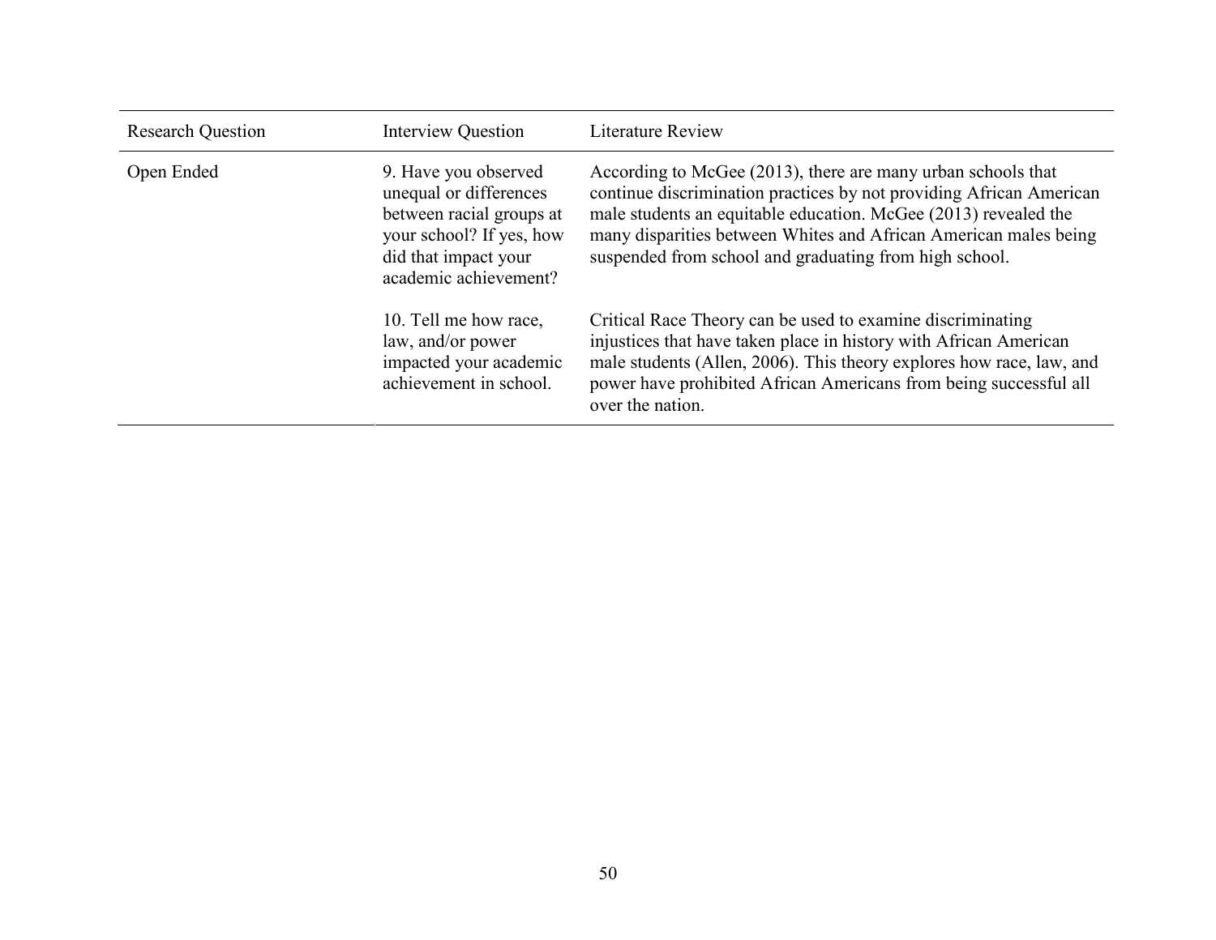| Research Question | Interview Question | Literature Review |
|---|---|---|
| Open Ended | 9. Have you observed unequal or differences between racial groups at your school? If yes, how did that impact your academic achievement? | According to McGee (2013), there are many urban schools that continue discrimination practices by not providing African American male students an equitable education. McGee (2013) revealed the many disparities between Whites and African American males being suspended from school and graduating from high school. |
| | 10. Tell me how race, law, and/or power impacted your academic achievement in school. | Critical Race Theory can be used to examine discriminating injustices that have taken place in history with African American male students (Allen, 2006). This theory explores how race, law, and power have prohibited African Americans from being successful all over the nation. |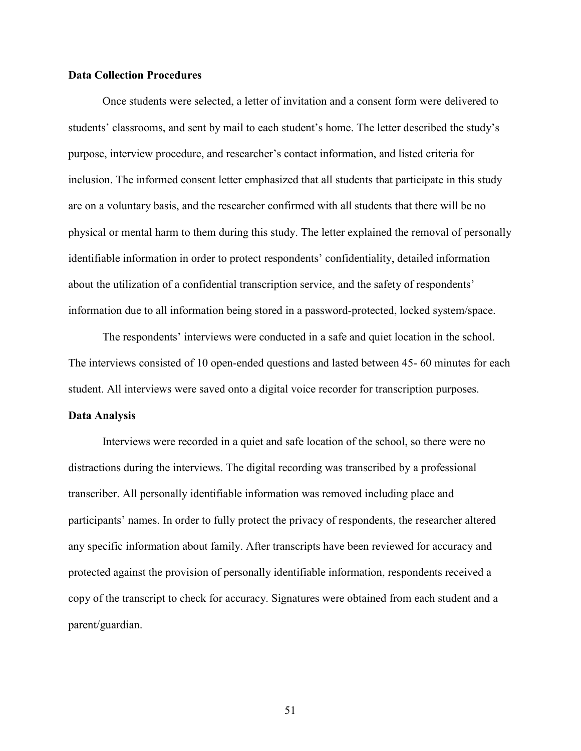**Data Collection Procedures**

Once students were selected, a letter of invitation and a consent form were delivered to students' classrooms, and sent by mail to each student's home. The letter described the study's purpose, interview procedure, and researcher's contact information, and listed criteria for inclusion. The informed consent letter emphasized that all students that participate in this study are on a voluntary basis, and the researcher confirmed with all students that there will be no physical or mental harm to them during this study. The letter explained the removal of personally identifiable information in order to protect respondents' confidentiality, detailed information about the utilization of a confidential transcription service, and the safety of respondents' information due to all information being stored in a password-protected, locked system/space.

The respondents' interviews were conducted in a safe and quiet location in the school. The interviews consisted of 10 open-ended questions and lasted between 45- 60 minutes for each student. All interviews were saved onto a digital voice recorder for transcription purposes.

**Data Analysis**

Interviews were recorded in a quiet and safe location of the school, so there were no distractions during the interviews. The digital recording was transcribed by a professional transcriber. All personally identifiable information was removed including place and participants' names. In order to fully protect the privacy of respondents, the researcher altered any specific information about family. After transcripts have been reviewed for accuracy and protected against the provision of personally identifiable information, respondents received a copy of the transcript to check for accuracy. Signatures were obtained from each student and a parent/guardian.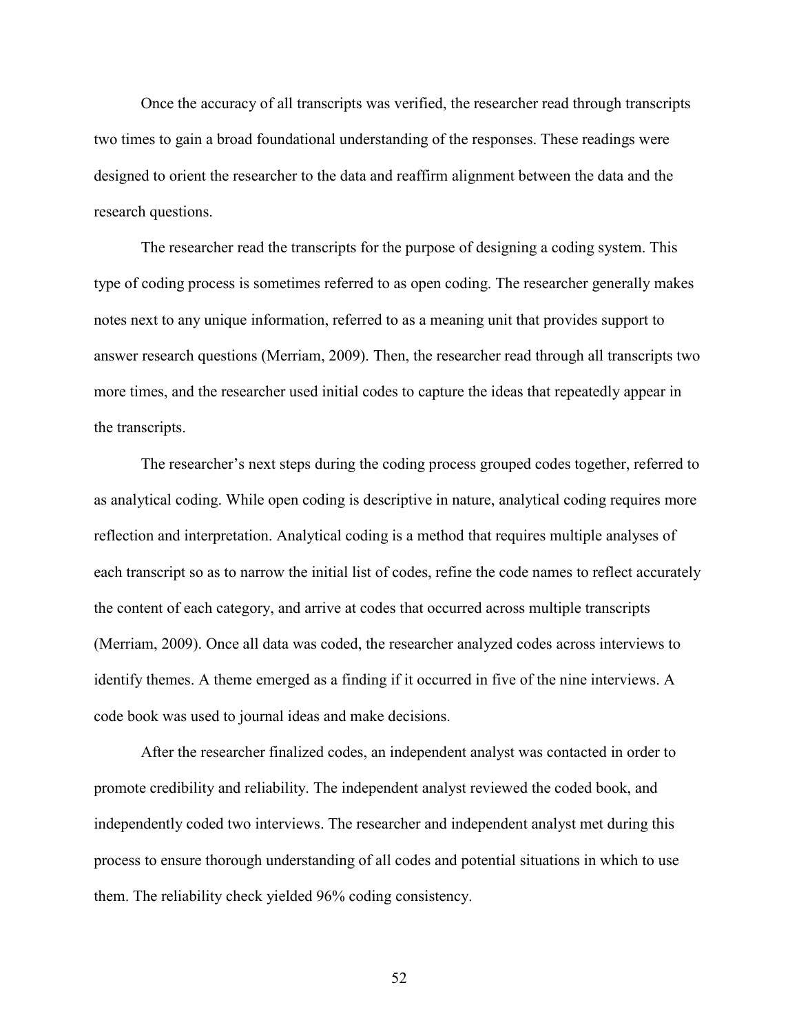Once the accuracy of all transcripts was verified, the researcher read through transcripts two times to gain a broad foundational understanding of the responses. These readings were designed to orient the researcher to the data and reaffirm alignment between the data and the research questions.

The researcher read the transcripts for the purpose of designing a coding system. This type of coding process is sometimes referred to as open coding. The researcher generally makes notes next to any unique information, referred to as a meaning unit that provides support to answer research questions (Merriam, 2009). Then, the researcher read through all transcripts two more times, and the researcher used initial codes to capture the ideas that repeatedly appear in the transcripts.

The researcher's next steps during the coding process grouped codes together, referred to as analytical coding. While open coding is descriptive in nature, analytical coding requires more reflection and interpretation. Analytical coding is a method that requires multiple analyses of each transcript so as to narrow the initial list of codes, refine the code names to reflect accurately the content of each category, and arrive at codes that occurred across multiple transcripts (Merriam, 2009). Once all data was coded, the researcher analyzed codes across interviews to identify themes. A theme emerged as a finding if it occurred in five of the nine interviews. A code book was used to journal ideas and make decisions.

After the researcher finalized codes, an independent analyst was contacted in order to promote credibility and reliability. The independent analyst reviewed the coded book, and independently coded two interviews. The researcher and independent analyst met during this process to ensure thorough understanding of all codes and potential situations in which to use them. The reliability check yielded 96% coding consistency.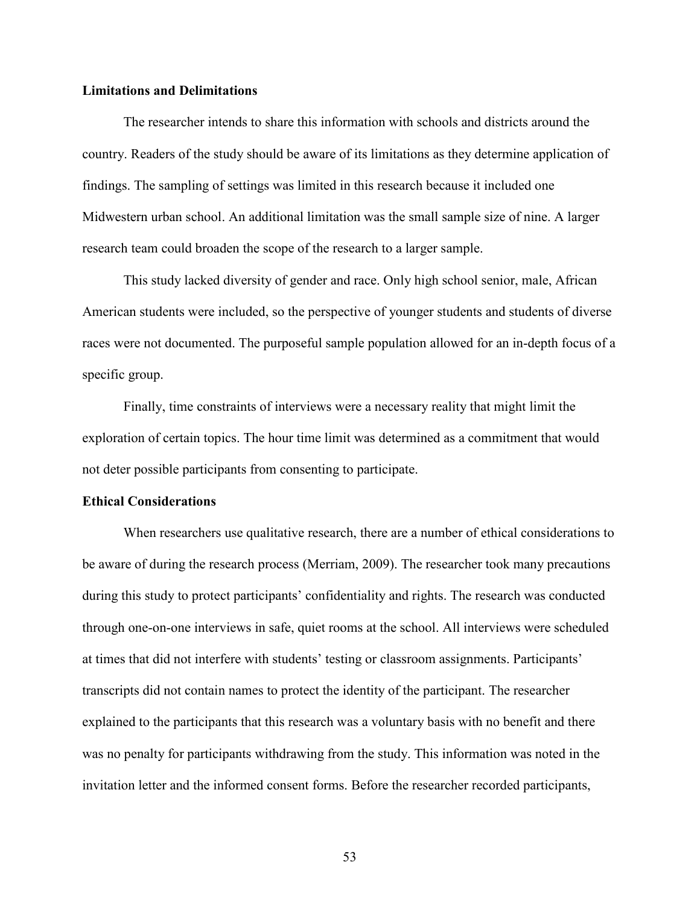**Limitations and Delimitations**

The researcher intends to share this information with schools and districts around the country. Readers of the study should be aware of its limitations as they determine application of findings. The sampling of settings was limited in this research because it included one Midwestern urban school. An additional limitation was the small sample size of nine. A larger research team could broaden the scope of the research to a larger sample.

This study lacked diversity of gender and race. Only high school senior, male, African American students were included, so the perspective of younger students and students of diverse races were not documented. The purposeful sample population allowed for an in-depth focus of a specific group.

Finally, time constraints of interviews were a necessary reality that might limit the exploration of certain topics. The hour time limit was determined as a commitment that would not deter possible participants from consenting to participate.

**Ethical Considerations**

When researchers use qualitative research, there are a number of ethical considerations to be aware of during the research process (Merriam, 2009). The researcher took many precautions during this study to protect participants' confidentiality and rights. The research was conducted through one-on-one interviews in safe, quiet rooms at the school. All interviews were scheduled at times that did not interfere with students' testing or classroom assignments. Participants' transcripts did not contain names to protect the identity of the participant. The researcher explained to the participants that this research was a voluntary basis with no benefit and there was no penalty for participants withdrawing from the study. This information was noted in the invitation letter and the informed consent forms. Before the researcher recorded participants,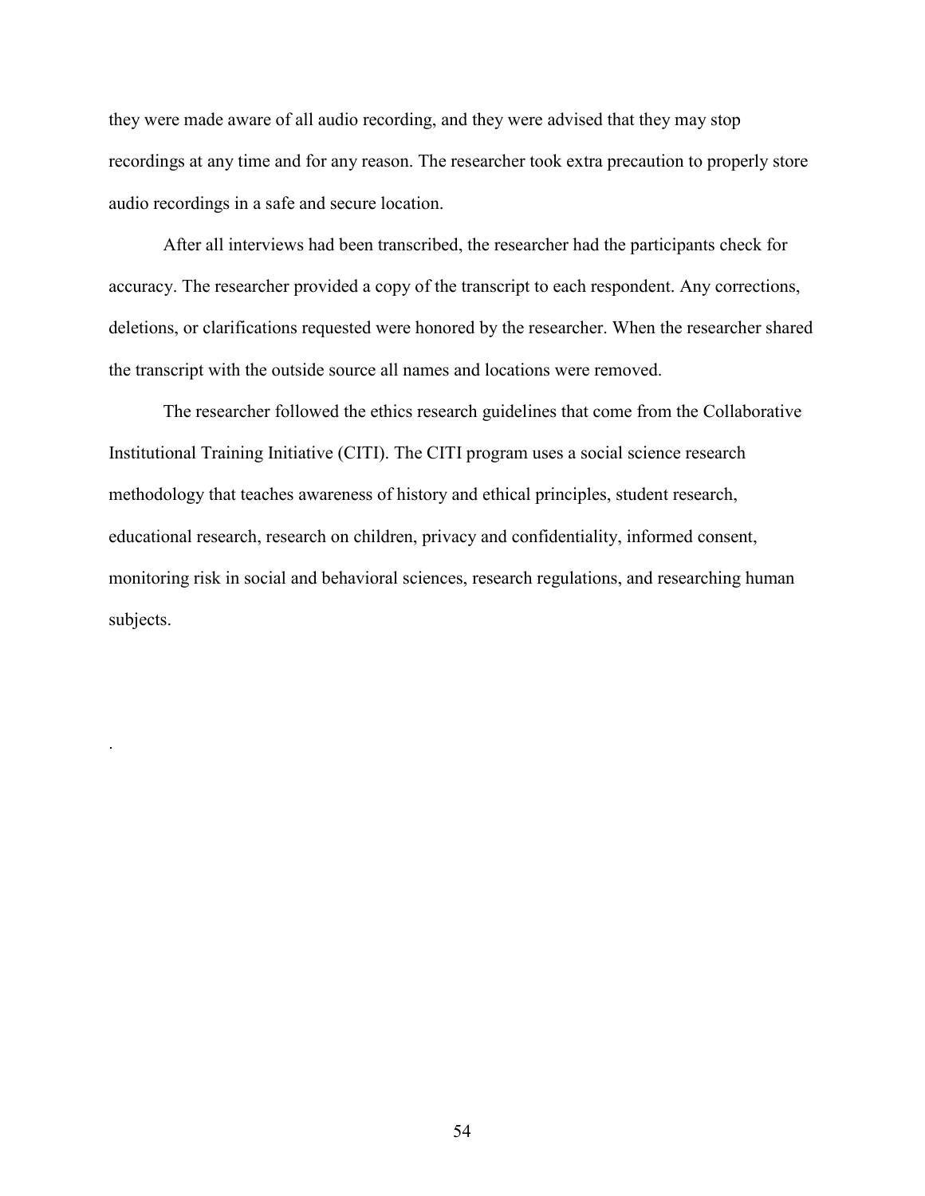they were made aware of all audio recording, and they were advised that they may stop recordings at any time and for any reason. The researcher took extra precaution to properly store audio recordings in a safe and secure location.

After all interviews had been transcribed, the researcher had the participants check for accuracy. The researcher provided a copy of the transcript to each respondent. Any corrections, deletions, or clarifications requested were honored by the researcher. When the researcher shared the transcript with the outside source all names and locations were removed.

The researcher followed the ethics research guidelines that come from the Collaborative Institutional Training Initiative (CITI). The CITI program uses a social science research methodology that teaches awareness of history and ethical principles, student research, educational research, research on children, privacy and confidentiality, informed consent, monitoring risk in social and behavioral sciences, research regulations, and researching human subjects.

.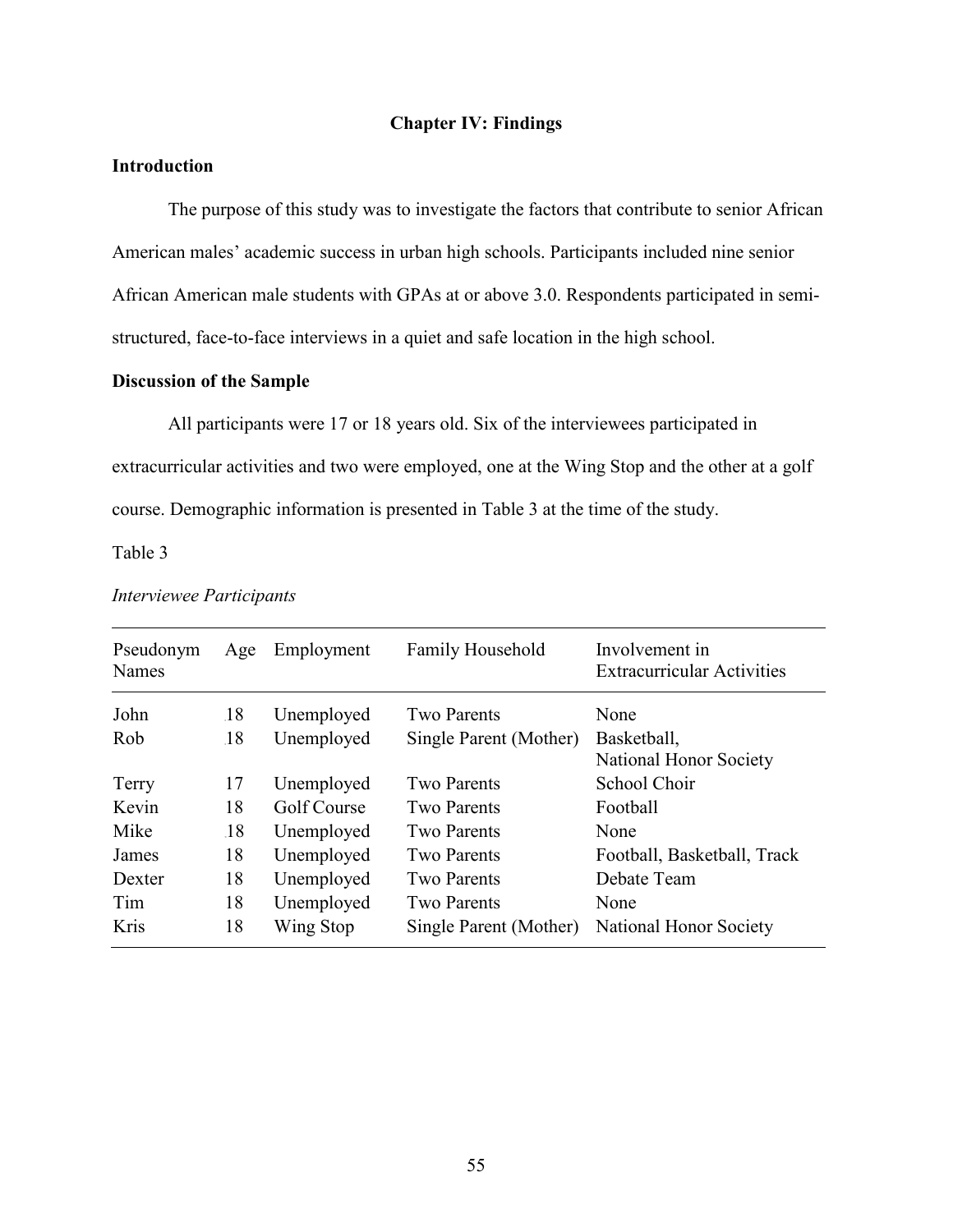## Chapter IV: Findings

### Introduction

The purpose of this study was to investigate the factors that contribute to senior African American males' academic success in urban high schools. Participants included nine senior African American male students with GPAs at or above 3.0. Respondents participated in semi-structured, face-to-face interviews in a quiet and safe location in the high school.

### Discussion of the Sample

All participants were 17 or 18 years old. Six of the interviewees participated in extracurricular activities and two were employed, one at the Wing Stop and the other at a golf course. Demographic information is presented in Table 3 at the time of the study.

Table 3

*Interviewee Participants*

| Pseudonym Names | Age | Employment | Family Household | Involvement in Extracurricular Activities |
|---|---|---|---|---|
| John | 18 | Unemployed | Two Parents | None |
| Rob | 18 | Unemployed | Single Parent (Mother) | Basketball, National Honor Society |
| Terry | 17 | Unemployed | Two Parents | School Choir |
| Kevin | 18 | Golf Course | Two Parents | Football |
| Mike | 18 | Unemployed | Two Parents | None |
| James | 18 | Unemployed | Two Parents | Football, Basketball, Track |
| Dexter | 18 | Unemployed | Two Parents | Debate Team |
| Tim | 18 | Unemployed | Two Parents | None |
| Kris | 18 | Wing Stop | Single Parent (Mother) | National Honor Society |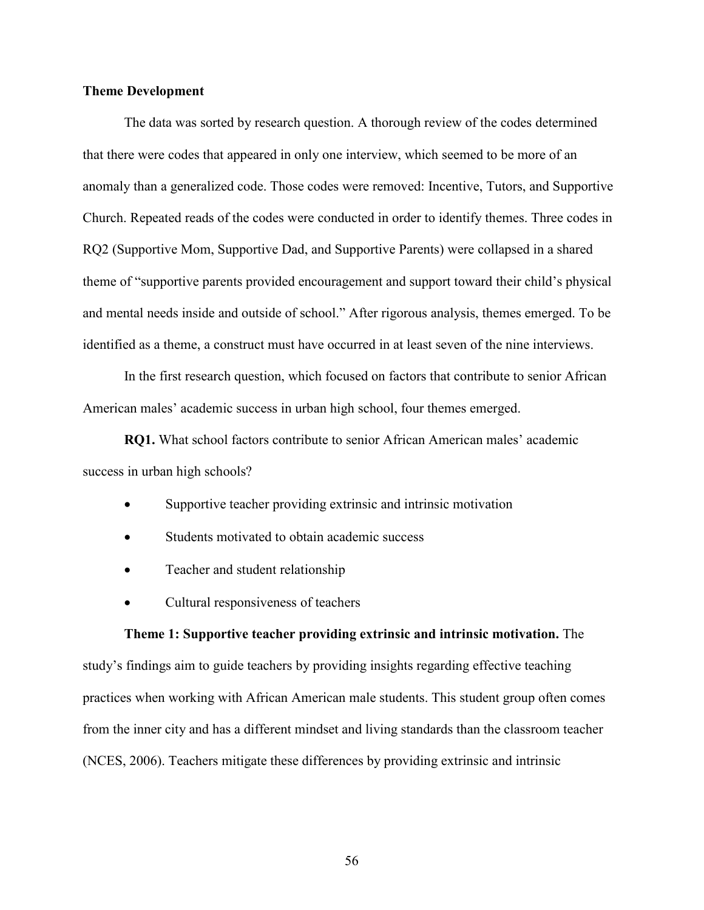## Theme Development

The data was sorted by research question. A thorough review of the codes determined that there were codes that appeared in only one interview, which seemed to be more of an anomaly than a generalized code. Those codes were removed: Incentive, Tutors, and Supportive Church. Repeated reads of the codes were conducted in order to identify themes. Three codes in RQ2 (Supportive Mom, Supportive Dad, and Supportive Parents) were collapsed in a shared theme of "supportive parents provided encouragement and support toward their child's physical and mental needs inside and outside of school." After rigorous analysis, themes emerged. To be identified as a theme, a construct must have occurred in at least seven of the nine interviews.

In the first research question, which focused on factors that contribute to senior African American males' academic success in urban high school, four themes emerged.

**RQ1.** What school factors contribute to senior African American males' academic success in urban high schools?

- Supportive teacher providing extrinsic and intrinsic motivation
- Students motivated to obtain academic success
- Teacher and student relationship
- Cultural responsiveness of teachers

**Theme 1: Supportive teacher providing extrinsic and intrinsic motivation.** The study's findings aim to guide teachers by providing insights regarding effective teaching practices when working with African American male students. This student group often comes from the inner city and has a different mindset and living standards than the classroom teacher (NCES, 2006). Teachers mitigate these differences by providing extrinsic and intrinsic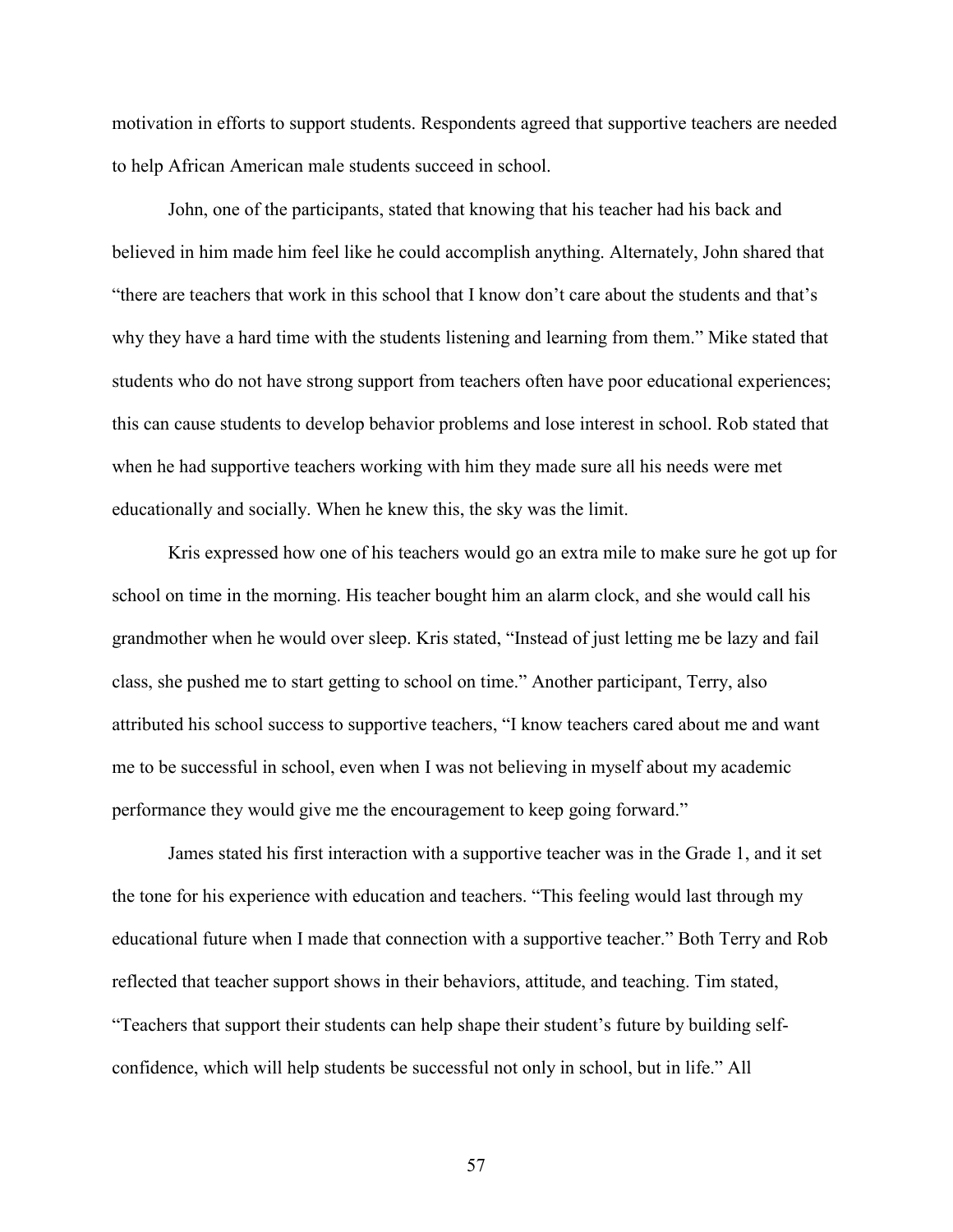motivation in efforts to support students. Respondents agreed that supportive teachers are needed to help African American male students succeed in school.

John, one of the participants, stated that knowing that his teacher had his back and believed in him made him feel like he could accomplish anything. Alternately, John shared that "there are teachers that work in this school that I know don't care about the students and that's why they have a hard time with the students listening and learning from them." Mike stated that students who do not have strong support from teachers often have poor educational experiences; this can cause students to develop behavior problems and lose interest in school. Rob stated that when he had supportive teachers working with him they made sure all his needs were met educationally and socially. When he knew this, the sky was the limit.

Kris expressed how one of his teachers would go an extra mile to make sure he got up for school on time in the morning. His teacher bought him an alarm clock, and she would call his grandmother when he would over sleep. Kris stated, "Instead of just letting me be lazy and fail class, she pushed me to start getting to school on time." Another participant, Terry, also attributed his school success to supportive teachers, "I know teachers cared about me and want me to be successful in school, even when I was not believing in myself about my academic performance they would give me the encouragement to keep going forward."

James stated his first interaction with a supportive teacher was in the Grade 1, and it set the tone for his experience with education and teachers. "This feeling would last through my educational future when I made that connection with a supportive teacher." Both Terry and Rob reflected that teacher support shows in their behaviors, attitude, and teaching. Tim stated, "Teachers that support their students can help shape their student's future by building self-confidence, which will help students be successful not only in school, but in life." All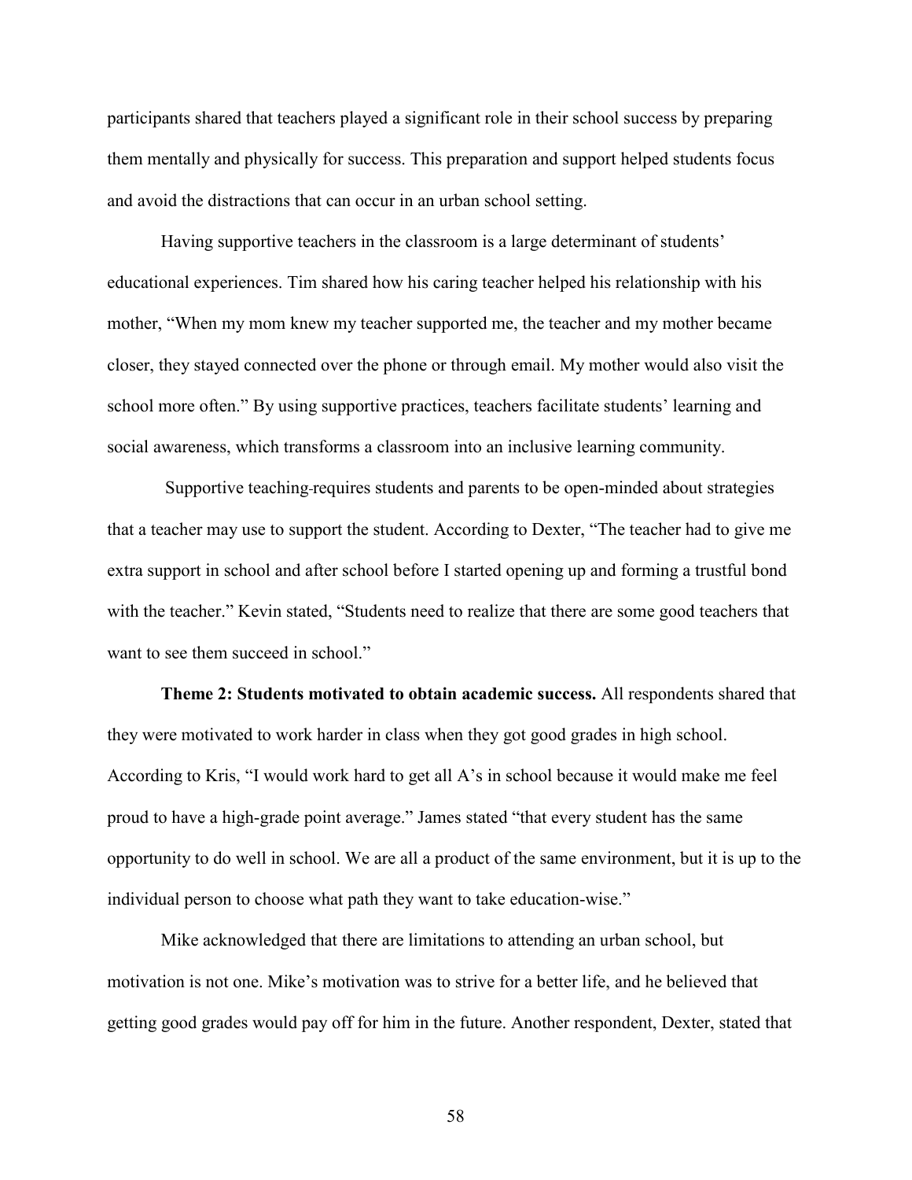participants shared that teachers played a significant role in their school success by preparing them mentally and physically for success. This preparation and support helped students focus and avoid the distractions that can occur in an urban school setting.

Having supportive teachers in the classroom is a large determinant of students' educational experiences. Tim shared how his caring teacher helped his relationship with his mother, "When my mom knew my teacher supported me, the teacher and my mother became closer, they stayed connected over the phone or through email. My mother would also visit the school more often." By using supportive practices, teachers facilitate students' learning and social awareness, which transforms a classroom into an inclusive learning community.

Supportive teaching requires students and parents to be open-minded about strategies that a teacher may use to support the student. According to Dexter, "The teacher had to give me extra support in school and after school before I started opening up and forming a trustful bond with the teacher." Kevin stated, "Students need to realize that there are some good teachers that want to see them succeed in school."

**Theme 2: Students motivated to obtain academic success.** All respondents shared that they were motivated to work harder in class when they got good grades in high school. According to Kris, "I would work hard to get all A's in school because it would make me feel proud to have a high-grade point average." James stated "that every student has the same opportunity to do well in school. We are all a product of the same environment, but it is up to the individual person to choose what path they want to take education-wise."

Mike acknowledged that there are limitations to attending an urban school, but motivation is not one. Mike's motivation was to strive for a better life, and he believed that getting good grades would pay off for him in the future. Another respondent, Dexter, stated that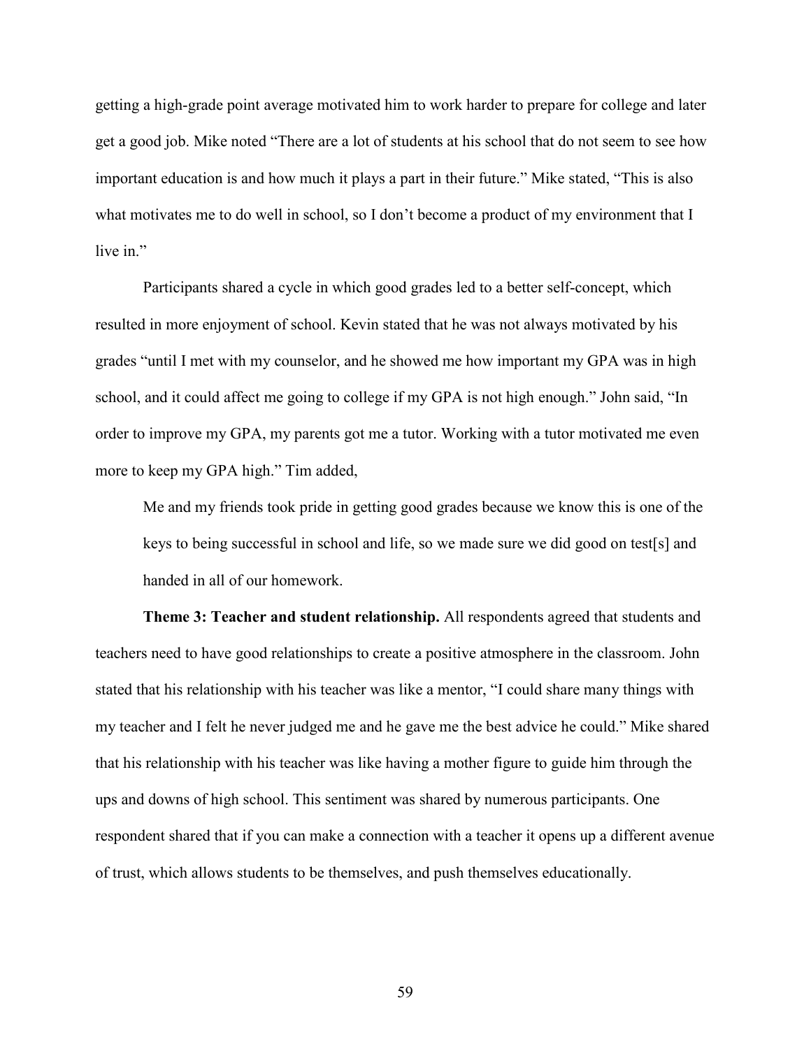getting a high-grade point average motivated him to work harder to prepare for college and later get a good job. Mike noted "There are a lot of students at his school that do not seem to see how important education is and how much it plays a part in their future." Mike stated, "This is also what motivates me to do well in school, so I don't become a product of my environment that I live in."

Participants shared a cycle in which good grades led to a better self-concept, which resulted in more enjoyment of school. Kevin stated that he was not always motivated by his grades "until I met with my counselor, and he showed me how important my GPA was in high school, and it could affect me going to college if my GPA is not high enough." John said, "In order to improve my GPA, my parents got me a tutor. Working with a tutor motivated me even more to keep my GPA high." Tim added,

> Me and my friends took pride in getting good grades because we know this is one of the keys to being successful in school and life, so we made sure we did good on test[s] and handed in all of our homework.

**Theme 3: Teacher and student relationship.** All respondents agreed that students and teachers need to have good relationships to create a positive atmosphere in the classroom. John stated that his relationship with his teacher was like a mentor, "I could share many things with my teacher and I felt he never judged me and he gave me the best advice he could." Mike shared that his relationship with his teacher was like having a mother figure to guide him through the ups and downs of high school. This sentiment was shared by numerous participants. One respondent shared that if you can make a connection with a teacher it opens up a different avenue of trust, which allows students to be themselves, and push themselves educationally.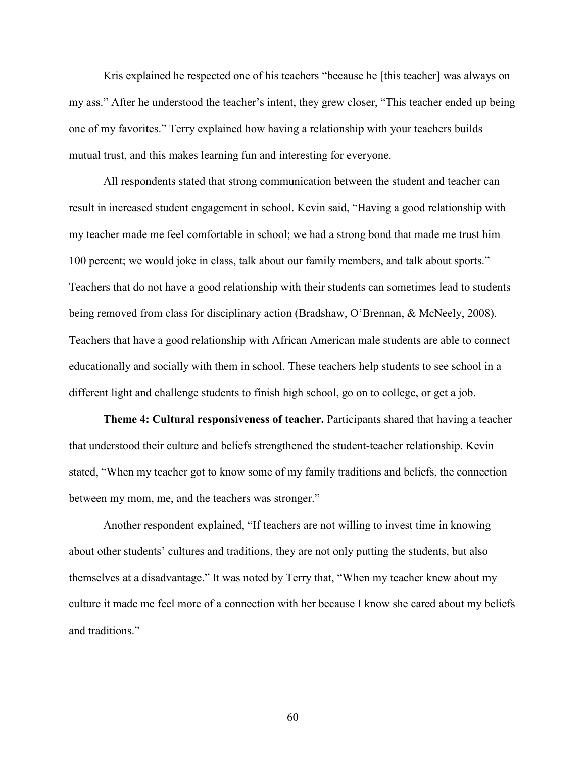Kris explained he respected one of his teachers "because he [this teacher] was always on my ass." After he understood the teacher's intent, they grew closer, "This teacher ended up being one of my favorites." Terry explained how having a relationship with your teachers builds mutual trust, and this makes learning fun and interesting for everyone.

All respondents stated that strong communication between the student and teacher can result in increased student engagement in school. Kevin said, "Having a good relationship with my teacher made me feel comfortable in school; we had a strong bond that made me trust him 100 percent; we would joke in class, talk about our family members, and talk about sports." Teachers that do not have a good relationship with their students can sometimes lead to students being removed from class for disciplinary action (Bradshaw, O'Brennan, & McNeely, 2008). Teachers that have a good relationship with African American male students are able to connect educationally and socially with them in school. These teachers help students to see school in a different light and challenge students to finish high school, go on to college, or get a job.

**Theme 4: Cultural responsiveness of teacher.** Participants shared that having a teacher that understood their culture and beliefs strengthened the student-teacher relationship. Kevin stated, "When my teacher got to know some of my family traditions and beliefs, the connection between my mom, me, and the teachers was stronger."

Another respondent explained, "If teachers are not willing to invest time in knowing about other students' cultures and traditions, they are not only putting the students, but also themselves at a disadvantage." It was noted by Terry that, "When my teacher knew about my culture it made me feel more of a connection with her because I know she cared about my beliefs and traditions."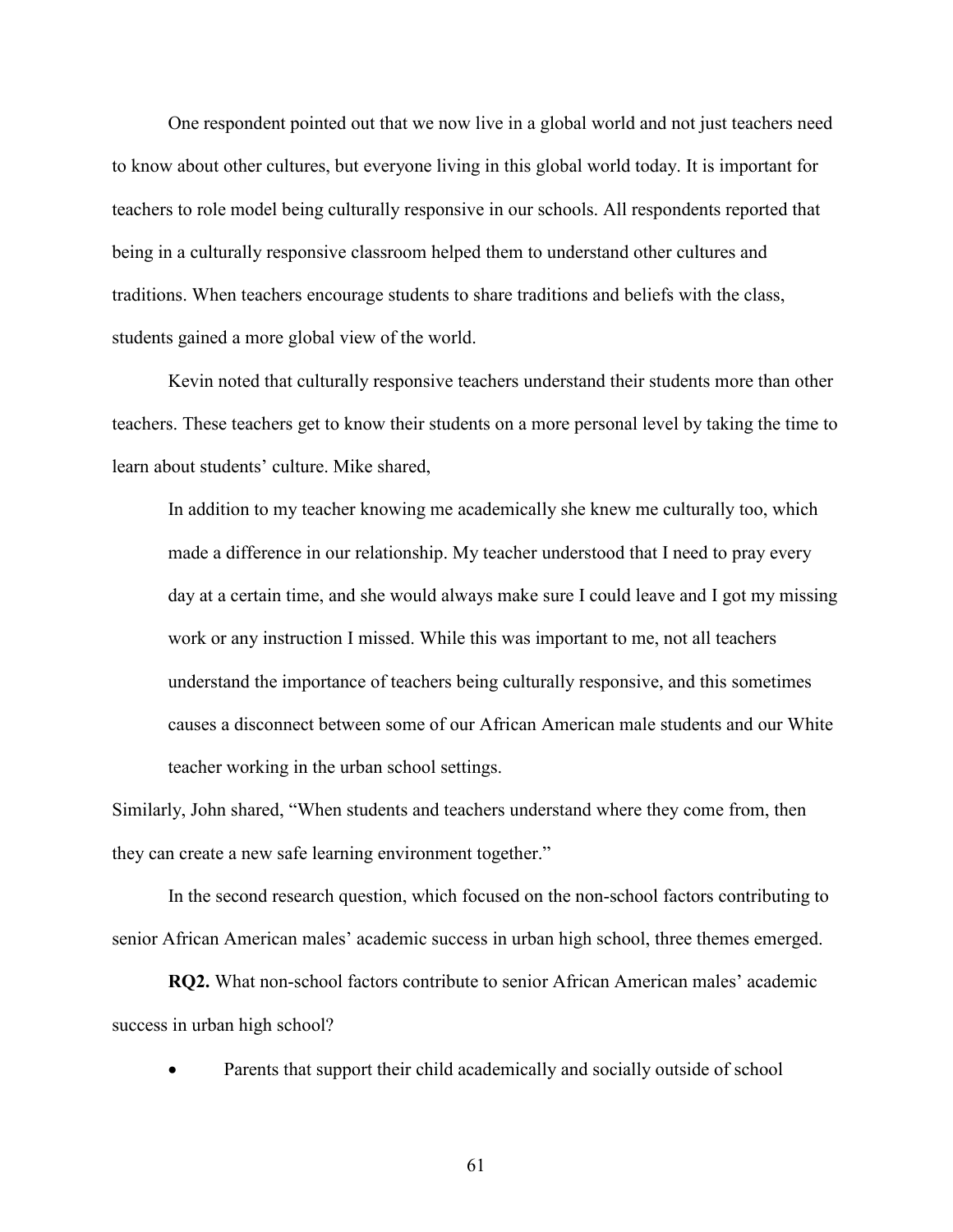One respondent pointed out that we now live in a global world and not just teachers need to know about other cultures, but everyone living in this global world today. It is important for teachers to role model being culturally responsive in our schools. All respondents reported that being in a culturally responsive classroom helped them to understand other cultures and traditions. When teachers encourage students to share traditions and beliefs with the class, students gained a more global view of the world.

Kevin noted that culturally responsive teachers understand their students more than other teachers. These teachers get to know their students on a more personal level by taking the time to learn about students' culture. Mike shared,

> In addition to my teacher knowing me academically she knew me culturally too, which made a difference in our relationship. My teacher understood that I need to pray every day at a certain time, and she would always make sure I could leave and I got my missing work or any instruction I missed. While this was important to me, not all teachers understand the importance of teachers being culturally responsive, and this sometimes causes a disconnect between some of our African American male students and our White teacher working in the urban school settings.

Similarly, John shared, "When students and teachers understand where they come from, then they can create a new safe learning environment together."

In the second research question, which focused on the non-school factors contributing to senior African American males' academic success in urban high school, three themes emerged.

**RQ2.** What non-school factors contribute to senior African American males' academic success in urban high school?

- Parents that support their child academically and socially outside of school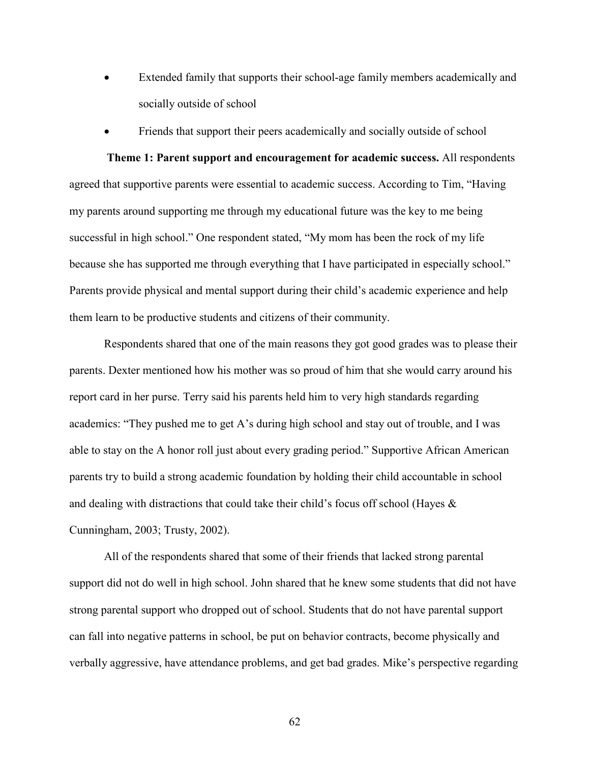- Extended family that supports their school-age family members academically and socially outside of school
- Friends that support their peers academically and socially outside of school

**Theme 1: Parent support and encouragement for academic success.** All respondents agreed that supportive parents were essential to academic success. According to Tim, "Having my parents around supporting me through my educational future was the key to me being successful in high school." One respondent stated, "My mom has been the rock of my life because she has supported me through everything that I have participated in especially school." Parents provide physical and mental support during their child's academic experience and help them learn to be productive students and citizens of their community.

Respondents shared that one of the main reasons they got good grades was to please their parents. Dexter mentioned how his mother was so proud of him that she would carry around his report card in her purse. Terry said his parents held him to very high standards regarding academics: "They pushed me to get A's during high school and stay out of trouble, and I was able to stay on the A honor roll just about every grading period." Supportive African American parents try to build a strong academic foundation by holding their child accountable in school and dealing with distractions that could take their child's focus off school (Hayes & Cunningham, 2003; Trusty, 2002).

All of the respondents shared that some of their friends that lacked strong parental support did not do well in high school. John shared that he knew some students that did not have strong parental support who dropped out of school. Students that do not have parental support can fall into negative patterns in school, be put on behavior contracts, become physically and verbally aggressive, have attendance problems, and get bad grades. Mike's perspective regarding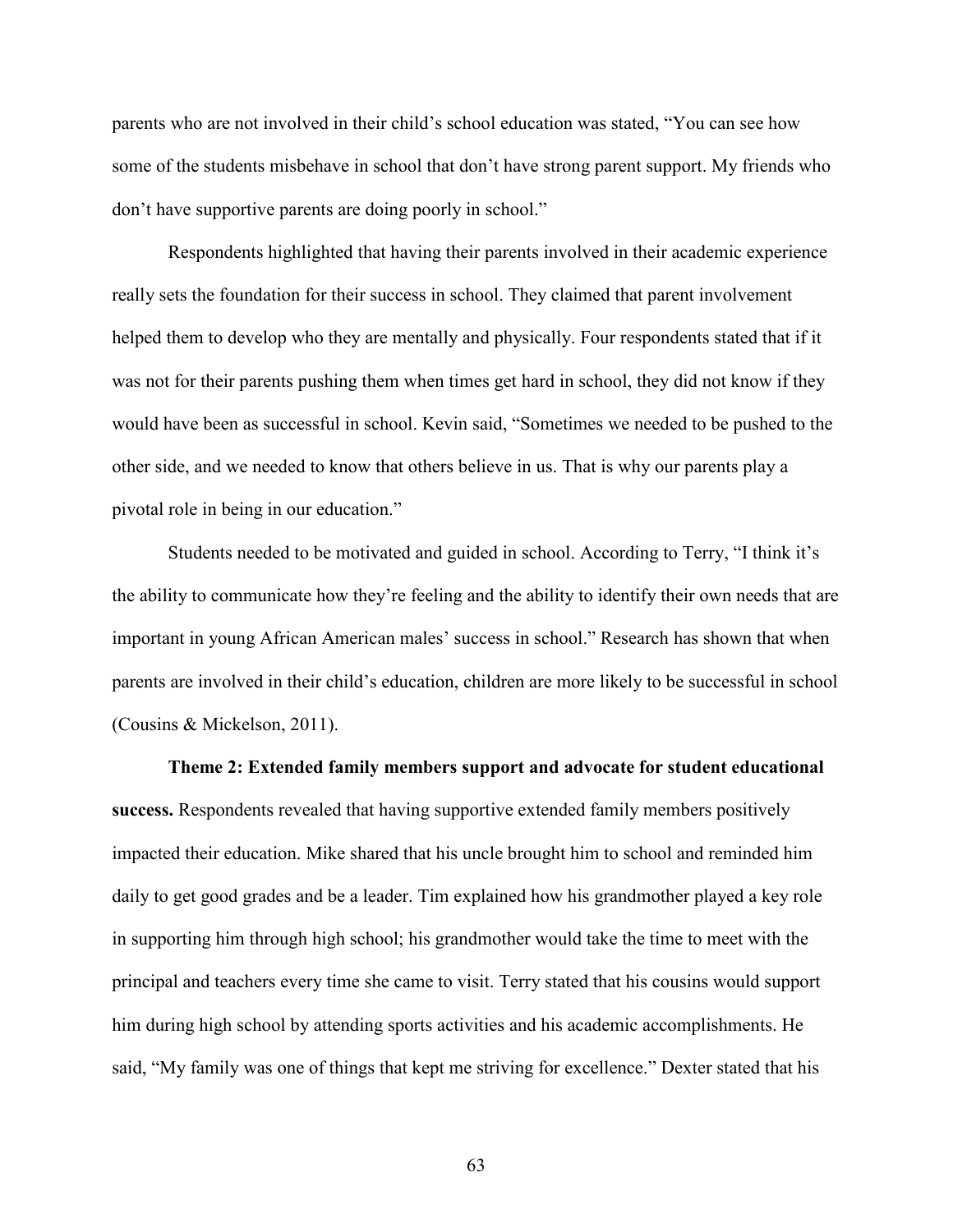parents who are not involved in their child's school education was stated, "You can see how some of the students misbehave in school that don't have strong parent support. My friends who don't have supportive parents are doing poorly in school."

Respondents highlighted that having their parents involved in their academic experience really sets the foundation for their success in school. They claimed that parent involvement helped them to develop who they are mentally and physically. Four respondents stated that if it was not for their parents pushing them when times get hard in school, they did not know if they would have been as successful in school. Kevin said, "Sometimes we needed to be pushed to the other side, and we needed to know that others believe in us. That is why our parents play a pivotal role in being in our education."

Students needed to be motivated and guided in school. According to Terry, "I think it's the ability to communicate how they're feeling and the ability to identify their own needs that are important in young African American males' success in school." Research has shown that when parents are involved in their child's education, children are more likely to be successful in school (Cousins & Mickelson, 2011).

**Theme 2: Extended family members support and advocate for student educational success.** Respondents revealed that having supportive extended family members positively impacted their education. Mike shared that his uncle brought him to school and reminded him daily to get good grades and be a leader. Tim explained how his grandmother played a key role in supporting him through high school; his grandmother would take the time to meet with the principal and teachers every time she came to visit. Terry stated that his cousins would support him during high school by attending sports activities and his academic accomplishments. He said, "My family was one of things that kept me striving for excellence." Dexter stated that his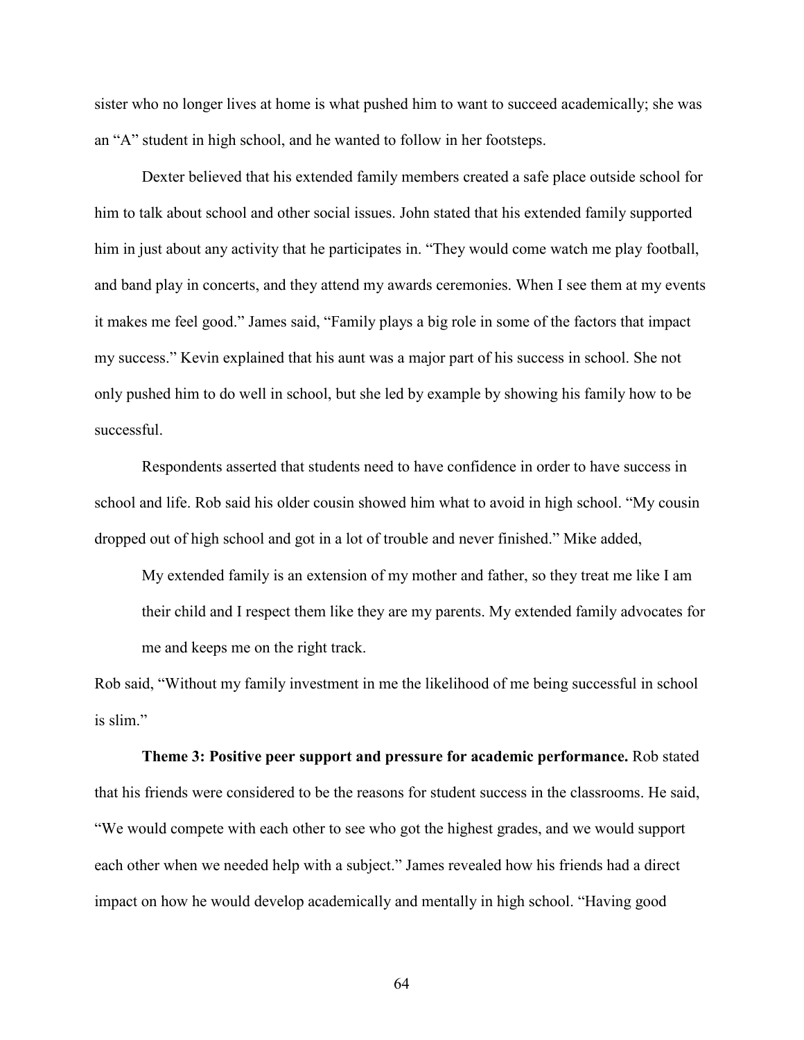sister who no longer lives at home is what pushed him to want to succeed academically; she was an "A" student in high school, and he wanted to follow in her footsteps.

Dexter believed that his extended family members created a safe place outside school for him to talk about school and other social issues. John stated that his extended family supported him in just about any activity that he participates in. "They would come watch me play football, and band play in concerts, and they attend my awards ceremonies. When I see them at my events it makes me feel good." James said, "Family plays a big role in some of the factors that impact my success." Kevin explained that his aunt was a major part of his success in school. She not only pushed him to do well in school, but she led by example by showing his family how to be successful.

Respondents asserted that students need to have confidence in order to have success in school and life. Rob said his older cousin showed him what to avoid in high school. "My cousin dropped out of high school and got in a lot of trouble and never finished." Mike added,

> My extended family is an extension of my mother and father, so they treat me like I am their child and I respect them like they are my parents. My extended family advocates for me and keeps me on the right track.

Rob said, "Without my family investment in me the likelihood of me being successful in school is slim."

**Theme 3: Positive peer support and pressure for academic performance.** Rob stated that his friends were considered to be the reasons for student success in the classrooms. He said, "We would compete with each other to see who got the highest grades, and we would support each other when we needed help with a subject." James revealed how his friends had a direct impact on how he would develop academically and mentally in high school. "Having good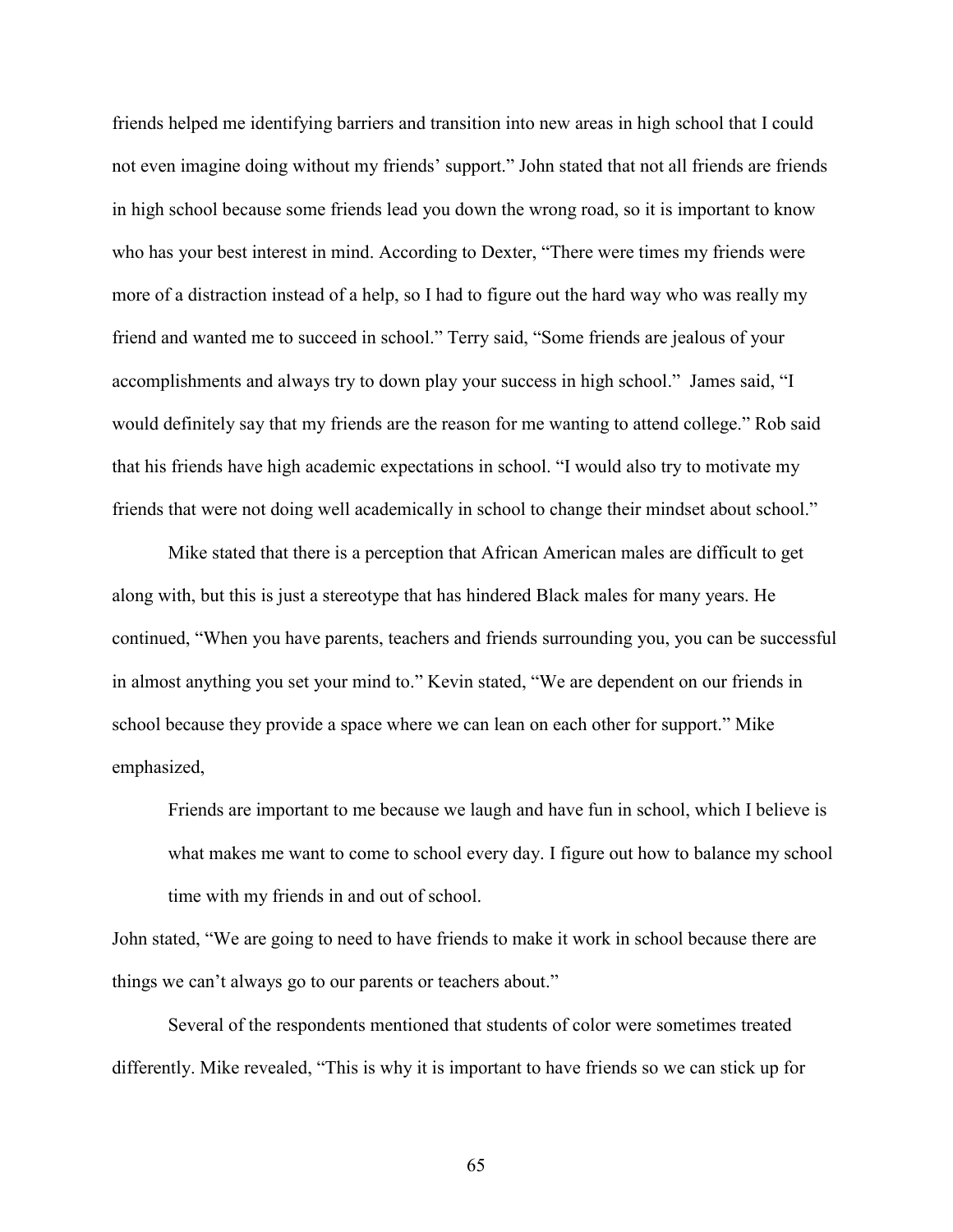friends helped me identifying barriers and transition into new areas in high school that I could not even imagine doing without my friends' support." John stated that not all friends are friends in high school because some friends lead you down the wrong road, so it is important to know who has your best interest in mind. According to Dexter, "There were times my friends were more of a distraction instead of a help, so I had to figure out the hard way who was really my friend and wanted me to succeed in school." Terry said, "Some friends are jealous of your accomplishments and always try to down play your success in high school." James said, "I would definitely say that my friends are the reason for me wanting to attend college." Rob said that his friends have high academic expectations in school. "I would also try to motivate my friends that were not doing well academically in school to change their mindset about school."

Mike stated that there is a perception that African American males are difficult to get along with, but this is just a stereotype that has hindered Black males for many years. He continued, "When you have parents, teachers and friends surrounding you, you can be successful in almost anything you set your mind to." Kevin stated, "We are dependent on our friends in school because they provide a space where we can lean on each other for support." Mike emphasized,

> Friends are important to me because we laugh and have fun in school, which I believe is what makes me want to come to school every day. I figure out how to balance my school time with my friends in and out of school.

John stated, "We are going to need to have friends to make it work in school because there are things we can't always go to our parents or teachers about."

Several of the respondents mentioned that students of color were sometimes treated differently. Mike revealed, "This is why it is important to have friends so we can stick up for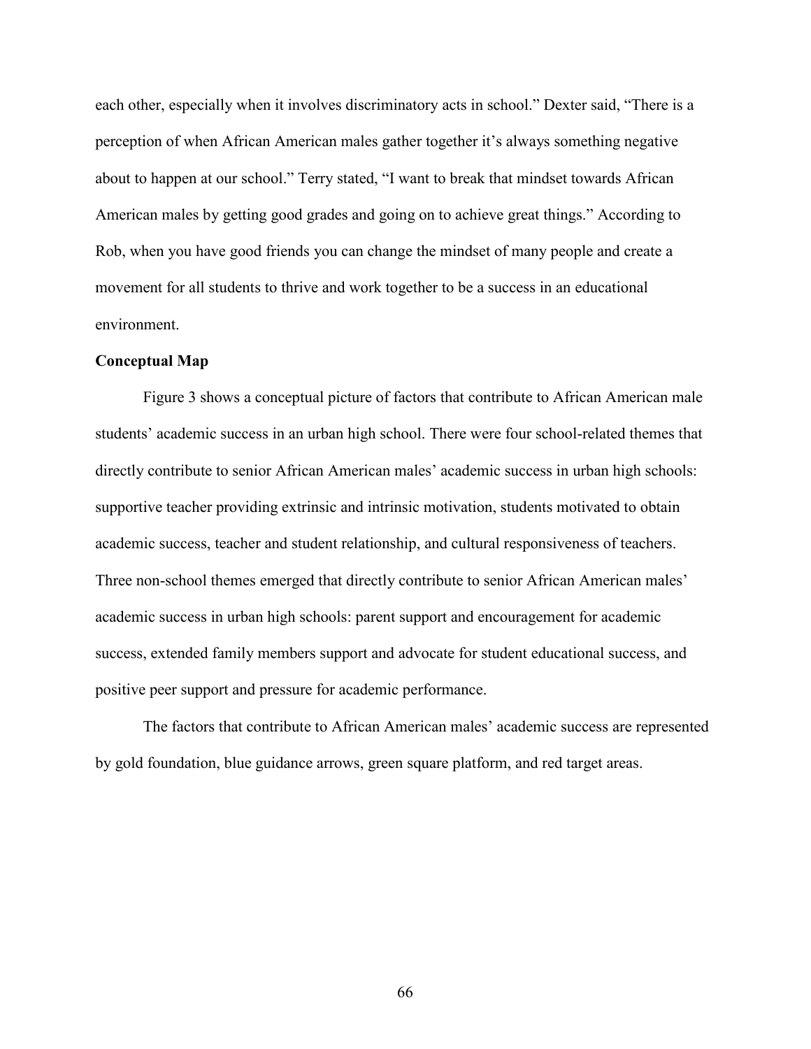each other, especially when it involves discriminatory acts in school." Dexter said, "There is a perception of when African American males gather together it's always something negative about to happen at our school." Terry stated, "I want to break that mindset towards African American males by getting good grades and going on to achieve great things." According to Rob, when you have good friends you can change the mindset of many people and create a movement for all students to thrive and work together to be a success in an educational environment.

**Conceptual Map**

Figure 3 shows a conceptual picture of factors that contribute to African American male students' academic success in an urban high school. There were four school-related themes that directly contribute to senior African American males' academic success in urban high schools: supportive teacher providing extrinsic and intrinsic motivation, students motivated to obtain academic success, teacher and student relationship, and cultural responsiveness of teachers. Three non-school themes emerged that directly contribute to senior African American males' academic success in urban high schools: parent support and encouragement for academic success, extended family members support and advocate for student educational success, and positive peer support and pressure for academic performance.

The factors that contribute to African American males' academic success are represented by gold foundation, blue guidance arrows, green square platform, and red target areas.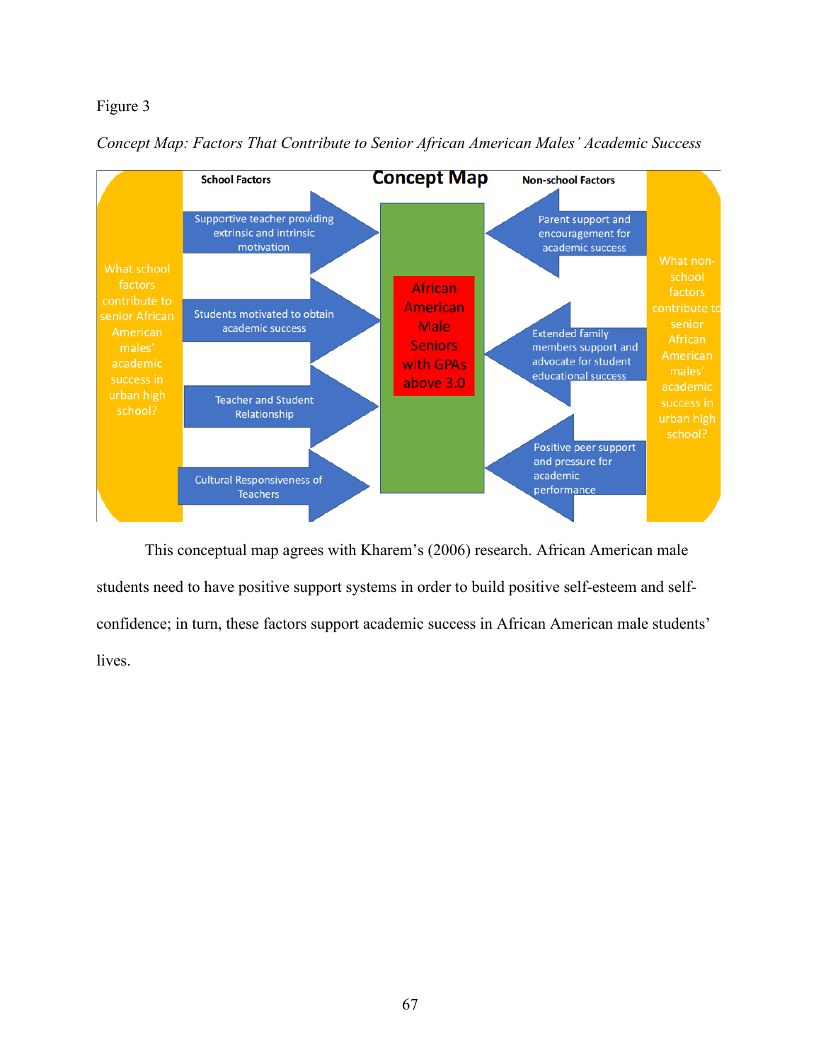Figure 3

*Concept Map: Factors That Contribute to Senior African American Males' Academic Success*

**Concept Map**

**School Factors** | **Non-school Factors**

What school factors contribute to senior African American males' academic success in urban high school?

- Supportive teacher providing extrinsic and intrinsic motivation
- Students motivated to obtain academic success
- Teacher and Student Relationship
- Cultural Responsiveness of Teachers

African American Male Seniors with GPAs above 3.0

- Parent support and encouragement for academic success
- Extended family members support and advocate for student educational success
- Positive peer support and pressure for academic performance

What non-school factors contribute to senior African American males' academic success in urban high school?

This conceptual map agrees with Kharem's (2006) research. African American male students need to have positive support systems in order to build positive self-esteem and self-confidence; in turn, these factors support academic success in African American male students' lives.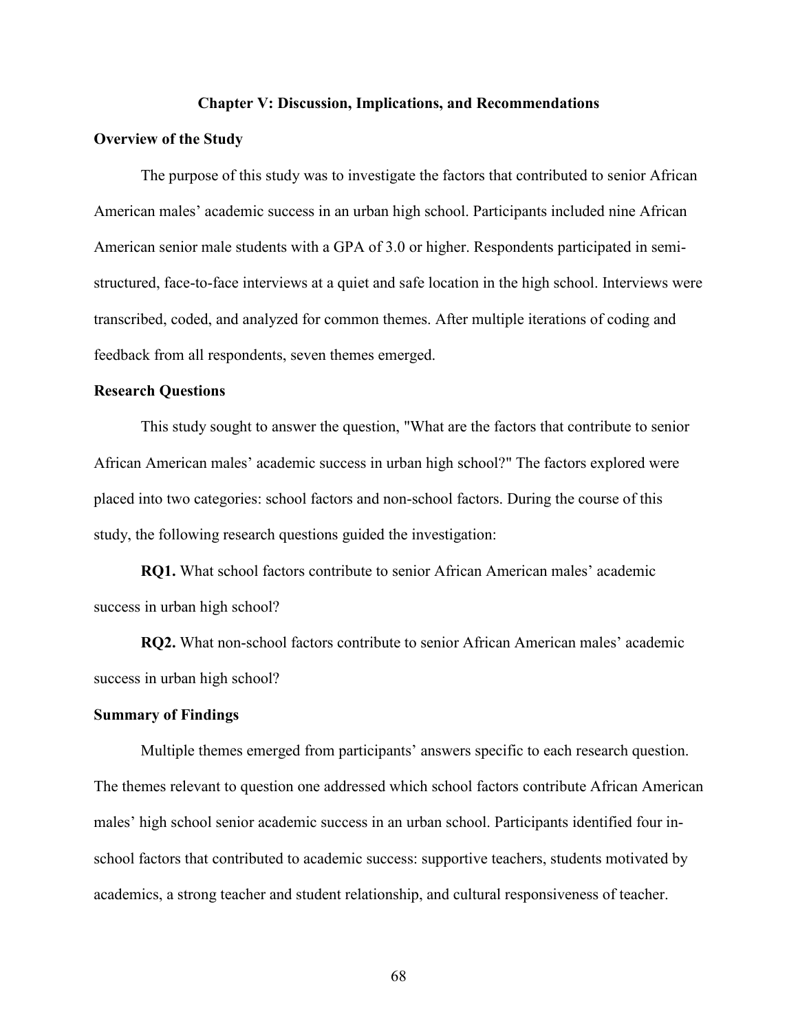# Chapter V: Discussion, Implications, and Recommendations

## Overview of the Study

The purpose of this study was to investigate the factors that contributed to senior African American males' academic success in an urban high school. Participants included nine African American senior male students with a GPA of 3.0 or higher. Respondents participated in semi-structured, face-to-face interviews at a quiet and safe location in the high school. Interviews were transcribed, coded, and analyzed for common themes. After multiple iterations of coding and feedback from all respondents, seven themes emerged.

## Research Questions

This study sought to answer the question, "What are the factors that contribute to senior African American males' academic success in urban high school?" The factors explored were placed into two categories: school factors and non-school factors. During the course of this study, the following research questions guided the investigation:

**RQ1.** What school factors contribute to senior African American males' academic success in urban high school?

**RQ2.** What non-school factors contribute to senior African American males' academic success in urban high school?

## Summary of Findings

Multiple themes emerged from participants' answers specific to each research question. The themes relevant to question one addressed which school factors contribute African American males' high school senior academic success in an urban school. Participants identified four in-school factors that contributed to academic success: supportive teachers, students motivated by academics, a strong teacher and student relationship, and cultural responsiveness of teacher.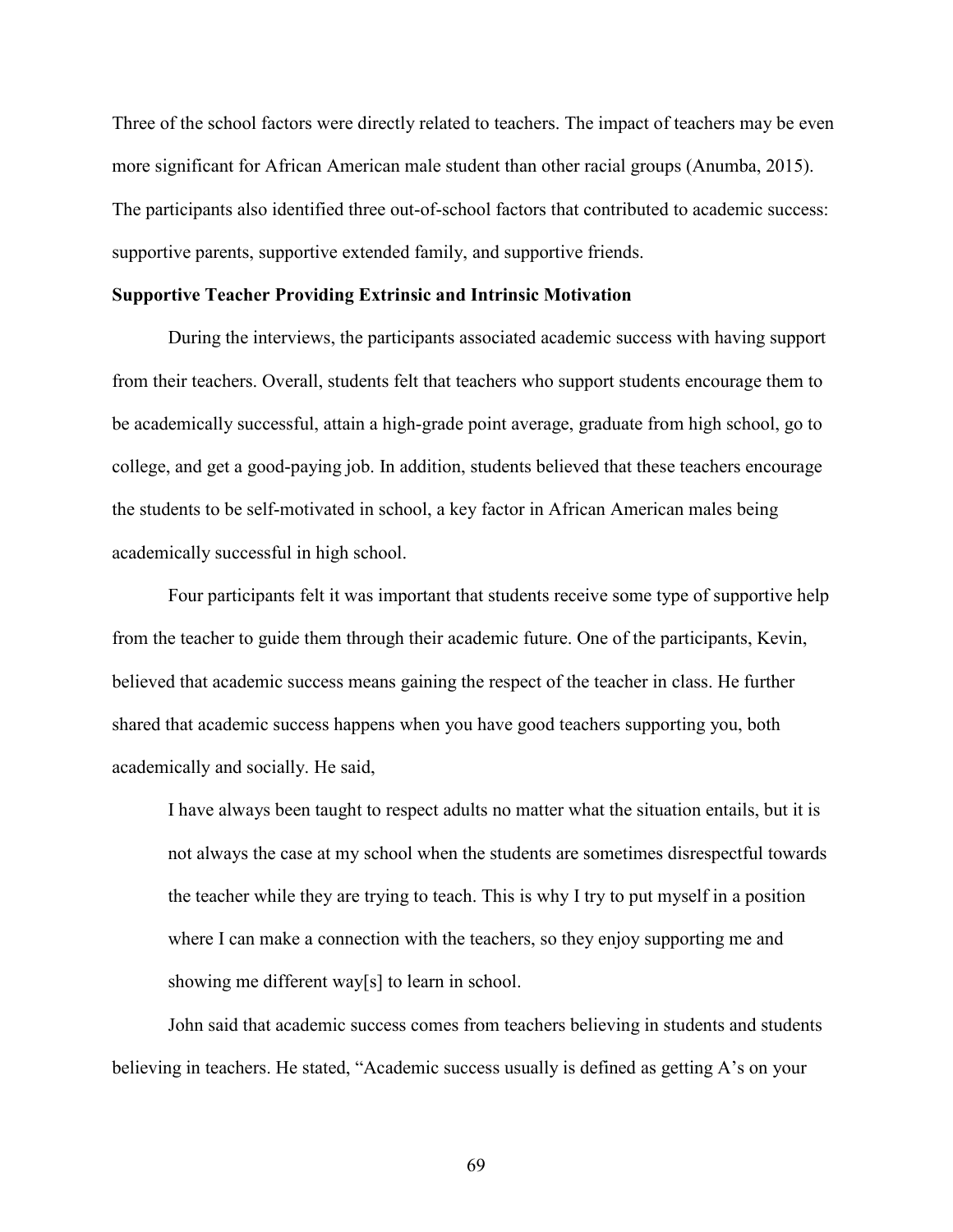Three of the school factors were directly related to teachers. The impact of teachers may be even more significant for African American male student than other racial groups (Anumba, 2015). The participants also identified three out-of-school factors that contributed to academic success: supportive parents, supportive extended family, and supportive friends.

### Supportive Teacher Providing Extrinsic and Intrinsic Motivation

During the interviews, the participants associated academic success with having support from their teachers. Overall, students felt that teachers who support students encourage them to be academically successful, attain a high-grade point average, graduate from high school, go to college, and get a good-paying job. In addition, students believed that these teachers encourage the students to be self-motivated in school, a key factor in African American males being academically successful in high school.

Four participants felt it was important that students receive some type of supportive help from the teacher to guide them through their academic future. One of the participants, Kevin, believed that academic success means gaining the respect of the teacher in class. He further shared that academic success happens when you have good teachers supporting you, both academically and socially. He said,

> I have always been taught to respect adults no matter what the situation entails, but it is not always the case at my school when the students are sometimes disrespectful towards the teacher while they are trying to teach. This is why I try to put myself in a position where I can make a connection with the teachers, so they enjoy supporting me and showing me different way[s] to learn in school.

John said that academic success comes from teachers believing in students and students believing in teachers. He stated, "Academic success usually is defined as getting A's on your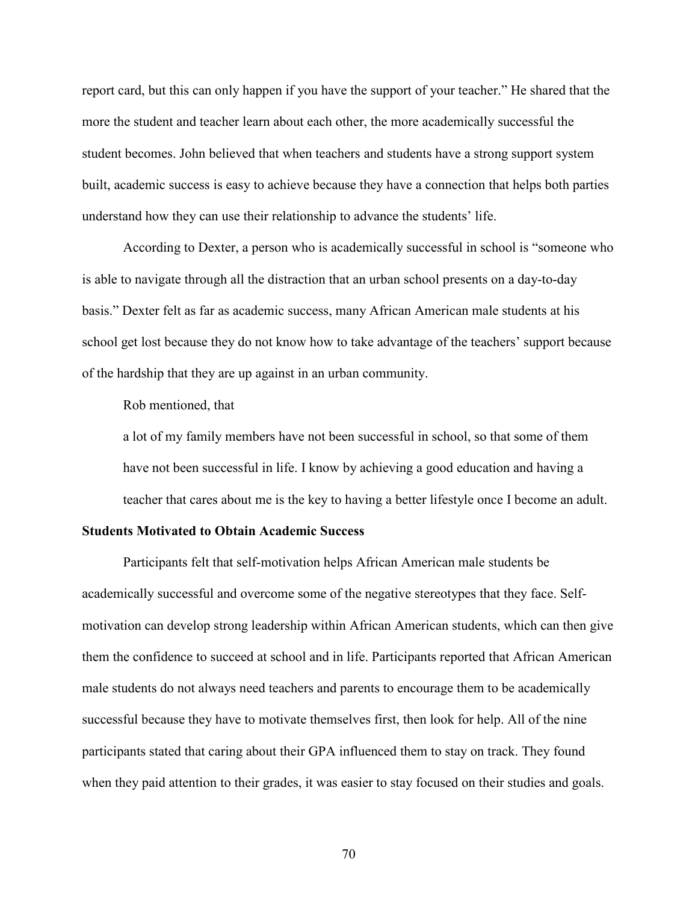report card, but this can only happen if you have the support of your teacher." He shared that the more the student and teacher learn about each other, the more academically successful the student becomes. John believed that when teachers and students have a strong support system built, academic success is easy to achieve because they have a connection that helps both parties understand how they can use their relationship to advance the students' life.

According to Dexter, a person who is academically successful in school is "someone who is able to navigate through all the distraction that an urban school presents on a day-to-day basis." Dexter felt as far as academic success, many African American male students at his school get lost because they do not know how to take advantage of the teachers' support because of the hardship that they are up against in an urban community.

Rob mentioned, that

> a lot of my family members have not been successful in school, so that some of them have not been successful in life. I know by achieving a good education and having a teacher that cares about me is the key to having a better lifestyle once I become an adult.

**Students Motivated to Obtain Academic Success**

Participants felt that self-motivation helps African American male students be academically successful and overcome some of the negative stereotypes that they face. Self-motivation can develop strong leadership within African American students, which can then give them the confidence to succeed at school and in life. Participants reported that African American male students do not always need teachers and parents to encourage them to be academically successful because they have to motivate themselves first, then look for help. All of the nine participants stated that caring about their GPA influenced them to stay on track. They found when they paid attention to their grades, it was easier to stay focused on their studies and goals.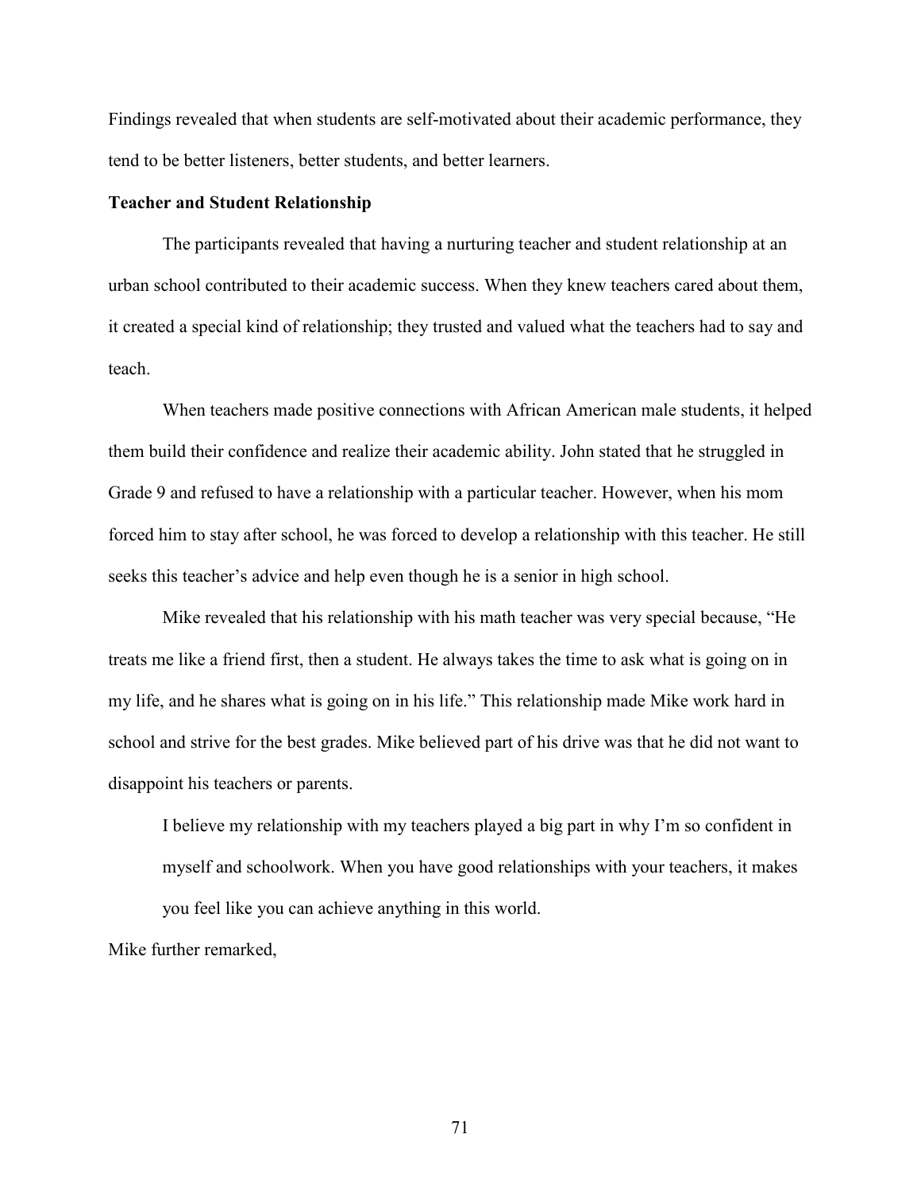Findings revealed that when students are self-motivated about their academic performance, they tend to be better listeners, better students, and better learners.

**Teacher and Student Relationship**

The participants revealed that having a nurturing teacher and student relationship at an urban school contributed to their academic success. When they knew teachers cared about them, it created a special kind of relationship; they trusted and valued what the teachers had to say and teach.

When teachers made positive connections with African American male students, it helped them build their confidence and realize their academic ability. John stated that he struggled in Grade 9 and refused to have a relationship with a particular teacher. However, when his mom forced him to stay after school, he was forced to develop a relationship with this teacher. He still seeks this teacher's advice and help even though he is a senior in high school.

Mike revealed that his relationship with his math teacher was very special because, "He treats me like a friend first, then a student. He always takes the time to ask what is going on in my life, and he shares what is going on in his life." This relationship made Mike work hard in school and strive for the best grades. Mike believed part of his drive was that he did not want to disappoint his teachers or parents.

> I believe my relationship with my teachers played a big part in why I'm so confident in myself and schoolwork. When you have good relationships with your teachers, it makes you feel like you can achieve anything in this world.

Mike further remarked,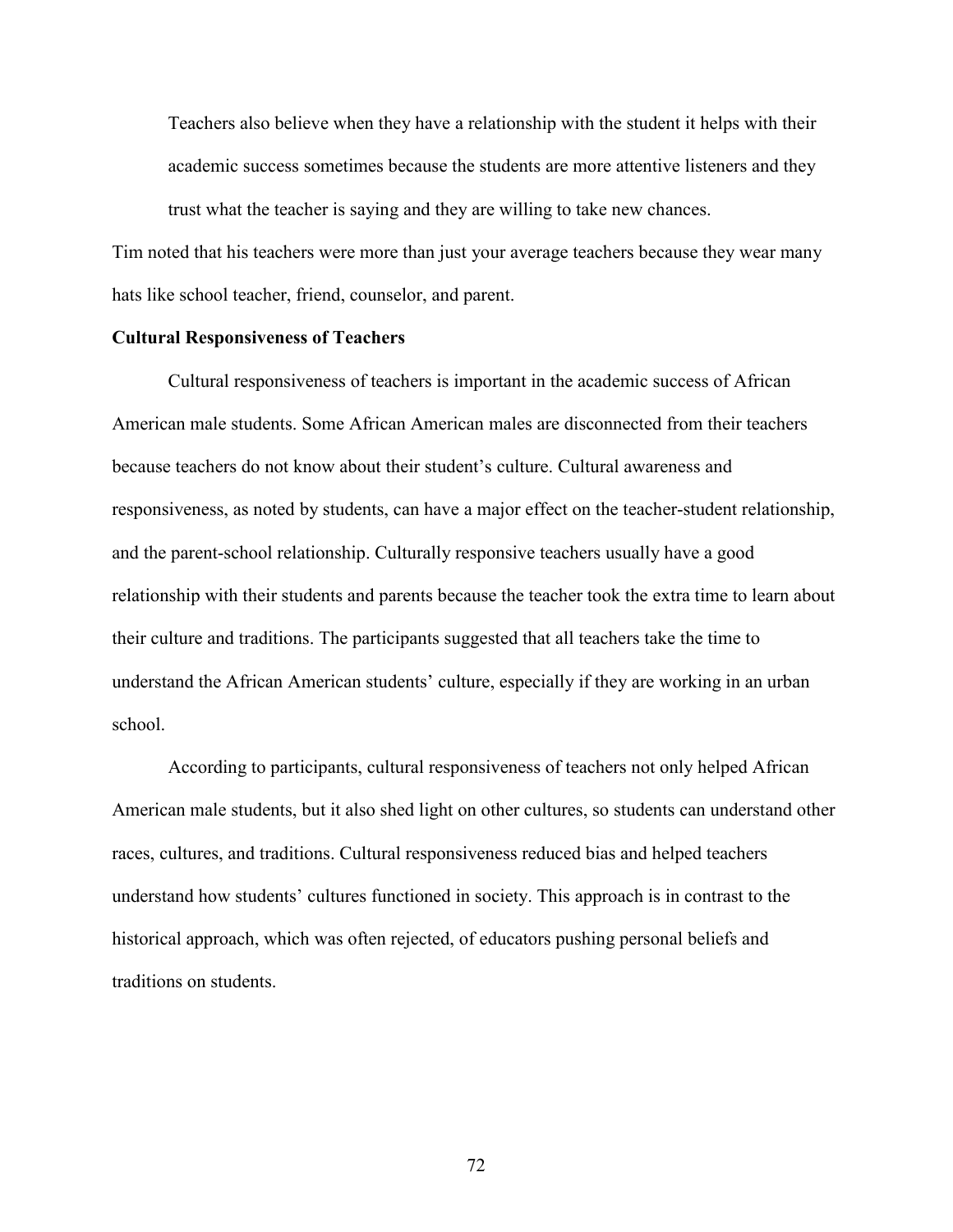> Teachers also believe when they have a relationship with the student it helps with their academic success sometimes because the students are more attentive listeners and they trust what the teacher is saying and they are willing to take new chances.

Tim noted that his teachers were more than just your average teachers because they wear many hats like school teacher, friend, counselor, and parent.

**Cultural Responsiveness of Teachers**

Cultural responsiveness of teachers is important in the academic success of African American male students. Some African American males are disconnected from their teachers because teachers do not know about their student's culture. Cultural awareness and responsiveness, as noted by students, can have a major effect on the teacher-student relationship, and the parent-school relationship. Culturally responsive teachers usually have a good relationship with their students and parents because the teacher took the extra time to learn about their culture and traditions. The participants suggested that all teachers take the time to understand the African American students' culture, especially if they are working in an urban school.

According to participants, cultural responsiveness of teachers not only helped African American male students, but it also shed light on other cultures, so students can understand other races, cultures, and traditions. Cultural responsiveness reduced bias and helped teachers understand how students' cultures functioned in society. This approach is in contrast to the historical approach, which was often rejected, of educators pushing personal beliefs and traditions on students.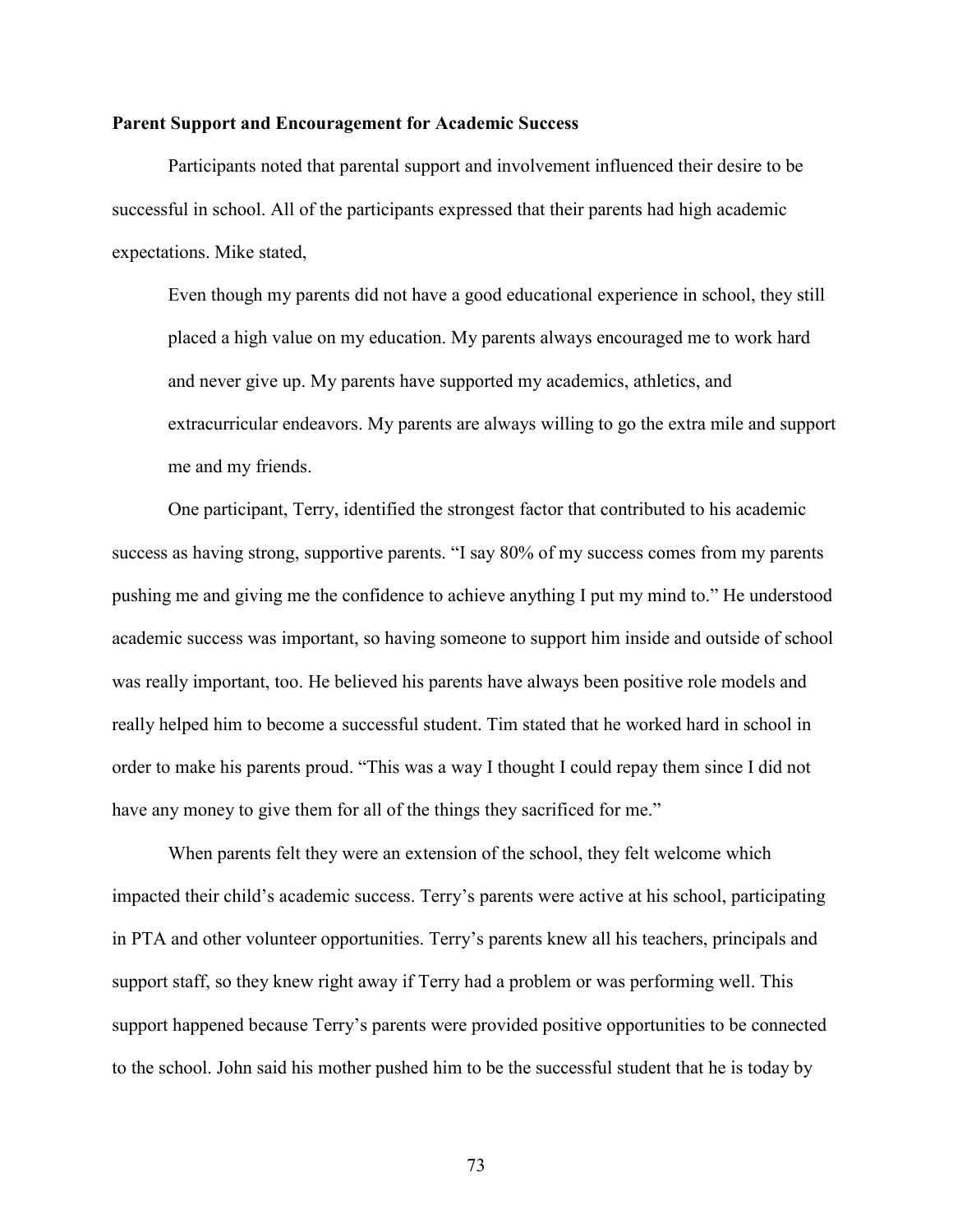**Parent Support and Encouragement for Academic Success**

Participants noted that parental support and involvement influenced their desire to be successful in school. All of the participants expressed that their parents had high academic expectations. Mike stated,

> Even though my parents did not have a good educational experience in school, they still placed a high value on my education. My parents always encouraged me to work hard and never give up. My parents have supported my academics, athletics, and extracurricular endeavors. My parents are always willing to go the extra mile and support me and my friends.

One participant, Terry, identified the strongest factor that contributed to his academic success as having strong, supportive parents. "I say 80% of my success comes from my parents pushing me and giving me the confidence to achieve anything I put my mind to." He understood academic success was important, so having someone to support him inside and outside of school was really important, too. He believed his parents have always been positive role models and really helped him to become a successful student. Tim stated that he worked hard in school in order to make his parents proud. "This was a way I thought I could repay them since I did not have any money to give them for all of the things they sacrificed for me."

When parents felt they were an extension of the school, they felt welcome which impacted their child's academic success. Terry's parents were active at his school, participating in PTA and other volunteer opportunities. Terry's parents knew all his teachers, principals and support staff, so they knew right away if Terry had a problem or was performing well. This support happened because Terry's parents were provided positive opportunities to be connected to the school. John said his mother pushed him to be the successful student that he is today by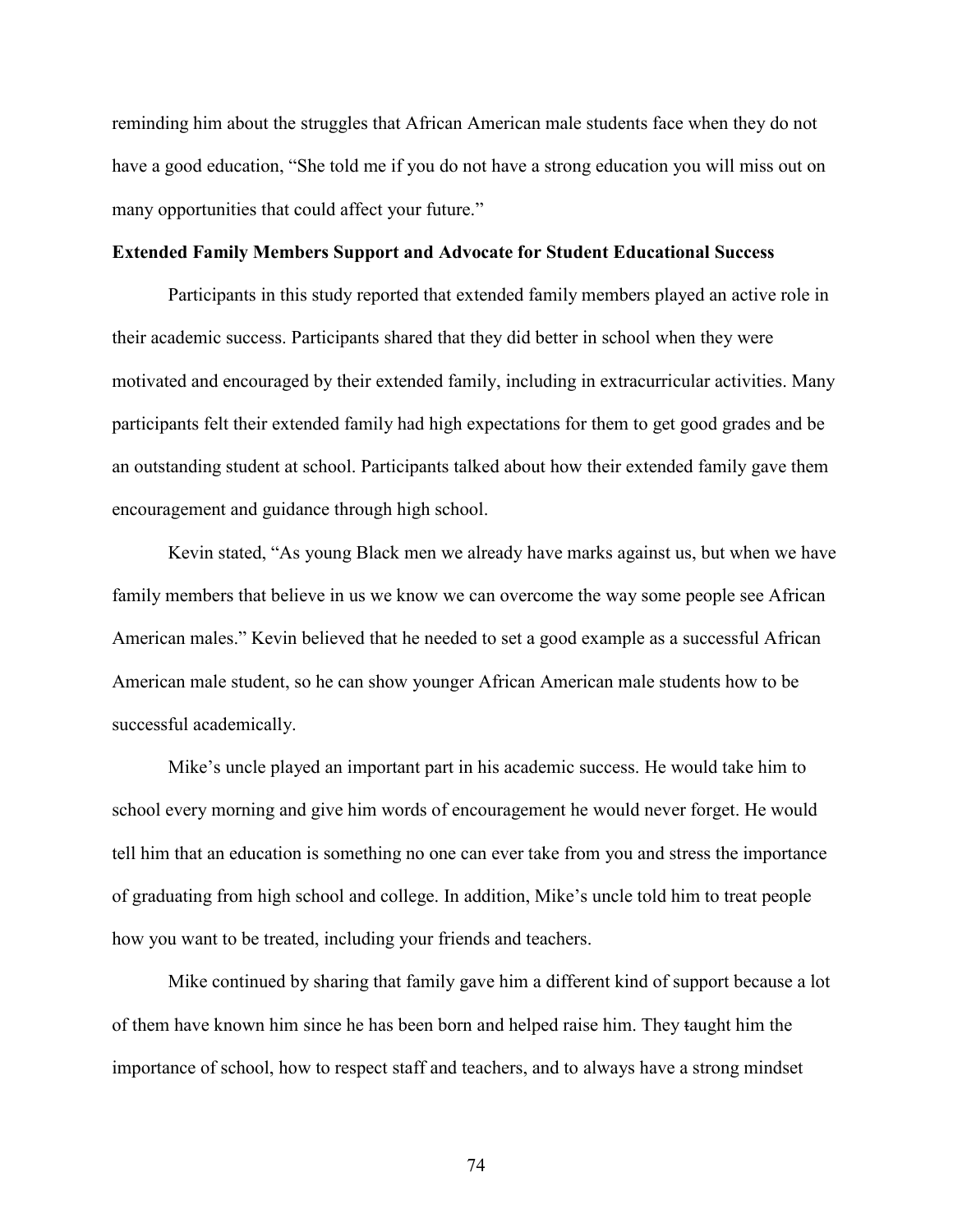reminding him about the struggles that African American male students face when they do not have a good education, "She told me if you do not have a strong education you will miss out on many opportunities that could affect your future."

**Extended Family Members Support and Advocate for Student Educational Success**

Participants in this study reported that extended family members played an active role in their academic success. Participants shared that they did better in school when they were motivated and encouraged by their extended family, including in extracurricular activities. Many participants felt their extended family had high expectations for them to get good grades and be an outstanding student at school. Participants talked about how their extended family gave them encouragement and guidance through high school.

Kevin stated, "As young Black men we already have marks against us, but when we have family members that believe in us we know we can overcome the way some people see African American males." Kevin believed that he needed to set a good example as a successful African American male student, so he can show younger African American male students how to be successful academically.

Mike's uncle played an important part in his academic success. He would take him to school every morning and give him words of encouragement he would never forget. He would tell him that an education is something no one can ever take from you and stress the importance of graduating from high school and college. In addition, Mike's uncle told him to treat people how you want to be treated, including your friends and teachers.

Mike continued by sharing that family gave him a different kind of support because a lot of them have known him since he has been born and helped raise him. They taught him the importance of school, how to respect staff and teachers, and to always have a strong mindset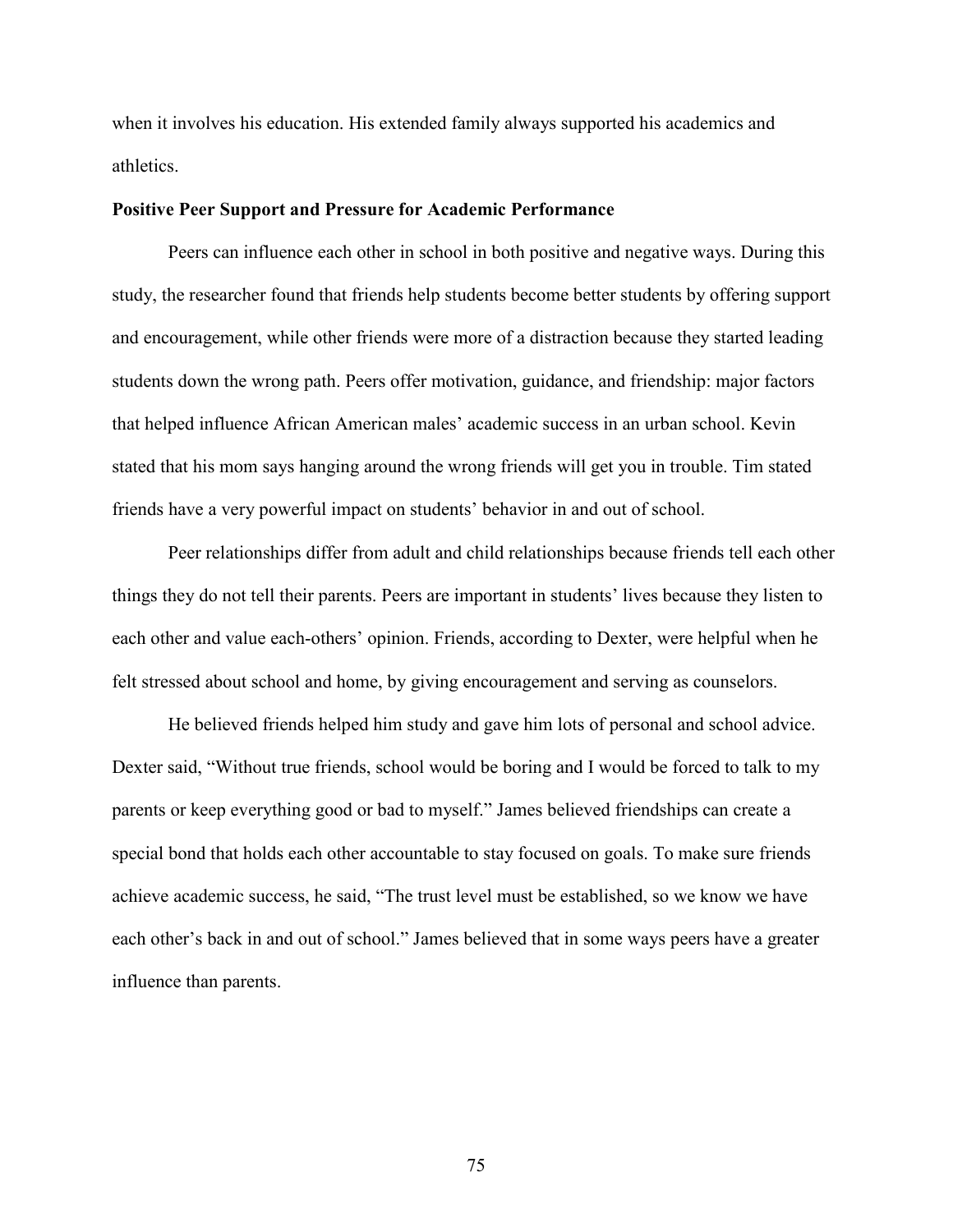when it involves his education. His extended family always supported his academics and athletics.

**Positive Peer Support and Pressure for Academic Performance**

Peers can influence each other in school in both positive and negative ways. During this study, the researcher found that friends help students become better students by offering support and encouragement, while other friends were more of a distraction because they started leading students down the wrong path. Peers offer motivation, guidance, and friendship: major factors that helped influence African American males' academic success in an urban school. Kevin stated that his mom says hanging around the wrong friends will get you in trouble. Tim stated friends have a very powerful impact on students' behavior in and out of school.

Peer relationships differ from adult and child relationships because friends tell each other things they do not tell their parents. Peers are important in students' lives because they listen to each other and value each-others' opinion. Friends, according to Dexter, were helpful when he felt stressed about school and home, by giving encouragement and serving as counselors.

He believed friends helped him study and gave him lots of personal and school advice. Dexter said, "Without true friends, school would be boring and I would be forced to talk to my parents or keep everything good or bad to myself." James believed friendships can create a special bond that holds each other accountable to stay focused on goals. To make sure friends achieve academic success, he said, "The trust level must be established, so we know we have each other's back in and out of school." James believed that in some ways peers have a greater influence than parents.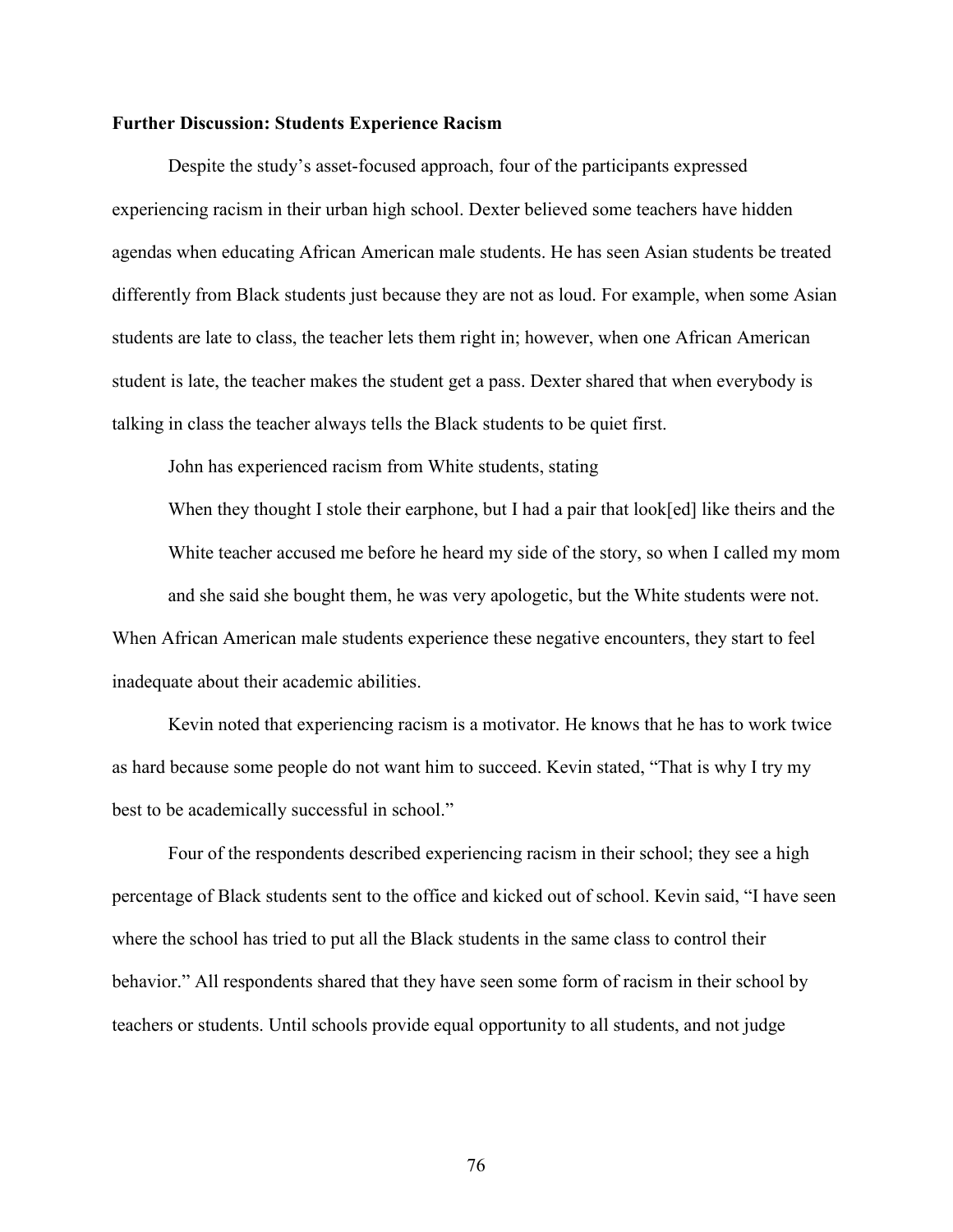**Further Discussion: Students Experience Racism**

Despite the study's asset-focused approach, four of the participants expressed experiencing racism in their urban high school. Dexter believed some teachers have hidden agendas when educating African American male students. He has seen Asian students be treated differently from Black students just because they are not as loud. For example, when some Asian students are late to class, the teacher lets them right in; however, when one African American student is late, the teacher makes the student get a pass. Dexter shared that when everybody is talking in class the teacher always tells the Black students to be quiet first.

John has experienced racism from White students, stating

> When they thought I stole their earphone, but I had a pair that look[ed] like theirs and the White teacher accused me before he heard my side of the story, so when I called my mom and she said she bought them, he was very apologetic, but the White students were not.

When African American male students experience these negative encounters, they start to feel inadequate about their academic abilities.

Kevin noted that experiencing racism is a motivator. He knows that he has to work twice as hard because some people do not want him to succeed. Kevin stated, "That is why I try my best to be academically successful in school."

Four of the respondents described experiencing racism in their school; they see a high percentage of Black students sent to the office and kicked out of school. Kevin said, "I have seen where the school has tried to put all the Black students in the same class to control their behavior." All respondents shared that they have seen some form of racism in their school by teachers or students. Until schools provide equal opportunity to all students, and not judge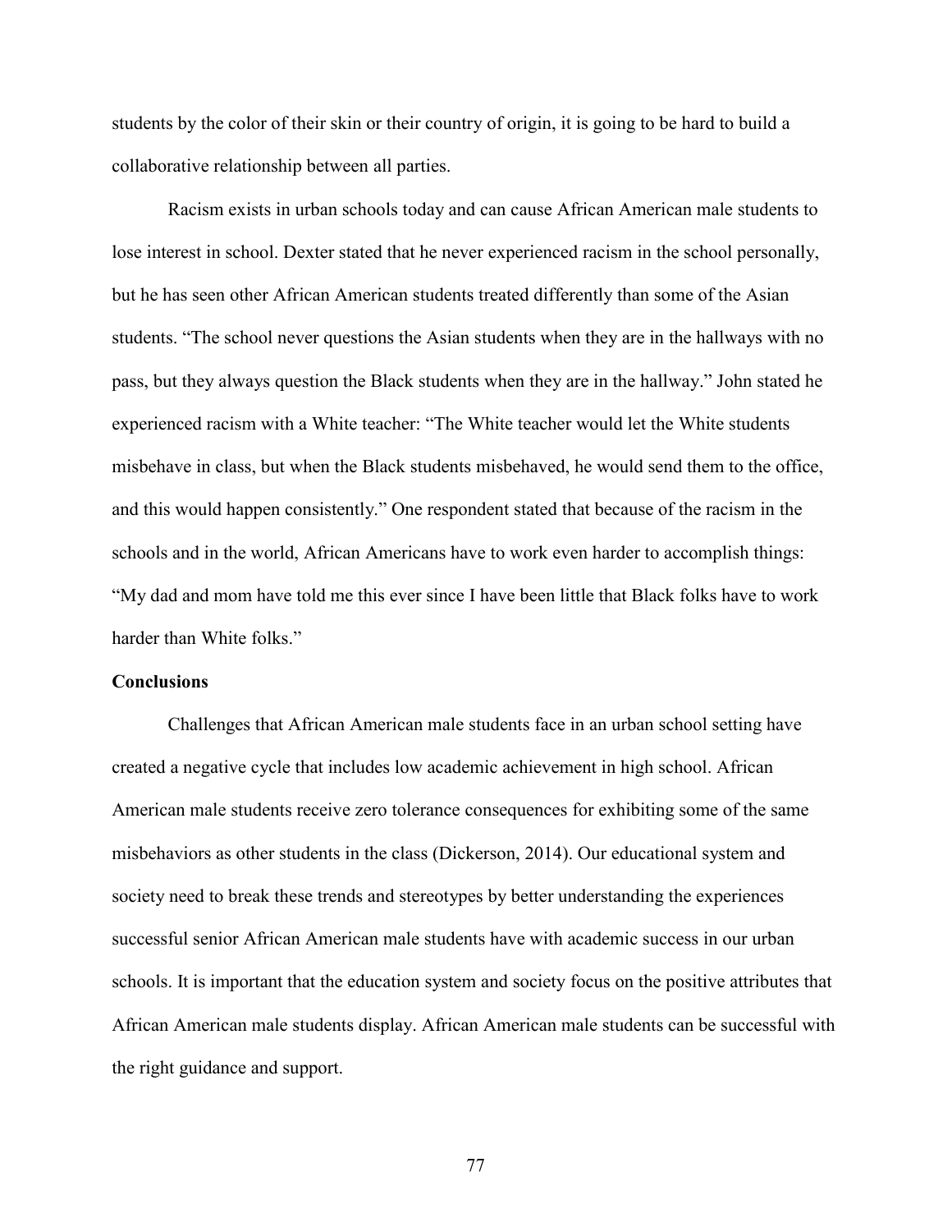students by the color of their skin or their country of origin, it is going to be hard to build a collaborative relationship between all parties.

Racism exists in urban schools today and can cause African American male students to lose interest in school. Dexter stated that he never experienced racism in the school personally, but he has seen other African American students treated differently than some of the Asian students. "The school never questions the Asian students when they are in the hallways with no pass, but they always question the Black students when they are in the hallway." John stated he experienced racism with a White teacher: "The White teacher would let the White students misbehave in class, but when the Black students misbehaved, he would send them to the office, and this would happen consistently." One respondent stated that because of the racism in the schools and in the world, African Americans have to work even harder to accomplish things: "My dad and mom have told me this ever since I have been little that Black folks have to work harder than White folks."

**Conclusions**

Challenges that African American male students face in an urban school setting have created a negative cycle that includes low academic achievement in high school. African American male students receive zero tolerance consequences for exhibiting some of the same misbehaviors as other students in the class (Dickerson, 2014). Our educational system and society need to break these trends and stereotypes by better understanding the experiences successful senior African American male students have with academic success in our urban schools. It is important that the education system and society focus on the positive attributes that African American male students display. African American male students can be successful with the right guidance and support.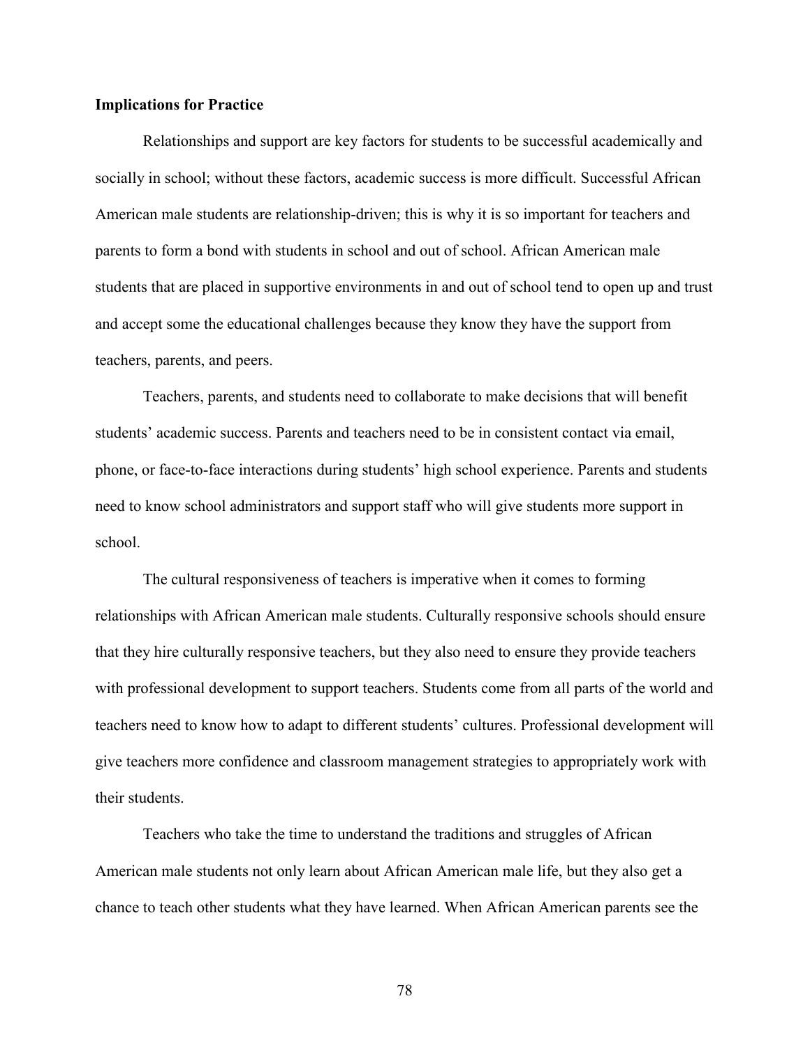**Implications for Practice**

Relationships and support are key factors for students to be successful academically and socially in school; without these factors, academic success is more difficult. Successful African American male students are relationship-driven; this is why it is so important for teachers and parents to form a bond with students in school and out of school. African American male students that are placed in supportive environments in and out of school tend to open up and trust and accept some the educational challenges because they know they have the support from teachers, parents, and peers.

Teachers, parents, and students need to collaborate to make decisions that will benefit students' academic success. Parents and teachers need to be in consistent contact via email, phone, or face-to-face interactions during students' high school experience. Parents and students need to know school administrators and support staff who will give students more support in school.

The cultural responsiveness of teachers is imperative when it comes to forming relationships with African American male students. Culturally responsive schools should ensure that they hire culturally responsive teachers, but they also need to ensure they provide teachers with professional development to support teachers. Students come from all parts of the world and teachers need to know how to adapt to different students' cultures. Professional development will give teachers more confidence and classroom management strategies to appropriately work with their students.

Teachers who take the time to understand the traditions and struggles of African American male students not only learn about African American male life, but they also get a chance to teach other students what they have learned. When African American parents see the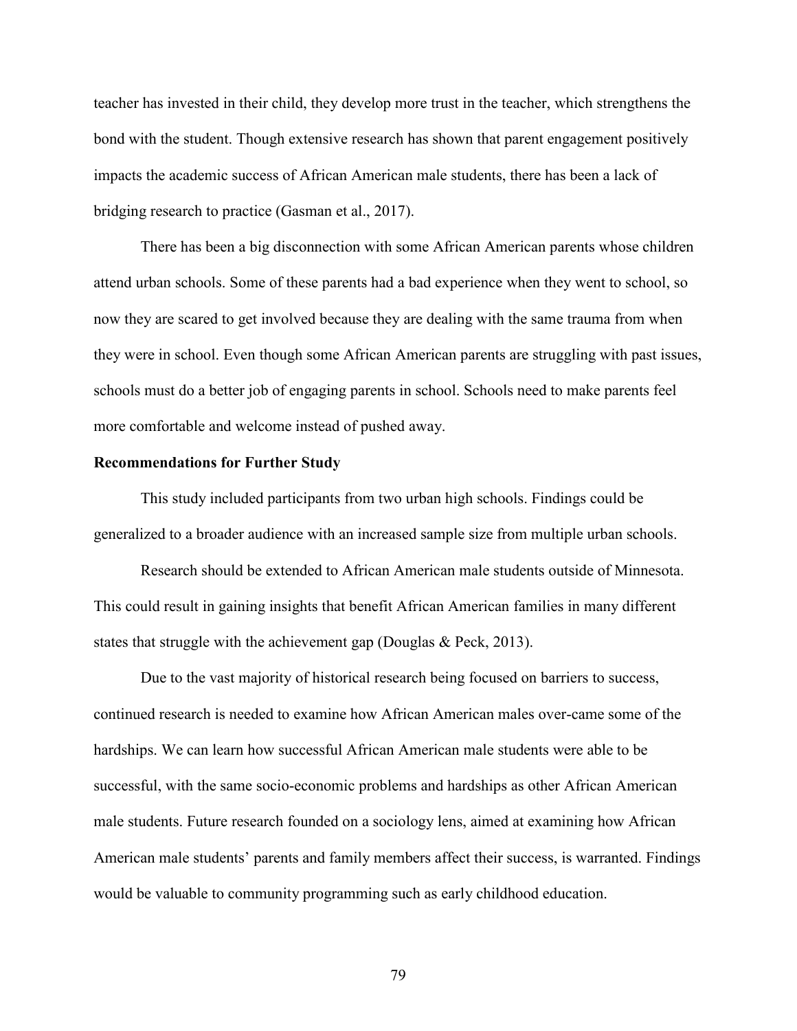teacher has invested in their child, they develop more trust in the teacher, which strengthens the bond with the student. Though extensive research has shown that parent engagement positively impacts the academic success of African American male students, there has been a lack of bridging research to practice (Gasman et al., 2017).

There has been a big disconnection with some African American parents whose children attend urban schools. Some of these parents had a bad experience when they went to school, so now they are scared to get involved because they are dealing with the same trauma from when they were in school. Even though some African American parents are struggling with past issues, schools must do a better job of engaging parents in school. Schools need to make parents feel more comfortable and welcome instead of pushed away.

**Recommendations for Further Study**

This study included participants from two urban high schools. Findings could be generalized to a broader audience with an increased sample size from multiple urban schools.

Research should be extended to African American male students outside of Minnesota. This could result in gaining insights that benefit African American families in many different states that struggle with the achievement gap (Douglas & Peck, 2013).

Due to the vast majority of historical research being focused on barriers to success, continued research is needed to examine how African American males over-came some of the hardships. We can learn how successful African American male students were able to be successful, with the same socio-economic problems and hardships as other African American male students. Future research founded on a sociology lens, aimed at examining how African American male students' parents and family members affect their success, is warranted. Findings would be valuable to community programming such as early childhood education.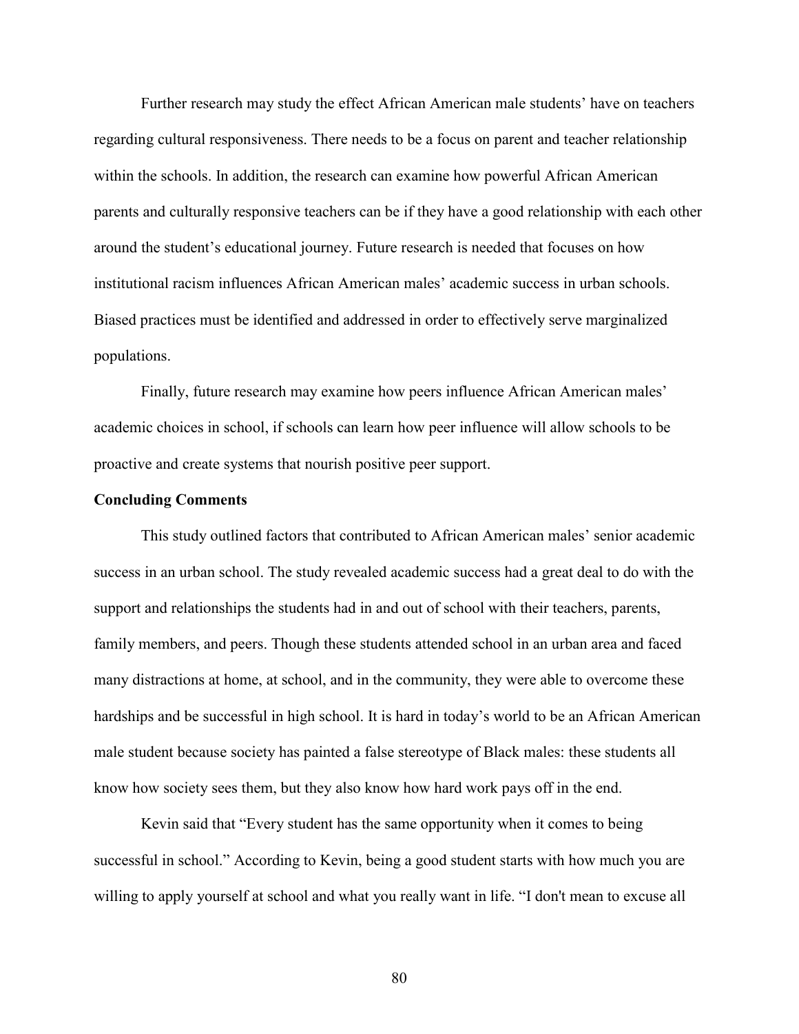Further research may study the effect African American male students' have on teachers regarding cultural responsiveness. There needs to be a focus on parent and teacher relationship within the schools. In addition, the research can examine how powerful African American parents and culturally responsive teachers can be if they have a good relationship with each other around the student's educational journey. Future research is needed that focuses on how institutional racism influences African American males' academic success in urban schools. Biased practices must be identified and addressed in order to effectively serve marginalized populations.

Finally, future research may examine how peers influence African American males' academic choices in school, if schools can learn how peer influence will allow schools to be proactive and create systems that nourish positive peer support.

**Concluding Comments**

This study outlined factors that contributed to African American males' senior academic success in an urban school. The study revealed academic success had a great deal to do with the support and relationships the students had in and out of school with their teachers, parents, family members, and peers. Though these students attended school in an urban area and faced many distractions at home, at school, and in the community, they were able to overcome these hardships and be successful in high school. It is hard in today's world to be an African American male student because society has painted a false stereotype of Black males: these students all know how society sees them, but they also know how hard work pays off in the end.

Kevin said that "Every student has the same opportunity when it comes to being successful in school." According to Kevin, being a good student starts with how much you are willing to apply yourself at school and what you really want in life. "I don't mean to excuse all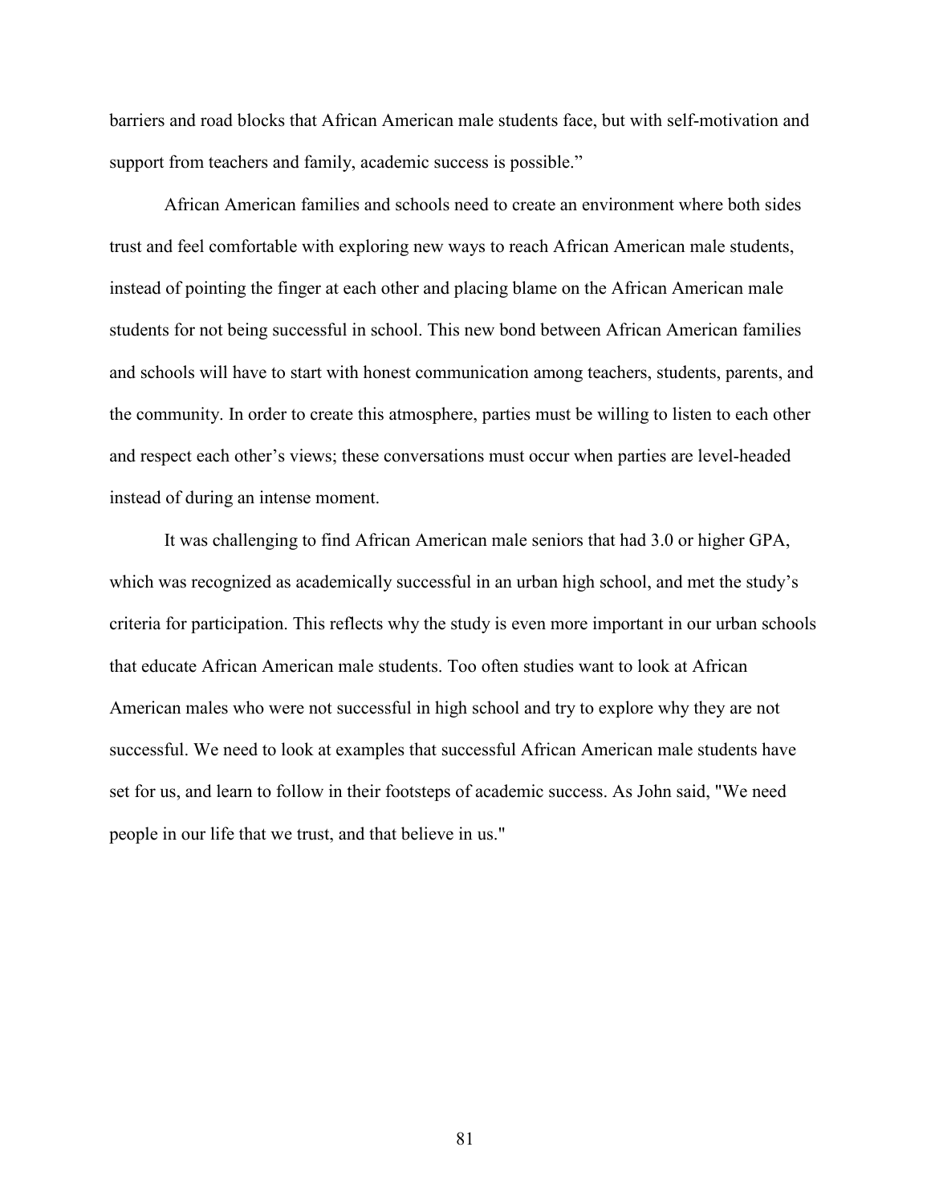barriers and road blocks that African American male students face, but with self-motivation and support from teachers and family, academic success is possible."

African American families and schools need to create an environment where both sides trust and feel comfortable with exploring new ways to reach African American male students, instead of pointing the finger at each other and placing blame on the African American male students for not being successful in school. This new bond between African American families and schools will have to start with honest communication among teachers, students, parents, and the community. In order to create this atmosphere, parties must be willing to listen to each other and respect each other's views; these conversations must occur when parties are level-headed instead of during an intense moment.

It was challenging to find African American male seniors that had 3.0 or higher GPA, which was recognized as academically successful in an urban high school, and met the study's criteria for participation. This reflects why the study is even more important in our urban schools that educate African American male students. Too often studies want to look at African American males who were not successful in high school and try to explore why they are not successful. We need to look at examples that successful African American male students have set for us, and learn to follow in their footsteps of academic success. As John said, "We need people in our life that we trust, and that believe in us."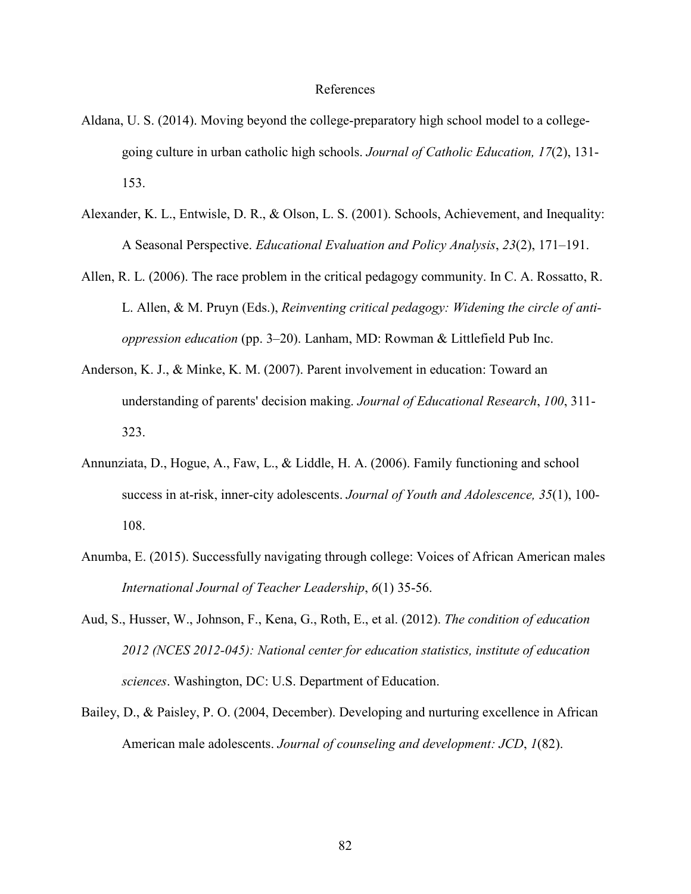# References

Aldana, U. S. (2014). Moving beyond the college-preparatory high school model to a college-going culture in urban catholic high schools. *Journal of Catholic Education, 17*(2), 131-153.

Alexander, K. L., Entwisle, D. R., & Olson, L. S. (2001). Schools, Achievement, and Inequality: A Seasonal Perspective. *Educational Evaluation and Policy Analysis*, *23*(2), 171–191.

Allen, R. L. (2006). The race problem in the critical pedagogy community. In C. A. Rossatto, R. L. Allen, & M. Pruyn (Eds.), *Reinventing critical pedagogy: Widening the circle of anti-oppression education* (pp. 3–20). Lanham, MD: Rowman & Littlefield Pub Inc.

Anderson, K. J., & Minke, K. M. (2007). Parent involvement in education: Toward an understanding of parents' decision making. *Journal of Educational Research*, *100*, 311-323.

Annunziata, D., Hogue, A., Faw, L., & Liddle, H. A. (2006). Family functioning and school success in at-risk, inner-city adolescents. *Journal of Youth and Adolescence, 35*(1), 100-108.

Anumba, E. (2015). Successfully navigating through college: Voices of African American males *International Journal of Teacher Leadership*, *6*(1) 35-56.

Aud, S., Husser, W., Johnson, F., Kena, G., Roth, E., et al. (2012). *The condition of education 2012 (NCES 2012-045): National center for education statistics, institute of education sciences*. Washington, DC: U.S. Department of Education.

Bailey, D., & Paisley, P. O. (2004, December). Developing and nurturing excellence in African American male adolescents. *Journal of counseling and development: JCD*, *1*(82).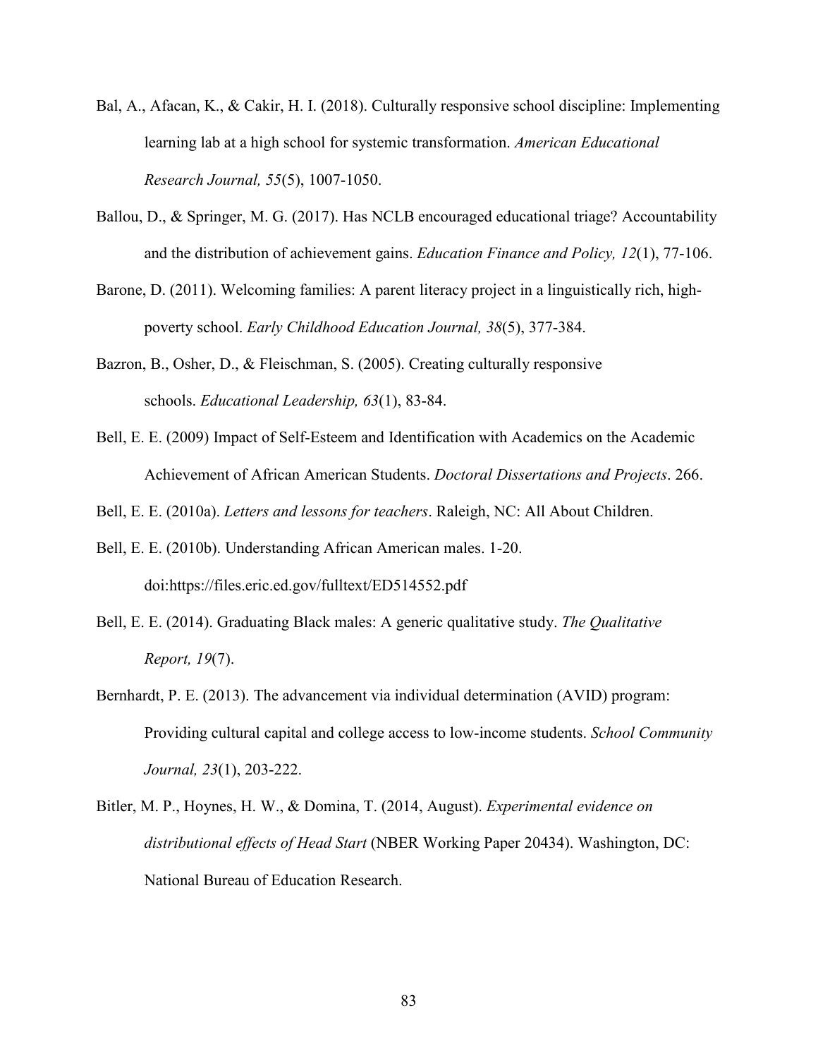Bal, A., Afacan, K., & Cakir, H. I. (2018). Culturally responsive school discipline: Implementing learning lab at a high school for systemic transformation. *American Educational Research Journal, 55*(5), 1007-1050.

Ballou, D., & Springer, M. G. (2017). Has NCLB encouraged educational triage? Accountability and the distribution of achievement gains. *Education Finance and Policy, 12*(1), 77-106.

Barone, D. (2011). Welcoming families: A parent literacy project in a linguistically rich, high-poverty school. *Early Childhood Education Journal, 38*(5), 377-384.

Bazron, B., Osher, D., & Fleischman, S. (2005). Creating culturally responsive schools. *Educational Leadership, 63*(1), 83-84.

Bell, E. E. (2009) Impact of Self-Esteem and Identification with Academics on the Academic Achievement of African American Students. *Doctoral Dissertations and Projects*. 266.

Bell, E. E. (2010a). *Letters and lessons for teachers*. Raleigh, NC: All About Children.

Bell, E. E. (2010b). Understanding African American males. 1-20. doi:https://files.eric.ed.gov/fulltext/ED514552.pdf

Bell, E. E. (2014). Graduating Black males: A generic qualitative study. *The Qualitative Report, 19*(7).

Bernhardt, P. E. (2013). The advancement via individual determination (AVID) program: Providing cultural capital and college access to low-income students. *School Community Journal, 23*(1), 203-222.

Bitler, M. P., Hoynes, H. W., & Domina, T. (2014, August). *Experimental evidence on distributional effects of Head Start* (NBER Working Paper 20434). Washington, DC: National Bureau of Education Research.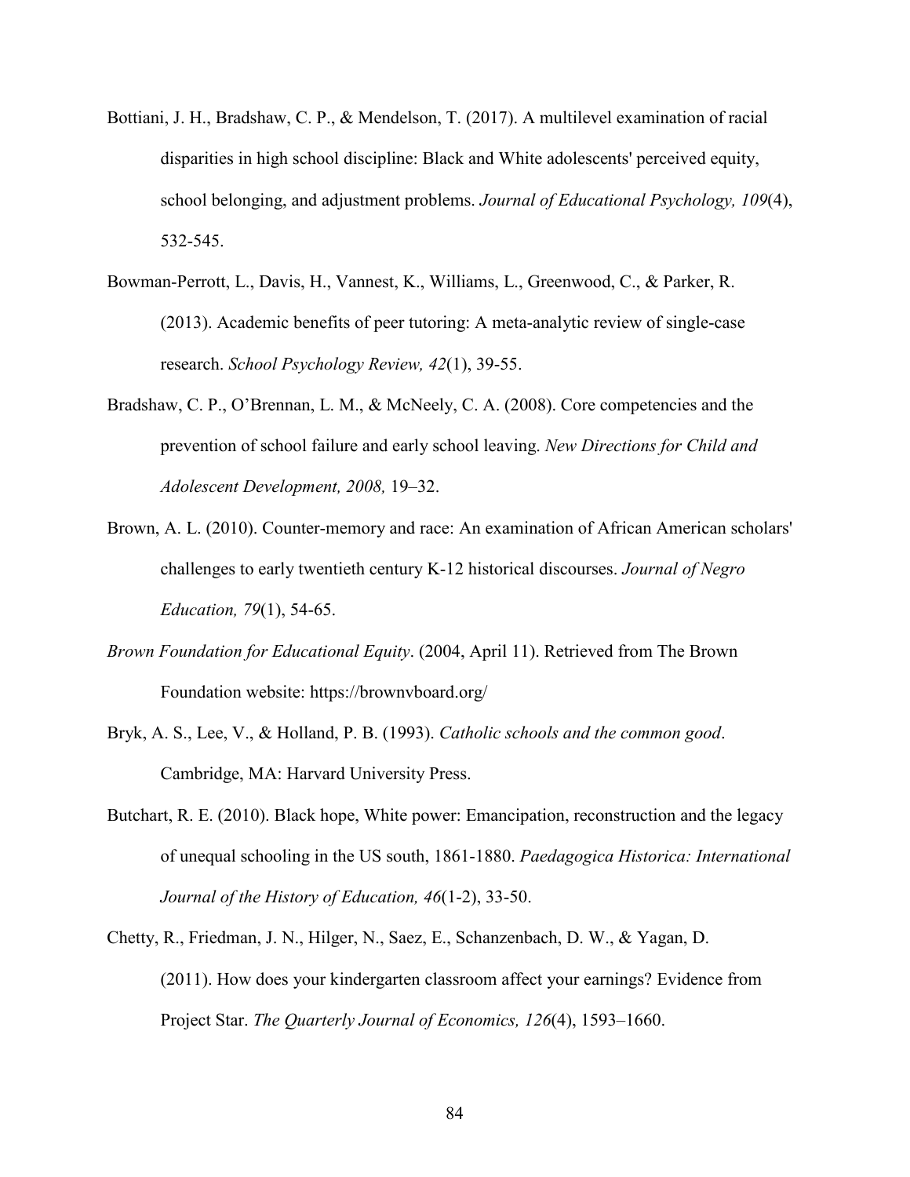Bottiani, J. H., Bradshaw, C. P., & Mendelson, T. (2017). A multilevel examination of racial disparities in high school discipline: Black and White adolescents' perceived equity, school belonging, and adjustment problems. *Journal of Educational Psychology, 109*(4), 532-545.

Bowman-Perrott, L., Davis, H., Vannest, K., Williams, L., Greenwood, C., & Parker, R. (2013). Academic benefits of peer tutoring: A meta-analytic review of single-case research. *School Psychology Review, 42*(1), 39-55.

Bradshaw, C. P., O'Brennan, L. M., & McNeely, C. A. (2008). Core competencies and the prevention of school failure and early school leaving. *New Directions for Child and Adolescent Development, 2008,* 19–32.

Brown, A. L. (2010). Counter-memory and race: An examination of African American scholars' challenges to early twentieth century K-12 historical discourses. *Journal of Negro Education, 79*(1), 54-65.

*Brown Foundation for Educational Equity*. (2004, April 11). Retrieved from The Brown Foundation website: https://brownvboard.org/

Bryk, A. S., Lee, V., & Holland, P. B. (1993). *Catholic schools and the common good*. Cambridge, MA: Harvard University Press.

Butchart, R. E. (2010). Black hope, White power: Emancipation, reconstruction and the legacy of unequal schooling in the US south, 1861-1880. *Paedagogica Historica: International Journal of the History of Education, 46*(1-2), 33-50.

Chetty, R., Friedman, J. N., Hilger, N., Saez, E., Schanzenbach, D. W., & Yagan, D. (2011). How does your kindergarten classroom affect your earnings? Evidence from Project Star. *The Quarterly Journal of Economics, 126*(4), 1593–1660.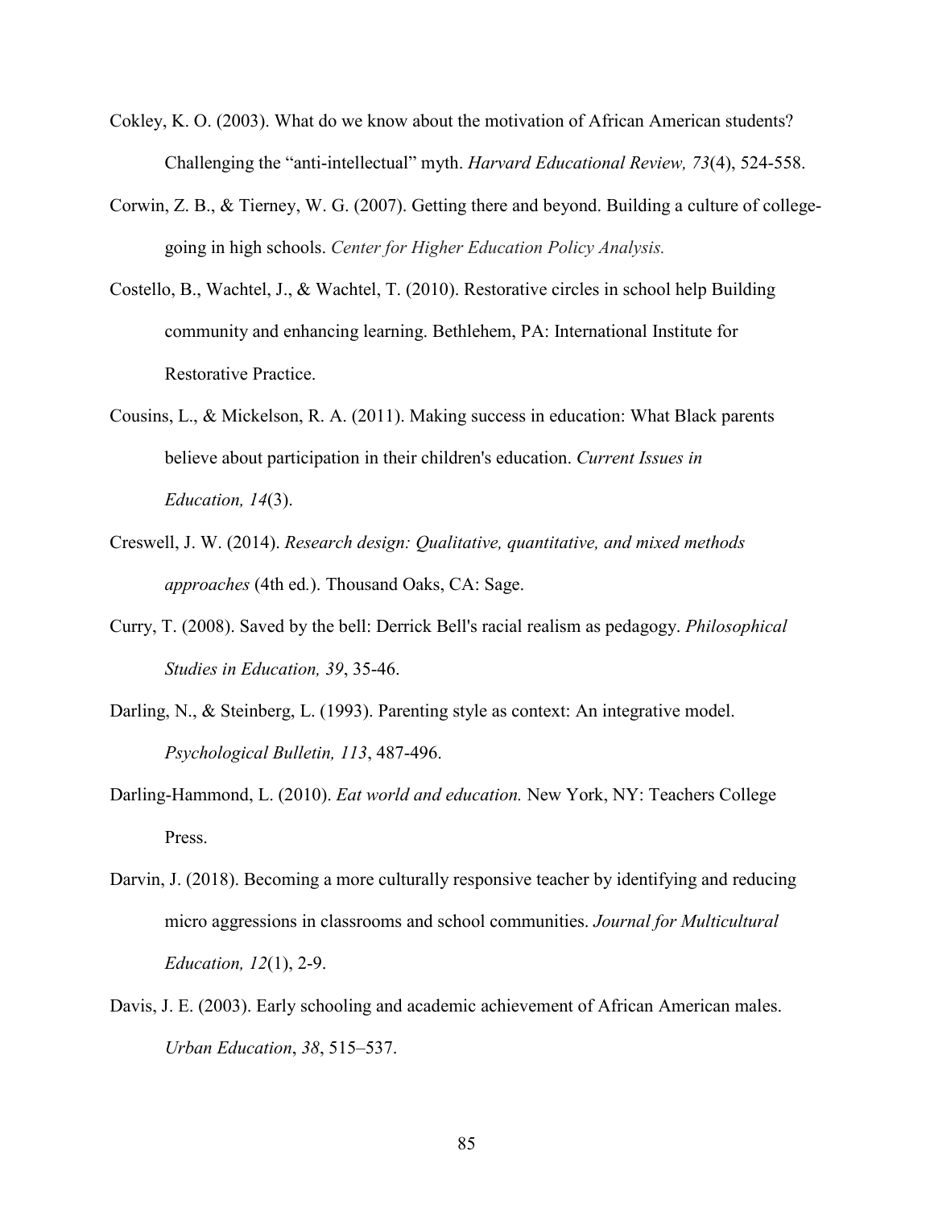Cokley, K. O. (2003). What do we know about the motivation of African American students? Challenging the “anti-intellectual” myth. *Harvard Educational Review, 73*(4), 524-558.

Corwin, Z. B., & Tierney, W. G. (2007). Getting there and beyond. Building a culture of college-going in high schools. *Center for Higher Education Policy Analysis.*

Costello, B., Wachtel, J., & Wachtel, T. (2010). Restorative circles in school help Building community and enhancing learning. Bethlehem, PA: International Institute for Restorative Practice.

Cousins, L., & Mickelson, R. A. (2011). Making success in education: What Black parents believe about participation in their children's education. *Current Issues in Education, 14*(3).

Creswell, J. W. (2014). *Research design: Qualitative, quantitative, and mixed methods approaches* (4th ed.). Thousand Oaks, CA: Sage.

Curry, T. (2008). Saved by the bell: Derrick Bell's racial realism as pedagogy. *Philosophical Studies in Education, 39*, 35-46.

Darling, N., & Steinberg, L. (1993). Parenting style as context: An integrative model. *Psychological Bulletin, 113*, 487-496.

Darling-Hammond, L. (2010). *Eat world and education.* New York, NY: Teachers College Press.

Darvin, J. (2018). Becoming a more culturally responsive teacher by identifying and reducing micro aggressions in classrooms and school communities. *Journal for Multicultural Education, 12*(1), 2-9.

Davis, J. E. (2003). Early schooling and academic achievement of African American males. *Urban Education*, *38*, 515–537.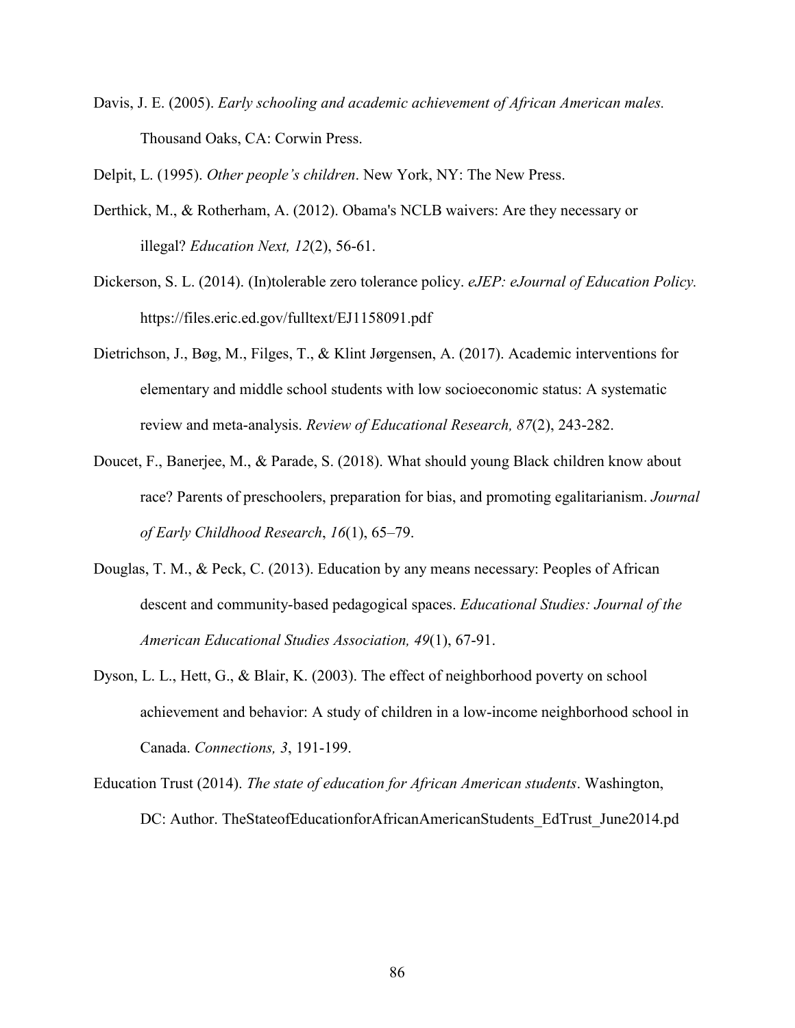Davis, J. E. (2005). *Early schooling and academic achievement of African American males.* Thousand Oaks, CA: Corwin Press.

Delpit, L. (1995). *Other people's children*. New York, NY: The New Press.

Derthick, M., & Rotherham, A. (2012). Obama's NCLB waivers: Are they necessary or illegal? *Education Next, 12*(2), 56-61.

Dickerson, S. L. (2014). (In)tolerable zero tolerance policy. *eJEP: eJournal of Education Policy.* https://files.eric.ed.gov/fulltext/EJ1158091.pdf

Dietrichson, J., Bøg, M., Filges, T., & Klint Jørgensen, A. (2017). Academic interventions for elementary and middle school students with low socioeconomic status: A systematic review and meta-analysis. *Review of Educational Research, 87*(2), 243-282.

Doucet, F., Banerjee, M., & Parade, S. (2018). What should young Black children know about race? Parents of preschoolers, preparation for bias, and promoting egalitarianism. *Journal of Early Childhood Research*, *16*(1), 65–79.

Douglas, T. M., & Peck, C. (2013). Education by any means necessary: Peoples of African descent and community-based pedagogical spaces. *Educational Studies: Journal of the American Educational Studies Association, 49*(1), 67-91.

Dyson, L. L., Hett, G., & Blair, K. (2003). The effect of neighborhood poverty on school achievement and behavior: A study of children in a low-income neighborhood school in Canada. *Connections, 3*, 191-199.

Education Trust (2014). *The state of education for African American students*. Washington, DC: Author. TheStateofEducationforAfricanAmericanStudents_EdTrust_June2014.pd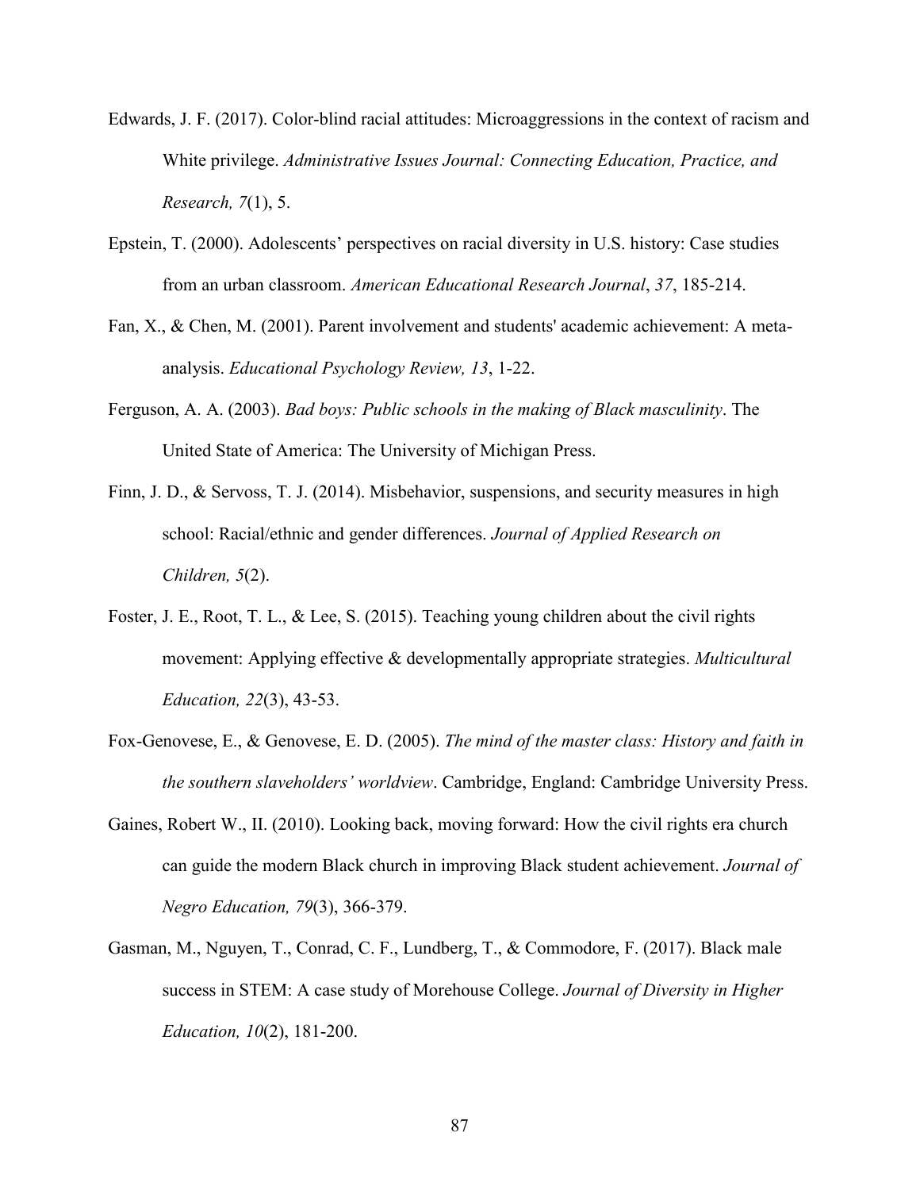Edwards, J. F. (2017). Color-blind racial attitudes: Microaggressions in the context of racism and White privilege. *Administrative Issues Journal: Connecting Education, Practice, and Research, 7*(1), 5.

Epstein, T. (2000). Adolescents' perspectives on racial diversity in U.S. history: Case studies from an urban classroom. *American Educational Research Journal*, *37*, 185-214.

Fan, X., & Chen, M. (2001). Parent involvement and students' academic achievement: A meta-analysis. *Educational Psychology Review, 13*, 1-22.

Ferguson, A. A. (2003). *Bad boys: Public schools in the making of Black masculinity*. The United State of America: The University of Michigan Press.

Finn, J. D., & Servoss, T. J. (2014). Misbehavior, suspensions, and security measures in high school: Racial/ethnic and gender differences. *Journal of Applied Research on Children, 5*(2).

Foster, J. E., Root, T. L., & Lee, S. (2015). Teaching young children about the civil rights movement: Applying effective & developmentally appropriate strategies. *Multicultural Education, 22*(3), 43-53.

Fox-Genovese, E., & Genovese, E. D. (2005). *The mind of the master class: History and faith in the southern slaveholders' worldview*. Cambridge, England: Cambridge University Press.

Gaines, Robert W., II. (2010). Looking back, moving forward: How the civil rights era church can guide the modern Black church in improving Black student achievement. *Journal of Negro Education, 79*(3), 366-379.

Gasman, M., Nguyen, T., Conrad, C. F., Lundberg, T., & Commodore, F. (2017). Black male success in STEM: A case study of Morehouse College. *Journal of Diversity in Higher Education, 10*(2), 181-200.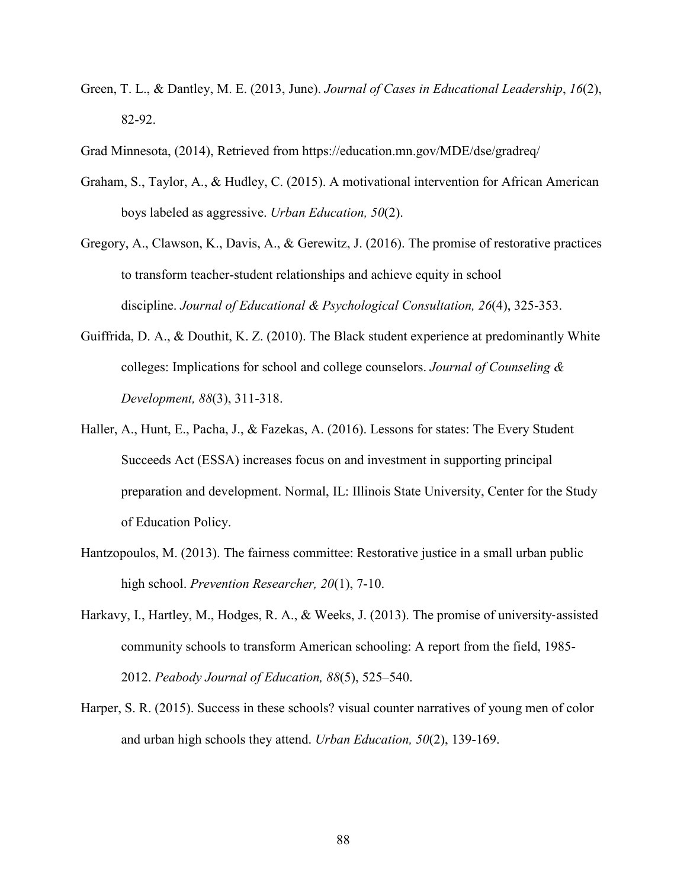Green, T. L., & Dantley, M. E. (2013, June). *Journal of Cases in Educational Leadership*, *16*(2), 82-92.

Grad Minnesota, (2014), Retrieved from https://education.mn.gov/MDE/dse/gradreq/

Graham, S., Taylor, A., & Hudley, C. (2015). A motivational intervention for African American boys labeled as aggressive. *Urban Education, 50*(2).

Gregory, A., Clawson, K., Davis, A., & Gerewitz, J. (2016). The promise of restorative practices to transform teacher-student relationships and achieve equity in school discipline. *Journal of Educational & Psychological Consultation, 26*(4), 325-353.

Guiffrida, D. A., & Douthit, K. Z. (2010). The Black student experience at predominantly White colleges: Implications for school and college counselors. *Journal of Counseling & Development, 88*(3), 311-318.

Haller, A., Hunt, E., Pacha, J., & Fazekas, A. (2016). Lessons for states: The Every Student Succeeds Act (ESSA) increases focus on and investment in supporting principal preparation and development. Normal, IL: Illinois State University, Center for the Study of Education Policy.

Hantzopoulos, M. (2013). The fairness committee: Restorative justice in a small urban public high school. *Prevention Researcher, 20*(1), 7-10.

Harkavy, I., Hartley, M., Hodges, R. A., & Weeks, J. (2013). The promise of university-assisted community schools to transform American schooling: A report from the field, 1985-2012. *Peabody Journal of Education, 88*(5), 525–540.

Harper, S. R. (2015). Success in these schools? visual counter narratives of young men of color and urban high schools they attend. *Urban Education, 50*(2), 139-169.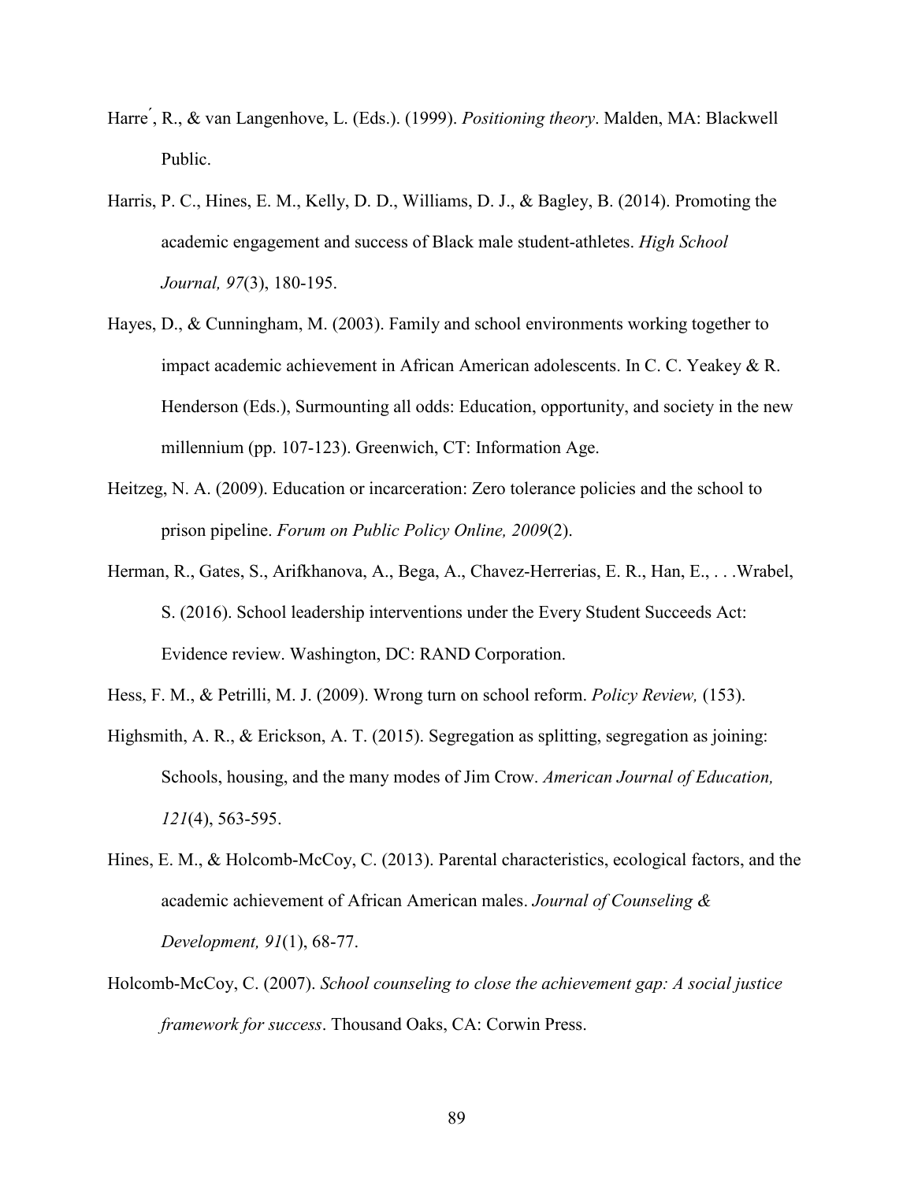Harré, R., & van Langenhove, L. (Eds.). (1999). *Positioning theory*. Malden, MA: Blackwell Public.

Harris, P. C., Hines, E. M., Kelly, D. D., Williams, D. J., & Bagley, B. (2014). Promoting the academic engagement and success of Black male student-athletes. *High School Journal, 97*(3), 180-195.

Hayes, D., & Cunningham, M. (2003). Family and school environments working together to impact academic achievement in African American adolescents. In C. C. Yeakey & R. Henderson (Eds.), Surmounting all odds: Education, opportunity, and society in the new millennium (pp. 107-123). Greenwich, CT: Information Age.

Heitzeg, N. A. (2009). Education or incarceration: Zero tolerance policies and the school to prison pipeline. *Forum on Public Policy Online, 2009*(2).

Herman, R., Gates, S., Arifkhanova, A., Bega, A., Chavez-Herrerias, E. R., Han, E., . . .Wrabel, S. (2016). School leadership interventions under the Every Student Succeeds Act: Evidence review. Washington, DC: RAND Corporation.

Hess, F. M., & Petrilli, M. J. (2009). Wrong turn on school reform. *Policy Review,* (153).

Highsmith, A. R., & Erickson, A. T. (2015). Segregation as splitting, segregation as joining: Schools, housing, and the many modes of Jim Crow. *American Journal of Education, 121*(4), 563-595.

Hines, E. M., & Holcomb-McCoy, C. (2013). Parental characteristics, ecological factors, and the academic achievement of African American males. *Journal of Counseling & Development, 91*(1), 68-77.

Holcomb-McCoy, C. (2007). *School counseling to close the achievement gap: A social justice framework for success*. Thousand Oaks, CA: Corwin Press.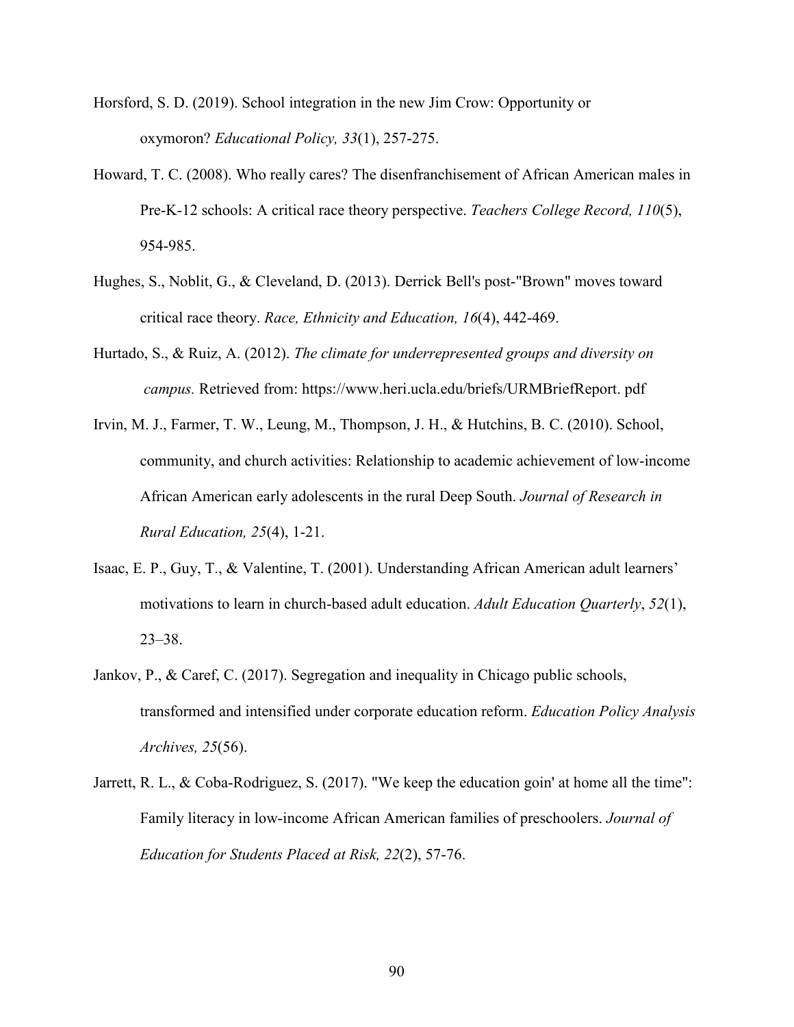Horsford, S. D. (2019). School integration in the new Jim Crow: Opportunity or oxymoron? *Educational Policy, 33*(1), 257-275.

Howard, T. C. (2008). Who really cares? The disenfranchisement of African American males in Pre-K-12 schools: A critical race theory perspective. *Teachers College Record, 110*(5), 954-985.

Hughes, S., Noblit, G., & Cleveland, D. (2013). Derrick Bell's post-"Brown" moves toward critical race theory. *Race, Ethnicity and Education, 16*(4), 442-469.

Hurtado, S., & Ruiz, A. (2012). *The climate for underrepresented groups and diversity on campus.* Retrieved from: https://www.heri.ucla.edu/briefs/URMBriefReport. pdf

Irvin, M. J., Farmer, T. W., Leung, M., Thompson, J. H., & Hutchins, B. C. (2010). School, community, and church activities: Relationship to academic achievement of low-income African American early adolescents in the rural Deep South. *Journal of Research in Rural Education, 25*(4), 1-21.

Isaac, E. P., Guy, T., & Valentine, T. (2001). Understanding African American adult learners' motivations to learn in church-based adult education. *Adult Education Quarterly*, *52*(1), 23–38.

Jankov, P., & Caref, C. (2017). Segregation and inequality in Chicago public schools, transformed and intensified under corporate education reform. *Education Policy Analysis Archives, 25*(56).

Jarrett, R. L., & Coba-Rodriguez, S. (2017). "We keep the education goin' at home all the time": Family literacy in low-income African American families of preschoolers. *Journal of Education for Students Placed at Risk, 22*(2), 57-76.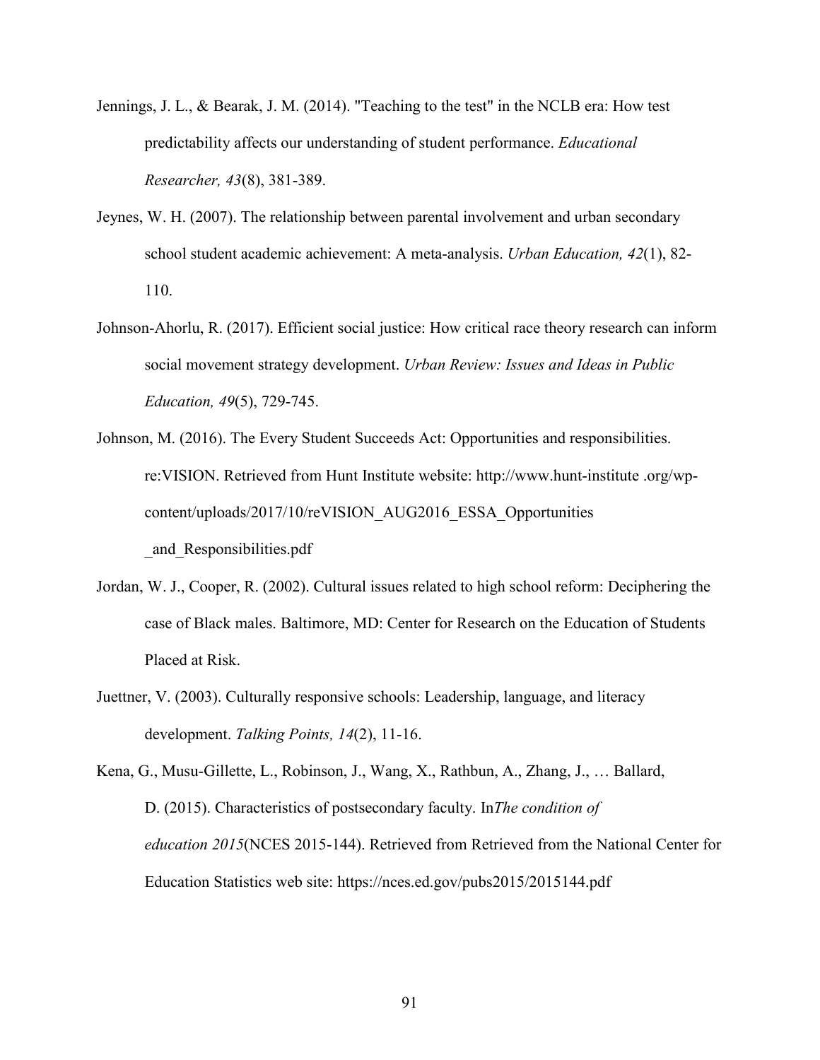Jennings, J. L., & Bearak, J. M. (2014). "Teaching to the test" in the NCLB era: How test predictability affects our understanding of student performance. *Educational Researcher, 43*(8), 381-389.

Jeynes, W. H. (2007). The relationship between parental involvement and urban secondary school student academic achievement: A meta-analysis. *Urban Education, 42*(1), 82-110.

Johnson-Ahorlu, R. (2017). Efficient social justice: How critical race theory research can inform social movement strategy development. *Urban Review: Issues and Ideas in Public Education, 49*(5), 729-745.

Johnson, M. (2016). The Every Student Succeeds Act: Opportunities and responsibilities. re:VISION. Retrieved from Hunt Institute website: http://www.hunt-institute .org/wp-content/uploads/2017/10/reVISION_AUG2016_ESSA_Opportunities _and_Responsibilities.pdf

Jordan, W. J., Cooper, R. (2002). Cultural issues related to high school reform: Deciphering the case of Black males. Baltimore, MD: Center for Research on the Education of Students Placed at Risk.

Juettner, V. (2003). Culturally responsive schools: Leadership, language, and literacy development. *Talking Points, 14*(2), 11-16.

Kena, G., Musu-Gillette, L., Robinson, J., Wang, X., Rathbun, A., Zhang, J., … Ballard, D. (2015). Characteristics of postsecondary faculty. In*The condition of education 2015*(NCES 2015-144). Retrieved from Retrieved from the National Center for Education Statistics web site: https://nces.ed.gov/pubs2015/2015144.pdf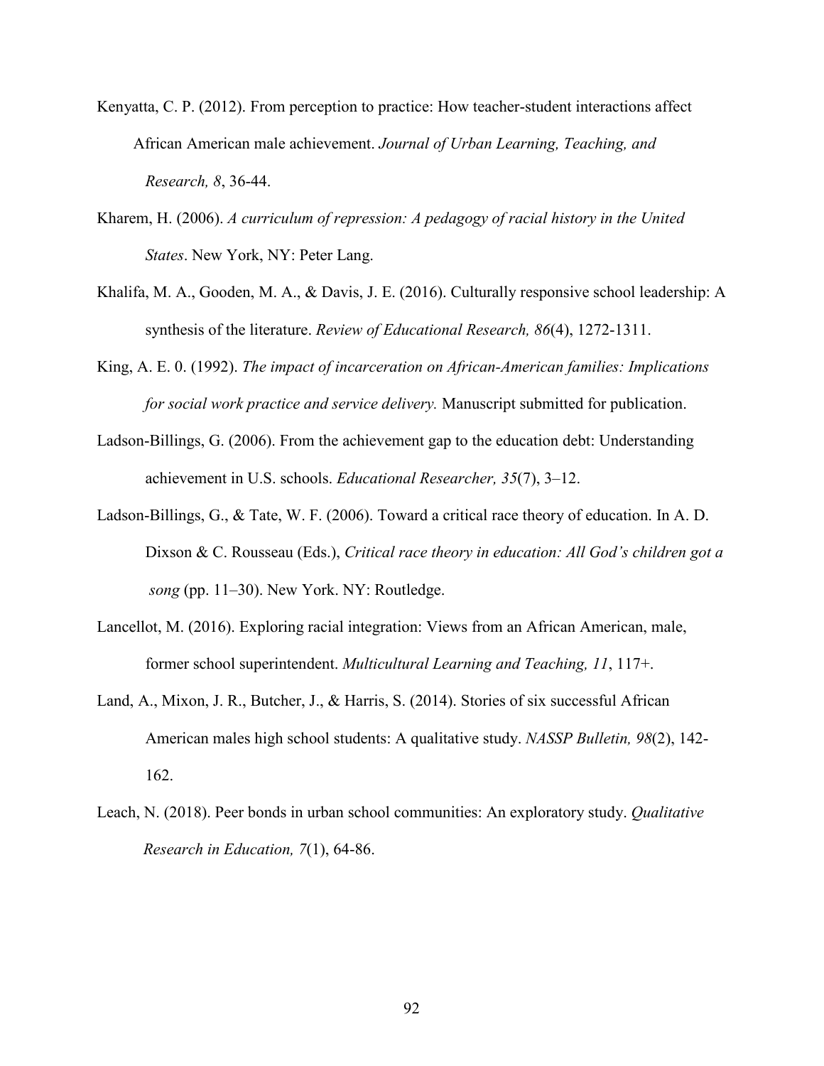Kenyatta, C. P. (2012). From perception to practice: How teacher-student interactions affect African American male achievement. *Journal of Urban Learning, Teaching, and Research, 8*, 36-44.

Kharem, H. (2006). *A curriculum of repression: A pedagogy of racial history in the United States*. New York, NY: Peter Lang.

Khalifa, M. A., Gooden, M. A., & Davis, J. E. (2016). Culturally responsive school leadership: A synthesis of the literature. *Review of Educational Research, 86*(4), 1272-1311.

King, A. E. 0. (1992). *The impact of incarceration on African-American families: Implications for social work practice and service delivery.* Manuscript submitted for publication.

Ladson-Billings, G. (2006). From the achievement gap to the education debt: Understanding achievement in U.S. schools. *Educational Researcher, 35*(7), 3–12.

Ladson-Billings, G., & Tate, W. F. (2006). Toward a critical race theory of education. In A. D. Dixson & C. Rousseau (Eds.), *Critical race theory in education: All God's children got a song* (pp. 11–30). New York. NY: Routledge.

Lancellot, M. (2016). Exploring racial integration: Views from an African American, male, former school superintendent. *Multicultural Learning and Teaching, 11*, 117+.

Land, A., Mixon, J. R., Butcher, J., & Harris, S. (2014). Stories of six successful African American males high school students: A qualitative study. *NASSP Bulletin, 98*(2), 142-162.

Leach, N. (2018). Peer bonds in urban school communities: An exploratory study. *Qualitative Research in Education, 7*(1), 64-86.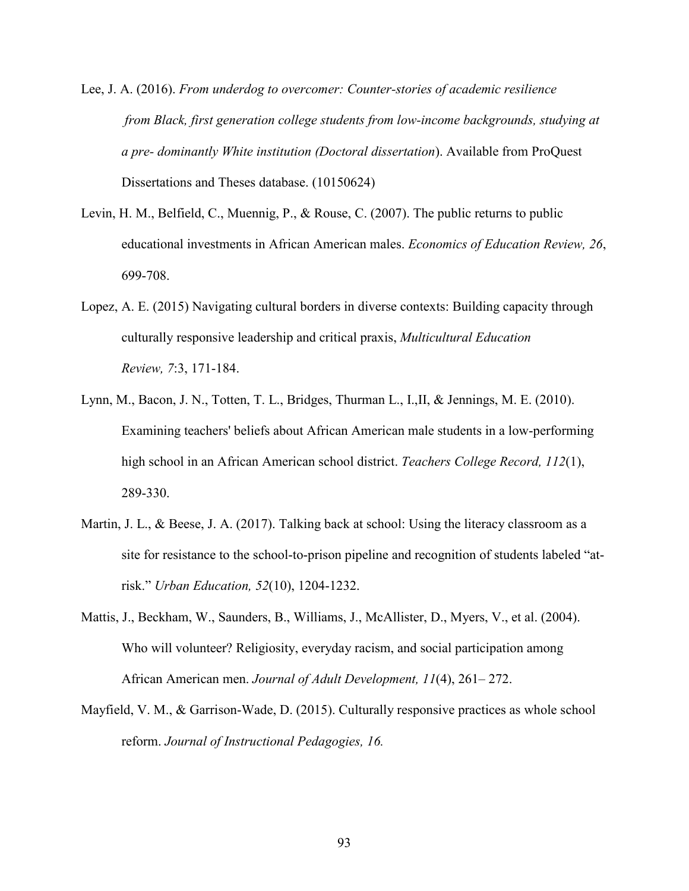Lee, J. A. (2016). *From underdog to overcomer: Counter-stories of academic resilience from Black, first generation college students from low-income backgrounds, studying at a pre- dominantly White institution (Doctoral dissertation*). Available from ProQuest Dissertations and Theses database. (10150624)

Levin, H. M., Belfield, C., Muennig, P., & Rouse, C. (2007). The public returns to public educational investments in African American males. *Economics of Education Review, 26*, 699-708.

Lopez, A. E. (2015) Navigating cultural borders in diverse contexts: Building capacity through culturally responsive leadership and critical praxis, *Multicultural Education Review, 7*:3, 171-184.

Lynn, M., Bacon, J. N., Totten, T. L., Bridges, Thurman L., I.,II, & Jennings, M. E. (2010). Examining teachers' beliefs about African American male students in a low-performing high school in an African American school district. *Teachers College Record, 112*(1), 289-330.

Martin, J. L., & Beese, J. A. (2017). Talking back at school: Using the literacy classroom as a site for resistance to the school-to-prison pipeline and recognition of students labeled "at-risk." *Urban Education, 52*(10), 1204-1232.

Mattis, J., Beckham, W., Saunders, B., Williams, J., McAllister, D., Myers, V., et al. (2004). Who will volunteer? Religiosity, everyday racism, and social participation among African American men. *Journal of Adult Development, 11*(4), 261– 272.

Mayfield, V. M., & Garrison-Wade, D. (2015). Culturally responsive practices as whole school reform. *Journal of Instructional Pedagogies, 16.*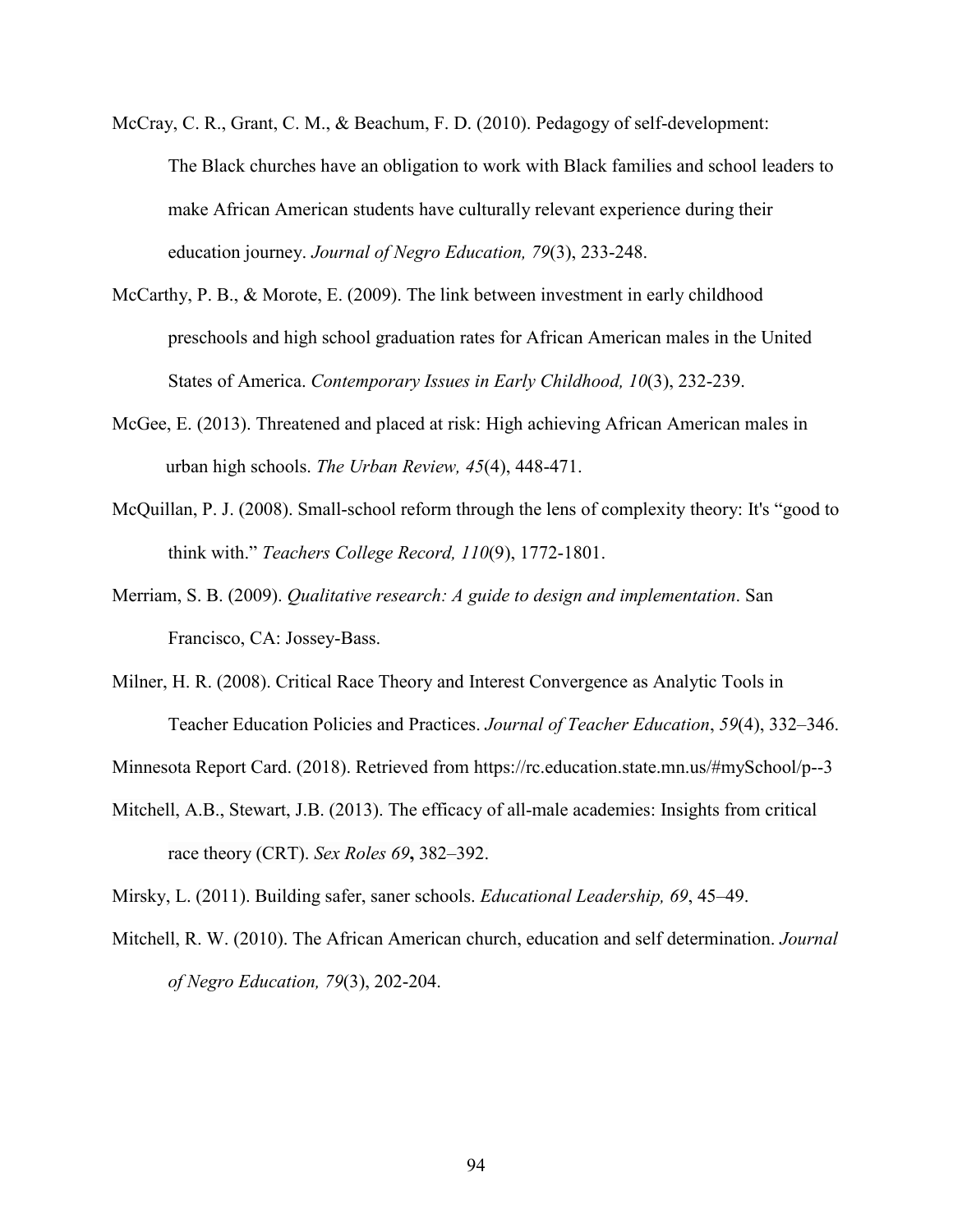McCray, C. R., Grant, C. M., & Beachum, F. D. (2010). Pedagogy of self-development: The Black churches have an obligation to work with Black families and school leaders to make African American students have culturally relevant experience during their education journey. *Journal of Negro Education, 79*(3), 233-248.

McCarthy, P. B., & Morote, E. (2009). The link between investment in early childhood preschools and high school graduation rates for African American males in the United States of America. *Contemporary Issues in Early Childhood, 10*(3), 232-239.

McGee, E. (2013). Threatened and placed at risk: High achieving African American males in urban high schools. *The Urban Review, 45*(4), 448-471.

McQuillan, P. J. (2008). Small-school reform through the lens of complexity theory: It's "good to think with." *Teachers College Record, 110*(9), 1772-1801.

Merriam, S. B. (2009). *Qualitative research: A guide to design and implementation*. San Francisco, CA: Jossey-Bass.

Milner, H. R. (2008). Critical Race Theory and Interest Convergence as Analytic Tools in Teacher Education Policies and Practices. *Journal of Teacher Education*, *59*(4), 332–346.

Minnesota Report Card. (2018). Retrieved from https://rc.education.state.mn.us/#mySchool/p--3

Mitchell, A.B., Stewart, J.B. (2013). The efficacy of all-male academies: Insights from critical race theory (CRT). *Sex Roles 69***,** 382–392.

Mirsky, L. (2011). Building safer, saner schools. *Educational Leadership, 69*, 45–49.

Mitchell, R. W. (2010). The African American church, education and self determination. *Journal of Negro Education, 79*(3), 202-204.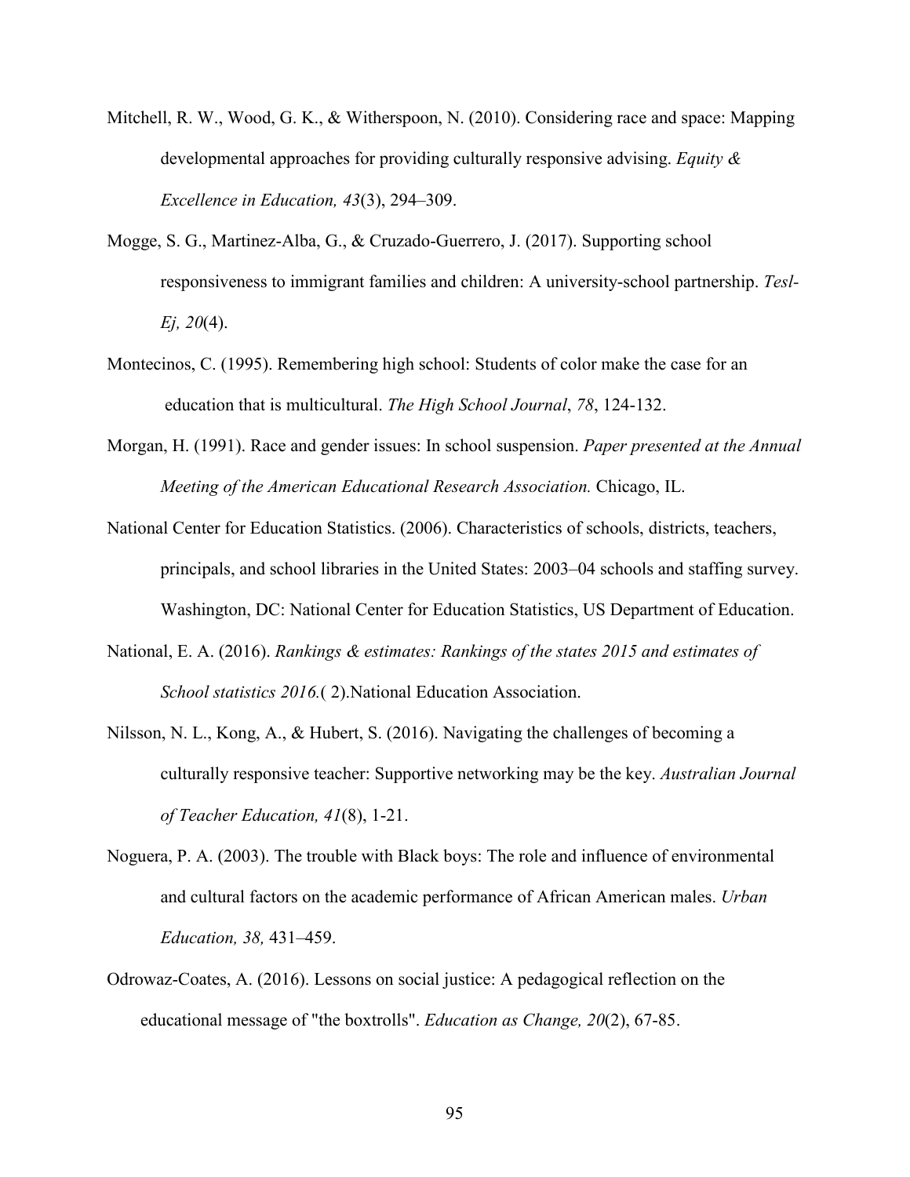Mitchell, R. W., Wood, G. K., & Witherspoon, N. (2010). Considering race and space: Mapping developmental approaches for providing culturally responsive advising. *Equity & Excellence in Education, 43*(3), 294–309.

Mogge, S. G., Martinez-Alba, G., & Cruzado-Guerrero, J. (2017). Supporting school responsiveness to immigrant families and children: A university-school partnership. *Tesl-Ej, 20*(4).

Montecinos, C. (1995). Remembering high school: Students of color make the case for an education that is multicultural. *The High School Journal*, *78*, 124-132.

Morgan, H. (1991). Race and gender issues: In school suspension. *Paper presented at the Annual Meeting of the American Educational Research Association.* Chicago, IL.

National Center for Education Statistics. (2006). Characteristics of schools, districts, teachers, principals, and school libraries in the United States: 2003–04 schools and staffing survey. Washington, DC: National Center for Education Statistics, US Department of Education.

National, E. A. (2016). *Rankings & estimates: Rankings of the states 2015 and estimates of School statistics 2016.*( 2).National Education Association.

Nilsson, N. L., Kong, A., & Hubert, S. (2016). Navigating the challenges of becoming a culturally responsive teacher: Supportive networking may be the key. *Australian Journal of Teacher Education, 41*(8), 1-21.

Noguera, P. A. (2003). The trouble with Black boys: The role and influence of environmental and cultural factors on the academic performance of African American males. *Urban Education, 38,* 431–459.

Odrowaz-Coates, A. (2016). Lessons on social justice: A pedagogical reflection on the educational message of "the boxtrolls". *Education as Change, 20*(2), 67-85.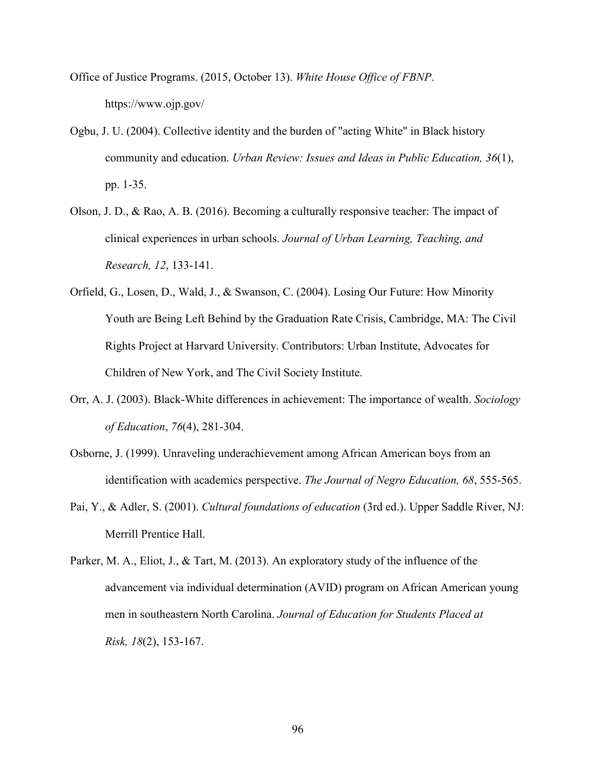Office of Justice Programs. (2015, October 13). *White House Office of FBNP*. https://www.ojp.gov/

Ogbu, J. U. (2004). Collective identity and the burden of "acting White" in Black history community and education. *Urban Review: Issues and Ideas in Public Education, 36*(1), pp. 1-35.

Olson, J. D., & Rao, A. B. (2016). Becoming a culturally responsive teacher: The impact of clinical experiences in urban schools. *Journal of Urban Learning, Teaching, and Research, 12*, 133-141.

Orfield, G., Losen, D., Wald, J., & Swanson, C. (2004). Losing Our Future: How Minority Youth are Being Left Behind by the Graduation Rate Crisis, Cambridge, MA: The Civil Rights Project at Harvard University. Contributors: Urban Institute, Advocates for Children of New York, and The Civil Society Institute.

Orr, A. J. (2003). Black-White differences in achievement: The importance of wealth. *Sociology of Education*, *76*(4), 281-304.

Osborne, J. (1999). Unraveling underachievement among African American boys from an identification with academics perspective. *The Journal of Negro Education, 68*, 555-565.

Pai, Y., & Adler, S. (2001). *Cultural foundations of education* (3rd ed.). Upper Saddle River, NJ: Merrill Prentice Hall.

Parker, M. A., Eliot, J., & Tart, M. (2013). An exploratory study of the influence of the advancement via individual determination (AVID) program on African American young men in southeastern North Carolina. *Journal of Education for Students Placed at Risk, 18*(2), 153-167.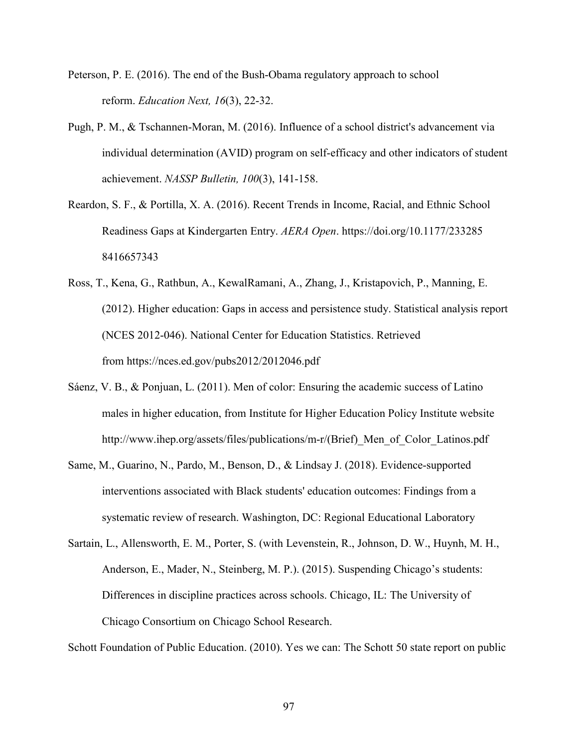Peterson, P. E. (2016). The end of the Bush-Obama regulatory approach to school reform. *Education Next, 16*(3), 22-32.

Pugh, P. M., & Tschannen-Moran, M. (2016). Influence of a school district's advancement via individual determination (AVID) program on self-efficacy and other indicators of student achievement. *NASSP Bulletin, 100*(3), 141-158.

Reardon, S. F., & Portilla, X. A. (2016). Recent Trends in Income, Racial, and Ethnic School Readiness Gaps at Kindergarten Entry. *AERA Open*. https://doi.org/10.1177/233285 8416657343

Ross, T., Kena, G., Rathbun, A., KewalRamani, A., Zhang, J., Kristapovich, P., Manning, E. (2012). Higher education: Gaps in access and persistence study. Statistical analysis report (NCES 2012-046). National Center for Education Statistics. Retrieved from https://nces.ed.gov/pubs2012/2012046.pdf

Sáenz, V. B., & Ponjuan, L. (2011). Men of color: Ensuring the academic success of Latino males in higher education, from Institute for Higher Education Policy Institute website http://www.ihep.org/assets/files/publications/m-r/(Brief)_Men_of_Color_Latinos.pdf

Same, M., Guarino, N., Pardo, M., Benson, D., & Lindsay J. (2018). Evidence-supported interventions associated with Black students' education outcomes: Findings from a systematic review of research. Washington, DC: Regional Educational Laboratory

Sartain, L., Allensworth, E. M., Porter, S. (with Levenstein, R., Johnson, D. W., Huynh, M. H., Anderson, E., Mader, N., Steinberg, M. P.). (2015). Suspending Chicago's students: Differences in discipline practices across schools. Chicago, IL: The University of Chicago Consortium on Chicago School Research.

Schott Foundation of Public Education. (2010). Yes we can: The Schott 50 state report on public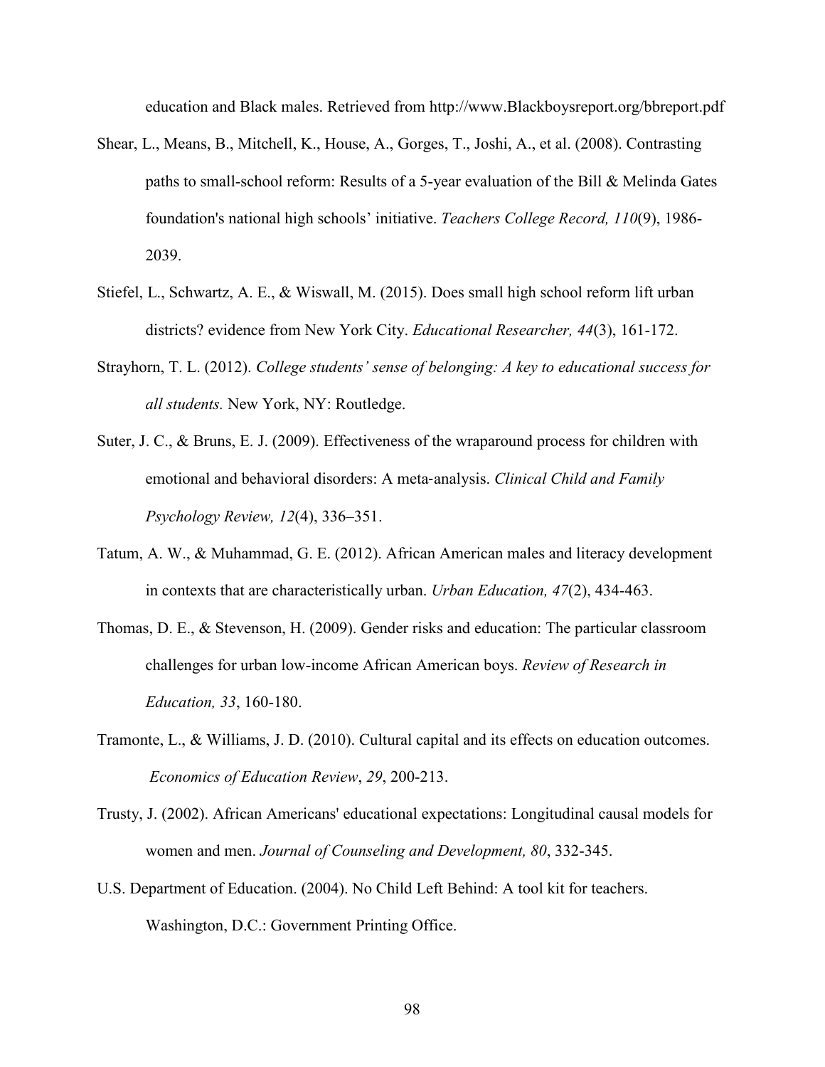education and Black males. Retrieved from http://www.Blackboysreport.org/bbreport.pdf

Shear, L., Means, B., Mitchell, K., House, A., Gorges, T., Joshi, A., et al. (2008). Contrasting paths to small-school reform: Results of a 5-year evaluation of the Bill & Melinda Gates foundation's national high schools' initiative. *Teachers College Record, 110*(9), 1986-2039.

Stiefel, L., Schwartz, A. E., & Wiswall, M. (2015). Does small high school reform lift urban districts? evidence from New York City. *Educational Researcher, 44*(3), 161-172.

Strayhorn, T. L. (2012). *College students' sense of belonging: A key to educational success for all students.* New York, NY: Routledge.

Suter, J. C., & Bruns, E. J. (2009). Effectiveness of the wraparound process for children with emotional and behavioral disorders: A meta-analysis. *Clinical Child and Family Psychology Review, 12*(4), 336–351.

Tatum, A. W., & Muhammad, G. E. (2012). African American males and literacy development in contexts that are characteristically urban. *Urban Education, 47*(2), 434-463.

Thomas, D. E., & Stevenson, H. (2009). Gender risks and education: The particular classroom challenges for urban low-income African American boys. *Review of Research in Education, 33*, 160-180.

Tramonte, L., & Williams, J. D. (2010). Cultural capital and its effects on education outcomes. *Economics of Education Review*, *29*, 200-213.

Trusty, J. (2002). African Americans' educational expectations: Longitudinal causal models for women and men. *Journal of Counseling and Development, 80*, 332-345.

U.S. Department of Education. (2004). No Child Left Behind: A tool kit for teachers. Washington, D.C.: Government Printing Office.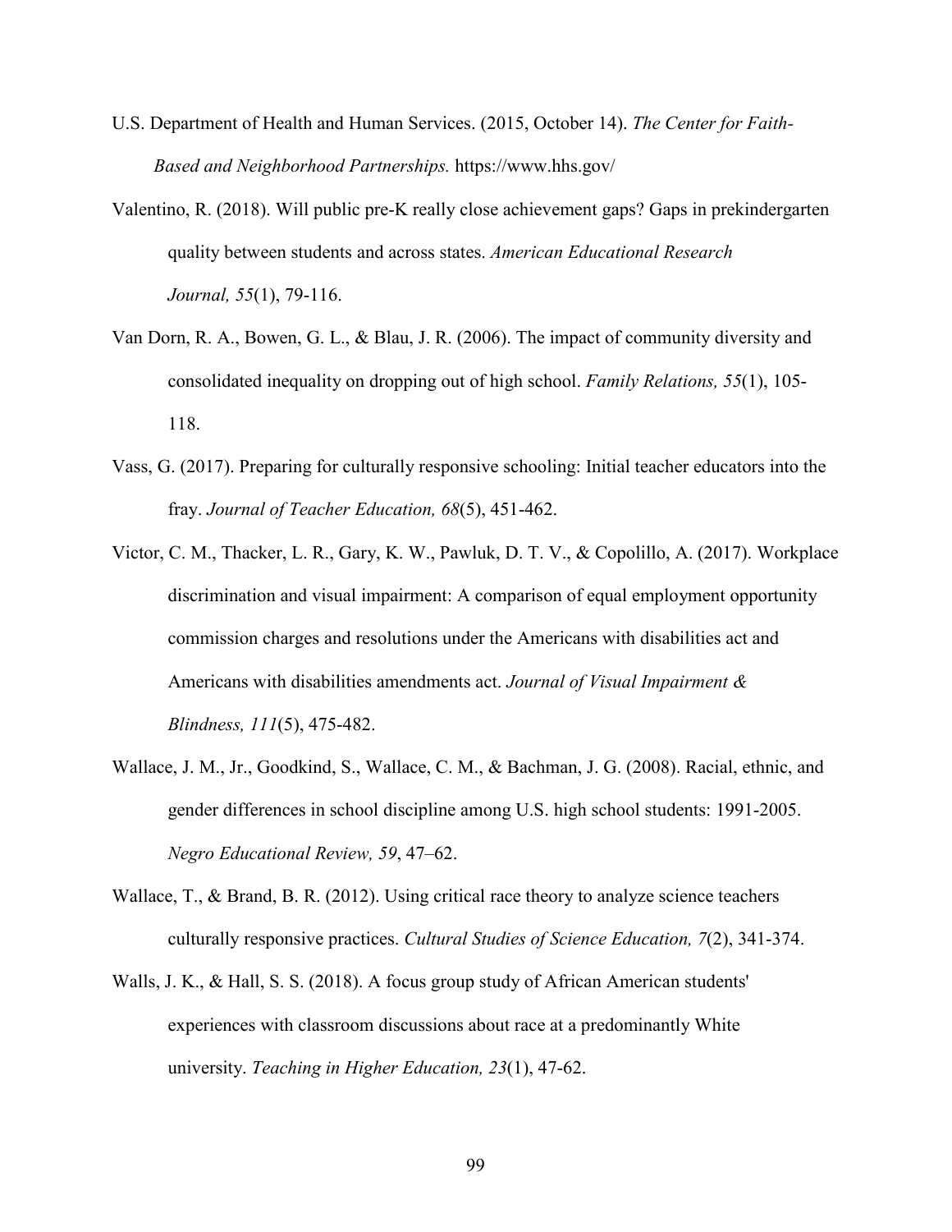U.S. Department of Health and Human Services. (2015, October 14). *The Center for Faith-Based and Neighborhood Partnerships.* https://www.hhs.gov/

Valentino, R. (2018). Will public pre-K really close achievement gaps? Gaps in prekindergarten quality between students and across states. *American Educational Research Journal, 55*(1), 79-116.

Van Dorn, R. A., Bowen, G. L., & Blau, J. R. (2006). The impact of community diversity and consolidated inequality on dropping out of high school. *Family Relations, 55*(1), 105-118.

Vass, G. (2017). Preparing for culturally responsive schooling: Initial teacher educators into the fray. *Journal of Teacher Education, 68*(5), 451-462.

Victor, C. M., Thacker, L. R., Gary, K. W., Pawluk, D. T. V., & Copolillo, A. (2017). Workplace discrimination and visual impairment: A comparison of equal employment opportunity commission charges and resolutions under the Americans with disabilities act and Americans with disabilities amendments act. *Journal of Visual Impairment & Blindness, 111*(5), 475-482.

Wallace, J. M., Jr., Goodkind, S., Wallace, C. M., & Bachman, J. G. (2008). Racial, ethnic, and gender differences in school discipline among U.S. high school students: 1991-2005. *Negro Educational Review, 59*, 47–62.

Wallace, T., & Brand, B. R. (2012). Using critical race theory to analyze science teachers culturally responsive practices. *Cultural Studies of Science Education, 7*(2), 341-374.

Walls, J. K., & Hall, S. S. (2018). A focus group study of African American students' experiences with classroom discussions about race at a predominantly White university. *Teaching in Higher Education, 23*(1), 47-62.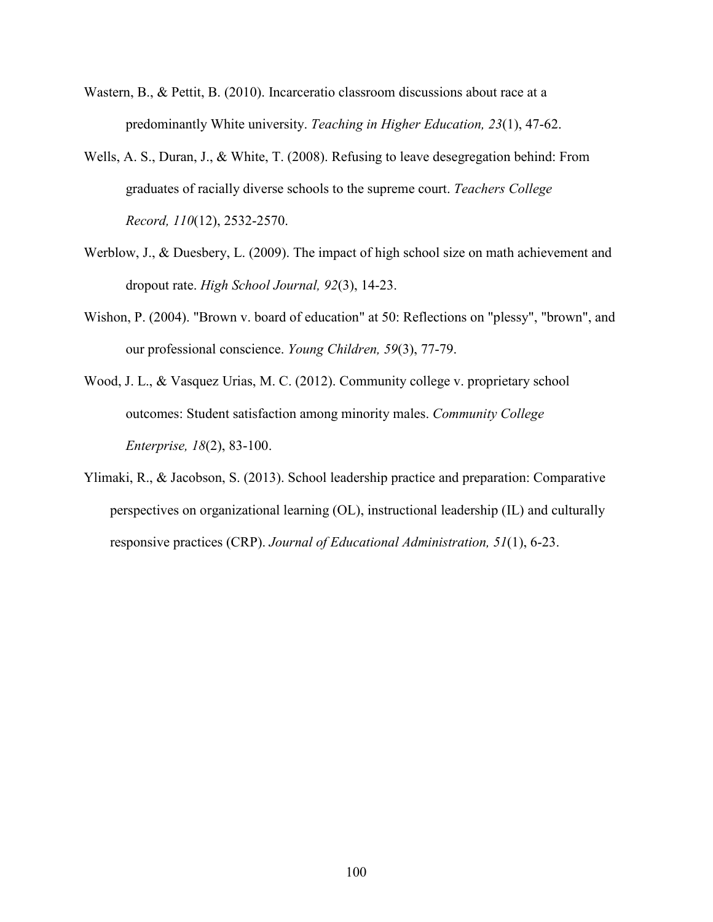Wastern, B., & Pettit, B. (2010). Incarceratio classroom discussions about race at a predominantly White university. *Teaching in Higher Education, 23*(1), 47-62.

Wells, A. S., Duran, J., & White, T. (2008). Refusing to leave desegregation behind: From graduates of racially diverse schools to the supreme court. *Teachers College Record, 110*(12), 2532-2570.

Werblow, J., & Duesbery, L. (2009). The impact of high school size on math achievement and dropout rate. *High School Journal, 92*(3), 14-23.

Wishon, P. (2004). "Brown v. board of education" at 50: Reflections on "plessy", "brown", and our professional conscience. *Young Children, 59*(3), 77-79.

Wood, J. L., & Vasquez Urias, M. C. (2012). Community college v. proprietary school outcomes: Student satisfaction among minority males. *Community College Enterprise, 18*(2), 83-100.

Ylimaki, R., & Jacobson, S. (2013). School leadership practice and preparation: Comparative perspectives on organizational learning (OL), instructional leadership (IL) and culturally responsive practices (CRP). *Journal of Educational Administration, 51*(1), 6-23.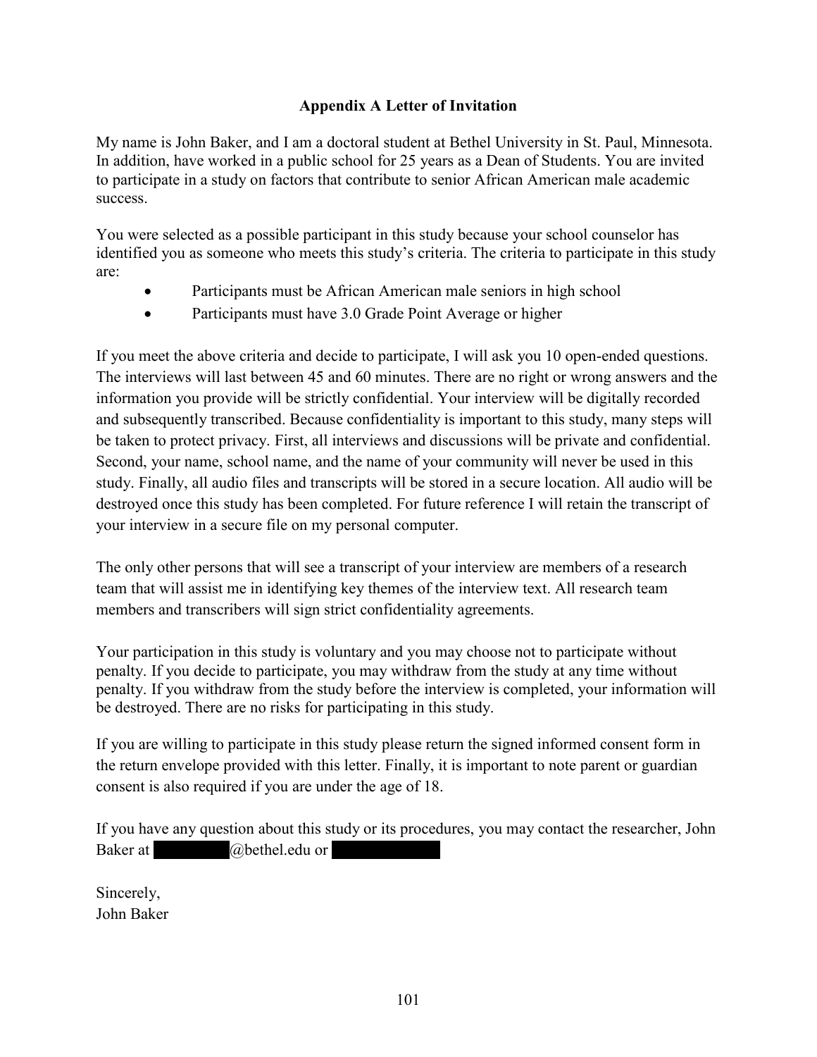## Appendix A Letter of Invitation

My name is John Baker, and I am a doctoral student at Bethel University in St. Paul, Minnesota. In addition, have worked in a public school for 25 years as a Dean of Students. You are invited to participate in a study on factors that contribute to senior African American male academic success.

You were selected as a possible participant in this study because your school counselor has identified you as someone who meets this study's criteria. The criteria to participate in this study are:

- Participants must be African American male seniors in high school
- Participants must have 3.0 Grade Point Average or higher

If you meet the above criteria and decide to participate, I will ask you 10 open-ended questions. The interviews will last between 45 and 60 minutes. There are no right or wrong answers and the information you provide will be strictly confidential. Your interview will be digitally recorded and subsequently transcribed. Because confidentiality is important to this study, many steps will be taken to protect privacy. First, all interviews and discussions will be private and confidential. Second, your name, school name, and the name of your community will never be used in this study. Finally, all audio files and transcripts will be stored in a secure location. All audio will be destroyed once this study has been completed. For future reference I will retain the transcript of your interview in a secure file on my personal computer.

The only other persons that will see a transcript of your interview are members of a research team that will assist me in identifying key themes of the interview text. All research team members and transcribers will sign strict confidentiality agreements.

Your participation in this study is voluntary and you may choose not to participate without penalty. If you decide to participate, you may withdraw from the study at any time without penalty. If you withdraw from the study before the interview is completed, your information will be destroyed. There are no risks for participating in this study.

If you are willing to participate in this study please return the signed informed consent form in the return envelope provided with this letter. Finally, it is important to note parent or guardian consent is also required if you are under the age of 18.

If you have any question about this study or its procedures, you may contact the researcher, John Baker at ████████@bethel.edu or ██████████

Sincerely,
John Baker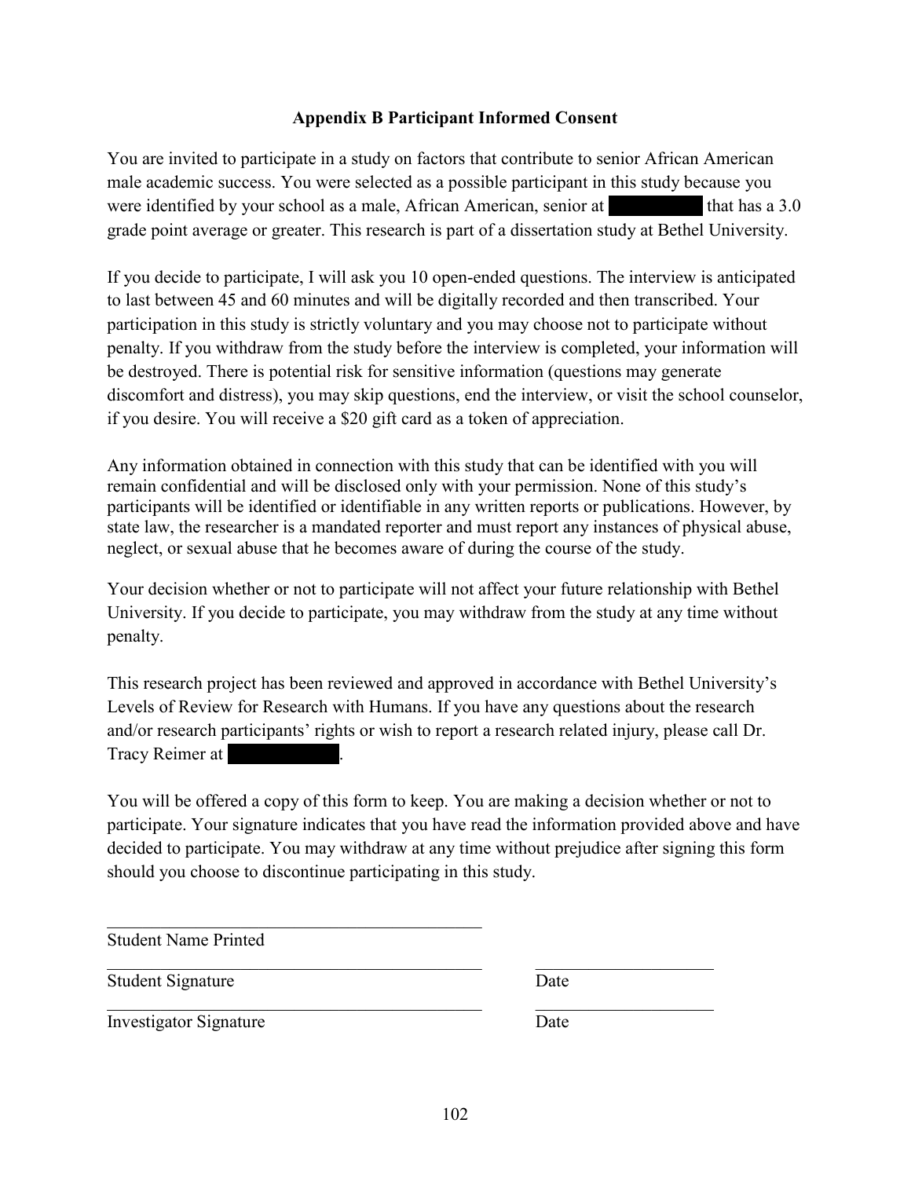## Appendix B Participant Informed Consent

You are invited to participate in a study on factors that contribute to senior African American male academic success. You were selected as a possible participant in this study because you were identified by your school as a male, African American, senior at ████████ that has a 3.0 grade point average or greater. This research is part of a dissertation study at Bethel University.

If you decide to participate, I will ask you 10 open-ended questions. The interview is anticipated to last between 45 and 60 minutes and will be digitally recorded and then transcribed. Your participation in this study is strictly voluntary and you may choose not to participate without penalty. If you withdraw from the study before the interview is completed, your information will be destroyed. There is potential risk for sensitive information (questions may generate discomfort and distress), you may skip questions, end the interview, or visit the school counselor, if you desire. You will receive a $20 gift card as a token of appreciation.

Any information obtained in connection with this study that can be identified with you will remain confidential and will be disclosed only with your permission. None of this study's participants will be identified or identifiable in any written reports or publications. However, by state law, the researcher is a mandated reporter and must report any instances of physical abuse, neglect, or sexual abuse that he becomes aware of during the course of the study.

Your decision whether or not to participate will not affect your future relationship with Bethel University. If you decide to participate, you may withdraw from the study at any time without penalty.

This research project has been reviewed and approved in accordance with Bethel University's Levels of Review for Research with Humans. If you have any questions about the research and/or research participants' rights or wish to report a research related injury, please call Dr. Tracy Reimer at ████████.

You will be offered a copy of this form to keep. You are making a decision whether or not to participate. Your signature indicates that you have read the information provided above and have decided to participate. You may withdraw at any time without prejudice after signing this form should you choose to discontinue participating in this study.

\_\_\_\_\_\_\_\_\_\_\_\_\_\_\_\_\_\_\_\_\_\_\_\_\_\_\_\_\_\_\_\_\_\_\_\_\_\_\_\_
Student Name Printed

\_\_\_\_\_\_\_\_\_\_\_\_\_\_\_\_\_\_\_\_\_\_\_\_\_\_\_\_\_\_\_\_\_\_\_\_\_\_\_\_ \_\_\_\_\_\_\_\_\_\_\_\_\_\_\_\_\_\_\_\_
Student Signature Date

\_\_\_\_\_\_\_\_\_\_\_\_\_\_\_\_\_\_\_\_\_\_\_\_\_\_\_\_\_\_\_\_\_\_\_\_\_\_\_\_ \_\_\_\_\_\_\_\_\_\_\_\_\_\_\_\_\_\_\_\_
Investigator Signature Date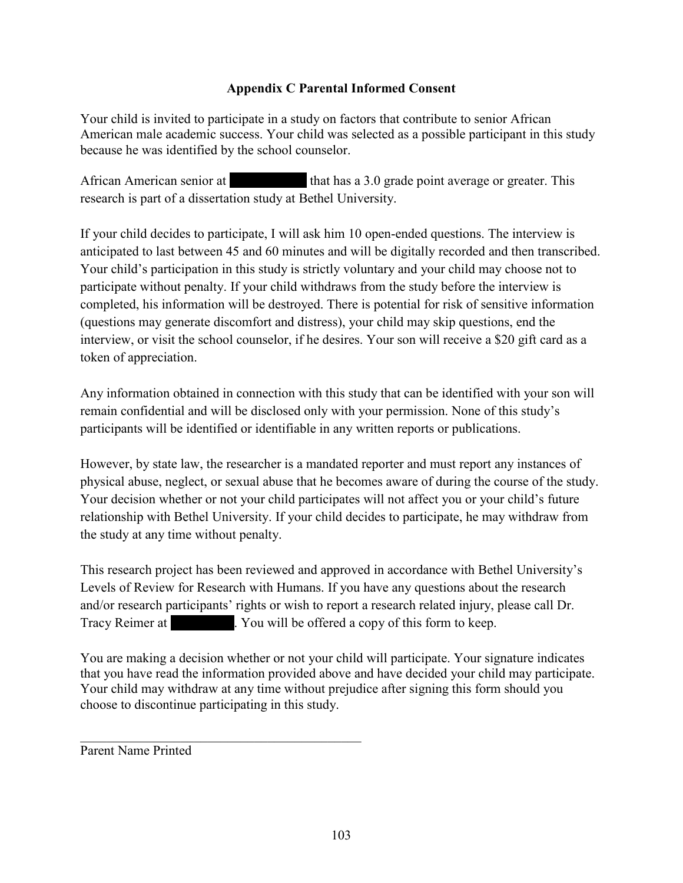**Appendix C Parental Informed Consent**

Your child is invited to participate in a study on factors that contribute to senior African American male academic success. Your child was selected as a possible participant in this study because he was identified by the school counselor.

African American senior at ██████████ that has a 3.0 grade point average or greater. This research is part of a dissertation study at Bethel University.

If your child decides to participate, I will ask him 10 open-ended questions. The interview is anticipated to last between 45 and 60 minutes and will be digitally recorded and then transcribed. Your child's participation in this study is strictly voluntary and your child may choose not to participate without penalty. If your child withdraws from the study before the interview is completed, his information will be destroyed. There is potential for risk of sensitive information (questions may generate discomfort and distress), your child may skip questions, end the interview, or visit the school counselor, if he desires. Your son will receive a $20 gift card as a token of appreciation.

Any information obtained in connection with this study that can be identified with your son will remain confidential and will be disclosed only with your permission. None of this study's participants will be identified or identifiable in any written reports or publications.

However, by state law, the researcher is a mandated reporter and must report any instances of physical abuse, neglect, or sexual abuse that he becomes aware of during the course of the study. Your decision whether or not your child participates will not affect you or your child's future relationship with Bethel University. If your child decides to participate, he may withdraw from the study at any time without penalty.

This research project has been reviewed and approved in accordance with Bethel University's Levels of Review for Research with Humans. If you have any questions about the research and/or research participants' rights or wish to report a research related injury, please call Dr. Tracy Reimer at ████████. You will be offered a copy of this form to keep.

You are making a decision whether or not your child will participate. Your signature indicates that you have read the information provided above and have decided your child may participate. Your child may withdraw at any time without prejudice after signing this form should you choose to discontinue participating in this study.

\_\_\_\_\_\_\_\_\_\_\_\_\_\_\_\_\_\_\_\_\_\_\_\_\_\_\_\_\_\_\_\_\_\_\_\_\_\_\_\_\_\_

Parent Name Printed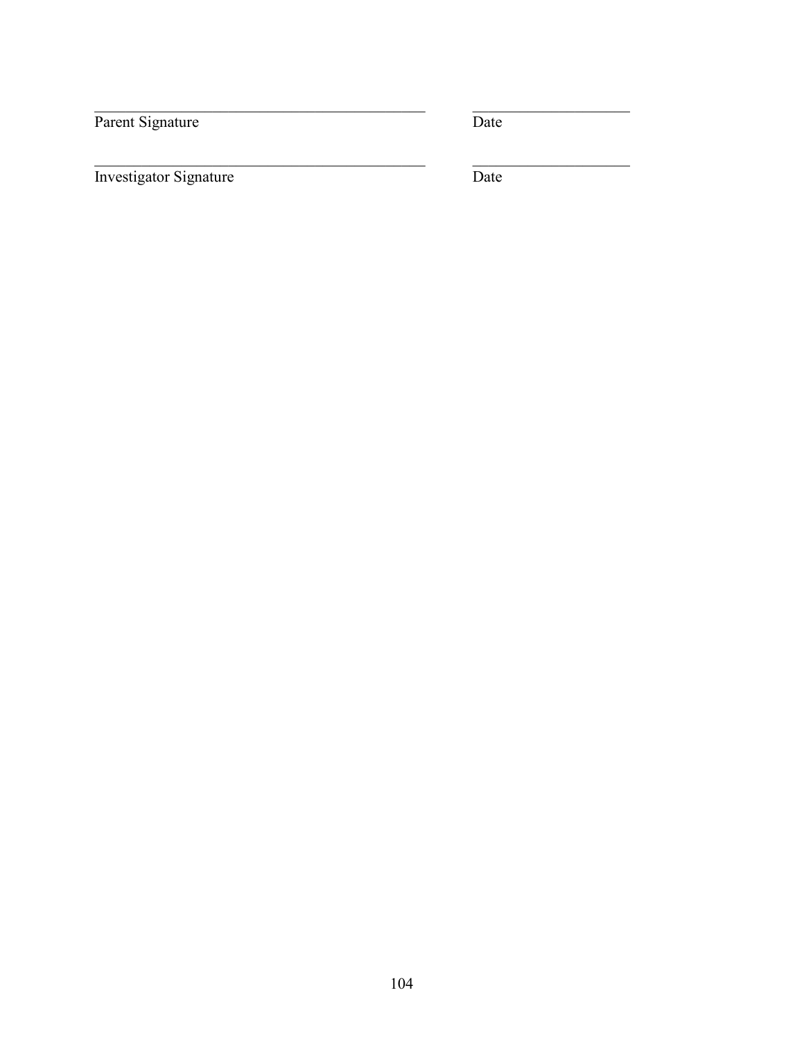______________________________________________ ____________________

Parent Signature Date

______________________________________________ ____________________

Investigator Signature Date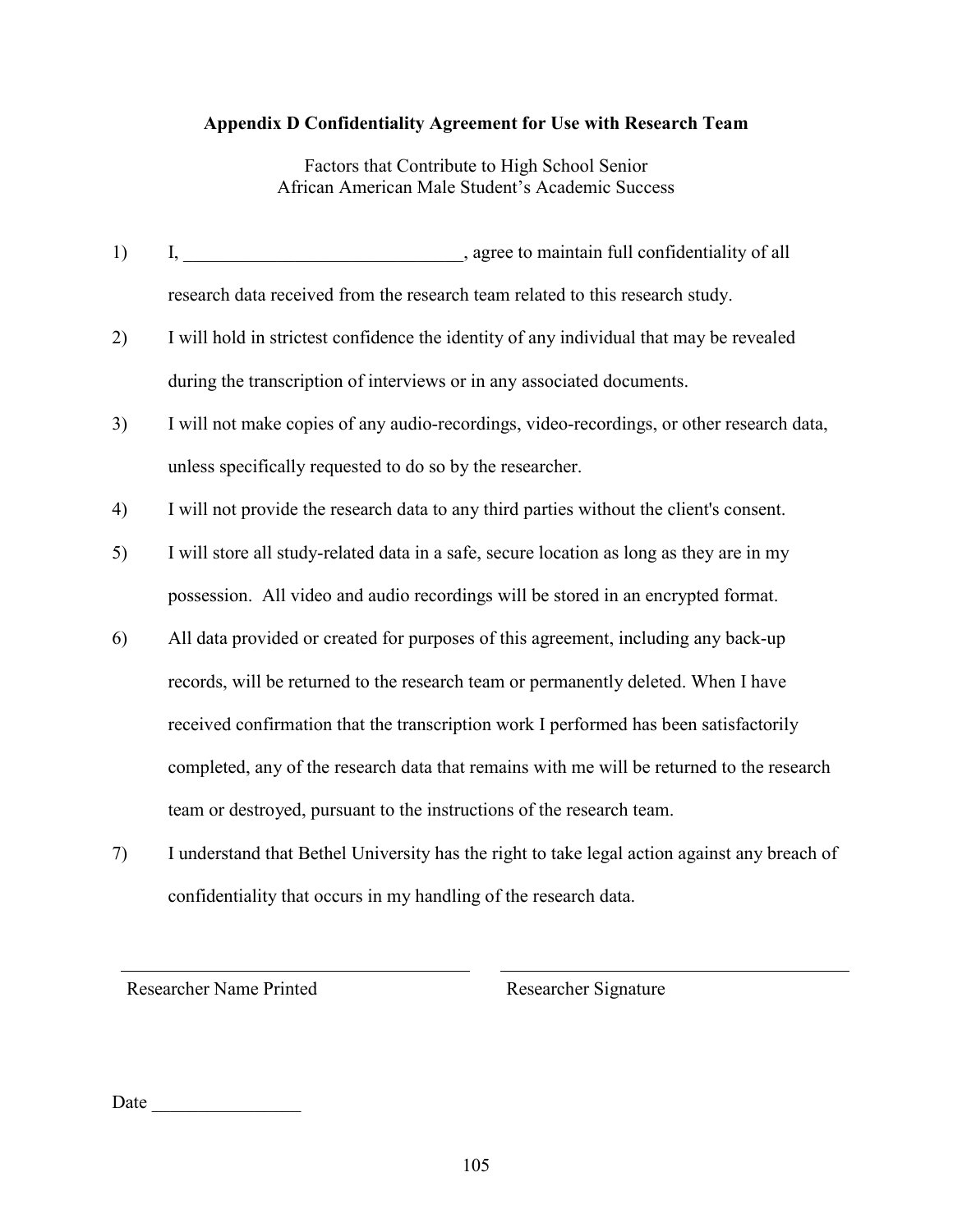**Appendix D Confidentiality Agreement for Use with Research Team**

Factors that Contribute to High School Senior
African American Male Student's Academic Success

1) I, ______________________________, agree to maintain full confidentiality of all research data received from the research team related to this research study.
2) I will hold in strictest confidence the identity of any individual that may be revealed during the transcription of interviews or in any associated documents.
3) I will not make copies of any audio-recordings, video-recordings, or other research data, unless specifically requested to do so by the researcher.
4) I will not provide the research data to any third parties without the client's consent.
5) I will store all study-related data in a safe, secure location as long as they are in my possession. All video and audio recordings will be stored in an encrypted format.
6) All data provided or created for purposes of this agreement, including any back-up records, will be returned to the research team or permanently deleted. When I have received confirmation that the transcription work I performed has been satisfactorily completed, any of the research data that remains with me will be returned to the research team or destroyed, pursuant to the instructions of the research team.
7) I understand that Bethel University has the right to take legal action against any breach of confidentiality that occurs in my handling of the research data.

______________________________ ______________________________

Researcher Name Printed Researcher Signature

Date ________________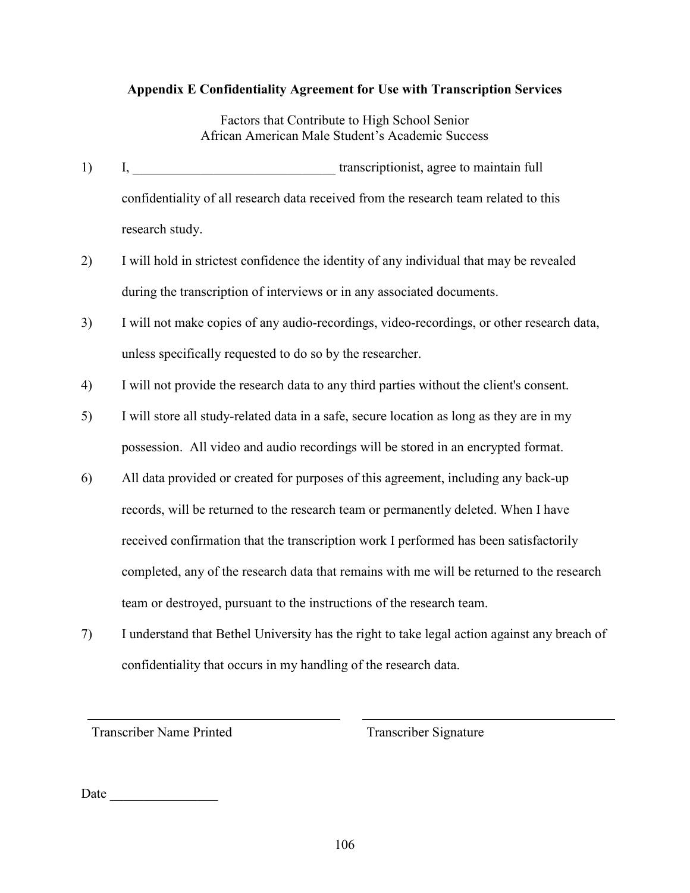**Appendix E Confidentiality Agreement for Use with Transcription Services**

Factors that Contribute to High School Senior
African American Male Student's Academic Success

1) I, ______________________________ transcriptionist, agree to maintain full confidentiality of all research data received from the research team related to this research study.

2) I will hold in strictest confidence the identity of any individual that may be revealed during the transcription of interviews or in any associated documents.

3) I will not make copies of any audio-recordings, video-recordings, or other research data, unless specifically requested to do so by the researcher.

4) I will not provide the research data to any third parties without the client's consent.

5) I will store all study-related data in a safe, secure location as long as they are in my possession. All video and audio recordings will be stored in an encrypted format.

6) All data provided or created for purposes of this agreement, including any back-up records, will be returned to the research team or permanently deleted. When I have received confirmation that the transcription work I performed has been satisfactorily completed, any of the research data that remains with me will be returned to the research team or destroyed, pursuant to the instructions of the research team.

7) I understand that Bethel University has the right to take legal action against any breach of confidentiality that occurs in my handling of the research data.

______________________________ ______________________________

Transcriber Name Printed Transcriber Signature

Date ________________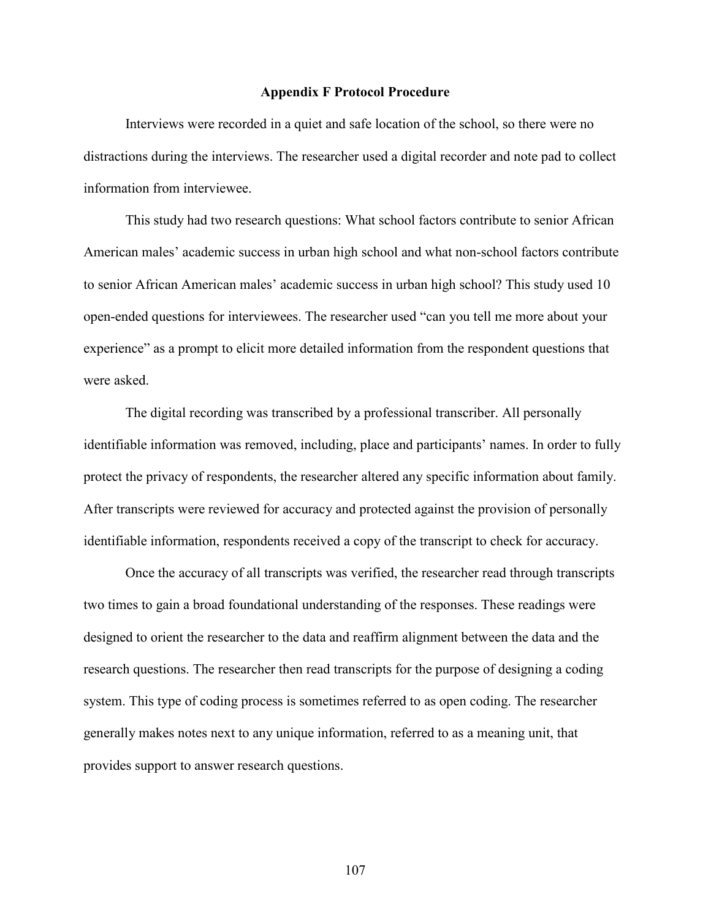## Appendix F Protocol Procedure

Interviews were recorded in a quiet and safe location of the school, so there were no distractions during the interviews. The researcher used a digital recorder and note pad to collect information from interviewee.

This study had two research questions: What school factors contribute to senior African American males' academic success in urban high school and what non-school factors contribute to senior African American males' academic success in urban high school? This study used 10 open-ended questions for interviewees. The researcher used "can you tell me more about your experience" as a prompt to elicit more detailed information from the respondent questions that were asked.

The digital recording was transcribed by a professional transcriber. All personally identifiable information was removed, including, place and participants' names. In order to fully protect the privacy of respondents, the researcher altered any specific information about family. After transcripts were reviewed for accuracy and protected against the provision of personally identifiable information, respondents received a copy of the transcript to check for accuracy.

Once the accuracy of all transcripts was verified, the researcher read through transcripts two times to gain a broad foundational understanding of the responses. These readings were designed to orient the researcher to the data and reaffirm alignment between the data and the research questions. The researcher then read transcripts for the purpose of designing a coding system. This type of coding process is sometimes referred to as open coding. The researcher generally makes notes next to any unique information, referred to as a meaning unit, that provides support to answer research questions.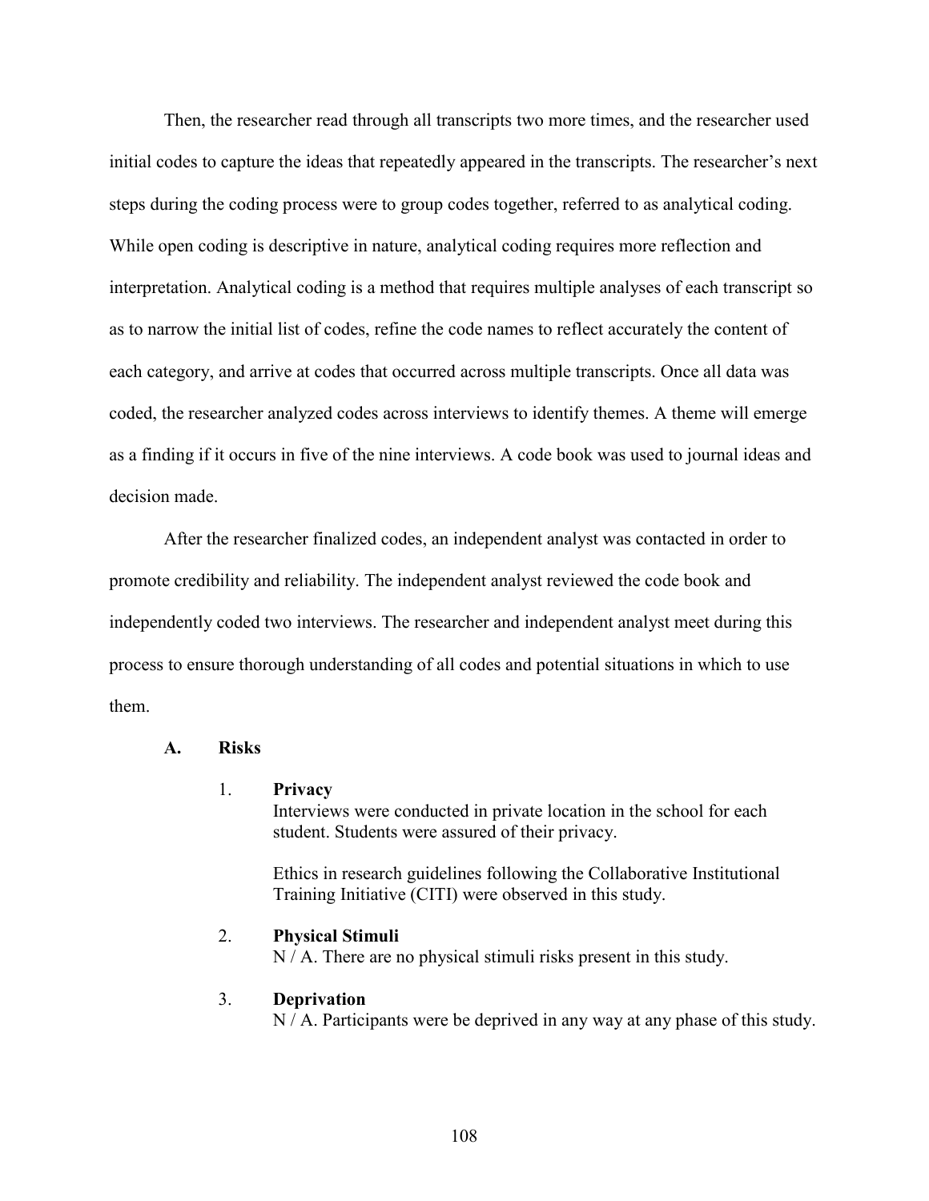Then, the researcher read through all transcripts two more times, and the researcher used initial codes to capture the ideas that repeatedly appeared in the transcripts. The researcher's next steps during the coding process were to group codes together, referred to as analytical coding. While open coding is descriptive in nature, analytical coding requires more reflection and interpretation. Analytical coding is a method that requires multiple analyses of each transcript so as to narrow the initial list of codes, refine the code names to reflect accurately the content of each category, and arrive at codes that occurred across multiple transcripts. Once all data was coded, the researcher analyzed codes across interviews to identify themes. A theme will emerge as a finding if it occurs in five of the nine interviews. A code book was used to journal ideas and decision made.

After the researcher finalized codes, an independent analyst was contacted in order to promote credibility and reliability. The independent analyst reviewed the code book and independently coded two interviews. The researcher and independent analyst meet during this process to ensure thorough understanding of all codes and potential situations in which to use them.

**A. Risks**

1. **Privacy**
   Interviews were conducted in private location in the school for each student. Students were assured of their privacy.

   Ethics in research guidelines following the Collaborative Institutional Training Initiative (CITI) were observed in this study.

2. **Physical Stimuli**
   N / A. There are no physical stimuli risks present in this study.

3. **Deprivation**
   N / A. Participants were be deprived in any way at any phase of this study.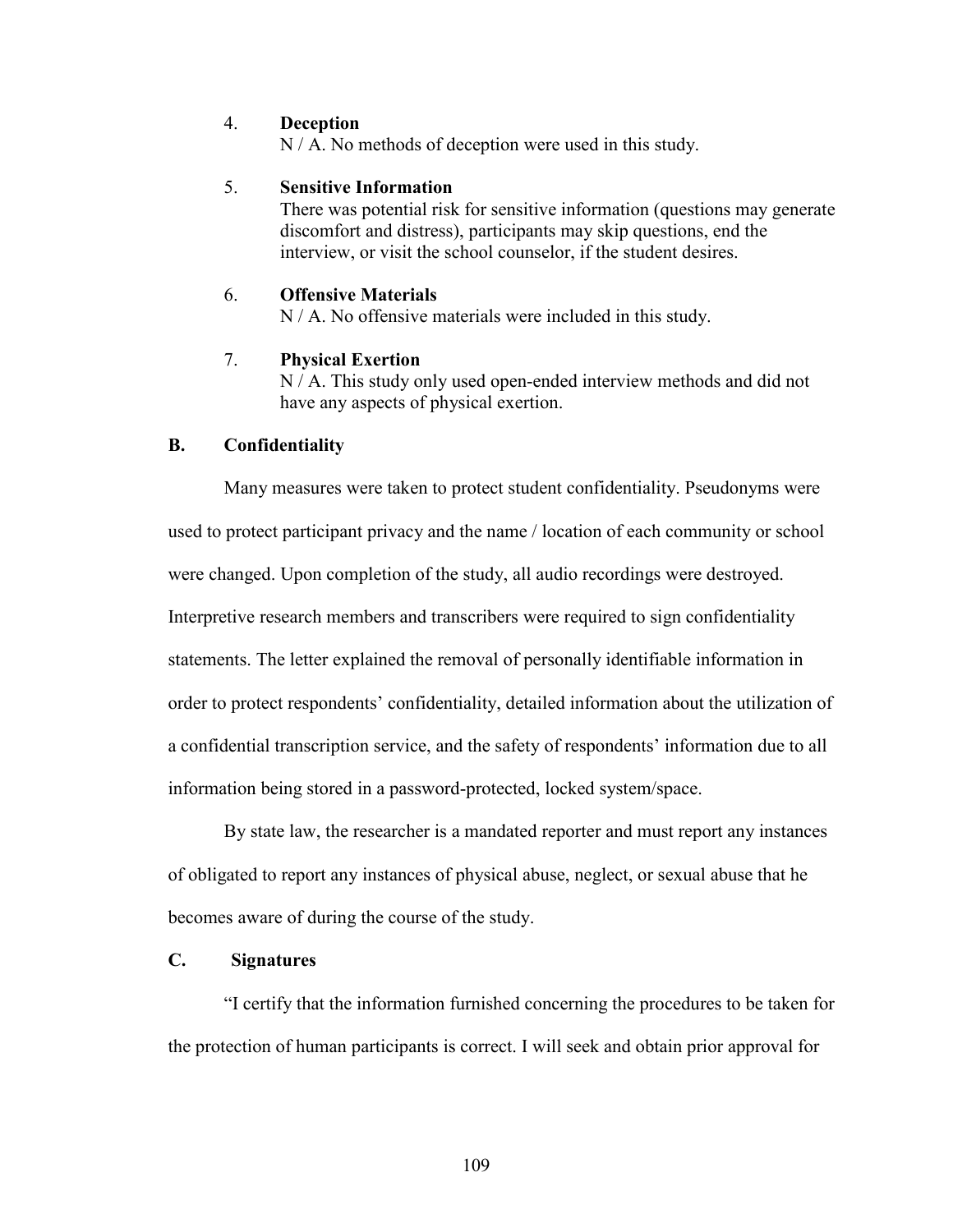4. **Deception**
   N / A. No methods of deception were used in this study.

5. **Sensitive Information**
   There was potential risk for sensitive information (questions may generate discomfort and distress), participants may skip questions, end the interview, or visit the school counselor, if the student desires.

6. **Offensive Materials**
   N / A. No offensive materials were included in this study.

7. **Physical Exertion**
   N / A. This study only used open-ended interview methods and did not have any aspects of physical exertion.

### B. Confidentiality

Many measures were taken to protect student confidentiality. Pseudonyms were used to protect participant privacy and the name / location of each community or school were changed. Upon completion of the study, all audio recordings were destroyed. Interpretive research members and transcribers were required to sign confidentiality statements. The letter explained the removal of personally identifiable information in order to protect respondents' confidentiality, detailed information about the utilization of a confidential transcription service, and the safety of respondents' information due to all information being stored in a password-protected, locked system/space.

By state law, the researcher is a mandated reporter and must report any instances of obligated to report any instances of physical abuse, neglect, or sexual abuse that he becomes aware of during the course of the study.

### C. Signatures

"I certify that the information furnished concerning the procedures to be taken for the protection of human participants is correct. I will seek and obtain prior approval for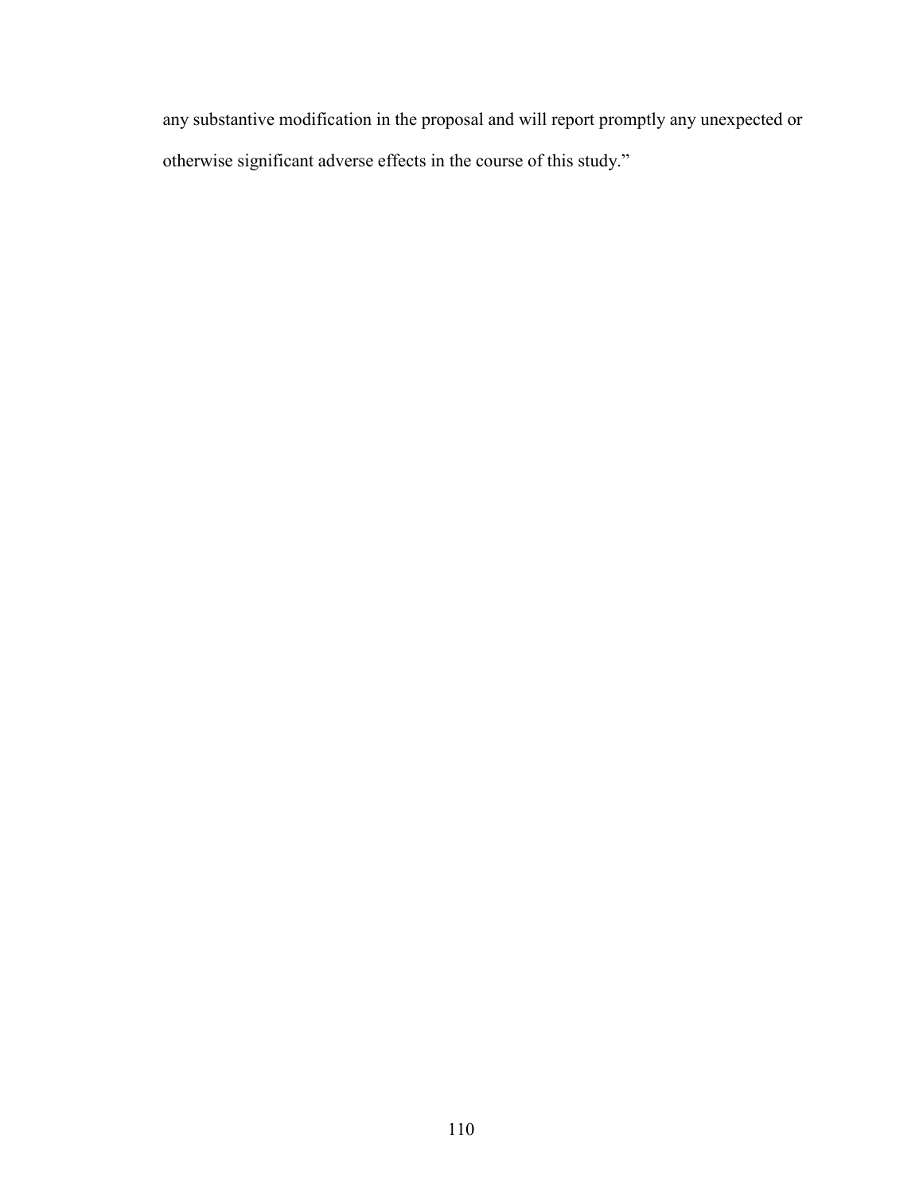any substantive modification in the proposal and will report promptly any unexpected or otherwise significant adverse effects in the course of this study."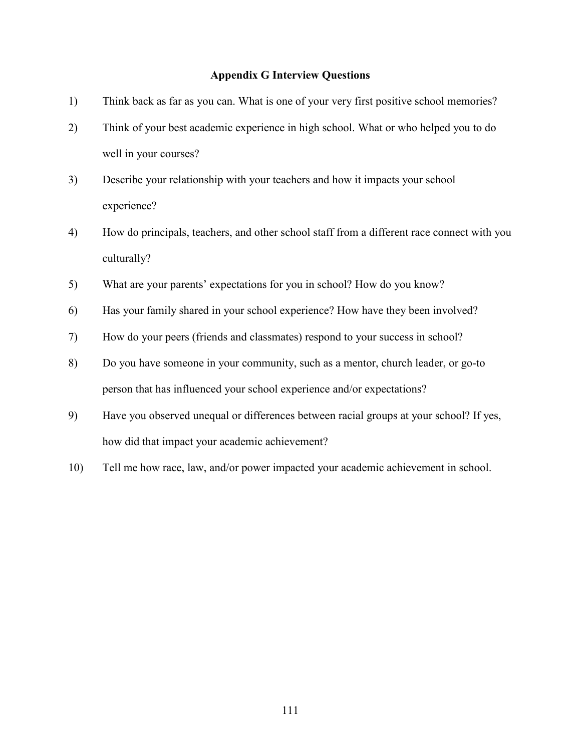## Appendix G Interview Questions

1) Think back as far as you can. What is one of your very first positive school memories?
2) Think of your best academic experience in high school. What or who helped you to do well in your courses?
3) Describe your relationship with your teachers and how it impacts your school experience?
4) How do principals, teachers, and other school staff from a different race connect with you culturally?
5) What are your parents' expectations for you in school? How do you know?
6) Has your family shared in your school experience? How have they been involved?
7) How do your peers (friends and classmates) respond to your success in school?
8) Do you have someone in your community, such as a mentor, church leader, or go-to person that has influenced your school experience and/or expectations?
9) Have you observed unequal or differences between racial groups at your school? If yes, how did that impact your academic achievement?
10) Tell me how race, law, and/or power impacted your academic achievement in school.